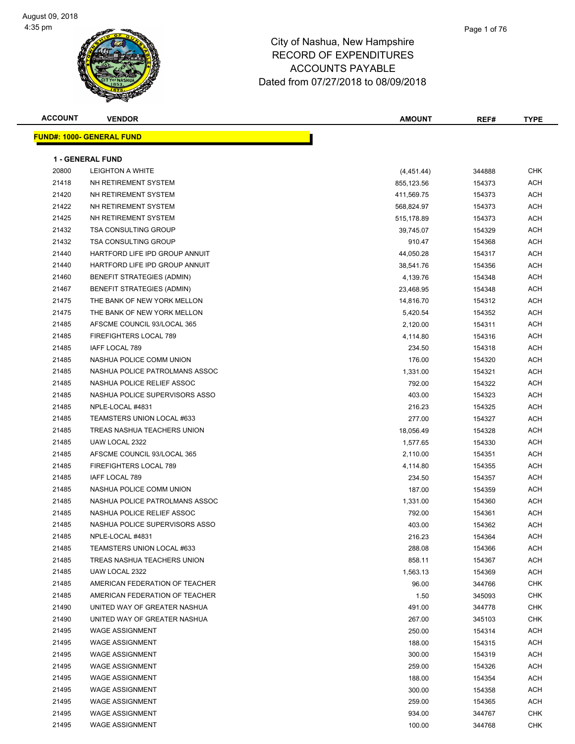August 09, 2018
4:35 pm

# City of Nashua, New Hampshire
# RECORD OF EXPENDITURES
# ACCOUNTS PAYABLE
# Dated from 07/27/2018 to 08/09/2018

## FUND#: 1000- GENERAL FUND

### 1 - GENERAL FUND

| ACCOUNT | VENDOR | AMOUNT | REF# | TYPE |
|---|---|---|---|---|
| 20800 | LEIGHTON A WHITE | (4,451.44) | 344888 | CHK |
| 21418 | NH RETIREMENT SYSTEM | 855,123.56 | 154373 | ACH |
| 21420 | NH RETIREMENT SYSTEM | 411,569.75 | 154373 | ACH |
| 21422 | NH RETIREMENT SYSTEM | 568,824.97 | 154373 | ACH |
| 21425 | NH RETIREMENT SYSTEM | 515,178.89 | 154373 | ACH |
| 21432 | TSA CONSULTING GROUP | 39,745.07 | 154329 | ACH |
| 21432 | TSA CONSULTING GROUP | 910.47 | 154368 | ACH |
| 21440 | HARTFORD LIFE IPD GROUP ANNUIT | 44,050.28 | 154317 | ACH |
| 21440 | HARTFORD LIFE IPD GROUP ANNUIT | 38,541.76 | 154356 | ACH |
| 21460 | BENEFIT STRATEGIES (ADMIN) | 4,139.76 | 154348 | ACH |
| 21467 | BENEFIT STRATEGIES (ADMIN) | 23,468.95 | 154348 | ACH |
| 21475 | THE BANK OF NEW YORK MELLON | 14,816.70 | 154312 | ACH |
| 21475 | THE BANK OF NEW YORK MELLON | 5,420.54 | 154352 | ACH |
| 21485 | AFSCME COUNCIL 93/LOCAL 365 | 2,120.00 | 154311 | ACH |
| 21485 | FIREFIGHTERS LOCAL 789 | 4,114.80 | 154316 | ACH |
| 21485 | IAFF LOCAL 789 | 234.50 | 154318 | ACH |
| 21485 | NASHUA POLICE COMM UNION | 176.00 | 154320 | ACH |
| 21485 | NASHUA POLICE PATROLMANS ASSOC | 1,331.00 | 154321 | ACH |
| 21485 | NASHUA POLICE RELIEF ASSOC | 792.00 | 154322 | ACH |
| 21485 | NASHUA POLICE SUPERVISORS ASSO | 403.00 | 154323 | ACH |
| 21485 | NPLE-LOCAL #4831 | 216.23 | 154325 | ACH |
| 21485 | TEAMSTERS UNION LOCAL #633 | 277.00 | 154327 | ACH |
| 21485 | TREAS NASHUA TEACHERS UNION | 18,056.49 | 154328 | ACH |
| 21485 | UAW LOCAL 2322 | 1,577.65 | 154330 | ACH |
| 21485 | AFSCME COUNCIL 93/LOCAL 365 | 2,110.00 | 154351 | ACH |
| 21485 | FIREFIGHTERS LOCAL 789 | 4,114.80 | 154355 | ACH |
| 21485 | IAFF LOCAL 789 | 234.50 | 154357 | ACH |
| 21485 | NASHUA POLICE COMM UNION | 187.00 | 154359 | ACH |
| 21485 | NASHUA POLICE PATROLMANS ASSOC | 1,331.00 | 154360 | ACH |
| 21485 | NASHUA POLICE RELIEF ASSOC | 792.00 | 154361 | ACH |
| 21485 | NASHUA POLICE SUPERVISORS ASSO | 403.00 | 154362 | ACH |
| 21485 | NPLE-LOCAL #4831 | 216.23 | 154364 | ACH |
| 21485 | TEAMSTERS UNION LOCAL #633 | 288.08 | 154366 | ACH |
| 21485 | TREAS NASHUA TEACHERS UNION | 858.11 | 154367 | ACH |
| 21485 | UAW LOCAL 2322 | 1,563.13 | 154369 | ACH |
| 21485 | AMERICAN FEDERATION OF TEACHER | 96.00 | 344766 | CHK |
| 21485 | AMERICAN FEDERATION OF TEACHER | 1.50 | 345093 | CHK |
| 21490 | UNITED WAY OF GREATER NASHUA | 491.00 | 344778 | CHK |
| 21490 | UNITED WAY OF GREATER NASHUA | 267.00 | 345103 | CHK |
| 21495 | WAGE ASSIGNMENT | 250.00 | 154314 | ACH |
| 21495 | WAGE ASSIGNMENT | 188.00 | 154315 | ACH |
| 21495 | WAGE ASSIGNMENT | 300.00 | 154319 | ACH |
| 21495 | WAGE ASSIGNMENT | 259.00 | 154326 | ACH |
| 21495 | WAGE ASSIGNMENT | 188.00 | 154354 | ACH |
| 21495 | WAGE ASSIGNMENT | 300.00 | 154358 | ACH |
| 21495 | WAGE ASSIGNMENT | 259.00 | 154365 | ACH |
| 21495 | WAGE ASSIGNMENT | 934.00 | 344767 | CHK |
| 21495 | WAGE ASSIGNMENT | 100.00 | 344768 | CHK |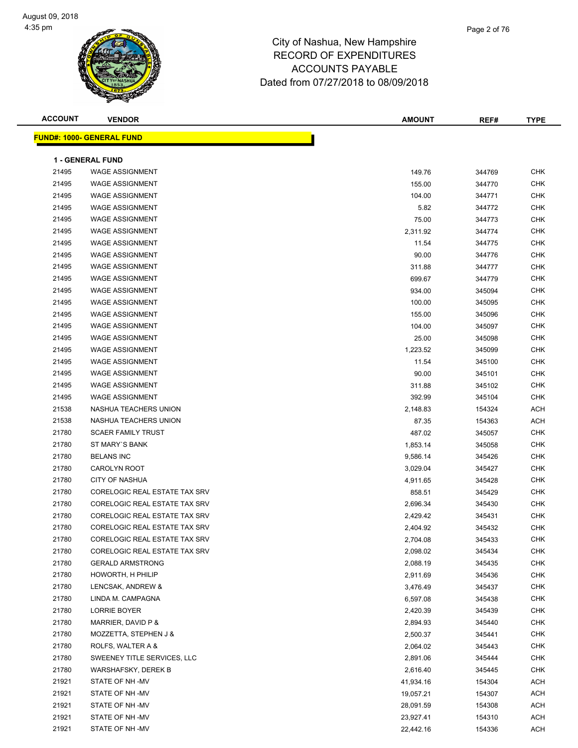August 09, 2018
4:35 pm

# City of Nashua, New Hampshire
## RECORD OF EXPENDITURES
## ACCOUNTS PAYABLE
## Dated from 07/27/2018 to 08/09/2018

| ACCOUNT | VENDOR | AMOUNT | REF# | TYPE |
|---|---|---|---|---|
| **FUND#: 1000- GENERAL FUND** | | | | |
| **1 - GENERAL FUND** | | | | |
| 21495 | WAGE ASSIGNMENT | 149.76 | 344769 | CHK |
| 21495 | WAGE ASSIGNMENT | 155.00 | 344770 | CHK |
| 21495 | WAGE ASSIGNMENT | 104.00 | 344771 | CHK |
| 21495 | WAGE ASSIGNMENT | 5.82 | 344772 | CHK |
| 21495 | WAGE ASSIGNMENT | 75.00 | 344773 | CHK |
| 21495 | WAGE ASSIGNMENT | 2,311.92 | 344774 | CHK |
| 21495 | WAGE ASSIGNMENT | 11.54 | 344775 | CHK |
| 21495 | WAGE ASSIGNMENT | 90.00 | 344776 | CHK |
| 21495 | WAGE ASSIGNMENT | 311.88 | 344777 | CHK |
| 21495 | WAGE ASSIGNMENT | 699.67 | 344779 | CHK |
| 21495 | WAGE ASSIGNMENT | 934.00 | 345094 | CHK |
| 21495 | WAGE ASSIGNMENT | 100.00 | 345095 | CHK |
| 21495 | WAGE ASSIGNMENT | 155.00 | 345096 | CHK |
| 21495 | WAGE ASSIGNMENT | 104.00 | 345097 | CHK |
| 21495 | WAGE ASSIGNMENT | 25.00 | 345098 | CHK |
| 21495 | WAGE ASSIGNMENT | 1,223.52 | 345099 | CHK |
| 21495 | WAGE ASSIGNMENT | 11.54 | 345100 | CHK |
| 21495 | WAGE ASSIGNMENT | 90.00 | 345101 | CHK |
| 21495 | WAGE ASSIGNMENT | 311.88 | 345102 | CHK |
| 21495 | WAGE ASSIGNMENT | 392.99 | 345104 | CHK |
| 21538 | NASHUA TEACHERS UNION | 2,148.83 | 154324 | ACH |
| 21538 | NASHUA TEACHERS UNION | 87.35 | 154363 | ACH |
| 21780 | SCAER FAMILY TRUST | 487.02 | 345057 | CHK |
| 21780 | ST MARY`S BANK | 1,853.14 | 345058 | CHK |
| 21780 | BELANS INC | 9,586.14 | 345426 | CHK |
| 21780 | CAROLYN ROOT | 3,029.04 | 345427 | CHK |
| 21780 | CITY OF NASHUA | 4,911.65 | 345428 | CHK |
| 21780 | CORELOGIC REAL ESTATE TAX SRV | 858.51 | 345429 | CHK |
| 21780 | CORELOGIC REAL ESTATE TAX SRV | 2,696.34 | 345430 | CHK |
| 21780 | CORELOGIC REAL ESTATE TAX SRV | 2,429.42 | 345431 | CHK |
| 21780 | CORELOGIC REAL ESTATE TAX SRV | 2,404.92 | 345432 | CHK |
| 21780 | CORELOGIC REAL ESTATE TAX SRV | 2,704.08 | 345433 | CHK |
| 21780 | CORELOGIC REAL ESTATE TAX SRV | 2,098.02 | 345434 | CHK |
| 21780 | GERALD ARMSTRONG | 2,088.19 | 345435 | CHK |
| 21780 | HOWORTH, H PHILIP | 2,911.69 | 345436 | CHK |
| 21780 | LENCSAK, ANDREW & | 3,476.49 | 345437 | CHK |
| 21780 | LINDA M. CAMPAGNA | 6,597.08 | 345438 | CHK |
| 21780 | LORRIE BOYER | 2,420.39 | 345439 | CHK |
| 21780 | MARRIER, DAVID P & | 2,894.93 | 345440 | CHK |
| 21780 | MOZZETTA, STEPHEN J & | 2,500.37 | 345441 | CHK |
| 21780 | ROLFS, WALTER A & | 2,064.02 | 345443 | CHK |
| 21780 | SWEENEY TITLE SERVICES, LLC | 2,891.06 | 345444 | CHK |
| 21780 | WARSHAFSKY, DEREK B | 2,616.40 | 345445 | CHK |
| 21921 | STATE OF NH -MV | 41,934.16 | 154304 | ACH |
| 21921 | STATE OF NH -MV | 19,057.21 | 154307 | ACH |
| 21921 | STATE OF NH -MV | 28,091.59 | 154308 | ACH |
| 21921 | STATE OF NH -MV | 23,927.41 | 154310 | ACH |
| 21921 | STATE OF NH -MV | 22,442.16 | 154336 | ACH |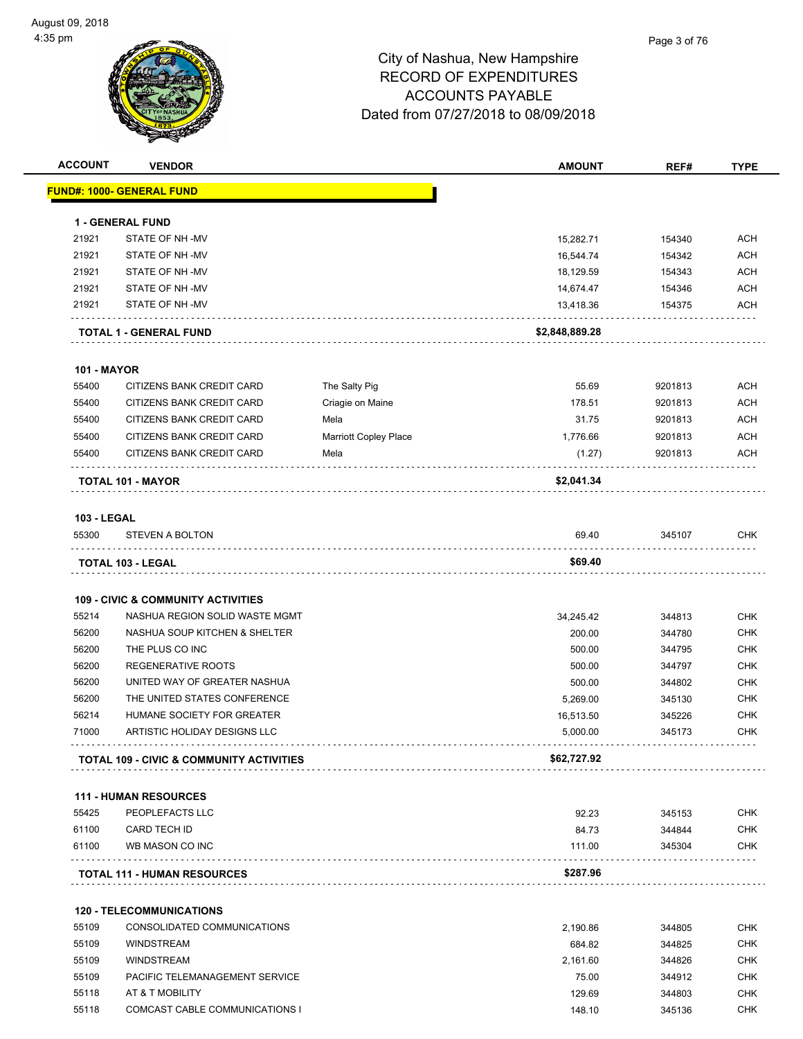City of Nashua, New Hampshire
RECORD OF EXPENDITURES
ACCOUNTS PAYABLE
Dated from 07/27/2018 to 08/09/2018

| ACCOUNT | VENDOR | | AMOUNT | REF# | TYPE |
|---|---|---|---|---|---|
| **FUND#: 1000- GENERAL FUND** | | | | | |
| **1 - GENERAL FUND** | | | | | |
| 21921 | STATE OF NH -MV | | 15,282.71 | 154340 | ACH |
| 21921 | STATE OF NH -MV | | 16,544.74 | 154342 | ACH |
| 21921 | STATE OF NH -MV | | 18,129.59 | 154343 | ACH |
| 21921 | STATE OF NH -MV | | 14,674.47 | 154346 | ACH |
| 21921 | STATE OF NH -MV | | 13,418.36 | 154375 | ACH |
| **TOTAL 1 - GENERAL FUND** | | | **$2,848,889.28** | | |
| **101 - MAYOR** | | | | | |
| 55400 | CITIZENS BANK CREDIT CARD | The Salty Pig | 55.69 | 9201813 | ACH |
| 55400 | CITIZENS BANK CREDIT CARD | Criagie on Maine | 178.51 | 9201813 | ACH |
| 55400 | CITIZENS BANK CREDIT CARD | Mela | 31.75 | 9201813 | ACH |
| 55400 | CITIZENS BANK CREDIT CARD | Marriott Copley Place | 1,776.66 | 9201813 | ACH |
| 55400 | CITIZENS BANK CREDIT CARD | Mela | (1.27) | 9201813 | ACH |
| **TOTAL 101 - MAYOR** | | | **$2,041.34** | | |
| **103 - LEGAL** | | | | | |
| 55300 | STEVEN A BOLTON | | 69.40 | 345107 | CHK |
| **TOTAL 103 - LEGAL** | | | **$69.40** | | |
| **109 - CIVIC & COMMUNITY ACTIVITIES** | | | | | |
| 55214 | NASHUA REGION SOLID WASTE MGMT | | 34,245.42 | 344813 | CHK |
| 56200 | NASHUA SOUP KITCHEN & SHELTER | | 200.00 | 344780 | CHK |
| 56200 | THE PLUS CO INC | | 500.00 | 344795 | CHK |
| 56200 | REGENERATIVE ROOTS | | 500.00 | 344797 | CHK |
| 56200 | UNITED WAY OF GREATER NASHUA | | 500.00 | 344802 | CHK |
| 56200 | THE UNITED STATES CONFERENCE | | 5,269.00 | 345130 | CHK |
| 56214 | HUMANE SOCIETY FOR GREATER | | 16,513.50 | 345226 | CHK |
| 71000 | ARTISTIC HOLIDAY DESIGNS LLC | | 5,000.00 | 345173 | CHK |
| **TOTAL 109 - CIVIC & COMMUNITY ACTIVITIES** | | | **$62,727.92** | | |
| **111 - HUMAN RESOURCES** | | | | | |
| 55425 | PEOPLEFACTS LLC | | 92.23 | 345153 | CHK |
| 61100 | CARD TECH ID | | 84.73 | 344844 | CHK |
| 61100 | WB MASON CO INC | | 111.00 | 345304 | CHK |
| **TOTAL 111 - HUMAN RESOURCES** | | | **$287.96** | | |
| **120 - TELECOMMUNICATIONS** | | | | | |
| 55109 | CONSOLIDATED COMMUNICATIONS | | 2,190.86 | 344805 | CHK |
| 55109 | WINDSTREAM | | 684.82 | 344825 | CHK |
| 55109 | WINDSTREAM | | 2,161.60 | 344826 | CHK |
| 55109 | PACIFIC TELEMANAGEMENT SERVICE | | 75.00 | 344912 | CHK |
| 55118 | AT & T MOBILITY | | 129.69 | 344803 | CHK |
| 55118 | COMCAST CABLE COMMUNICATIONS I | | 148.10 | 345136 | CHK |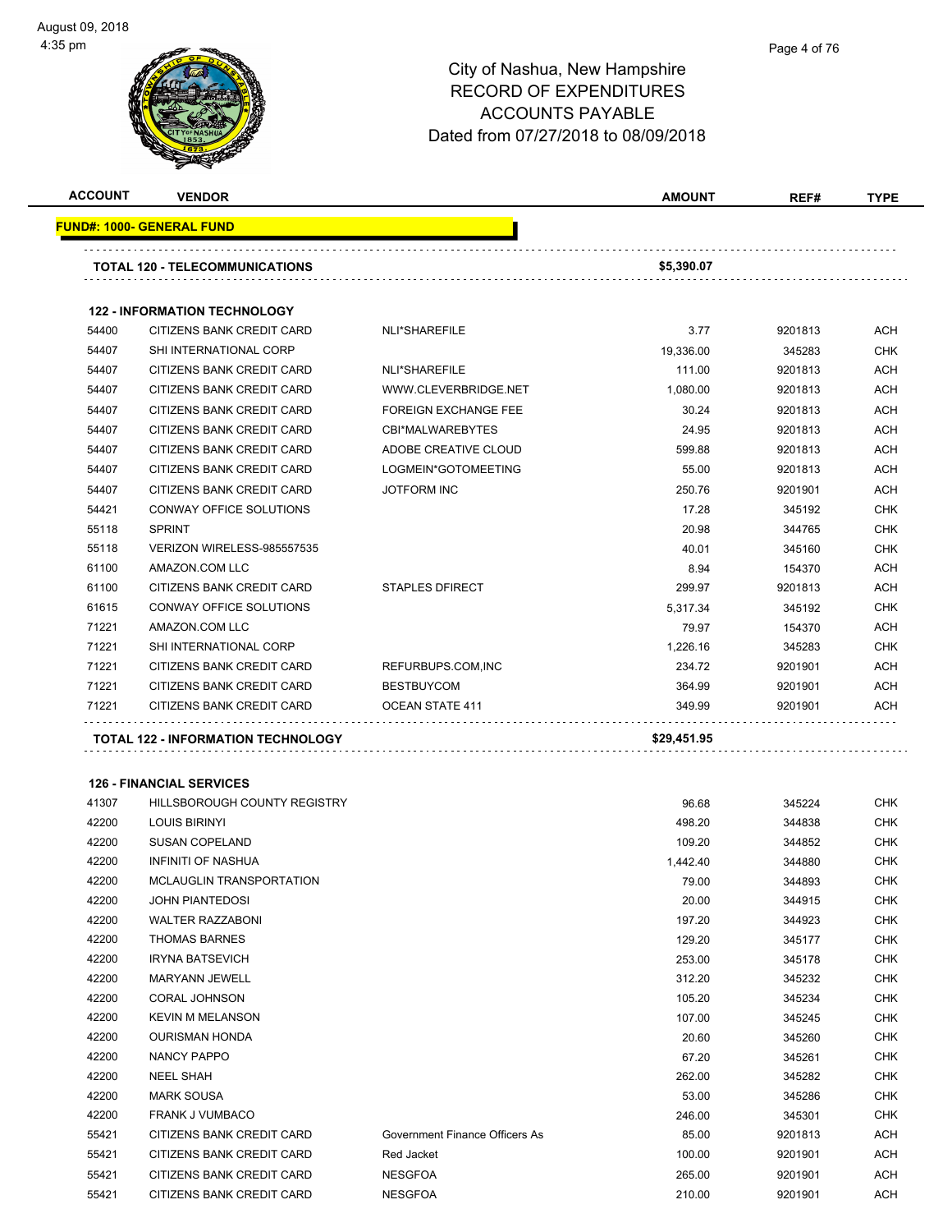City of Nashua, New Hampshire
RECORD OF EXPENDITURES
ACCOUNTS PAYABLE
Dated from 07/27/2018 to 08/09/2018

| ACCOUNT | VENDOR | | AMOUNT | REF# | TYPE |
|---|---|---|---|---|---|
| **FUND#: 1000- GENERAL FUND** | | | | | |
| **TOTAL 120 - TELECOMMUNICATIONS** | | | **$5,390.07** | | |
| **122 - INFORMATION TECHNOLOGY** | | | | | |
| 54400 | CITIZENS BANK CREDIT CARD | NLI*SHAREFILE | 3.77 | 9201813 | ACH |
| 54407 | SHI INTERNATIONAL CORP | | 19,336.00 | 345283 | CHK |
| 54407 | CITIZENS BANK CREDIT CARD | NLI*SHAREFILE | 111.00 | 9201813 | ACH |
| 54407 | CITIZENS BANK CREDIT CARD | WWW.CLEVERBRIDGE.NET | 1,080.00 | 9201813 | ACH |
| 54407 | CITIZENS BANK CREDIT CARD | FOREIGN EXCHANGE FEE | 30.24 | 9201813 | ACH |
| 54407 | CITIZENS BANK CREDIT CARD | CBI*MALWAREBYTES | 24.95 | 9201813 | ACH |
| 54407 | CITIZENS BANK CREDIT CARD | ADOBE CREATIVE CLOUD | 599.88 | 9201813 | ACH |
| 54407 | CITIZENS BANK CREDIT CARD | LOGMEIN*GOTOMEETING | 55.00 | 9201813 | ACH |
| 54407 | CITIZENS BANK CREDIT CARD | JOTFORM INC | 250.76 | 9201901 | ACH |
| 54421 | CONWAY OFFICE SOLUTIONS | | 17.28 | 345192 | CHK |
| 55118 | SPRINT | | 20.98 | 344765 | CHK |
| 55118 | VERIZON WIRELESS-985557535 | | 40.01 | 345160 | CHK |
| 61100 | AMAZON.COM LLC | | 8.94 | 154370 | ACH |
| 61100 | CITIZENS BANK CREDIT CARD | STAPLES DFIRECT | 299.97 | 9201813 | ACH |
| 61615 | CONWAY OFFICE SOLUTIONS | | 5,317.34 | 345192 | CHK |
| 71221 | AMAZON.COM LLC | | 79.97 | 154370 | ACH |
| 71221 | SHI INTERNATIONAL CORP | | 1,226.16 | 345283 | CHK |
| 71221 | CITIZENS BANK CREDIT CARD | REFURBUPS.COM,INC | 234.72 | 9201901 | ACH |
| 71221 | CITIZENS BANK CREDIT CARD | BESTBUYCOM | 364.99 | 9201901 | ACH |
| 71221 | CITIZENS BANK CREDIT CARD | OCEAN STATE 411 | 349.99 | 9201901 | ACH |
| **TOTAL 122 - INFORMATION TECHNOLOGY** | | | **$29,451.95** | | |
| **126 - FINANCIAL SERVICES** | | | | | |
| 41307 | HILLSBOROUGH COUNTY REGISTRY | | 96.68 | 345224 | CHK |
| 42200 | LOUIS BIRINYI | | 498.20 | 344838 | CHK |
| 42200 | SUSAN COPELAND | | 109.20 | 344852 | CHK |
| 42200 | INFINITI OF NASHUA | | 1,442.40 | 344880 | CHK |
| 42200 | MCLAUGLIN TRANSPORTATION | | 79.00 | 344893 | CHK |
| 42200 | JOHN PIANTEDOSI | | 20.00 | 344915 | CHK |
| 42200 | WALTER RAZZABONI | | 197.20 | 344923 | CHK |
| 42200 | THOMAS BARNES | | 129.20 | 345177 | CHK |
| 42200 | IRYNA BATSEVICH | | 253.00 | 345178 | CHK |
| 42200 | MARYANN JEWELL | | 312.20 | 345232 | CHK |
| 42200 | CORAL JOHNSON | | 105.20 | 345234 | CHK |
| 42200 | KEVIN M MELANSON | | 107.00 | 345245 | CHK |
| 42200 | OURISMAN HONDA | | 20.60 | 345260 | CHK |
| 42200 | NANCY PAPPO | | 67.20 | 345261 | CHK |
| 42200 | NEEL SHAH | | 262.00 | 345282 | CHK |
| 42200 | MARK SOUSA | | 53.00 | 345286 | CHK |
| 42200 | FRANK J VUMBACO | | 246.00 | 345301 | CHK |
| 55421 | CITIZENS BANK CREDIT CARD | Government Finance Officers As | 85.00 | 9201813 | ACH |
| 55421 | CITIZENS BANK CREDIT CARD | Red Jacket | 100.00 | 9201901 | ACH |
| 55421 | CITIZENS BANK CREDIT CARD | NESGFOA | 265.00 | 9201901 | ACH |
| 55421 | CITIZENS BANK CREDIT CARD | NESGFOA | 210.00 | 9201901 | ACH |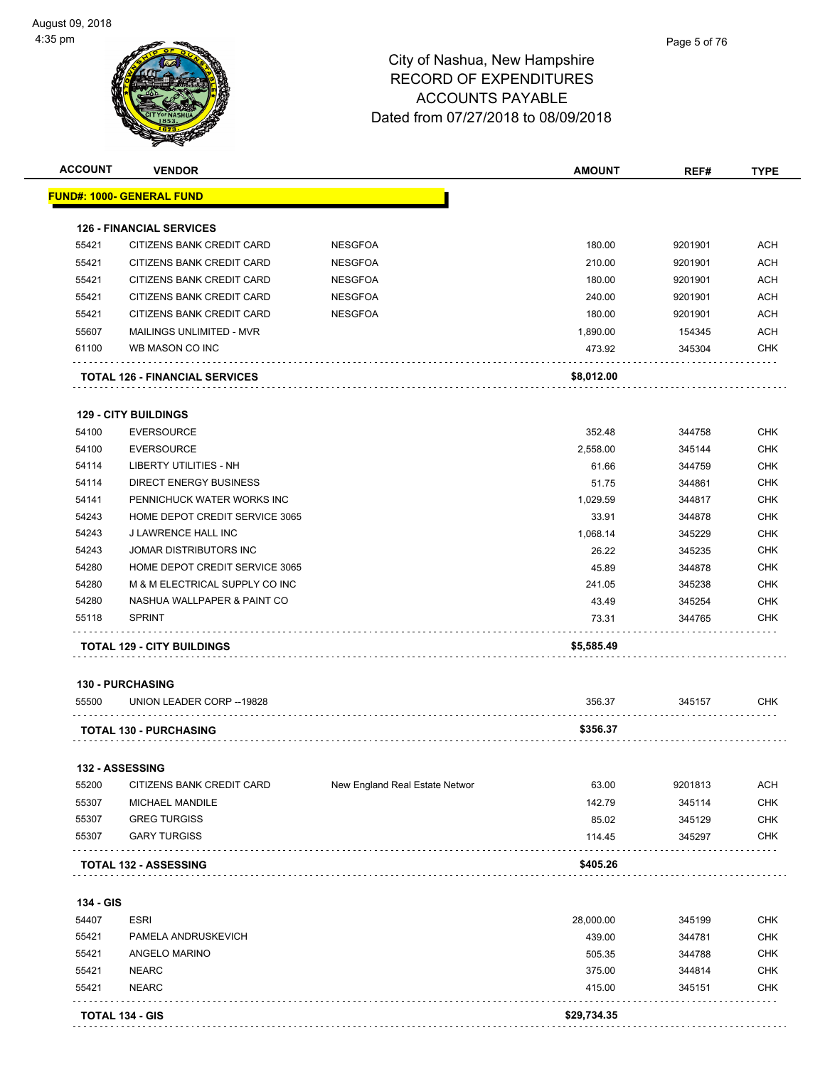City of Nashua, New Hampshire
RECORD OF EXPENDITURES
ACCOUNTS PAYABLE
Dated from 07/27/2018 to 08/09/2018

| ACCOUNT | VENDOR | | AMOUNT | REF# | TYPE |
|---|---|---|---|---|---|
| **FUND#: 1000- GENERAL FUND** | | | | | |
| **126 - FINANCIAL SERVICES** | | | | | |
| 55421 | CITIZENS BANK CREDIT CARD | NESGFOA | 180.00 | 9201901 | ACH |
| 55421 | CITIZENS BANK CREDIT CARD | NESGFOA | 210.00 | 9201901 | ACH |
| 55421 | CITIZENS BANK CREDIT CARD | NESGFOA | 180.00 | 9201901 | ACH |
| 55421 | CITIZENS BANK CREDIT CARD | NESGFOA | 240.00 | 9201901 | ACH |
| 55421 | CITIZENS BANK CREDIT CARD | NESGFOA | 180.00 | 9201901 | ACH |
| 55607 | MAILINGS UNLIMITED - MVR | | 1,890.00 | 154345 | ACH |
| 61100 | WB MASON CO INC | | 473.92 | 345304 | CHK |
| **TOTAL 126 - FINANCIAL SERVICES** | | | **$8,012.00** | | |
| **129 - CITY BUILDINGS** | | | | | |
| 54100 | EVERSOURCE | | 352.48 | 344758 | CHK |
| 54100 | EVERSOURCE | | 2,558.00 | 345144 | CHK |
| 54114 | LIBERTY UTILITIES - NH | | 61.66 | 344759 | CHK |
| 54114 | DIRECT ENERGY BUSINESS | | 51.75 | 344861 | CHK |
| 54141 | PENNICHUCK WATER WORKS INC | | 1,029.59 | 344817 | CHK |
| 54243 | HOME DEPOT CREDIT SERVICE 3065 | | 33.91 | 344878 | CHK |
| 54243 | J LAWRENCE HALL INC | | 1,068.14 | 345229 | CHK |
| 54243 | JOMAR DISTRIBUTORS INC | | 26.22 | 345235 | CHK |
| 54280 | HOME DEPOT CREDIT SERVICE 3065 | | 45.89 | 344878 | CHK |
| 54280 | M & M ELECTRICAL SUPPLY CO INC | | 241.05 | 345238 | CHK |
| 54280 | NASHUA WALLPAPER & PAINT CO | | 43.49 | 345254 | CHK |
| 55118 | SPRINT | | 73.31 | 344765 | CHK |
| **TOTAL 129 - CITY BUILDINGS** | | | **$5,585.49** | | |
| **130 - PURCHASING** | | | | | |
| 55500 | UNION LEADER CORP --19828 | | 356.37 | 345157 | CHK |
| **TOTAL 130 - PURCHASING** | | | **$356.37** | | |
| **132 - ASSESSING** | | | | | |
| 55200 | CITIZENS BANK CREDIT CARD | New England Real Estate Networ | 63.00 | 9201813 | ACH |
| 55307 | MICHAEL MANDILE | | 142.79 | 345114 | CHK |
| 55307 | GREG TURGISS | | 85.02 | 345129 | CHK |
| 55307 | GARY TURGISS | | 114.45 | 345297 | CHK |
| **TOTAL 132 - ASSESSING** | | | **$405.26** | | |
| **134 - GIS** | | | | | |
| 54407 | ESRI | | 28,000.00 | 345199 | CHK |
| 55421 | PAMELA ANDRUSKEVICH | | 439.00 | 344781 | CHK |
| 55421 | ANGELO MARINO | | 505.35 | 344788 | CHK |
| 55421 | NEARC | | 375.00 | 344814 | CHK |
| 55421 | NEARC | | 415.00 | 345151 | CHK |
| **TOTAL 134 - GIS** | | | **$29,734.35** | | |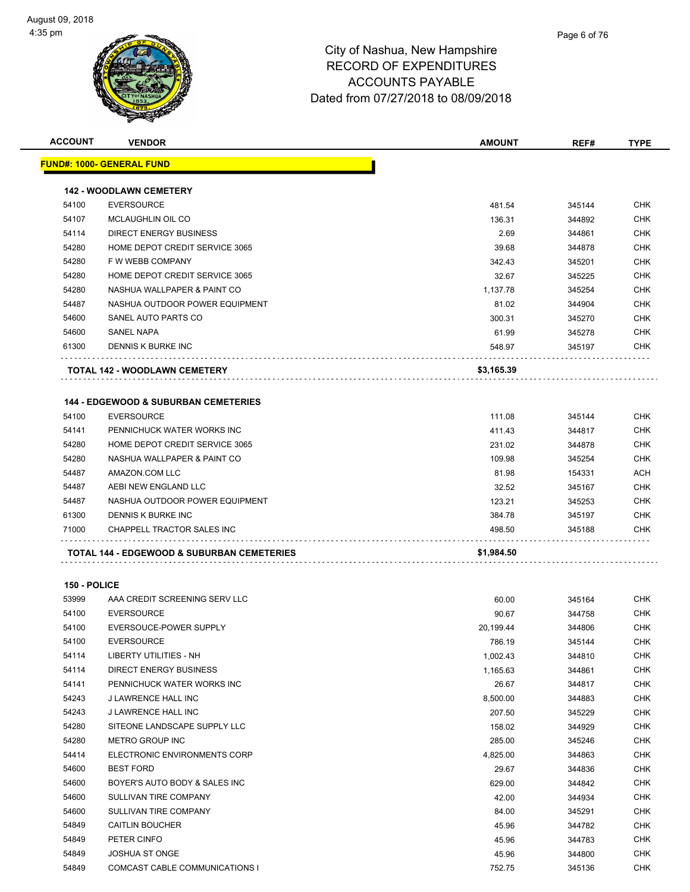City of Nashua, New Hampshire
RECORD OF EXPENDITURES
ACCOUNTS PAYABLE
Dated from 07/27/2018 to 08/09/2018

| ACCOUNT | VENDOR | AMOUNT | REF# | TYPE |
|---|---|---|---|---|
| **FUND#: 1000- GENERAL FUND** | | | | |
| **142 - WOODLAWN CEMETERY** | | | | |
| 54100 | EVERSOURCE | 481.54 | 345144 | CHK |
| 54107 | MCLAUGHLIN OIL CO | 136.31 | 344892 | CHK |
| 54114 | DIRECT ENERGY BUSINESS | 2.69 | 344861 | CHK |
| 54280 | HOME DEPOT CREDIT SERVICE 3065 | 39.68 | 344878 | CHK |
| 54280 | F W WEBB COMPANY | 342.43 | 345201 | CHK |
| 54280 | HOME DEPOT CREDIT SERVICE 3065 | 32.67 | 345225 | CHK |
| 54280 | NASHUA WALLPAPER & PAINT CO | 1,137.78 | 345254 | CHK |
| 54487 | NASHUA OUTDOOR POWER EQUIPMENT | 81.02 | 344904 | CHK |
| 54600 | SANEL AUTO PARTS CO | 300.31 | 345270 | CHK |
| 54600 | SANEL NAPA | 61.99 | 345278 | CHK |
| 61300 | DENNIS K BURKE INC | 548.97 | 345197 | CHK |
| **TOTAL 142 - WOODLAWN CEMETERY** | | **$3,165.39** | | |
| **144 - EDGEWOOD & SUBURBAN CEMETERIES** | | | | |
| 54100 | EVERSOURCE | 111.08 | 345144 | CHK |
| 54141 | PENNICHUCK WATER WORKS INC | 411.43 | 344817 | CHK |
| 54280 | HOME DEPOT CREDIT SERVICE 3065 | 231.02 | 344878 | CHK |
| 54280 | NASHUA WALLPAPER & PAINT CO | 109.98 | 345254 | CHK |
| 54487 | AMAZON.COM LLC | 81.98 | 154331 | ACH |
| 54487 | AEBI NEW ENGLAND LLC | 32.52 | 345167 | CHK |
| 54487 | NASHUA OUTDOOR POWER EQUIPMENT | 123.21 | 345253 | CHK |
| 61300 | DENNIS K BURKE INC | 384.78 | 345197 | CHK |
| 71000 | CHAPPELL TRACTOR SALES INC | 498.50 | 345188 | CHK |
| **TOTAL 144 - EDGEWOOD & SUBURBAN CEMETERIES** | | **$1,984.50** | | |
| **150 - POLICE** | | | | |
| 53999 | AAA CREDIT SCREENING SERV LLC | 60.00 | 345164 | CHK |
| 54100 | EVERSOURCE | 90.67 | 344758 | CHK |
| 54100 | EVERSOUCE-POWER SUPPLY | 20,199.44 | 344806 | CHK |
| 54100 | EVERSOURCE | 786.19 | 345144 | CHK |
| 54114 | LIBERTY UTILITIES - NH | 1,002.43 | 344810 | CHK |
| 54114 | DIRECT ENERGY BUSINESS | 1,165.63 | 344861 | CHK |
| 54141 | PENNICHUCK WATER WORKS INC | 26.67 | 344817 | CHK |
| 54243 | J LAWRENCE HALL INC | 8,500.00 | 344883 | CHK |
| 54243 | J LAWRENCE HALL INC | 207.50 | 345229 | CHK |
| 54280 | SITEONE LANDSCAPE SUPPLY LLC | 158.02 | 344929 | CHK |
| 54280 | METRO GROUP INC | 285.00 | 345246 | CHK |
| 54414 | ELECTRONIC ENVIRONMENTS CORP | 4,825.00 | 344863 | CHK |
| 54600 | BEST FORD | 29.67 | 344836 | CHK |
| 54600 | BOYER'S AUTO BODY & SALES INC | 629.00 | 344842 | CHK |
| 54600 | SULLIVAN TIRE COMPANY | 42.00 | 344934 | CHK |
| 54600 | SULLIVAN TIRE COMPANY | 84.00 | 345291 | CHK |
| 54849 | CAITLIN BOUCHER | 45.96 | 344782 | CHK |
| 54849 | PETER CINFO | 45.96 | 344783 | CHK |
| 54849 | JOSHUA ST ONGE | 45.96 | 344800 | CHK |
| 54849 | COMCAST CABLE COMMUNICATIONS I | 752.75 | 345136 | CHK |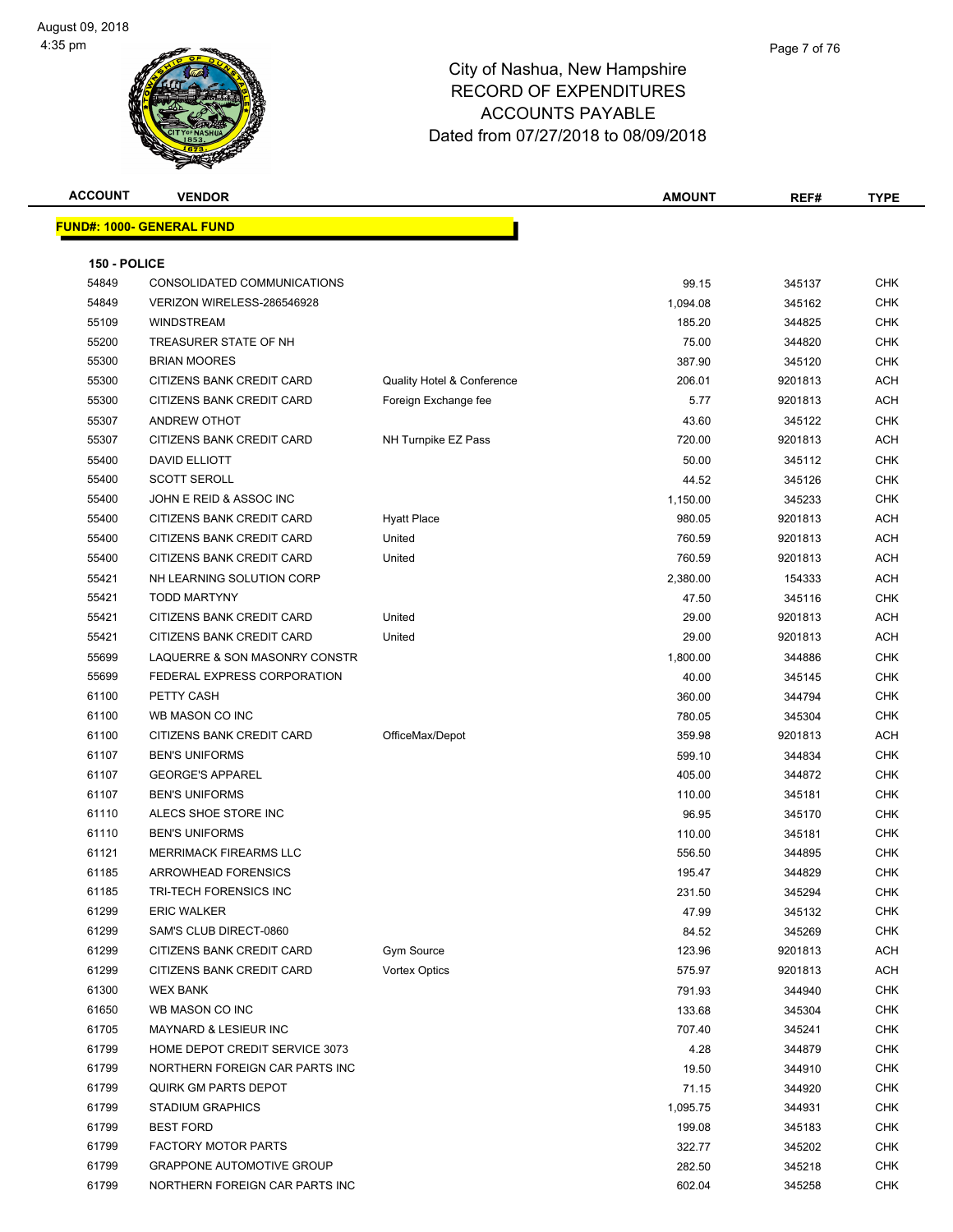# City of Nashua, New Hampshire
## RECORD OF EXPENDITURES
## ACCOUNTS PAYABLE
## Dated from 07/27/2018 to 08/09/2018

| ACCOUNT | VENDOR | | AMOUNT | REF# | TYPE |
|---|---|---|---|---|---|

**FUND#: 1000- GENERAL FUND**

**150 - POLICE**

| ACCOUNT | VENDOR | | AMOUNT | REF# | TYPE |
|---|---|---|---|---|---|
| 54849 | CONSOLIDATED COMMUNICATIONS | | 99.15 | 345137 | CHK |
| 54849 | VERIZON WIRELESS-286546928 | | 1,094.08 | 345162 | CHK |
| 55109 | WINDSTREAM | | 185.20 | 344825 | CHK |
| 55200 | TREASURER STATE OF NH | | 75.00 | 344820 | CHK |
| 55300 | BRIAN MOORES | | 387.90 | 345120 | CHK |
| 55300 | CITIZENS BANK CREDIT CARD | Quality Hotel & Conference | 206.01 | 9201813 | ACH |
| 55300 | CITIZENS BANK CREDIT CARD | Foreign Exchange fee | 5.77 | 9201813 | ACH |
| 55307 | ANDREW OTHOT | | 43.60 | 345122 | CHK |
| 55307 | CITIZENS BANK CREDIT CARD | NH Turnpike EZ Pass | 720.00 | 9201813 | ACH |
| 55400 | DAVID ELLIOTT | | 50.00 | 345112 | CHK |
| 55400 | SCOTT SEROLL | | 44.52 | 345126 | CHK |
| 55400 | JOHN E REID & ASSOC INC | | 1,150.00 | 345233 | CHK |
| 55400 | CITIZENS BANK CREDIT CARD | Hyatt Place | 980.05 | 9201813 | ACH |
| 55400 | CITIZENS BANK CREDIT CARD | United | 760.59 | 9201813 | ACH |
| 55400 | CITIZENS BANK CREDIT CARD | United | 760.59 | 9201813 | ACH |
| 55421 | NH LEARNING SOLUTION CORP | | 2,380.00 | 154333 | ACH |
| 55421 | TODD MARTYNY | | 47.50 | 345116 | CHK |
| 55421 | CITIZENS BANK CREDIT CARD | United | 29.00 | 9201813 | ACH |
| 55421 | CITIZENS BANK CREDIT CARD | United | 29.00 | 9201813 | ACH |
| 55699 | LAQUERRE & SON MASONRY CONSTR | | 1,800.00 | 344886 | CHK |
| 55699 | FEDERAL EXPRESS CORPORATION | | 40.00 | 345145 | CHK |
| 61100 | PETTY CASH | | 360.00 | 344794 | CHK |
| 61100 | WB MASON CO INC | | 780.05 | 345304 | CHK |
| 61100 | CITIZENS BANK CREDIT CARD | OfficeMax/Depot | 359.98 | 9201813 | ACH |
| 61107 | BEN'S UNIFORMS | | 599.10 | 344834 | CHK |
| 61107 | GEORGE'S APPAREL | | 405.00 | 344872 | CHK |
| 61107 | BEN'S UNIFORMS | | 110.00 | 345181 | CHK |
| 61110 | ALECS SHOE STORE INC | | 96.95 | 345170 | CHK |
| 61110 | BEN'S UNIFORMS | | 110.00 | 345181 | CHK |
| 61121 | MERRIMACK FIREARMS LLC | | 556.50 | 344895 | CHK |
| 61185 | ARROWHEAD FORENSICS | | 195.47 | 344829 | CHK |
| 61185 | TRI-TECH FORENSICS INC | | 231.50 | 345294 | CHK |
| 61299 | ERIC WALKER | | 47.99 | 345132 | CHK |
| 61299 | SAM'S CLUB DIRECT-0860 | | 84.52 | 345269 | CHK |
| 61299 | CITIZENS BANK CREDIT CARD | Gym Source | 123.96 | 9201813 | ACH |
| 61299 | CITIZENS BANK CREDIT CARD | Vortex Optics | 575.97 | 9201813 | ACH |
| 61300 | WEX BANK | | 791.93 | 344940 | CHK |
| 61650 | WB MASON CO INC | | 133.68 | 345304 | CHK |
| 61705 | MAYNARD & LESIEUR INC | | 707.40 | 345241 | CHK |
| 61799 | HOME DEPOT CREDIT SERVICE 3073 | | 4.28 | 344879 | CHK |
| 61799 | NORTHERN FOREIGN CAR PARTS INC | | 19.50 | 344910 | CHK |
| 61799 | QUIRK GM PARTS DEPOT | | 71.15 | 344920 | CHK |
| 61799 | STADIUM GRAPHICS | | 1,095.75 | 344931 | CHK |
| 61799 | BEST FORD | | 199.08 | 345183 | CHK |
| 61799 | FACTORY MOTOR PARTS | | 322.77 | 345202 | CHK |
| 61799 | GRAPPONE AUTOMOTIVE GROUP | | 282.50 | 345218 | CHK |
| 61799 | NORTHERN FOREIGN CAR PARTS INC | | 602.04 | 345258 | CHK |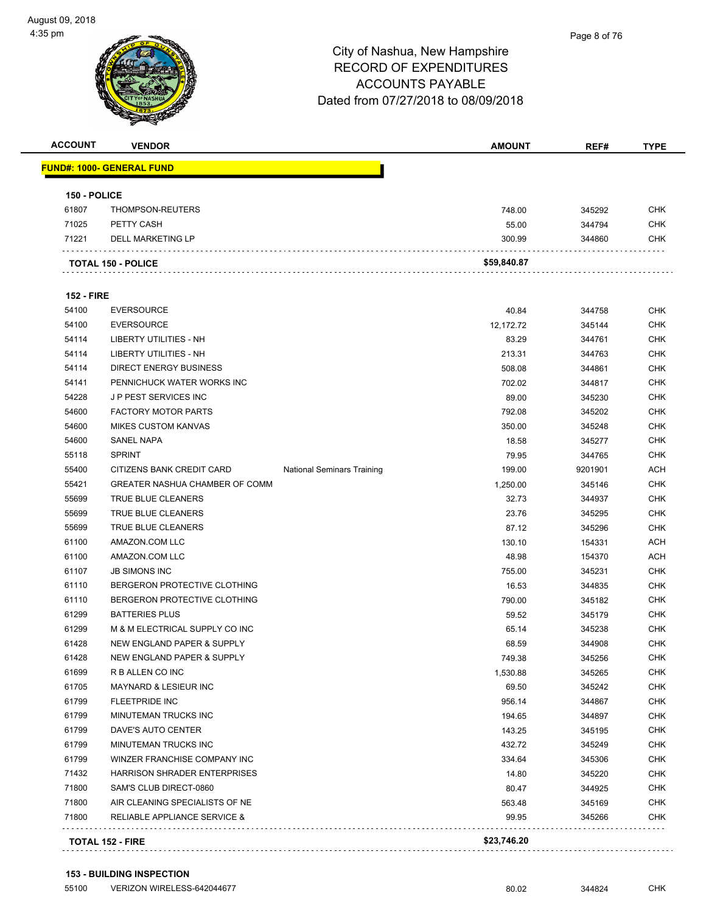# City of Nashua, New Hampshire
## RECORD OF EXPENDITURES
## ACCOUNTS PAYABLE
## Dated from 07/27/2018 to 08/09/2018

| ACCOUNT | VENDOR | | AMOUNT | REF# | TYPE |
|---|---|---|---|---|---|
| **FUND#: 1000- GENERAL FUND** | | | | | |
| **150 - POLICE** | | | | | |
| 61807 | THOMPSON-REUTERS | | 748.00 | 345292 | CHK |
| 71025 | PETTY CASH | | 55.00 | 344794 | CHK |
| 71221 | DELL MARKETING LP | | 300.99 | 344860 | CHK |
| **TOTAL 150 - POLICE** | | | **$59,840.87** | | |
| **152 - FIRE** | | | | | |
| 54100 | EVERSOURCE | | 40.84 | 344758 | CHK |
| 54100 | EVERSOURCE | | 12,172.72 | 345144 | CHK |
| 54114 | LIBERTY UTILITIES - NH | | 83.29 | 344761 | CHK |
| 54114 | LIBERTY UTILITIES - NH | | 213.31 | 344763 | CHK |
| 54114 | DIRECT ENERGY BUSINESS | | 508.08 | 344861 | CHK |
| 54141 | PENNICHUCK WATER WORKS INC | | 702.02 | 344817 | CHK |
| 54228 | J P PEST SERVICES INC | | 89.00 | 345230 | CHK |
| 54600 | FACTORY MOTOR PARTS | | 792.08 | 345202 | CHK |
| 54600 | MIKES CUSTOM KANVAS | | 350.00 | 345248 | CHK |
| 54600 | SANEL NAPA | | 18.58 | 345277 | CHK |
| 55118 | SPRINT | | 79.95 | 344765 | CHK |
| 55400 | CITIZENS BANK CREDIT CARD | National Seminars Training | 199.00 | 9201901 | ACH |
| 55421 | GREATER NASHUA CHAMBER OF COMM | | 1,250.00 | 345146 | CHK |
| 55699 | TRUE BLUE CLEANERS | | 32.73 | 344937 | CHK |
| 55699 | TRUE BLUE CLEANERS | | 23.76 | 345295 | CHK |
| 55699 | TRUE BLUE CLEANERS | | 87.12 | 345296 | CHK |
| 61100 | AMAZON.COM LLC | | 130.10 | 154331 | ACH |
| 61100 | AMAZON.COM LLC | | 48.98 | 154370 | ACH |
| 61107 | JB SIMONS INC | | 755.00 | 345231 | CHK |
| 61110 | BERGERON PROTECTIVE CLOTHING | | 16.53 | 344835 | CHK |
| 61110 | BERGERON PROTECTIVE CLOTHING | | 790.00 | 345182 | CHK |
| 61299 | BATTERIES PLUS | | 59.52 | 345179 | CHK |
| 61299 | M & M ELECTRICAL SUPPLY CO INC | | 65.14 | 345238 | CHK |
| 61428 | NEW ENGLAND PAPER & SUPPLY | | 68.59 | 344908 | CHK |
| 61428 | NEW ENGLAND PAPER & SUPPLY | | 749.38 | 345256 | CHK |
| 61699 | R B ALLEN CO INC | | 1,530.88 | 345265 | CHK |
| 61705 | MAYNARD & LESIEUR INC | | 69.50 | 345242 | CHK |
| 61799 | FLEETPRIDE INC | | 956.14 | 344867 | CHK |
| 61799 | MINUTEMAN TRUCKS INC | | 194.65 | 344897 | CHK |
| 61799 | DAVE'S AUTO CENTER | | 143.25 | 345195 | CHK |
| 61799 | MINUTEMAN TRUCKS INC | | 432.72 | 345249 | CHK |
| 61799 | WINZER FRANCHISE COMPANY INC | | 334.64 | 345306 | CHK |
| 71432 | HARRISON SHRADER ENTERPRISES | | 14.80 | 345220 | CHK |
| 71800 | SAM'S CLUB DIRECT-0860 | | 80.47 | 344925 | CHK |
| 71800 | AIR CLEANING SPECIALISTS OF NE | | 563.48 | 345169 | CHK |
| 71800 | RELIABLE APPLIANCE SERVICE & | | 99.95 | 345266 | CHK |
| **TOTAL 152 - FIRE** | | | **$23,746.20** | | |
| **153 - BUILDING INSPECTION** | | | | | |
| 55100 | VERIZON WIRELESS-642044677 | | 80.02 | 344824 | CHK |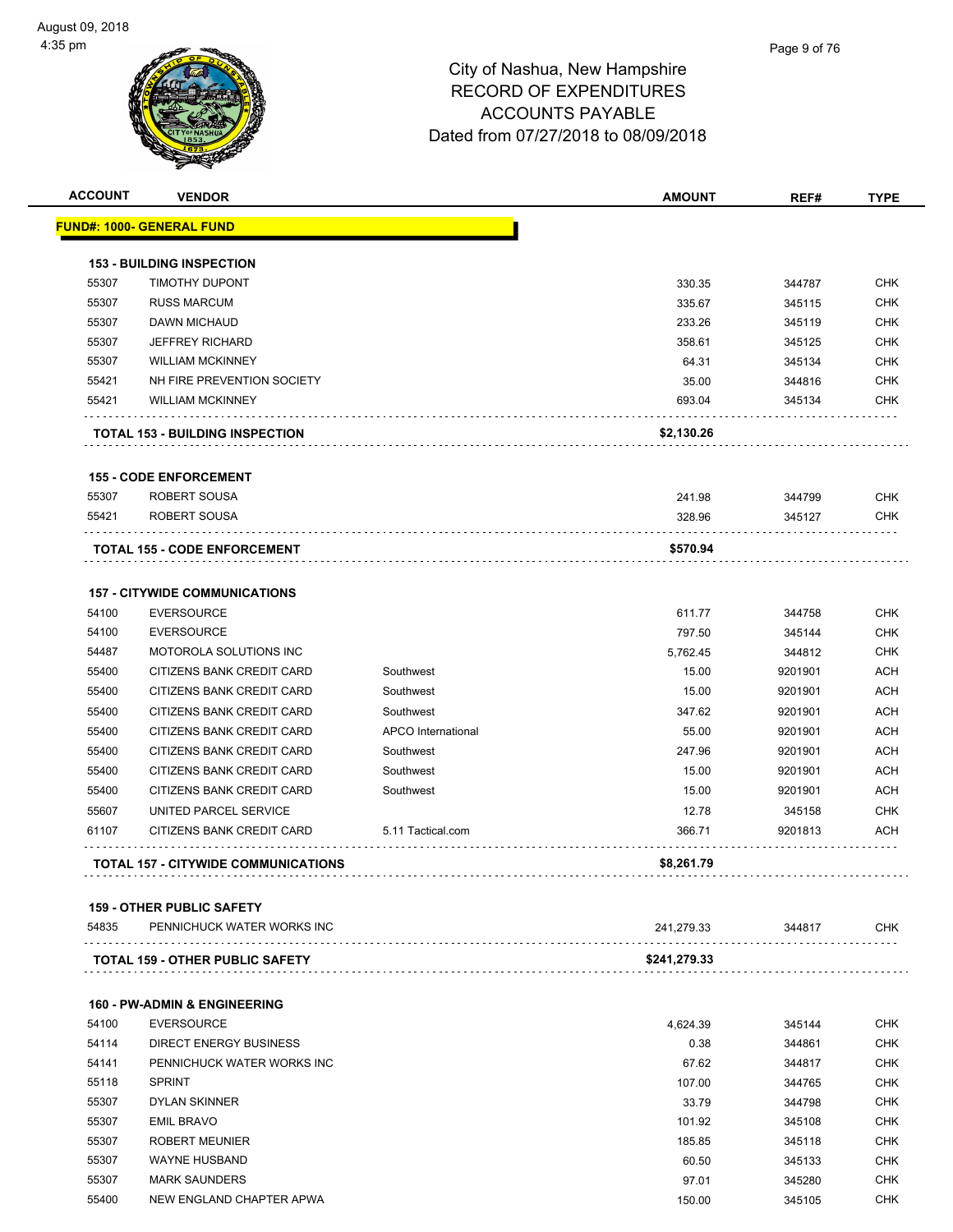# City of Nashua, New Hampshire
## RECORD OF EXPENDITURES
## ACCOUNTS PAYABLE
## Dated from 07/27/2018 to 08/09/2018

August 09, 2018
4:35 pm

| ACCOUNT | VENDOR | | AMOUNT | REF# | TYPE |
|---|---|---|---|---|---|
| **FUND#: 1000- GENERAL FUND** | | | | | |
| **153 - BUILDING INSPECTION** | | | | | |
| 55307 | TIMOTHY DUPONT | | 330.35 | 344787 | CHK |
| 55307 | RUSS MARCUM | | 335.67 | 345115 | CHK |
| 55307 | DAWN MICHAUD | | 233.26 | 345119 | CHK |
| 55307 | JEFFREY RICHARD | | 358.61 | 345125 | CHK |
| 55307 | WILLIAM MCKINNEY | | 64.31 | 345134 | CHK |
| 55421 | NH FIRE PREVENTION SOCIETY | | 35.00 | 344816 | CHK |
| 55421 | WILLIAM MCKINNEY | | 693.04 | 345134 | CHK |
| **TOTAL 153 - BUILDING INSPECTION** | | | **$2,130.26** | | |
| **155 - CODE ENFORCEMENT** | | | | | |
| 55307 | ROBERT SOUSA | | 241.98 | 344799 | CHK |
| 55421 | ROBERT SOUSA | | 328.96 | 345127 | CHK |
| **TOTAL 155 - CODE ENFORCEMENT** | | | **$570.94** | | |
| **157 - CITYWIDE COMMUNICATIONS** | | | | | |
| 54100 | EVERSOURCE | | 611.77 | 344758 | CHK |
| 54100 | EVERSOURCE | | 797.50 | 345144 | CHK |
| 54487 | MOTOROLA SOLUTIONS INC | | 5,762.45 | 344812 | CHK |
| 55400 | CITIZENS BANK CREDIT CARD | Southwest | 15.00 | 9201901 | ACH |
| 55400 | CITIZENS BANK CREDIT CARD | Southwest | 15.00 | 9201901 | ACH |
| 55400 | CITIZENS BANK CREDIT CARD | Southwest | 347.62 | 9201901 | ACH |
| 55400 | CITIZENS BANK CREDIT CARD | APCO International | 55.00 | 9201901 | ACH |
| 55400 | CITIZENS BANK CREDIT CARD | Southwest | 247.96 | 9201901 | ACH |
| 55400 | CITIZENS BANK CREDIT CARD | Southwest | 15.00 | 9201901 | ACH |
| 55400 | CITIZENS BANK CREDIT CARD | Southwest | 15.00 | 9201901 | ACH |
| 55607 | UNITED PARCEL SERVICE | | 12.78 | 345158 | CHK |
| 61107 | CITIZENS BANK CREDIT CARD | 5.11 Tactical.com | 366.71 | 9201813 | ACH |
| **TOTAL 157 - CITYWIDE COMMUNICATIONS** | | | **$8,261.79** | | |
| **159 - OTHER PUBLIC SAFETY** | | | | | |
| 54835 | PENNICHUCK WATER WORKS INC | | 241,279.33 | 344817 | CHK |
| **TOTAL 159 - OTHER PUBLIC SAFETY** | | | **$241,279.33** | | |
| **160 - PW-ADMIN & ENGINEERING** | | | | | |
| 54100 | EVERSOURCE | | 4,624.39 | 345144 | CHK |
| 54114 | DIRECT ENERGY BUSINESS | | 0.38 | 344861 | CHK |
| 54141 | PENNICHUCK WATER WORKS INC | | 67.62 | 344817 | CHK |
| 55118 | SPRINT | | 107.00 | 344765 | CHK |
| 55307 | DYLAN SKINNER | | 33.79 | 344798 | CHK |
| 55307 | EMIL BRAVO | | 101.92 | 345108 | CHK |
| 55307 | ROBERT MEUNIER | | 185.85 | 345118 | CHK |
| 55307 | WAYNE HUSBAND | | 60.50 | 345133 | CHK |
| 55307 | MARK SAUNDERS | | 97.01 | 345280 | CHK |
| 55400 | NEW ENGLAND CHAPTER APWA | | 150.00 | 345105 | CHK |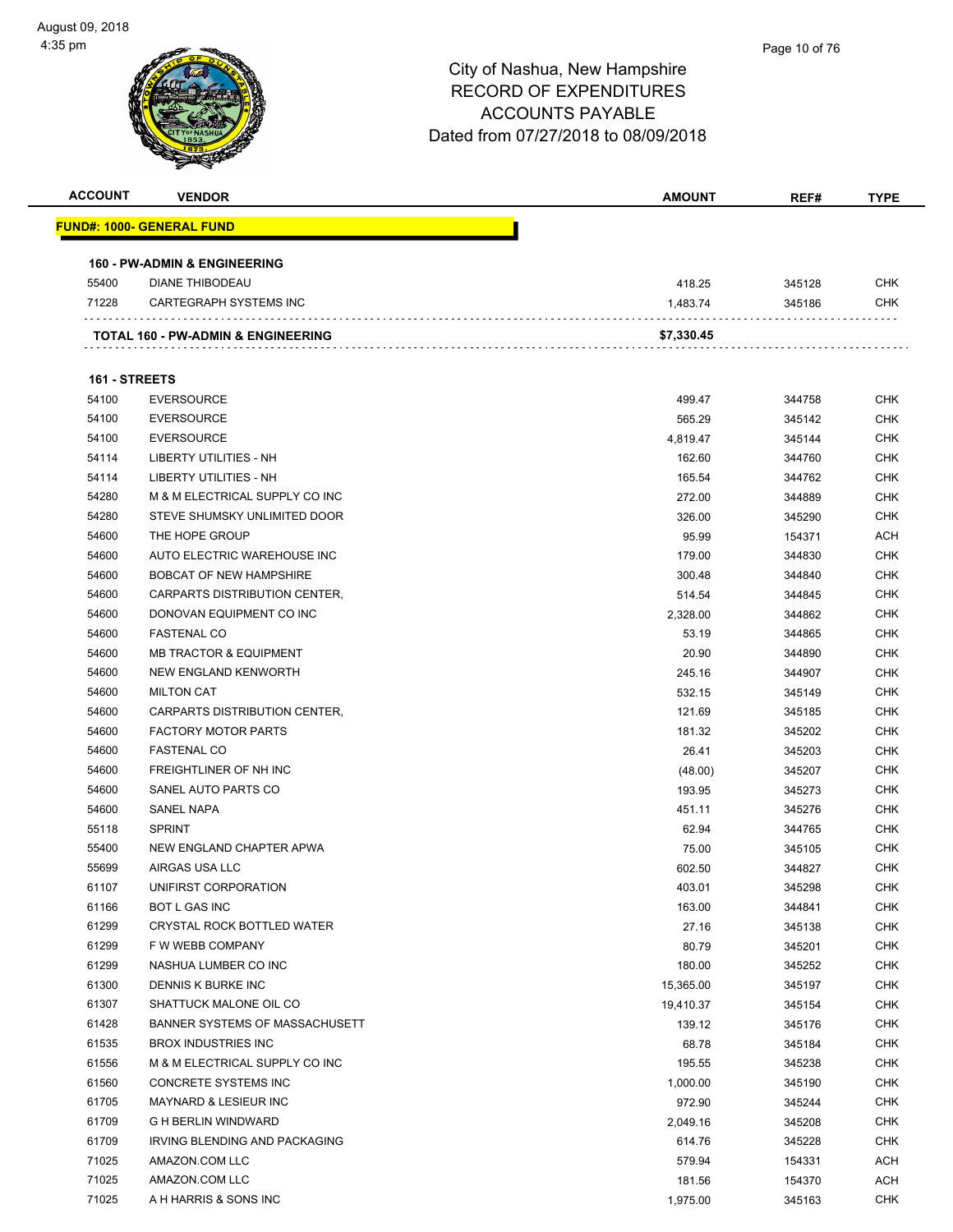City of Nashua, New Hampshire
RECORD OF EXPENDITURES
ACCOUNTS PAYABLE
Dated from 07/27/2018 to 08/09/2018

| ACCOUNT | VENDOR | AMOUNT | REF# | TYPE |
|---|---|---|---|---|
| **FUND#: 1000- GENERAL FUND** | | | | |
| **160 - PW-ADMIN & ENGINEERING** | | | | |
| 55400 | DIANE THIBODEAU | 418.25 | 345128 | CHK |
| 71228 | CARTEGRAPH SYSTEMS INC | 1,483.74 | 345186 | CHK |
| | **TOTAL 160 - PW-ADMIN & ENGINEERING** | **$7,330.45** | | |
| **161 - STREETS** | | | | |
| 54100 | EVERSOURCE | 499.47 | 344758 | CHK |
| 54100 | EVERSOURCE | 565.29 | 345142 | CHK |
| 54100 | EVERSOURCE | 4,819.47 | 345144 | CHK |
| 54114 | LIBERTY UTILITIES - NH | 162.60 | 344760 | CHK |
| 54114 | LIBERTY UTILITIES - NH | 165.54 | 344762 | CHK |
| 54280 | M & M ELECTRICAL SUPPLY CO INC | 272.00 | 344889 | CHK |
| 54280 | STEVE SHUMSKY UNLIMITED DOOR | 326.00 | 345290 | CHK |
| 54600 | THE HOPE GROUP | 95.99 | 154371 | ACH |
| 54600 | AUTO ELECTRIC WAREHOUSE INC | 179.00 | 344830 | CHK |
| 54600 | BOBCAT OF NEW HAMPSHIRE | 300.48 | 344840 | CHK |
| 54600 | CARPARTS DISTRIBUTION CENTER, | 514.54 | 344845 | CHK |
| 54600 | DONOVAN EQUIPMENT CO INC | 2,328.00 | 344862 | CHK |
| 54600 | FASTENAL CO | 53.19 | 344865 | CHK |
| 54600 | MB TRACTOR & EQUIPMENT | 20.90 | 344890 | CHK |
| 54600 | NEW ENGLAND KENWORTH | 245.16 | 344907 | CHK |
| 54600 | MILTON CAT | 532.15 | 345149 | CHK |
| 54600 | CARPARTS DISTRIBUTION CENTER, | 121.69 | 345185 | CHK |
| 54600 | FACTORY MOTOR PARTS | 181.32 | 345202 | CHK |
| 54600 | FASTENAL CO | 26.41 | 345203 | CHK |
| 54600 | FREIGHTLINER OF NH INC | (48.00) | 345207 | CHK |
| 54600 | SANEL AUTO PARTS CO | 193.95 | 345273 | CHK |
| 54600 | SANEL NAPA | 451.11 | 345276 | CHK |
| 55118 | SPRINT | 62.94 | 344765 | CHK |
| 55400 | NEW ENGLAND CHAPTER APWA | 75.00 | 345105 | CHK |
| 55699 | AIRGAS USA LLC | 602.50 | 344827 | CHK |
| 61107 | UNIFIRST CORPORATION | 403.01 | 345298 | CHK |
| 61166 | BOT L GAS INC | 163.00 | 344841 | CHK |
| 61299 | CRYSTAL ROCK BOTTLED WATER | 27.16 | 345138 | CHK |
| 61299 | F W WEBB COMPANY | 80.79 | 345201 | CHK |
| 61299 | NASHUA LUMBER CO INC | 180.00 | 345252 | CHK |
| 61300 | DENNIS K BURKE INC | 15,365.00 | 345197 | CHK |
| 61307 | SHATTUCK MALONE OIL CO | 19,410.37 | 345154 | CHK |
| 61428 | BANNER SYSTEMS OF MASSACHUSETT | 139.12 | 345176 | CHK |
| 61535 | BROX INDUSTRIES INC | 68.78 | 345184 | CHK |
| 61556 | M & M ELECTRICAL SUPPLY CO INC | 195.55 | 345238 | CHK |
| 61560 | CONCRETE SYSTEMS INC | 1,000.00 | 345190 | CHK |
| 61705 | MAYNARD & LESIEUR INC | 972.90 | 345244 | CHK |
| 61709 | G H BERLIN WINDWARD | 2,049.16 | 345208 | CHK |
| 61709 | IRVING BLENDING AND PACKAGING | 614.76 | 345228 | CHK |
| 71025 | AMAZON.COM LLC | 579.94 | 154331 | ACH |
| 71025 | AMAZON.COM LLC | 181.56 | 154370 | ACH |
| 71025 | A H HARRIS & SONS INC | 1,975.00 | 345163 | CHK |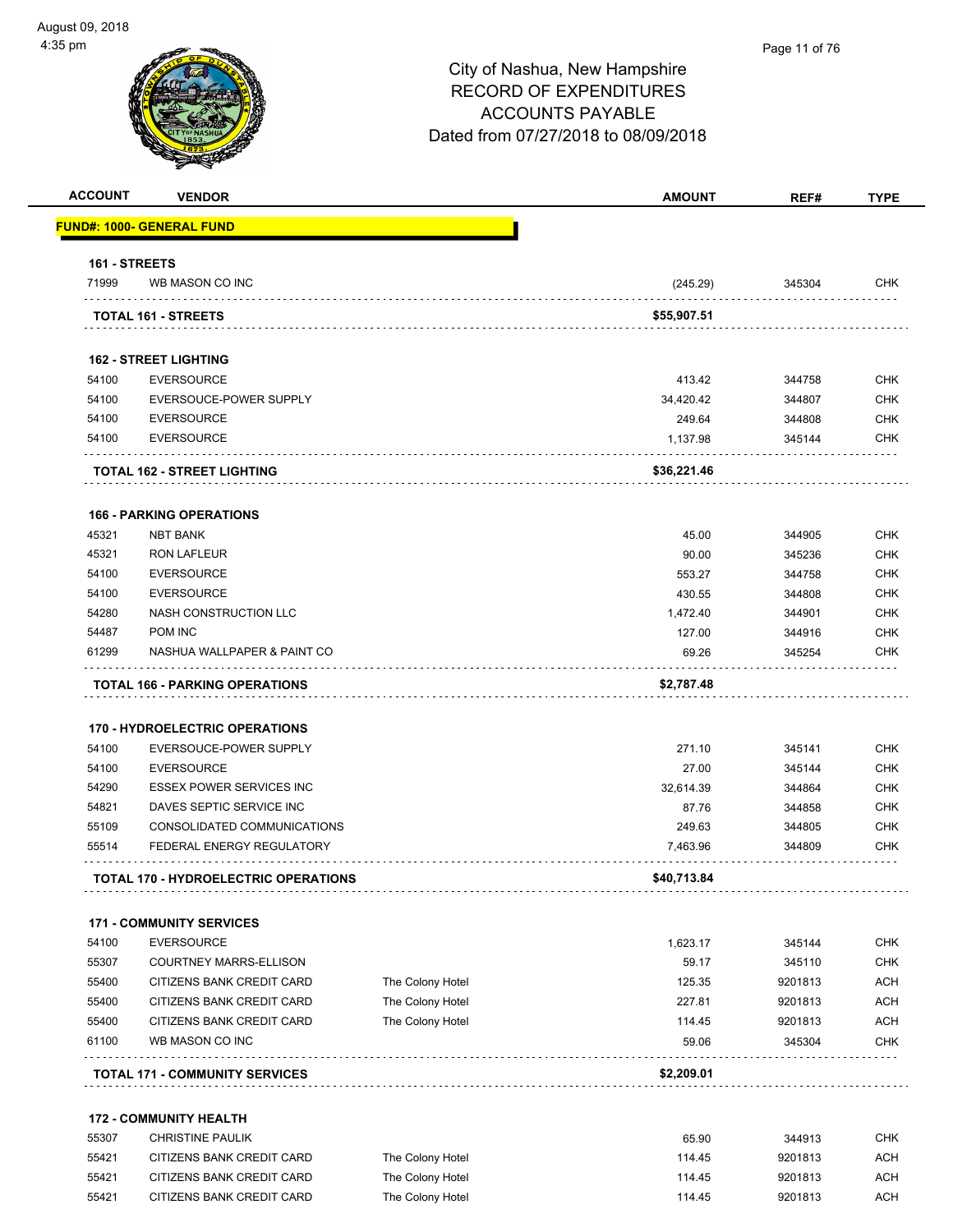City of Nashua, New Hampshire
RECORD OF EXPENDITURES
ACCOUNTS PAYABLE
Dated from 07/27/2018 to 08/09/2018

| ACCOUNT | VENDOR | | AMOUNT | REF# | TYPE |
|---|---|---|---|---|---|
| **FUND#: 1000- GENERAL FUND** | | | | | |
| **161 - STREETS** | | | | | |
| 71999 | WB MASON CO INC | | (245.29) | 345304 | CHK |
| **TOTAL 161 - STREETS** | | | **$55,907.51** | | |
| **162 - STREET LIGHTING** | | | | | |
| 54100 | EVERSOURCE | | 413.42 | 344758 | CHK |
| 54100 | EVERSOUCE-POWER SUPPLY | | 34,420.42 | 344807 | CHK |
| 54100 | EVERSOURCE | | 249.64 | 344808 | CHK |
| 54100 | EVERSOURCE | | 1,137.98 | 345144 | CHK |
| **TOTAL 162 - STREET LIGHTING** | | | **$36,221.46** | | |
| **166 - PARKING OPERATIONS** | | | | | |
| 45321 | NBT BANK | | 45.00 | 344905 | CHK |
| 45321 | RON LAFLEUR | | 90.00 | 345236 | CHK |
| 54100 | EVERSOURCE | | 553.27 | 344758 | CHK |
| 54100 | EVERSOURCE | | 430.55 | 344808 | CHK |
| 54280 | NASH CONSTRUCTION LLC | | 1,472.40 | 344901 | CHK |
| 54487 | POM INC | | 127.00 | 344916 | CHK |
| 61299 | NASHUA WALLPAPER & PAINT CO | | 69.26 | 345254 | CHK |
| **TOTAL 166 - PARKING OPERATIONS** | | | **$2,787.48** | | |
| **170 - HYDROELECTRIC OPERATIONS** | | | | | |
| 54100 | EVERSOUCE-POWER SUPPLY | | 271.10 | 345141 | CHK |
| 54100 | EVERSOURCE | | 27.00 | 345144 | CHK |
| 54290 | ESSEX POWER SERVICES INC | | 32,614.39 | 344864 | CHK |
| 54821 | DAVES SEPTIC SERVICE INC | | 87.76 | 344858 | CHK |
| 55109 | CONSOLIDATED COMMUNICATIONS | | 249.63 | 344805 | CHK |
| 55514 | FEDERAL ENERGY REGULATORY | | 7,463.96 | 344809 | CHK |
| **TOTAL 170 - HYDROELECTRIC OPERATIONS** | | | **$40,713.84** | | |
| **171 - COMMUNITY SERVICES** | | | | | |
| 54100 | EVERSOURCE | | 1,623.17 | 345144 | CHK |
| 55307 | COURTNEY MARRS-ELLISON | | 59.17 | 345110 | CHK |
| 55400 | CITIZENS BANK CREDIT CARD | The Colony Hotel | 125.35 | 9201813 | ACH |
| 55400 | CITIZENS BANK CREDIT CARD | The Colony Hotel | 227.81 | 9201813 | ACH |
| 55400 | CITIZENS BANK CREDIT CARD | The Colony Hotel | 114.45 | 9201813 | ACH |
| 61100 | WB MASON CO INC | | 59.06 | 345304 | CHK |
| **TOTAL 171 - COMMUNITY SERVICES** | | | **$2,209.01** | | |
| **172 - COMMUNITY HEALTH** | | | | | |
| 55307 | CHRISTINE PAULIK | | 65.90 | 344913 | CHK |
| 55421 | CITIZENS BANK CREDIT CARD | The Colony Hotel | 114.45 | 9201813 | ACH |
| 55421 | CITIZENS BANK CREDIT CARD | The Colony Hotel | 114.45 | 9201813 | ACH |
| 55421 | CITIZENS BANK CREDIT CARD | The Colony Hotel | 114.45 | 9201813 | ACH |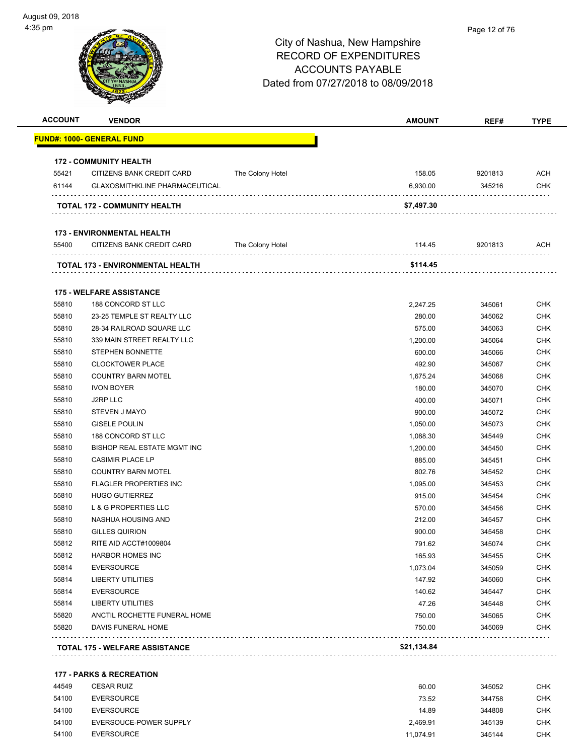City of Nashua, New Hampshire
RECORD OF EXPENDITURES
ACCOUNTS PAYABLE
Dated from 07/27/2018 to 08/09/2018

| ACCOUNT | VENDOR | | AMOUNT | REF# | TYPE |
|---|---|---|---|---|---|
| **FUND#: 1000- GENERAL FUND** | | | | | |
| **172 - COMMUNITY HEALTH** | | | | | |
| 55421 | CITIZENS BANK CREDIT CARD | The Colony Hotel | 158.05 | 9201813 | ACH |
| 61144 | GLAXOSMITHKLINE PHARMACEUTICAL | | 6,930.00 | 345216 | CHK |
| **TOTAL 172 - COMMUNITY HEALTH** | | | **$7,497.30** | | |
| **173 - ENVIRONMENTAL HEALTH** | | | | | |
| 55400 | CITIZENS BANK CREDIT CARD | The Colony Hotel | 114.45 | 9201813 | ACH |
| **TOTAL 173 - ENVIRONMENTAL HEALTH** | | | **$114.45** | | |
| **175 - WELFARE ASSISTANCE** | | | | | |
| 55810 | 188 CONCORD ST LLC | | 2,247.25 | 345061 | CHK |
| 55810 | 23-25 TEMPLE ST REALTY LLC | | 280.00 | 345062 | CHK |
| 55810 | 28-34 RAILROAD SQUARE LLC | | 575.00 | 345063 | CHK |
| 55810 | 339 MAIN STREET REALTY LLC | | 1,200.00 | 345064 | CHK |
| 55810 | STEPHEN BONNETTE | | 600.00 | 345066 | CHK |
| 55810 | CLOCKTOWER PLACE | | 492.90 | 345067 | CHK |
| 55810 | COUNTRY BARN MOTEL | | 1,675.24 | 345068 | CHK |
| 55810 | IVON BOYER | | 180.00 | 345070 | CHK |
| 55810 | J2RP LLC | | 400.00 | 345071 | CHK |
| 55810 | STEVEN J MAYO | | 900.00 | 345072 | CHK |
| 55810 | GISELE POULIN | | 1,050.00 | 345073 | CHK |
| 55810 | 188 CONCORD ST LLC | | 1,088.30 | 345449 | CHK |
| 55810 | BISHOP REAL ESTATE MGMT INC | | 1,200.00 | 345450 | CHK |
| 55810 | CASIMIR PLACE LP | | 885.00 | 345451 | CHK |
| 55810 | COUNTRY BARN MOTEL | | 802.76 | 345452 | CHK |
| 55810 | FLAGLER PROPERTIES INC | | 1,095.00 | 345453 | CHK |
| 55810 | HUGO GUTIERREZ | | 915.00 | 345454 | CHK |
| 55810 | L & G PROPERTIES LLC | | 570.00 | 345456 | CHK |
| 55810 | NASHUA HOUSING AND | | 212.00 | 345457 | CHK |
| 55810 | GILLES QUIRION | | 900.00 | 345458 | CHK |
| 55812 | RITE AID ACCT#1009804 | | 791.62 | 345074 | CHK |
| 55812 | HARBOR HOMES INC | | 165.93 | 345455 | CHK |
| 55814 | EVERSOURCE | | 1,073.04 | 345059 | CHK |
| 55814 | LIBERTY UTILITIES | | 147.92 | 345060 | CHK |
| 55814 | EVERSOURCE | | 140.62 | 345447 | CHK |
| 55814 | LIBERTY UTILITIES | | 47.26 | 345448 | CHK |
| 55820 | ANCTIL ROCHETTE FUNERAL HOME | | 750.00 | 345065 | CHK |
| 55820 | DAVIS FUNERAL HOME | | 750.00 | 345069 | CHK |
| **TOTAL 175 - WELFARE ASSISTANCE** | | | **$21,134.84** | | |
| **177 - PARKS & RECREATION** | | | | | |
| 44549 | CESAR RUIZ | | 60.00 | 345052 | CHK |
| 54100 | EVERSOURCE | | 73.52 | 344758 | CHK |
| 54100 | EVERSOURCE | | 14.89 | 344808 | CHK |
| 54100 | EVERSOUCE-POWER SUPPLY | | 2,469.91 | 345139 | CHK |
| 54100 | EVERSOURCE | | 11,074.91 | 345144 | CHK |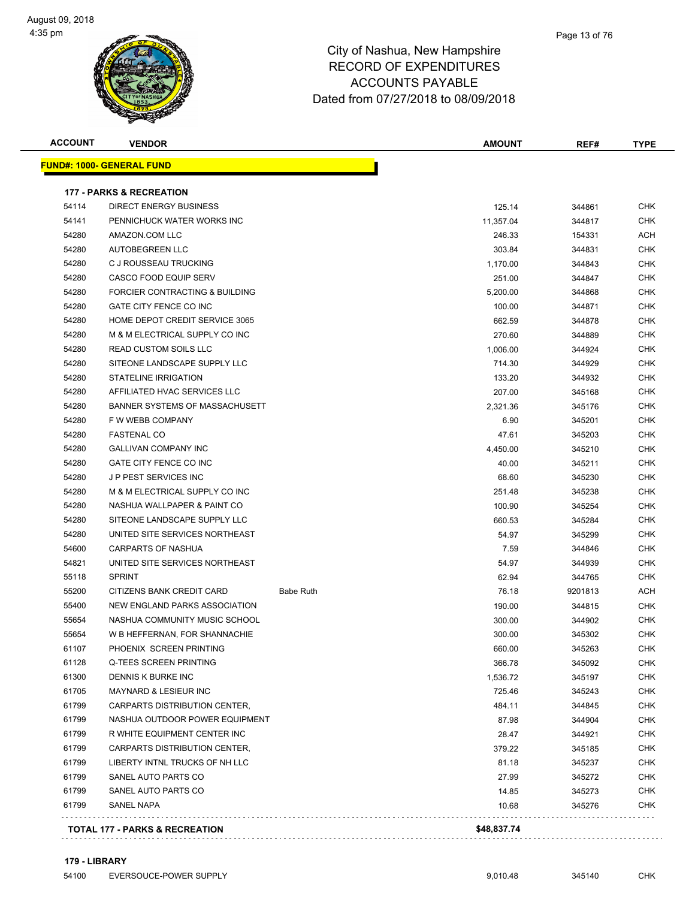# City of Nashua, New Hampshire
## RECORD OF EXPENDITURES
## ACCOUNTS PAYABLE
## Dated from 07/27/2018 to 08/09/2018

| ACCOUNT | VENDOR | | AMOUNT | REF# | TYPE |
|---|---|---|---|---|---|
| **FUND#: 1000- GENERAL FUND** | | | | | |
| **177 - PARKS & RECREATION** | | | | | |
| 54114 | DIRECT ENERGY BUSINESS | | 125.14 | 344861 | CHK |
| 54141 | PENNICHUCK WATER WORKS INC | | 11,357.04 | 344817 | CHK |
| 54280 | AMAZON.COM LLC | | 246.33 | 154331 | ACH |
| 54280 | AUTOBEGREEN LLC | | 303.84 | 344831 | CHK |
| 54280 | C J ROUSSEAU TRUCKING | | 1,170.00 | 344843 | CHK |
| 54280 | CASCO FOOD EQUIP SERV | | 251.00 | 344847 | CHK |
| 54280 | FORCIER CONTRACTING & BUILDING | | 5,200.00 | 344868 | CHK |
| 54280 | GATE CITY FENCE CO INC | | 100.00 | 344871 | CHK |
| 54280 | HOME DEPOT CREDIT SERVICE 3065 | | 662.59 | 344878 | CHK |
| 54280 | M & M ELECTRICAL SUPPLY CO INC | | 270.60 | 344889 | CHK |
| 54280 | READ CUSTOM SOILS LLC | | 1,006.00 | 344924 | CHK |
| 54280 | SITEONE LANDSCAPE SUPPLY LLC | | 714.30 | 344929 | CHK |
| 54280 | STATELINE IRRIGATION | | 133.20 | 344932 | CHK |
| 54280 | AFFILIATED HVAC SERVICES LLC | | 207.00 | 345168 | CHK |
| 54280 | BANNER SYSTEMS OF MASSACHUSETT | | 2,321.36 | 345176 | CHK |
| 54280 | F W WEBB COMPANY | | 6.90 | 345201 | CHK |
| 54280 | FASTENAL CO | | 47.61 | 345203 | CHK |
| 54280 | GALLIVAN COMPANY INC | | 4,450.00 | 345210 | CHK |
| 54280 | GATE CITY FENCE CO INC | | 40.00 | 345211 | CHK |
| 54280 | J P PEST SERVICES INC | | 68.60 | 345230 | CHK |
| 54280 | M & M ELECTRICAL SUPPLY CO INC | | 251.48 | 345238 | CHK |
| 54280 | NASHUA WALLPAPER & PAINT CO | | 100.90 | 345254 | CHK |
| 54280 | SITEONE LANDSCAPE SUPPLY LLC | | 660.53 | 345284 | CHK |
| 54280 | UNITED SITE SERVICES NORTHEAST | | 54.97 | 345299 | CHK |
| 54600 | CARPARTS OF NASHUA | | 7.59 | 344846 | CHK |
| 54821 | UNITED SITE SERVICES NORTHEAST | | 54.97 | 344939 | CHK |
| 55118 | SPRINT | | 62.94 | 344765 | CHK |
| 55200 | CITIZENS BANK CREDIT CARD | Babe Ruth | 76.18 | 9201813 | ACH |
| 55400 | NEW ENGLAND PARKS ASSOCIATION | | 190.00 | 344815 | CHK |
| 55654 | NASHUA COMMUNITY MUSIC SCHOOL | | 300.00 | 344902 | CHK |
| 55654 | W B HEFFERNAN, FOR SHANNACHIE | | 300.00 | 345302 | CHK |
| 61107 | PHOENIX SCREEN PRINTING | | 660.00 | 345263 | CHK |
| 61128 | Q-TEES SCREEN PRINTING | | 366.78 | 345092 | CHK |
| 61300 | DENNIS K BURKE INC | | 1,536.72 | 345197 | CHK |
| 61705 | MAYNARD & LESIEUR INC | | 725.46 | 345243 | CHK |
| 61799 | CARPARTS DISTRIBUTION CENTER, | | 484.11 | 344845 | CHK |
| 61799 | NASHUA OUTDOOR POWER EQUIPMENT | | 87.98 | 344904 | CHK |
| 61799 | R WHITE EQUIPMENT CENTER INC | | 28.47 | 344921 | CHK |
| 61799 | CARPARTS DISTRIBUTION CENTER, | | 379.22 | 345185 | CHK |
| 61799 | LIBERTY INTNL TRUCKS OF NH LLC | | 81.18 | 345237 | CHK |
| 61799 | SANEL AUTO PARTS CO | | 27.99 | 345272 | CHK |
| 61799 | SANEL AUTO PARTS CO | | 14.85 | 345273 | CHK |
| 61799 | SANEL NAPA | | 10.68 | 345276 | CHK |
| **TOTAL 177 - PARKS & RECREATION** | | | **$48,837.74** | | |
| **179 - LIBRARY** | | | | | |
| 54100 | EVERSOUCE-POWER SUPPLY | | 9,010.48 | 345140 | CHK |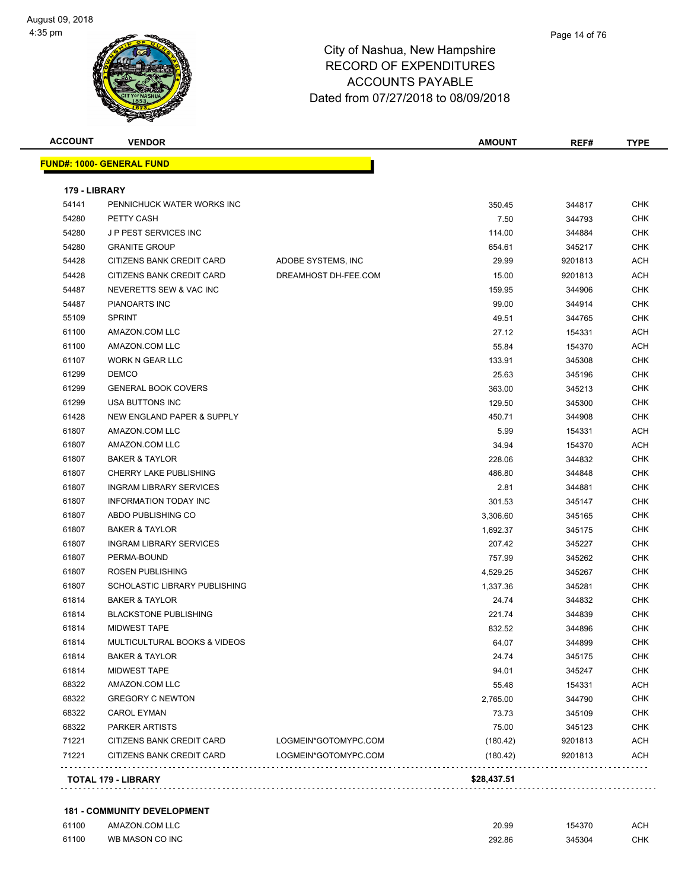City of Nashua, New Hampshire
RECORD OF EXPENDITURES
ACCOUNTS PAYABLE
Dated from 07/27/2018 to 08/09/2018

**FUND#: 1000- GENERAL FUND**

**179 - LIBRARY**

| ACCOUNT | VENDOR | | AMOUNT | REF# | TYPE |
|---|---|---|---|---|---|
| 54141 | PENNICHUCK WATER WORKS INC | | 350.45 | 344817 | CHK |
| 54280 | PETTY CASH | | 7.50 | 344793 | CHK |
| 54280 | J P PEST SERVICES INC | | 114.00 | 344884 | CHK |
| 54280 | GRANITE GROUP | | 654.61 | 345217 | CHK |
| 54428 | CITIZENS BANK CREDIT CARD | ADOBE SYSTEMS, INC | 29.99 | 9201813 | ACH |
| 54428 | CITIZENS BANK CREDIT CARD | DREAMHOST DH-FEE.COM | 15.00 | 9201813 | ACH |
| 54487 | NEVERETTS SEW & VAC INC | | 159.95 | 344906 | CHK |
| 54487 | PIANOARTS INC | | 99.00 | 344914 | CHK |
| 55109 | SPRINT | | 49.51 | 344765 | CHK |
| 61100 | AMAZON.COM LLC | | 27.12 | 154331 | ACH |
| 61100 | AMAZON.COM LLC | | 55.84 | 154370 | ACH |
| 61107 | WORK N GEAR LLC | | 133.91 | 345308 | CHK |
| 61299 | DEMCO | | 25.63 | 345196 | CHK |
| 61299 | GENERAL BOOK COVERS | | 363.00 | 345213 | CHK |
| 61299 | USA BUTTONS INC | | 129.50 | 345300 | CHK |
| 61428 | NEW ENGLAND PAPER & SUPPLY | | 450.71 | 344908 | CHK |
| 61807 | AMAZON.COM LLC | | 5.99 | 154331 | ACH |
| 61807 | AMAZON.COM LLC | | 34.94 | 154370 | ACH |
| 61807 | BAKER & TAYLOR | | 228.06 | 344832 | CHK |
| 61807 | CHERRY LAKE PUBLISHING | | 486.80 | 344848 | CHK |
| 61807 | INGRAM LIBRARY SERVICES | | 2.81 | 344881 | CHK |
| 61807 | INFORMATION TODAY INC | | 301.53 | 345147 | CHK |
| 61807 | ABDO PUBLISHING CO | | 3,306.60 | 345165 | CHK |
| 61807 | BAKER & TAYLOR | | 1,692.37 | 345175 | CHK |
| 61807 | INGRAM LIBRARY SERVICES | | 207.42 | 345227 | CHK |
| 61807 | PERMA-BOUND | | 757.99 | 345262 | CHK |
| 61807 | ROSEN PUBLISHING | | 4,529.25 | 345267 | CHK |
| 61807 | SCHOLASTIC LIBRARY PUBLISHING | | 1,337.36 | 345281 | CHK |
| 61814 | BAKER & TAYLOR | | 24.74 | 344832 | CHK |
| 61814 | BLACKSTONE PUBLISHING | | 221.74 | 344839 | CHK |
| 61814 | MIDWEST TAPE | | 832.52 | 344896 | CHK |
| 61814 | MULTICULTURAL BOOKS & VIDEOS | | 64.07 | 344899 | CHK |
| 61814 | BAKER & TAYLOR | | 24.74 | 345175 | CHK |
| 61814 | MIDWEST TAPE | | 94.01 | 345247 | CHK |
| 68322 | AMAZON.COM LLC | | 55.48 | 154331 | ACH |
| 68322 | GREGORY C NEWTON | | 2,765.00 | 344790 | CHK |
| 68322 | CAROL EYMAN | | 73.73 | 345109 | CHK |
| 68322 | PARKER ARTISTS | | 75.00 | 345123 | CHK |
| 71221 | CITIZENS BANK CREDIT CARD | LOGMEIN*GOTOMYPC.COM | (180.42) | 9201813 | ACH |
| 71221 | CITIZENS BANK CREDIT CARD | LOGMEIN*GOTOMYPC.COM | (180.42) | 9201813 | ACH |
| | **TOTAL 179 - LIBRARY** | | **$28,437.51** | | |

**181 - COMMUNITY DEVELOPMENT**

| ACCOUNT | VENDOR | | AMOUNT | REF# | TYPE |
|---|---|---|---|---|---|
| 61100 | AMAZON.COM LLC | | 20.99 | 154370 | ACH |
| 61100 | WB MASON CO INC | | 292.86 | 345304 | CHK |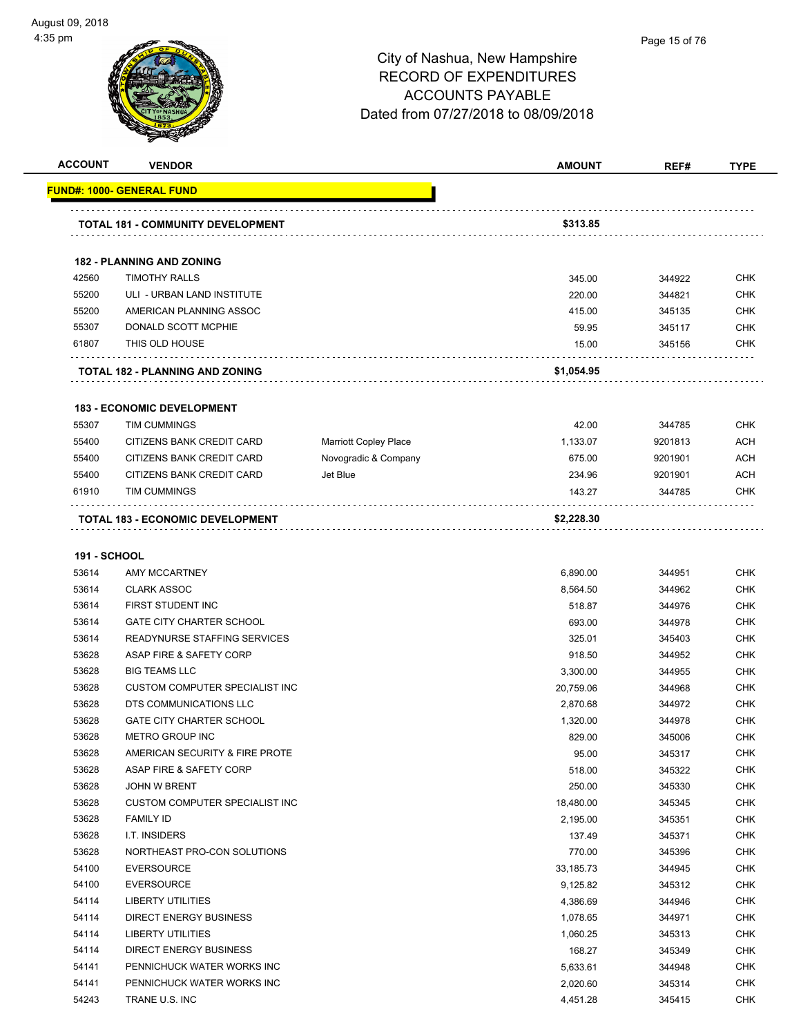# City of Nashua, New Hampshire
# RECORD OF EXPENDITURES
# ACCOUNTS PAYABLE
# Dated from 07/27/2018 to 08/09/2018

| ACCOUNT | VENDOR | | AMOUNT | REF# | TYPE |
|---|---|---|---|---|---|
| **FUND#: 1000- GENERAL FUND** | | | | | |
| **TOTAL 181 - COMMUNITY DEVELOPMENT** | | | **$313.85** | | |
| **182 - PLANNING AND ZONING** | | | | | |
| 42560 | TIMOTHY RALLS | | 345.00 | 344922 | CHK |
| 55200 | ULI - URBAN LAND INSTITUTE | | 220.00 | 344821 | CHK |
| 55200 | AMERICAN PLANNING ASSOC | | 415.00 | 345135 | CHK |
| 55307 | DONALD SCOTT MCPHIE | | 59.95 | 345117 | CHK |
| 61807 | THIS OLD HOUSE | | 15.00 | 345156 | CHK |
| **TOTAL 182 - PLANNING AND ZONING** | | | **$1,054.95** | | |
| **183 - ECONOMIC DEVELOPMENT** | | | | | |
| 55307 | TIM CUMMINGS | | 42.00 | 344785 | CHK |
| 55400 | CITIZENS BANK CREDIT CARD | Marriott Copley Place | 1,133.07 | 9201813 | ACH |
| 55400 | CITIZENS BANK CREDIT CARD | Novogradic & Company | 675.00 | 9201901 | ACH |
| 55400 | CITIZENS BANK CREDIT CARD | Jet Blue | 234.96 | 9201901 | ACH |
| 61910 | TIM CUMMINGS | | 143.27 | 344785 | CHK |
| **TOTAL 183 - ECONOMIC DEVELOPMENT** | | | **$2,228.30** | | |
| **191 - SCHOOL** | | | | | |
| 53614 | AMY MCCARTNEY | | 6,890.00 | 344951 | CHK |
| 53614 | CLARK ASSOC | | 8,564.50 | 344962 | CHK |
| 53614 | FIRST STUDENT INC | | 518.87 | 344976 | CHK |
| 53614 | GATE CITY CHARTER SCHOOL | | 693.00 | 344978 | CHK |
| 53614 | READYNURSE STAFFING SERVICES | | 325.01 | 345403 | CHK |
| 53628 | ASAP FIRE & SAFETY CORP | | 918.50 | 344952 | CHK |
| 53628 | BIG TEAMS LLC | | 3,300.00 | 344955 | CHK |
| 53628 | CUSTOM COMPUTER SPECIALIST INC | | 20,759.06 | 344968 | CHK |
| 53628 | DTS COMMUNICATIONS LLC | | 2,870.68 | 344972 | CHK |
| 53628 | GATE CITY CHARTER SCHOOL | | 1,320.00 | 344978 | CHK |
| 53628 | METRO GROUP INC | | 829.00 | 345006 | CHK |
| 53628 | AMERICAN SECURITY & FIRE PROTE | | 95.00 | 345317 | CHK |
| 53628 | ASAP FIRE & SAFETY CORP | | 518.00 | 345322 | CHK |
| 53628 | JOHN W BRENT | | 250.00 | 345330 | CHK |
| 53628 | CUSTOM COMPUTER SPECIALIST INC | | 18,480.00 | 345345 | CHK |
| 53628 | FAMILY ID | | 2,195.00 | 345351 | CHK |
| 53628 | I.T. INSIDERS | | 137.49 | 345371 | CHK |
| 53628 | NORTHEAST PRO-CON SOLUTIONS | | 770.00 | 345396 | CHK |
| 54100 | EVERSOURCE | | 33,185.73 | 344945 | CHK |
| 54100 | EVERSOURCE | | 9,125.82 | 345312 | CHK |
| 54114 | LIBERTY UTILITIES | | 4,386.69 | 344946 | CHK |
| 54114 | DIRECT ENERGY BUSINESS | | 1,078.65 | 344971 | CHK |
| 54114 | LIBERTY UTILITIES | | 1,060.25 | 345313 | CHK |
| 54114 | DIRECT ENERGY BUSINESS | | 168.27 | 345349 | CHK |
| 54141 | PENNICHUCK WATER WORKS INC | | 5,633.61 | 344948 | CHK |
| 54141 | PENNICHUCK WATER WORKS INC | | 2,020.60 | 345314 | CHK |
| 54243 | TRANE U.S. INC | | 4,451.28 | 345415 | CHK |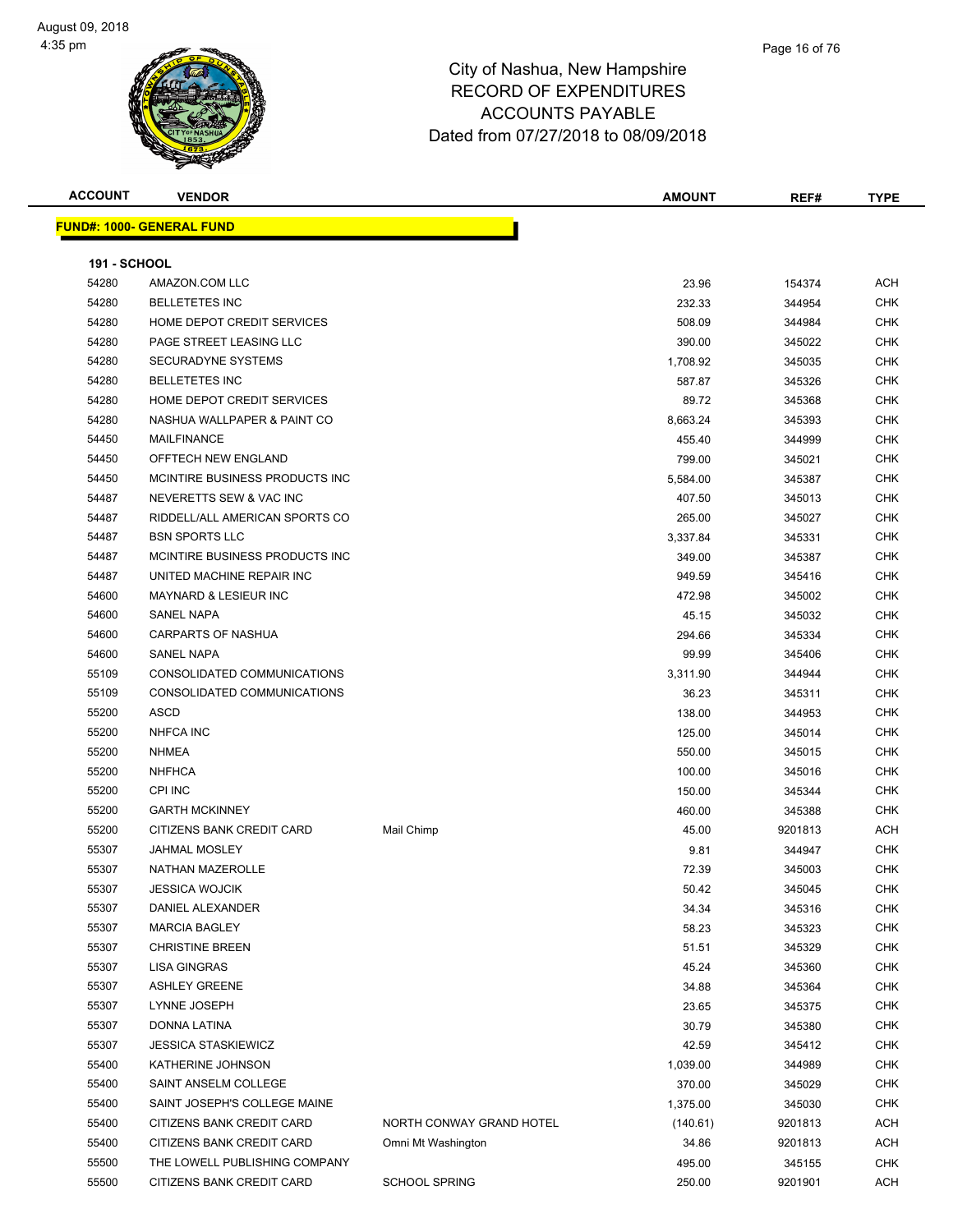# City of Nashua, New Hampshire
## RECORD OF EXPENDITURES
## ACCOUNTS PAYABLE
## Dated from 07/27/2018 to 08/09/2018

August 09, 2018
4:35 pm

| ACCOUNT | VENDOR | | AMOUNT | REF# | TYPE |
|---|---|---|---|---|---|
| **FUND#: 1000- GENERAL FUND** | | | | | |
| **191 - SCHOOL** | | | | | |
| 54280 | AMAZON.COM LLC | | 23.96 | 154374 | ACH |
| 54280 | BELLETETES INC | | 232.33 | 344954 | CHK |
| 54280 | HOME DEPOT CREDIT SERVICES | | 508.09 | 344984 | CHK |
| 54280 | PAGE STREET LEASING LLC | | 390.00 | 345022 | CHK |
| 54280 | SECURADYNE SYSTEMS | | 1,708.92 | 345035 | CHK |
| 54280 | BELLETETES INC | | 587.87 | 345326 | CHK |
| 54280 | HOME DEPOT CREDIT SERVICES | | 89.72 | 345368 | CHK |
| 54280 | NASHUA WALLPAPER & PAINT CO | | 8,663.24 | 345393 | CHK |
| 54450 | MAILFINANCE | | 455.40 | 344999 | CHK |
| 54450 | OFFTECH NEW ENGLAND | | 799.00 | 345021 | CHK |
| 54450 | MCINTIRE BUSINESS PRODUCTS INC | | 5,584.00 | 345387 | CHK |
| 54487 | NEVERETTS SEW & VAC INC | | 407.50 | 345013 | CHK |
| 54487 | RIDDELL/ALL AMERICAN SPORTS CO | | 265.00 | 345027 | CHK |
| 54487 | BSN SPORTS LLC | | 3,337.84 | 345331 | CHK |
| 54487 | MCINTIRE BUSINESS PRODUCTS INC | | 349.00 | 345387 | CHK |
| 54487 | UNITED MACHINE REPAIR INC | | 949.59 | 345416 | CHK |
| 54600 | MAYNARD & LESIEUR INC | | 472.98 | 345002 | CHK |
| 54600 | SANEL NAPA | | 45.15 | 345032 | CHK |
| 54600 | CARPARTS OF NASHUA | | 294.66 | 345334 | CHK |
| 54600 | SANEL NAPA | | 99.99 | 345406 | CHK |
| 55109 | CONSOLIDATED COMMUNICATIONS | | 3,311.90 | 344944 | CHK |
| 55109 | CONSOLIDATED COMMUNICATIONS | | 36.23 | 345311 | CHK |
| 55200 | ASCD | | 138.00 | 344953 | CHK |
| 55200 | NHFCA INC | | 125.00 | 345014 | CHK |
| 55200 | NHMEA | | 550.00 | 345015 | CHK |
| 55200 | NHFHCA | | 100.00 | 345016 | CHK |
| 55200 | CPI INC | | 150.00 | 345344 | CHK |
| 55200 | GARTH MCKINNEY | | 460.00 | 345388 | CHK |
| 55200 | CITIZENS BANK CREDIT CARD | Mail Chimp | 45.00 | 9201813 | ACH |
| 55307 | JAHMAL MOSLEY | | 9.81 | 344947 | CHK |
| 55307 | NATHAN MAZEROLLE | | 72.39 | 345003 | CHK |
| 55307 | JESSICA WOJCIK | | 50.42 | 345045 | CHK |
| 55307 | DANIEL ALEXANDER | | 34.34 | 345316 | CHK |
| 55307 | MARCIA BAGLEY | | 58.23 | 345323 | CHK |
| 55307 | CHRISTINE BREEN | | 51.51 | 345329 | CHK |
| 55307 | LISA GINGRAS | | 45.24 | 345360 | CHK |
| 55307 | ASHLEY GREENE | | 34.88 | 345364 | CHK |
| 55307 | LYNNE JOSEPH | | 23.65 | 345375 | CHK |
| 55307 | DONNA LATINA | | 30.79 | 345380 | CHK |
| 55307 | JESSICA STASKIEWICZ | | 42.59 | 345412 | CHK |
| 55400 | KATHERINE JOHNSON | | 1,039.00 | 344989 | CHK |
| 55400 | SAINT ANSELM COLLEGE | | 370.00 | 345029 | CHK |
| 55400 | SAINT JOSEPH'S COLLEGE MAINE | | 1,375.00 | 345030 | CHK |
| 55400 | CITIZENS BANK CREDIT CARD | NORTH CONWAY GRAND HOTEL | (140.61) | 9201813 | ACH |
| 55400 | CITIZENS BANK CREDIT CARD | Omni Mt Washington | 34.86 | 9201813 | ACH |
| 55500 | THE LOWELL PUBLISHING COMPANY | | 495.00 | 345155 | CHK |
| 55500 | CITIZENS BANK CREDIT CARD | SCHOOL SPRING | 250.00 | 9201901 | ACH |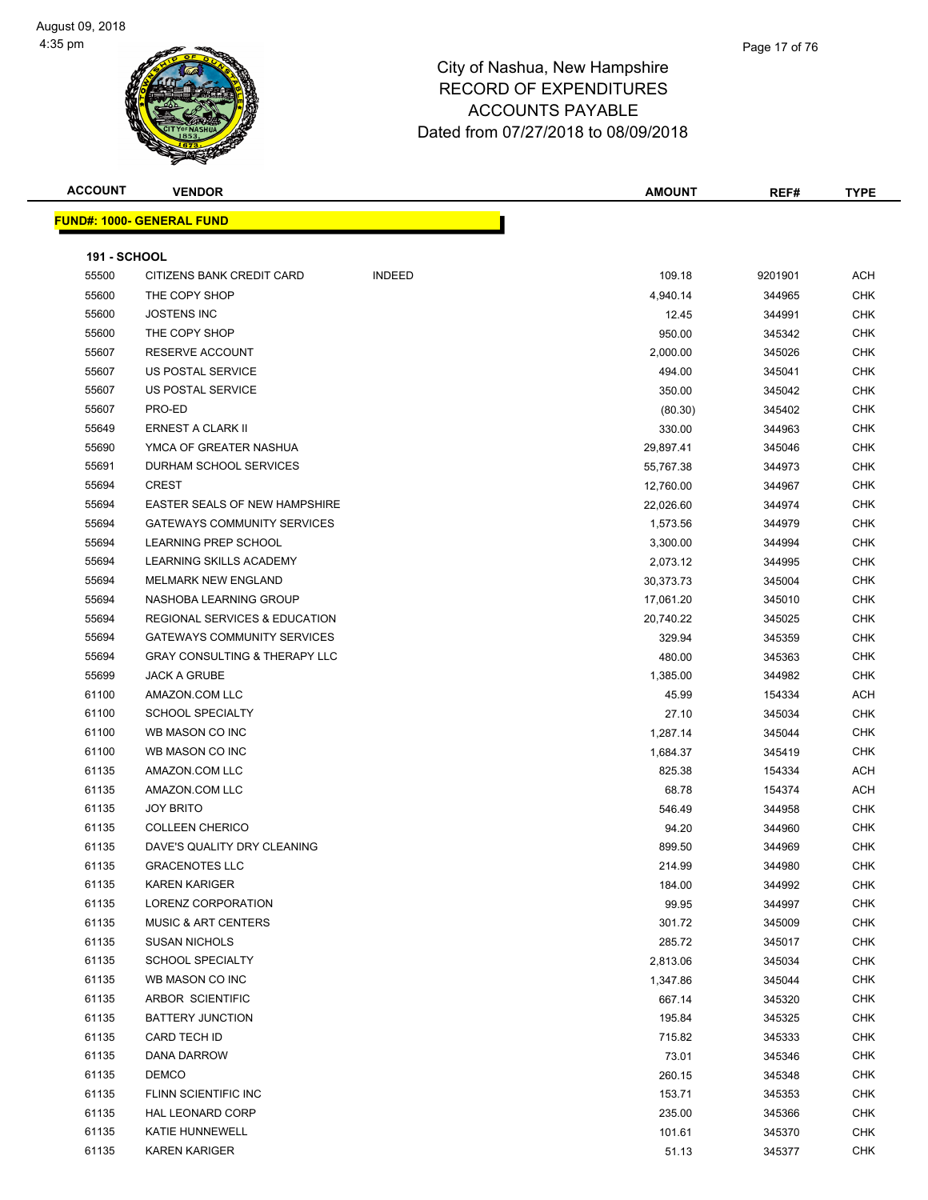# City of Nashua, New Hampshire
## RECORD OF EXPENDITURES
## ACCOUNTS PAYABLE
### Dated from 07/27/2018 to 08/09/2018

**FUND#: 1000- GENERAL FUND**

**191 - SCHOOL**

| ACCOUNT | VENDOR | | AMOUNT | REF# | TYPE |
|---|---|---|---|---|---|
| 55500 | CITIZENS BANK CREDIT CARD | INDEED | 109.18 | 9201901 | ACH |
| 55600 | THE COPY SHOP | | 4,940.14 | 344965 | CHK |
| 55600 | JOSTENS INC | | 12.45 | 344991 | CHK |
| 55600 | THE COPY SHOP | | 950.00 | 345342 | CHK |
| 55607 | RESERVE ACCOUNT | | 2,000.00 | 345026 | CHK |
| 55607 | US POSTAL SERVICE | | 494.00 | 345041 | CHK |
| 55607 | US POSTAL SERVICE | | 350.00 | 345042 | CHK |
| 55607 | PRO-ED | | (80.30) | 345402 | CHK |
| 55649 | ERNEST A CLARK II | | 330.00 | 344963 | CHK |
| 55690 | YMCA OF GREATER NASHUA | | 29,897.41 | 345046 | CHK |
| 55691 | DURHAM SCHOOL SERVICES | | 55,767.38 | 344973 | CHK |
| 55694 | CREST | | 12,760.00 | 344967 | CHK |
| 55694 | EASTER SEALS OF NEW HAMPSHIRE | | 22,026.60 | 344974 | CHK |
| 55694 | GATEWAYS COMMUNITY SERVICES | | 1,573.56 | 344979 | CHK |
| 55694 | LEARNING PREP SCHOOL | | 3,300.00 | 344994 | CHK |
| 55694 | LEARNING SKILLS ACADEMY | | 2,073.12 | 344995 | CHK |
| 55694 | MELMARK NEW ENGLAND | | 30,373.73 | 345004 | CHK |
| 55694 | NASHOBA LEARNING GROUP | | 17,061.20 | 345010 | CHK |
| 55694 | REGIONAL SERVICES & EDUCATION | | 20,740.22 | 345025 | CHK |
| 55694 | GATEWAYS COMMUNITY SERVICES | | 329.94 | 345359 | CHK |
| 55694 | GRAY CONSULTING & THERAPY LLC | | 480.00 | 345363 | CHK |
| 55699 | JACK A GRUBE | | 1,385.00 | 344982 | CHK |
| 61100 | AMAZON.COM LLC | | 45.99 | 154334 | ACH |
| 61100 | SCHOOL SPECIALTY | | 27.10 | 345034 | CHK |
| 61100 | WB MASON CO INC | | 1,287.14 | 345044 | CHK |
| 61100 | WB MASON CO INC | | 1,684.37 | 345419 | CHK |
| 61135 | AMAZON.COM LLC | | 825.38 | 154334 | ACH |
| 61135 | AMAZON.COM LLC | | 68.78 | 154374 | ACH |
| 61135 | JOY BRITO | | 546.49 | 344958 | CHK |
| 61135 | COLLEEN CHERICO | | 94.20 | 344960 | CHK |
| 61135 | DAVE'S QUALITY DRY CLEANING | | 899.50 | 344969 | CHK |
| 61135 | GRACENOTES LLC | | 214.99 | 344980 | CHK |
| 61135 | KAREN KARIGER | | 184.00 | 344992 | CHK |
| 61135 | LORENZ CORPORATION | | 99.95 | 344997 | CHK |
| 61135 | MUSIC & ART CENTERS | | 301.72 | 345009 | CHK |
| 61135 | SUSAN NICHOLS | | 285.72 | 345017 | CHK |
| 61135 | SCHOOL SPECIALTY | | 2,813.06 | 345034 | CHK |
| 61135 | WB MASON CO INC | | 1,347.86 | 345044 | CHK |
| 61135 | ARBOR SCIENTIFIC | | 667.14 | 345320 | CHK |
| 61135 | BATTERY JUNCTION | | 195.84 | 345325 | CHK |
| 61135 | CARD TECH ID | | 715.82 | 345333 | CHK |
| 61135 | DANA DARROW | | 73.01 | 345346 | CHK |
| 61135 | DEMCO | | 260.15 | 345348 | CHK |
| 61135 | FLINN SCIENTIFIC INC | | 153.71 | 345353 | CHK |
| 61135 | HAL LEONARD CORP | | 235.00 | 345366 | CHK |
| 61135 | KATIE HUNNEWELL | | 101.61 | 345370 | CHK |
| 61135 | KAREN KARIGER | | 51.13 | 345377 | CHK |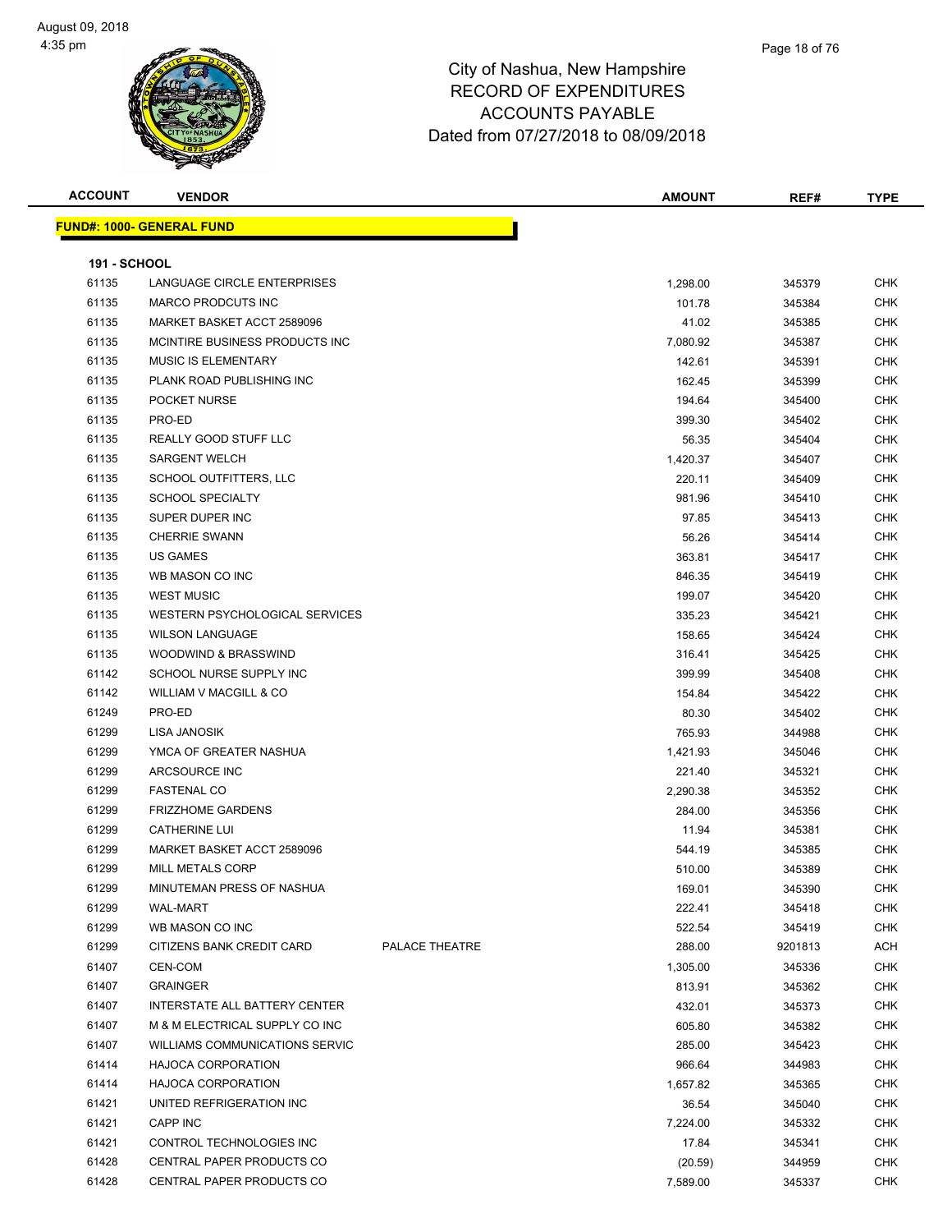# City of Nashua, New Hampshire
## RECORD OF EXPENDITURES
## ACCOUNTS PAYABLE
## Dated from 07/27/2018 to 08/09/2018

| ACCOUNT | VENDOR | | AMOUNT | REF# | TYPE |
|---|---|---|---|---|---|
| **FUND#: 1000- GENERAL FUND** | | | | | |
| **191 - SCHOOL** | | | | | |
| 61135 | LANGUAGE CIRCLE ENTERPRISES | | 1,298.00 | 345379 | CHK |
| 61135 | MARCO PRODCUTS INC | | 101.78 | 345384 | CHK |
| 61135 | MARKET BASKET ACCT 2589096 | | 41.02 | 345385 | CHK |
| 61135 | MCINTIRE BUSINESS PRODUCTS INC | | 7,080.92 | 345387 | CHK |
| 61135 | MUSIC IS ELEMENTARY | | 142.61 | 345391 | CHK |
| 61135 | PLANK ROAD PUBLISHING INC | | 162.45 | 345399 | CHK |
| 61135 | POCKET NURSE | | 194.64 | 345400 | CHK |
| 61135 | PRO-ED | | 399.30 | 345402 | CHK |
| 61135 | REALLY GOOD STUFF LLC | | 56.35 | 345404 | CHK |
| 61135 | SARGENT WELCH | | 1,420.37 | 345407 | CHK |
| 61135 | SCHOOL OUTFITTERS, LLC | | 220.11 | 345409 | CHK |
| 61135 | SCHOOL SPECIALTY | | 981.96 | 345410 | CHK |
| 61135 | SUPER DUPER INC | | 97.85 | 345413 | CHK |
| 61135 | CHERRIE SWANN | | 56.26 | 345414 | CHK |
| 61135 | US GAMES | | 363.81 | 345417 | CHK |
| 61135 | WB MASON CO INC | | 846.35 | 345419 | CHK |
| 61135 | WEST MUSIC | | 199.07 | 345420 | CHK |
| 61135 | WESTERN PSYCHOLOGICAL SERVICES | | 335.23 | 345421 | CHK |
| 61135 | WILSON LANGUAGE | | 158.65 | 345424 | CHK |
| 61135 | WOODWIND & BRASSWIND | | 316.41 | 345425 | CHK |
| 61142 | SCHOOL NURSE SUPPLY INC | | 399.99 | 345408 | CHK |
| 61142 | WILLIAM V MACGILL & CO | | 154.84 | 345422 | CHK |
| 61249 | PRO-ED | | 80.30 | 345402 | CHK |
| 61299 | LISA JANOSIK | | 765.93 | 344988 | CHK |
| 61299 | YMCA OF GREATER NASHUA | | 1,421.93 | 345046 | CHK |
| 61299 | ARCSOURCE INC | | 221.40 | 345321 | CHK |
| 61299 | FASTENAL CO | | 2,290.38 | 345352 | CHK |
| 61299 | FRIZZHOME GARDENS | | 284.00 | 345356 | CHK |
| 61299 | CATHERINE LUI | | 11.94 | 345381 | CHK |
| 61299 | MARKET BASKET ACCT 2589096 | | 544.19 | 345385 | CHK |
| 61299 | MILL METALS CORP | | 510.00 | 345389 | CHK |
| 61299 | MINUTEMAN PRESS OF NASHUA | | 169.01 | 345390 | CHK |
| 61299 | WAL-MART | | 222.41 | 345418 | CHK |
| 61299 | WB MASON CO INC | | 522.54 | 345419 | CHK |
| 61299 | CITIZENS BANK CREDIT CARD | PALACE THEATRE | 288.00 | 9201813 | ACH |
| 61407 | CEN-COM | | 1,305.00 | 345336 | CHK |
| 61407 | GRAINGER | | 813.91 | 345362 | CHK |
| 61407 | INTERSTATE ALL BATTERY CENTER | | 432.01 | 345373 | CHK |
| 61407 | M & M ELECTRICAL SUPPLY CO INC | | 605.80 | 345382 | CHK |
| 61407 | WILLIAMS COMMUNICATIONS SERVIC | | 285.00 | 345423 | CHK |
| 61414 | HAJOCA CORPORATION | | 966.64 | 344983 | CHK |
| 61414 | HAJOCA CORPORATION | | 1,657.82 | 345365 | CHK |
| 61421 | UNITED REFRIGERATION INC | | 36.54 | 345040 | CHK |
| 61421 | CAPP INC | | 7,224.00 | 345332 | CHK |
| 61421 | CONTROL TECHNOLOGIES INC | | 17.84 | 345341 | CHK |
| 61428 | CENTRAL PAPER PRODUCTS CO | | (20.59) | 344959 | CHK |
| 61428 | CENTRAL PAPER PRODUCTS CO | | 7,589.00 | 345337 | CHK |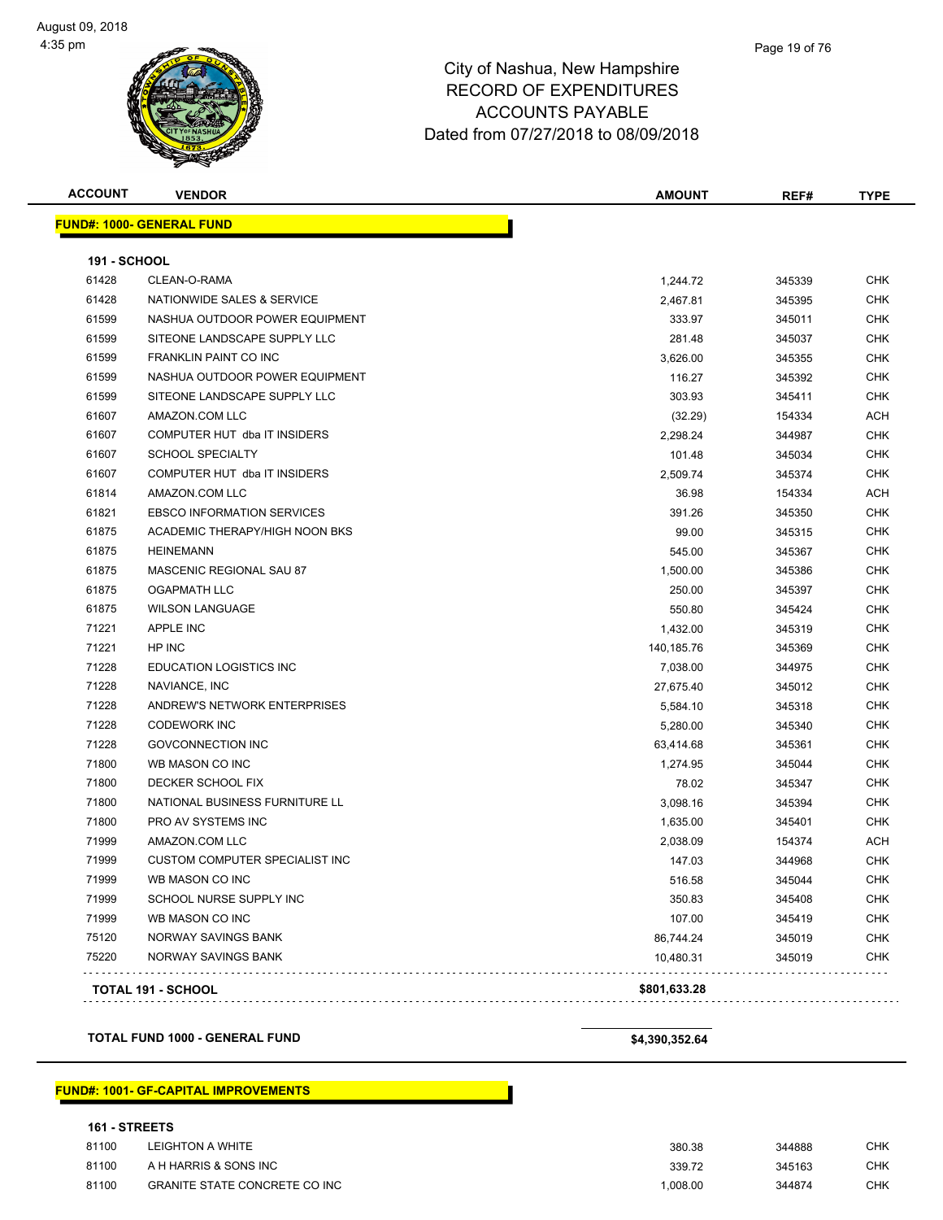City of Nashua, New Hampshire
RECORD OF EXPENDITURES
ACCOUNTS PAYABLE
Dated from 07/27/2018 to 08/09/2018

**FUND#: 1000- GENERAL FUND**

**191 - SCHOOL**

| ACCOUNT | VENDOR | AMOUNT | REF# | TYPE |
|---|---|---|---|---|
| 61428 | CLEAN-O-RAMA | 1,244.72 | 345339 | CHK |
| 61428 | NATIONWIDE SALES & SERVICE | 2,467.81 | 345395 | CHK |
| 61599 | NASHUA OUTDOOR POWER EQUIPMENT | 333.97 | 345011 | CHK |
| 61599 | SITEONE LANDSCAPE SUPPLY LLC | 281.48 | 345037 | CHK |
| 61599 | FRANKLIN PAINT CO INC | 3,626.00 | 345355 | CHK |
| 61599 | NASHUA OUTDOOR POWER EQUIPMENT | 116.27 | 345392 | CHK |
| 61599 | SITEONE LANDSCAPE SUPPLY LLC | 303.93 | 345411 | CHK |
| 61607 | AMAZON.COM LLC | (32.29) | 154334 | ACH |
| 61607 | COMPUTER HUT dba IT INSIDERS | 2,298.24 | 344987 | CHK |
| 61607 | SCHOOL SPECIALTY | 101.48 | 345034 | CHK |
| 61607 | COMPUTER HUT dba IT INSIDERS | 2,509.74 | 345374 | CHK |
| 61814 | AMAZON.COM LLC | 36.98 | 154334 | ACH |
| 61821 | EBSCO INFORMATION SERVICES | 391.26 | 345350 | CHK |
| 61875 | ACADEMIC THERAPY/HIGH NOON BKS | 99.00 | 345315 | CHK |
| 61875 | HEINEMANN | 545.00 | 345367 | CHK |
| 61875 | MASCENIC REGIONAL SAU 87 | 1,500.00 | 345386 | CHK |
| 61875 | OGAPMATH LLC | 250.00 | 345397 | CHK |
| 61875 | WILSON LANGUAGE | 550.80 | 345424 | CHK |
| 71221 | APPLE INC | 1,432.00 | 345319 | CHK |
| 71221 | HP INC | 140,185.76 | 345369 | CHK |
| 71228 | EDUCATION LOGISTICS INC | 7,038.00 | 344975 | CHK |
| 71228 | NAVIANCE, INC | 27,675.40 | 345012 | CHK |
| 71228 | ANDREW'S NETWORK ENTERPRISES | 5,584.10 | 345318 | CHK |
| 71228 | CODEWORK INC | 5,280.00 | 345340 | CHK |
| 71228 | GOVCONNECTION INC | 63,414.68 | 345361 | CHK |
| 71800 | WB MASON CO INC | 1,274.95 | 345044 | CHK |
| 71800 | DECKER SCHOOL FIX | 78.02 | 345347 | CHK |
| 71800 | NATIONAL BUSINESS FURNITURE LL | 3,098.16 | 345394 | CHK |
| 71800 | PRO AV SYSTEMS INC | 1,635.00 | 345401 | CHK |
| 71999 | AMAZON.COM LLC | 2,038.09 | 154374 | ACH |
| 71999 | CUSTOM COMPUTER SPECIALIST INC | 147.03 | 344968 | CHK |
| 71999 | WB MASON CO INC | 516.58 | 345044 | CHK |
| 71999 | SCHOOL NURSE SUPPLY INC | 350.83 | 345408 | CHK |
| 71999 | WB MASON CO INC | 107.00 | 345419 | CHK |
| 75120 | NORWAY SAVINGS BANK | 86,744.24 | 345019 | CHK |
| 75220 | NORWAY SAVINGS BANK | 10,480.31 | 345019 | CHK |
| | **TOTAL 191 - SCHOOL** | **$801,633.28** | | |

| | | |
|---|---|---|
| **TOTAL FUND 1000 - GENERAL FUND** | | **$4,390,352.64** |

**FUND#: 1001- GF-CAPITAL IMPROVEMENTS**

**161 - STREETS**

| ACCOUNT | VENDOR | AMOUNT | REF# | TYPE |
|---|---|---|---|---|
| 81100 | LEIGHTON A WHITE | 380.38 | 344888 | CHK |
| 81100 | A H HARRIS & SONS INC | 339.72 | 345163 | CHK |
| 81100 | GRANITE STATE CONCRETE CO INC | 1,008.00 | 344874 | CHK |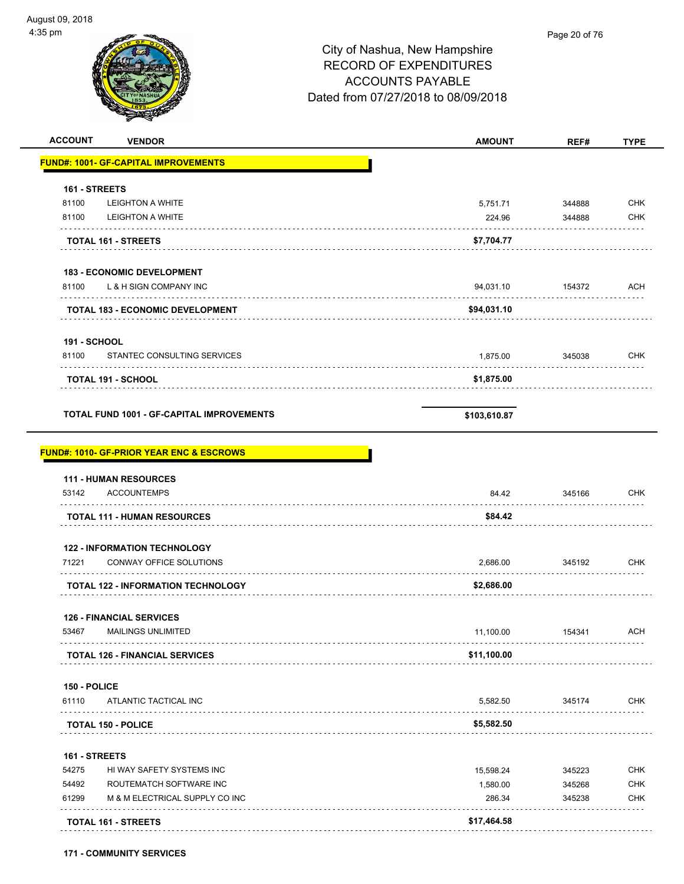City of Nashua, New Hampshire
RECORD OF EXPENDITURES
ACCOUNTS PAYABLE
Dated from 07/27/2018 to 08/09/2018

August 09, 2018
4:35 pm

| ACCOUNT | VENDOR | AMOUNT | REF# | TYPE |
|---|---|---|---|---|
| **FUND#: 1001- GF-CAPITAL IMPROVEMENTS** | | | | |
| **161 - STREETS** | | | | |
| 81100 | LEIGHTON A WHITE | 5,751.71 | 344888 | CHK |
| 81100 | LEIGHTON A WHITE | 224.96 | 344888 | CHK |
| | **TOTAL 161 - STREETS** | **$7,704.77** | | |
| **183 - ECONOMIC DEVELOPMENT** | | | | |
| 81100 | L & H SIGN COMPANY INC | 94,031.10 | 154372 | ACH |
| | **TOTAL 183 - ECONOMIC DEVELOPMENT** | **$94,031.10** | | |
| **191 - SCHOOL** | | | | |
| 81100 | STANTEC CONSULTING SERVICES | 1,875.00 | 345038 | CHK |
| | **TOTAL 191 - SCHOOL** | **$1,875.00** | | |
| | **TOTAL FUND 1001 - GF-CAPITAL IMPROVEMENTS** | **$103,610.87** | | |
| **FUND#: 1010- GF-PRIOR YEAR ENC & ESCROWS** | | | | |
| **111 - HUMAN RESOURCES** | | | | |
| 53142 | ACCOUNTEMPS | 84.42 | 345166 | CHK |
| | **TOTAL 111 - HUMAN RESOURCES** | **$84.42** | | |
| **122 - INFORMATION TECHNOLOGY** | | | | |
| 71221 | CONWAY OFFICE SOLUTIONS | 2,686.00 | 345192 | CHK |
| | **TOTAL 122 - INFORMATION TECHNOLOGY** | **$2,686.00** | | |
| **126 - FINANCIAL SERVICES** | | | | |
| 53467 | MAILINGS UNLIMITED | 11,100.00 | 154341 | ACH |
| | **TOTAL 126 - FINANCIAL SERVICES** | **$11,100.00** | | |
| **150 - POLICE** | | | | |
| 61110 | ATLANTIC TACTICAL INC | 5,582.50 | 345174 | CHK |
| | **TOTAL 150 - POLICE** | **$5,582.50** | | |
| **161 - STREETS** | | | | |
| 54275 | HI WAY SAFETY SYSTEMS INC | 15,598.24 | 345223 | CHK |
| 54492 | ROUTEMATCH SOFTWARE INC | 1,580.00 | 345268 | CHK |
| 61299 | M & M ELECTRICAL SUPPLY CO INC | 286.34 | 345238 | CHK |
| | **TOTAL 161 - STREETS** | **$17,464.58** | | |
| **171 - COMMUNITY SERVICES** | | | | |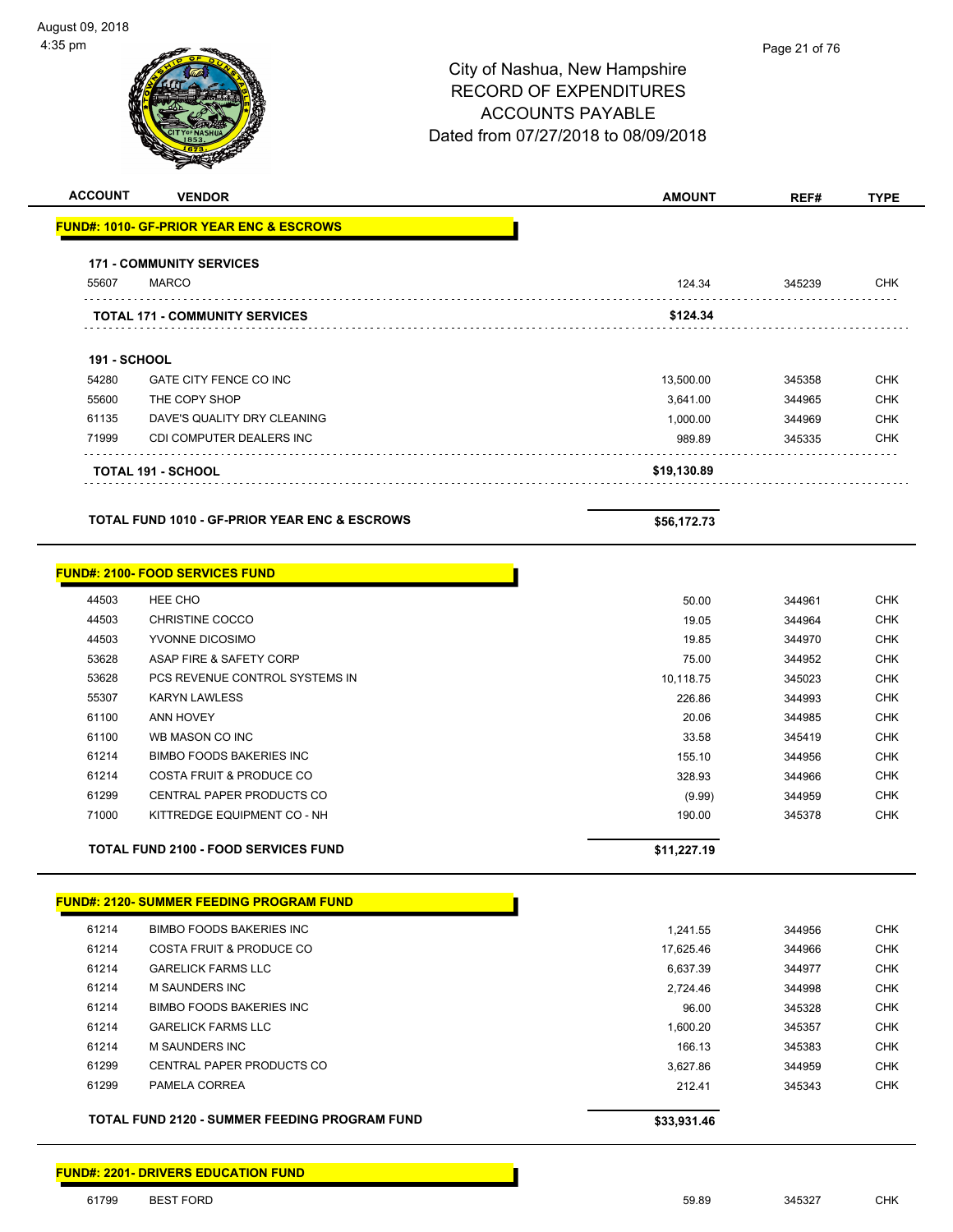# City of Nashua, New Hampshire
## RECORD OF EXPENDITURES
## ACCOUNTS PAYABLE
## Dated from 07/27/2018 to 08/09/2018

| ACCOUNT | VENDOR | AMOUNT | REF# | TYPE |
|---|---|---|---|---|
| **FUND#: 1010- GF-PRIOR YEAR ENC & ESCROWS** | | | | |
| **171 - COMMUNITY SERVICES** | | | | |
| 55607 | MARCO | 124.34 | 345239 | CHK |
| | **TOTAL 171 - COMMUNITY SERVICES** | **$124.34** | | |
| **191 - SCHOOL** | | | | |
| 54280 | GATE CITY FENCE CO INC | 13,500.00 | 345358 | CHK |
| 55600 | THE COPY SHOP | 3,641.00 | 344965 | CHK |
| 61135 | DAVE'S QUALITY DRY CLEANING | 1,000.00 | 344969 | CHK |
| 71999 | CDI COMPUTER DEALERS INC | 989.89 | 345335 | CHK |
| | **TOTAL 191 - SCHOOL** | **$19,130.89** | | |
| | **TOTAL FUND 1010 - GF-PRIOR YEAR ENC & ESCROWS** | **$56,172.73** | | |
| **FUND#: 2100- FOOD SERVICES FUND** | | | | |
| 44503 | HEE CHO | 50.00 | 344961 | CHK |
| 44503 | CHRISTINE COCCO | 19.05 | 344964 | CHK |
| 44503 | YVONNE DICOSIMO | 19.85 | 344970 | CHK |
| 53628 | ASAP FIRE & SAFETY CORP | 75.00 | 344952 | CHK |
| 53628 | PCS REVENUE CONTROL SYSTEMS IN | 10,118.75 | 345023 | CHK |
| 55307 | KARYN LAWLESS | 226.86 | 344993 | CHK |
| 61100 | ANN HOVEY | 20.06 | 344985 | CHK |
| 61100 | WB MASON CO INC | 33.58 | 345419 | CHK |
| 61214 | BIMBO FOODS BAKERIES INC | 155.10 | 344956 | CHK |
| 61214 | COSTA FRUIT & PRODUCE CO | 328.93 | 344966 | CHK |
| 61299 | CENTRAL PAPER PRODUCTS CO | (9.99) | 344959 | CHK |
| 71000 | KITTREDGE EQUIPMENT CO - NH | 190.00 | 345378 | CHK |
| | **TOTAL FUND 2100 - FOOD SERVICES FUND** | **$11,227.19** | | |
| **FUND#: 2120- SUMMER FEEDING PROGRAM FUND** | | | | |
| 61214 | BIMBO FOODS BAKERIES INC | 1,241.55 | 344956 | CHK |
| 61214 | COSTA FRUIT & PRODUCE CO | 17,625.46 | 344966 | CHK |
| 61214 | GARELICK FARMS LLC | 6,637.39 | 344977 | CHK |
| 61214 | M SAUNDERS INC | 2,724.46 | 344998 | CHK |
| 61214 | BIMBO FOODS BAKERIES INC | 96.00 | 345328 | CHK |
| 61214 | GARELICK FARMS LLC | 1,600.20 | 345357 | CHK |
| 61214 | M SAUNDERS INC | 166.13 | 345383 | CHK |
| 61299 | CENTRAL PAPER PRODUCTS CO | 3,627.86 | 344959 | CHK |
| 61299 | PAMELA CORREA | 212.41 | 345343 | CHK |
| | **TOTAL FUND 2120 - SUMMER FEEDING PROGRAM FUND** | **$33,931.46** | | |
| **FUND#: 2201- DRIVERS EDUCATION FUND** | | | | |
| 61799 | BEST FORD | 59.89 | 345327 | CHK |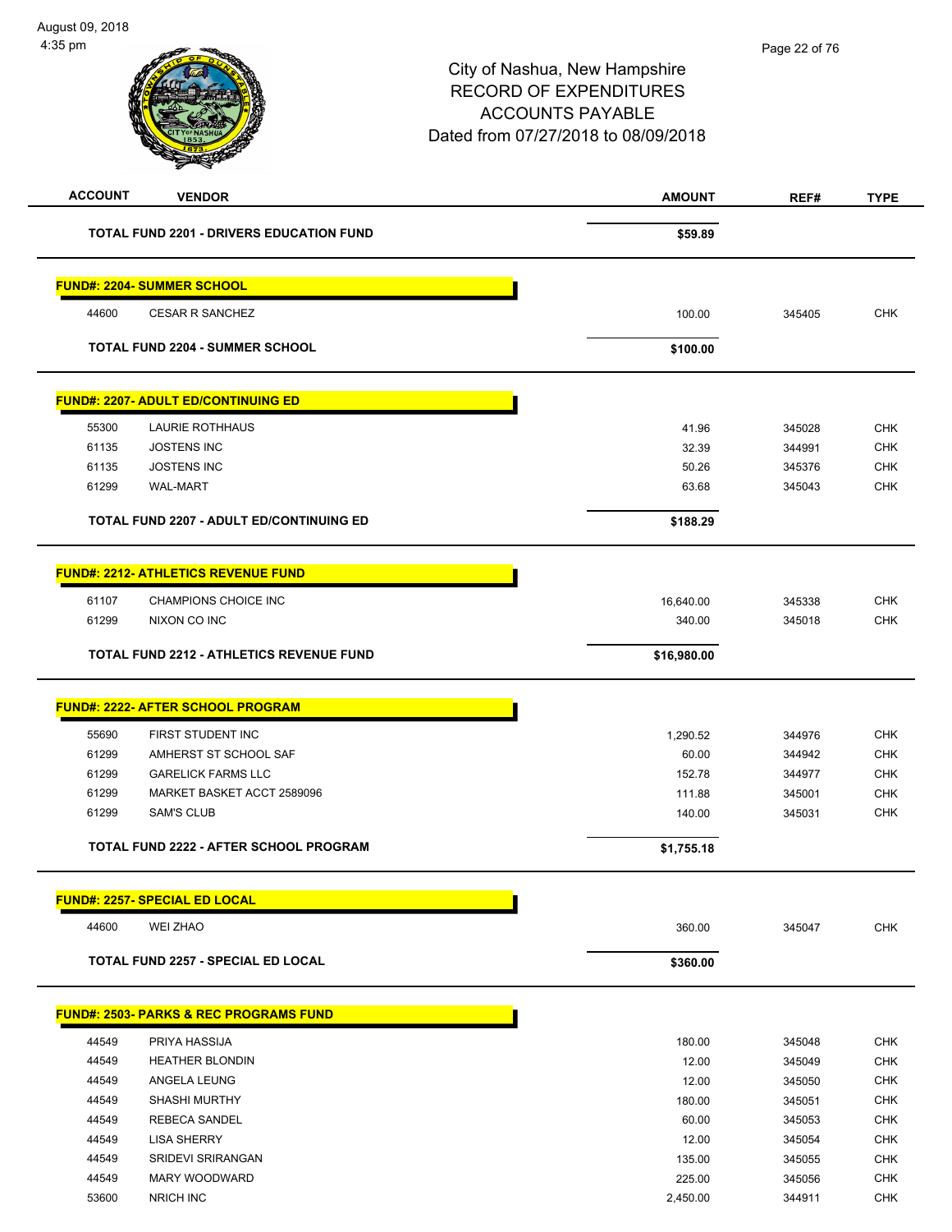City of Nashua, New Hampshire
RECORD OF EXPENDITURES
ACCOUNTS PAYABLE
Dated from 07/27/2018 to 08/09/2018

| ACCOUNT | VENDOR | AMOUNT | REF# | TYPE |
|---|---|---|---|---|
| | **TOTAL FUND 2201 - DRIVERS EDUCATION FUND** | **$59.89** | | |
| | **FUND#: 2204- SUMMER SCHOOL** | | | |
| 44600 | CESAR R SANCHEZ | 100.00 | 345405 | CHK |
| | **TOTAL FUND 2204 - SUMMER SCHOOL** | **$100.00** | | |
| | **FUND#: 2207- ADULT ED/CONTINUING ED** | | | |
| 55300 | LAURIE ROTHHAUS | 41.96 | 345028 | CHK |
| 61135 | JOSTENS INC | 32.39 | 344991 | CHK |
| 61135 | JOSTENS INC | 50.26 | 345376 | CHK |
| 61299 | WAL-MART | 63.68 | 345043 | CHK |
| | **TOTAL FUND 2207 - ADULT ED/CONTINUING ED** | **$188.29** | | |
| | **FUND#: 2212- ATHLETICS REVENUE FUND** | | | |
| 61107 | CHAMPIONS CHOICE INC | 16,640.00 | 345338 | CHK |
| 61299 | NIXON CO INC | 340.00 | 345018 | CHK |
| | **TOTAL FUND 2212 - ATHLETICS REVENUE FUND** | **$16,980.00** | | |
| | **FUND#: 2222- AFTER SCHOOL PROGRAM** | | | |
| 55690 | FIRST STUDENT INC | 1,290.52 | 344976 | CHK |
| 61299 | AMHERST ST SCHOOL SAF | 60.00 | 344942 | CHK |
| 61299 | GARELICK FARMS LLC | 152.78 | 344977 | CHK |
| 61299 | MARKET BASKET ACCT 2589096 | 111.88 | 345001 | CHK |
| 61299 | SAM'S CLUB | 140.00 | 345031 | CHK |
| | **TOTAL FUND 2222 - AFTER SCHOOL PROGRAM** | **$1,755.18** | | |
| | **FUND#: 2257- SPECIAL ED LOCAL** | | | |
| 44600 | WEI ZHAO | 360.00 | 345047 | CHK |
| | **TOTAL FUND 2257 - SPECIAL ED LOCAL** | **$360.00** | | |
| | **FUND#: 2503- PARKS & REC PROGRAMS FUND** | | | |
| 44549 | PRIYA HASSIJA | 180.00 | 345048 | CHK |
| 44549 | HEATHER BLONDIN | 12.00 | 345049 | CHK |
| 44549 | ANGELA LEUNG | 12.00 | 345050 | CHK |
| 44549 | SHASHI MURTHY | 180.00 | 345051 | CHK |
| 44549 | REBECA SANDEL | 60.00 | 345053 | CHK |
| 44549 | LISA SHERRY | 12.00 | 345054 | CHK |
| 44549 | SRIDEVI SRIRANGAN | 135.00 | 345055 | CHK |
| 44549 | MARY WOODWARD | 225.00 | 345056 | CHK |
| 53600 | NRICH INC | 2,450.00 | 344911 | CHK |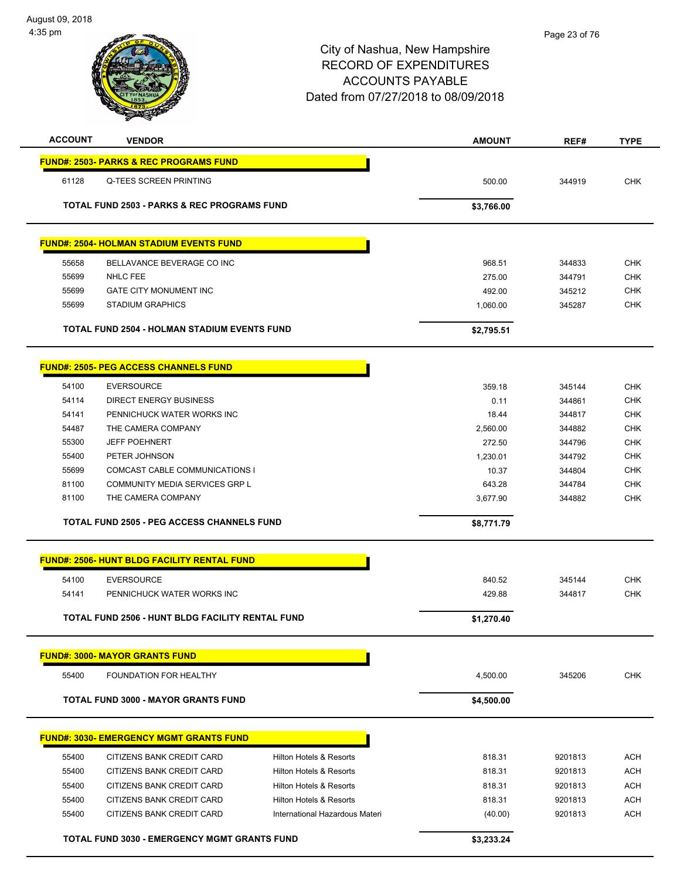# City of Nashua, New Hampshire
## RECORD OF EXPENDITURES
## ACCOUNTS PAYABLE
### Dated from 07/27/2018 to 08/09/2018

| ACCOUNT | VENDOR | | AMOUNT | REF# | TYPE |
|---|---|---|---|---|---|
| **FUND#: 2503- PARKS & REC PROGRAMS FUND** | | | | | |
| 61128 | Q-TEES SCREEN PRINTING | | 500.00 | 344919 | CHK |
| | **TOTAL FUND 2503 - PARKS & REC PROGRAMS FUND** | | **$3,766.00** | | |
| **FUND#: 2504- HOLMAN STADIUM EVENTS FUND** | | | | | |
| 55658 | BELLAVANCE BEVERAGE CO INC | | 968.51 | 344833 | CHK |
| 55699 | NHLC FEE | | 275.00 | 344791 | CHK |
| 55699 | GATE CITY MONUMENT INC | | 492.00 | 345212 | CHK |
| 55699 | STADIUM GRAPHICS | | 1,060.00 | 345287 | CHK |
| | **TOTAL FUND 2504 - HOLMAN STADIUM EVENTS FUND** | | **$2,795.51** | | |
| **FUND#: 2505- PEG ACCESS CHANNELS FUND** | | | | | |
| 54100 | EVERSOURCE | | 359.18 | 345144 | CHK |
| 54114 | DIRECT ENERGY BUSINESS | | 0.11 | 344861 | CHK |
| 54141 | PENNICHUCK WATER WORKS INC | | 18.44 | 344817 | CHK |
| 54487 | THE CAMERA COMPANY | | 2,560.00 | 344882 | CHK |
| 55300 | JEFF POEHNERT | | 272.50 | 344796 | CHK |
| 55400 | PETER JOHNSON | | 1,230.01 | 344792 | CHK |
| 55699 | COMCAST CABLE COMMUNICATIONS I | | 10.37 | 344804 | CHK |
| 81100 | COMMUNITY MEDIA SERVICES GRP L | | 643.28 | 344784 | CHK |
| 81100 | THE CAMERA COMPANY | | 3,677.90 | 344882 | CHK |
| | **TOTAL FUND 2505 - PEG ACCESS CHANNELS FUND** | | **$8,771.79** | | |
| **FUND#: 2506- HUNT BLDG FACILITY RENTAL FUND** | | | | | |
| 54100 | EVERSOURCE | | 840.52 | 345144 | CHK |
| 54141 | PENNICHUCK WATER WORKS INC | | 429.88 | 344817 | CHK |
| | **TOTAL FUND 2506 - HUNT BLDG FACILITY RENTAL FUND** | | **$1,270.40** | | |
| **FUND#: 3000- MAYOR GRANTS FUND** | | | | | |
| 55400 | FOUNDATION FOR HEALTHY | | 4,500.00 | 345206 | CHK |
| | **TOTAL FUND 3000 - MAYOR GRANTS FUND** | | **$4,500.00** | | |
| **FUND#: 3030- EMERGENCY MGMT GRANTS FUND** | | | | | |
| 55400 | CITIZENS BANK CREDIT CARD | Hilton Hotels & Resorts | 818.31 | 9201813 | ACH |
| 55400 | CITIZENS BANK CREDIT CARD | Hilton Hotels & Resorts | 818.31 | 9201813 | ACH |
| 55400 | CITIZENS BANK CREDIT CARD | Hilton Hotels & Resorts | 818.31 | 9201813 | ACH |
| 55400 | CITIZENS BANK CREDIT CARD | Hilton Hotels & Resorts | 818.31 | 9201813 | ACH |
| 55400 | CITIZENS BANK CREDIT CARD | International Hazardous Materi | (40.00) | 9201813 | ACH |
| | **TOTAL FUND 3030 - EMERGENCY MGMT GRANTS FUND** | | **$3,233.24** | | |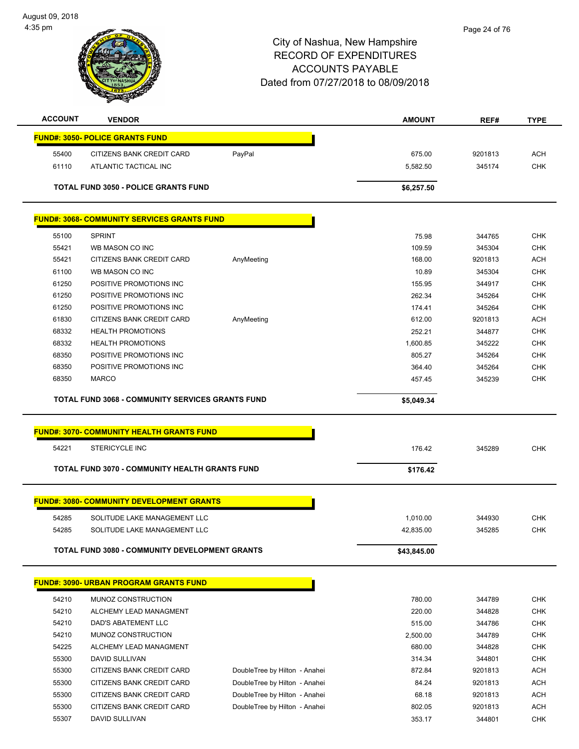# City of Nashua, New Hampshire
## RECORD OF EXPENDITURES
## ACCOUNTS PAYABLE
## Dated from 07/27/2018 to 08/09/2018

| ACCOUNT | VENDOR | | AMOUNT | REF# | TYPE |
|---|---|---|---|---|---|
| **FUND#: 3050- POLICE GRANTS FUND** | | | | | |
| 55400 | CITIZENS BANK CREDIT CARD | PayPal | 675.00 | 9201813 | ACH |
| 61110 | ATLANTIC TACTICAL INC | | 5,582.50 | 345174 | CHK |
| **TOTAL FUND 3050 - POLICE GRANTS FUND** | | | **$6,257.50** | | |
| **FUND#: 3068- COMMUNITY SERVICES GRANTS FUND** | | | | | |
| 55100 | SPRINT | | 75.98 | 344765 | CHK |
| 55421 | WB MASON CO INC | | 109.59 | 345304 | CHK |
| 55421 | CITIZENS BANK CREDIT CARD | AnyMeeting | 168.00 | 9201813 | ACH |
| 61100 | WB MASON CO INC | | 10.89 | 345304 | CHK |
| 61250 | POSITIVE PROMOTIONS INC | | 155.95 | 344917 | CHK |
| 61250 | POSITIVE PROMOTIONS INC | | 262.34 | 345264 | CHK |
| 61250 | POSITIVE PROMOTIONS INC | | 174.41 | 345264 | CHK |
| 61830 | CITIZENS BANK CREDIT CARD | AnyMeeting | 612.00 | 9201813 | ACH |
| 68332 | HEALTH PROMOTIONS | | 252.21 | 344877 | CHK |
| 68332 | HEALTH PROMOTIONS | | 1,600.85 | 345222 | CHK |
| 68350 | POSITIVE PROMOTIONS INC | | 805.27 | 345264 | CHK |
| 68350 | POSITIVE PROMOTIONS INC | | 364.40 | 345264 | CHK |
| 68350 | MARCO | | 457.45 | 345239 | CHK |
| **TOTAL FUND 3068 - COMMUNITY SERVICES GRANTS FUND** | | | **$5,049.34** | | |
| **FUND#: 3070- COMMUNITY HEALTH GRANTS FUND** | | | | | |
| 54221 | STERICYCLE INC | | 176.42 | 345289 | CHK |
| **TOTAL FUND 3070 - COMMUNITY HEALTH GRANTS FUND** | | | **$176.42** | | |
| **FUND#: 3080- COMMUNITY DEVELOPMENT GRANTS** | | | | | |
| 54285 | SOLITUDE LAKE MANAGEMENT LLC | | 1,010.00 | 344930 | CHK |
| 54285 | SOLITUDE LAKE MANAGEMENT LLC | | 42,835.00 | 345285 | CHK |
| **TOTAL FUND 3080 - COMMUNITY DEVELOPMENT GRANTS** | | | **$43,845.00** | | |
| **FUND#: 3090- URBAN PROGRAM GRANTS FUND** | | | | | |
| 54210 | MUNOZ CONSTRUCTION | | 780.00 | 344789 | CHK |
| 54210 | ALCHEMY LEAD MANAGMENT | | 220.00 | 344828 | CHK |
| 54210 | DAD'S ABATEMENT LLC | | 515.00 | 344786 | CHK |
| 54210 | MUNOZ CONSTRUCTION | | 2,500.00 | 344789 | CHK |
| 54225 | ALCHEMY LEAD MANAGMENT | | 680.00 | 344828 | CHK |
| 55300 | DAVID SULLIVAN | | 314.34 | 344801 | CHK |
| 55300 | CITIZENS BANK CREDIT CARD | DoubleTree by Hilton - Anahei | 872.84 | 9201813 | ACH |
| 55300 | CITIZENS BANK CREDIT CARD | DoubleTree by Hilton - Anahei | 84.24 | 9201813 | ACH |
| 55300 | CITIZENS BANK CREDIT CARD | DoubleTree by Hilton - Anahei | 68.18 | 9201813 | ACH |
| 55300 | CITIZENS BANK CREDIT CARD | DoubleTree by Hilton - Anahei | 802.05 | 9201813 | ACH |
| 55307 | DAVID SULLIVAN | | 353.17 | 344801 | CHK |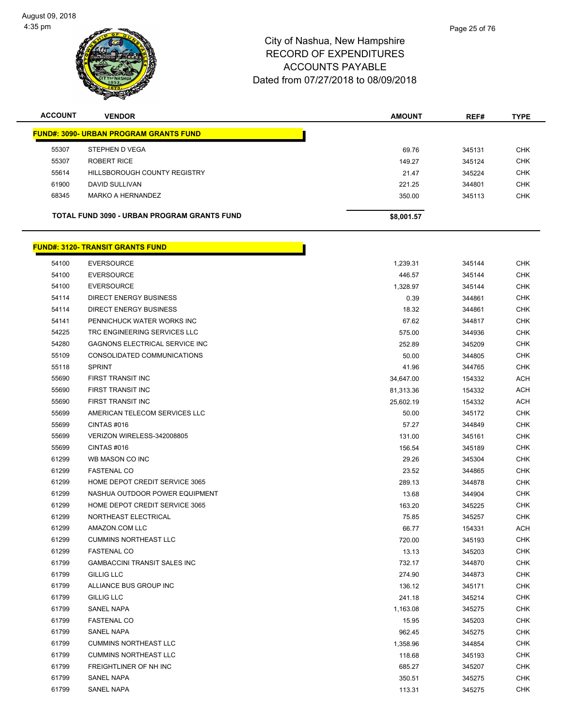# City of Nashua, New Hampshire
## RECORD OF EXPENDITURES
## ACCOUNTS PAYABLE
## Dated from 07/27/2018 to 08/09/2018

| ACCOUNT | VENDOR | AMOUNT | REF# | TYPE |
|---|---|---|---|---|
| **FUND#: 3090- URBAN PROGRAM GRANTS FUND** | | | | |
| 55307 | STEPHEN D VEGA | 69.76 | 345131 | CHK |
| 55307 | ROBERT RICE | 149.27 | 345124 | CHK |
| 55614 | HILLSBOROUGH COUNTY REGISTRY | 21.47 | 345224 | CHK |
| 61900 | DAVID SULLIVAN | 221.25 | 344801 | CHK |
| 68345 | MARKO A HERNANDEZ | 350.00 | 345113 | CHK |
| | **TOTAL FUND 3090 - URBAN PROGRAM GRANTS FUND** | **$8,001.57** | | |

| ACCOUNT | VENDOR | AMOUNT | REF# | TYPE |
|---|---|---|---|---|
| **FUND#: 3120- TRANSIT GRANTS FUND** | | | | |
| 54100 | EVERSOURCE | 1,239.31 | 345144 | CHK |
| 54100 | EVERSOURCE | 446.57 | 345144 | CHK |
| 54100 | EVERSOURCE | 1,328.97 | 345144 | CHK |
| 54114 | DIRECT ENERGY BUSINESS | 0.39 | 344861 | CHK |
| 54114 | DIRECT ENERGY BUSINESS | 18.32 | 344861 | CHK |
| 54141 | PENNICHUCK WATER WORKS INC | 67.62 | 344817 | CHK |
| 54225 | TRC ENGINEERING SERVICES LLC | 575.00 | 344936 | CHK |
| 54280 | GAGNONS ELECTRICAL SERVICE INC | 252.89 | 345209 | CHK |
| 55109 | CONSOLIDATED COMMUNICATIONS | 50.00 | 344805 | CHK |
| 55118 | SPRINT | 41.96 | 344765 | CHK |
| 55690 | FIRST TRANSIT INC | 34,647.00 | 154332 | ACH |
| 55690 | FIRST TRANSIT INC | 81,313.36 | 154332 | ACH |
| 55690 | FIRST TRANSIT INC | 25,602.19 | 154332 | ACH |
| 55699 | AMERICAN TELECOM SERVICES LLC | 50.00 | 345172 | CHK |
| 55699 | CINTAS #016 | 57.27 | 344849 | CHK |
| 55699 | VERIZON WIRELESS-342008805 | 131.00 | 345161 | CHK |
| 55699 | CINTAS #016 | 156.54 | 345189 | CHK |
| 61299 | WB MASON CO INC | 29.26 | 345304 | CHK |
| 61299 | FASTENAL CO | 23.52 | 344865 | CHK |
| 61299 | HOME DEPOT CREDIT SERVICE 3065 | 289.13 | 344878 | CHK |
| 61299 | NASHUA OUTDOOR POWER EQUIPMENT | 13.68 | 344904 | CHK |
| 61299 | HOME DEPOT CREDIT SERVICE 3065 | 163.20 | 345225 | CHK |
| 61299 | NORTHEAST ELECTRICAL | 75.85 | 345257 | CHK |
| 61299 | AMAZON.COM LLC | 66.77 | 154331 | ACH |
| 61299 | CUMMINS NORTHEAST LLC | 720.00 | 345193 | CHK |
| 61299 | FASTENAL CO | 13.13 | 345203 | CHK |
| 61799 | GAMBACCINI TRANSIT SALES INC | 732.17 | 344870 | CHK |
| 61799 | GILLIG LLC | 274.90 | 344873 | CHK |
| 61799 | ALLIANCE BUS GROUP INC | 136.12 | 345171 | CHK |
| 61799 | GILLIG LLC | 241.18 | 345214 | CHK |
| 61799 | SANEL NAPA | 1,163.08 | 345275 | CHK |
| 61799 | FASTENAL CO | 15.95 | 345203 | CHK |
| 61799 | SANEL NAPA | 962.45 | 345275 | CHK |
| 61799 | CUMMINS NORTHEAST LLC | 1,358.96 | 344854 | CHK |
| 61799 | CUMMINS NORTHEAST LLC | 118.68 | 345193 | CHK |
| 61799 | FREIGHTLINER OF NH INC | 685.27 | 345207 | CHK |
| 61799 | SANEL NAPA | 350.51 | 345275 | CHK |
| 61799 | SANEL NAPA | 113.31 | 345275 | CHK |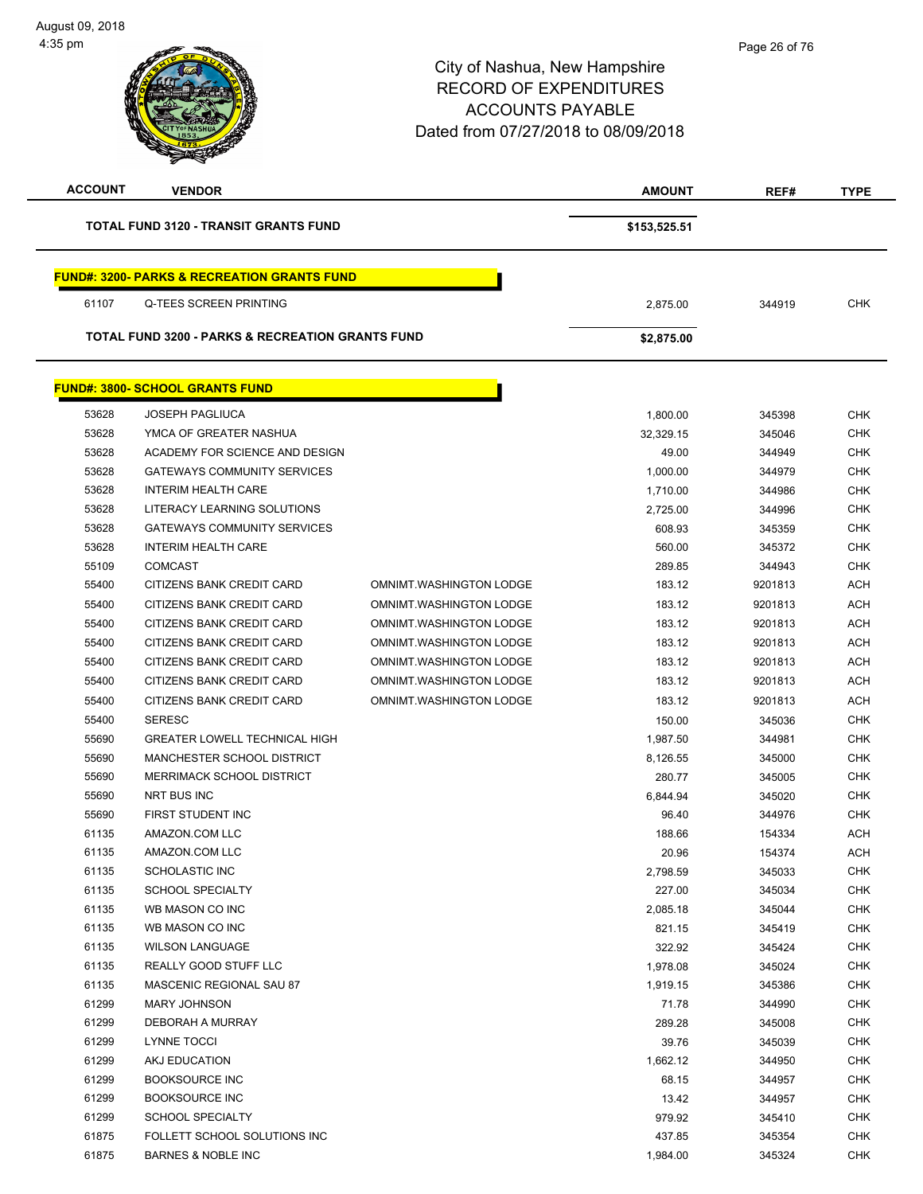# City of Nashua, New Hampshire
# RECORD OF EXPENDITURES
# ACCOUNTS PAYABLE
# Dated from 07/27/2018 to 08/09/2018

| ACCOUNT | VENDOR | | AMOUNT | REF# | TYPE |
|---|---|---|---|---|---|
| **TOTAL FUND 3120 - TRANSIT GRANTS FUND** | | | **$153,525.51** | | |

**FUND#: 3200- PARKS & RECREATION GRANTS FUND**

| ACCOUNT | VENDOR | | AMOUNT | REF# | TYPE |
|---|---|---|---|---|---|
| 61107 | Q-TEES SCREEN PRINTING | | 2,875.00 | 344919 | CHK |
| **TOTAL FUND 3200 - PARKS & RECREATION GRANTS FUND** | | | **$2,875.00** | | |

**FUND#: 3800- SCHOOL GRANTS FUND**

| ACCOUNT | VENDOR | | AMOUNT | REF# | TYPE |
|---|---|---|---|---|---|
| 53628 | JOSEPH PAGLIUCA | | 1,800.00 | 345398 | CHK |
| 53628 | YMCA OF GREATER NASHUA | | 32,329.15 | 345046 | CHK |
| 53628 | ACADEMY FOR SCIENCE AND DESIGN | | 49.00 | 344949 | CHK |
| 53628 | GATEWAYS COMMUNITY SERVICES | | 1,000.00 | 344979 | CHK |
| 53628 | INTERIM HEALTH CARE | | 1,710.00 | 344986 | CHK |
| 53628 | LITERACY LEARNING SOLUTIONS | | 2,725.00 | 344996 | CHK |
| 53628 | GATEWAYS COMMUNITY SERVICES | | 608.93 | 345359 | CHK |
| 53628 | INTERIM HEALTH CARE | | 560.00 | 345372 | CHK |
| 55109 | COMCAST | | 289.85 | 344943 | CHK |
| 55400 | CITIZENS BANK CREDIT CARD | OMNIMT.WASHINGTON LODGE | 183.12 | 9201813 | ACH |
| 55400 | CITIZENS BANK CREDIT CARD | OMNIMT.WASHINGTON LODGE | 183.12 | 9201813 | ACH |
| 55400 | CITIZENS BANK CREDIT CARD | OMNIMT.WASHINGTON LODGE | 183.12 | 9201813 | ACH |
| 55400 | CITIZENS BANK CREDIT CARD | OMNIMT.WASHINGTON LODGE | 183.12 | 9201813 | ACH |
| 55400 | CITIZENS BANK CREDIT CARD | OMNIMT.WASHINGTON LODGE | 183.12 | 9201813 | ACH |
| 55400 | CITIZENS BANK CREDIT CARD | OMNIMT.WASHINGTON LODGE | 183.12 | 9201813 | ACH |
| 55400 | CITIZENS BANK CREDIT CARD | OMNIMT.WASHINGTON LODGE | 183.12 | 9201813 | ACH |
| 55400 | SERESC | | 150.00 | 345036 | CHK |
| 55690 | GREATER LOWELL TECHNICAL HIGH | | 1,987.50 | 344981 | CHK |
| 55690 | MANCHESTER SCHOOL DISTRICT | | 8,126.55 | 345000 | CHK |
| 55690 | MERRIMACK SCHOOL DISTRICT | | 280.77 | 345005 | CHK |
| 55690 | NRT BUS INC | | 6,844.94 | 345020 | CHK |
| 55690 | FIRST STUDENT INC | | 96.40 | 344976 | CHK |
| 61135 | AMAZON.COM LLC | | 188.66 | 154334 | ACH |
| 61135 | AMAZON.COM LLC | | 20.96 | 154374 | ACH |
| 61135 | SCHOLASTIC INC | | 2,798.59 | 345033 | CHK |
| 61135 | SCHOOL SPECIALTY | | 227.00 | 345034 | CHK |
| 61135 | WB MASON CO INC | | 2,085.18 | 345044 | CHK |
| 61135 | WB MASON CO INC | | 821.15 | 345419 | CHK |
| 61135 | WILSON LANGUAGE | | 322.92 | 345424 | CHK |
| 61135 | REALLY GOOD STUFF LLC | | 1,978.08 | 345024 | CHK |
| 61135 | MASCENIC REGIONAL SAU 87 | | 1,919.15 | 345386 | CHK |
| 61299 | MARY JOHNSON | | 71.78 | 344990 | CHK |
| 61299 | DEBORAH A MURRAY | | 289.28 | 345008 | CHK |
| 61299 | LYNNE TOCCI | | 39.76 | 345039 | CHK |
| 61299 | AKJ EDUCATION | | 1,662.12 | 344950 | CHK |
| 61299 | BOOKSOURCE INC | | 68.15 | 344957 | CHK |
| 61299 | BOOKSOURCE INC | | 13.42 | 344957 | CHK |
| 61299 | SCHOOL SPECIALTY | | 979.92 | 345410 | CHK |
| 61875 | FOLLETT SCHOOL SOLUTIONS INC | | 437.85 | 345354 | CHK |
| 61875 | BARNES & NOBLE INC | | 1,984.00 | 345324 | CHK |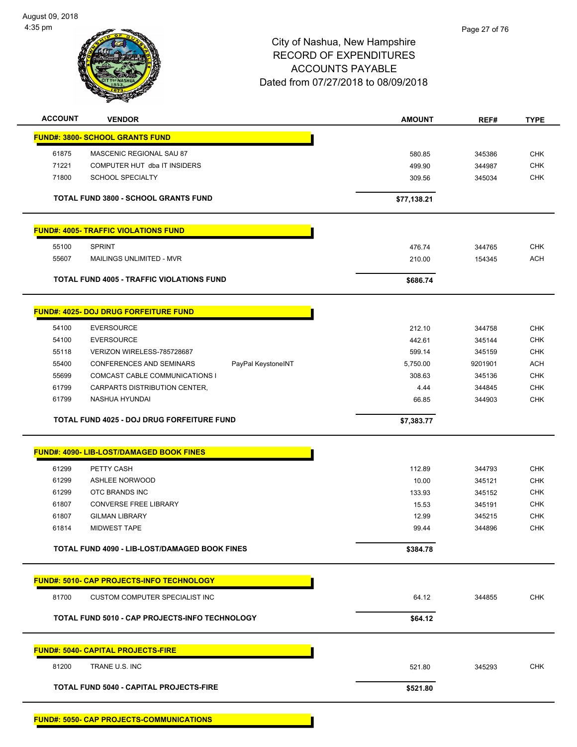# City of Nashua, New Hampshire
## RECORD OF EXPENDITURES
## ACCOUNTS PAYABLE
## Dated from 07/27/2018 to 08/09/2018

| ACCOUNT | VENDOR | | AMOUNT | REF# | TYPE |
|---|---|---|---|---|---|
| **FUND#: 3800- SCHOOL GRANTS FUND** | | | | | |
| 61875 | MASCENIC REGIONAL SAU 87 | | 580.85 | 345386 | CHK |
| 71221 | COMPUTER HUT dba IT INSIDERS | | 499.90 | 344987 | CHK |
| 71800 | SCHOOL SPECIALTY | | 309.56 | 345034 | CHK |
| | **TOTAL FUND 3800 - SCHOOL GRANTS FUND** | | **$77,138.21** | | |
| **FUND#: 4005- TRAFFIC VIOLATIONS FUND** | | | | | |
| 55100 | SPRINT | | 476.74 | 344765 | CHK |
| 55607 | MAILINGS UNLIMITED - MVR | | 210.00 | 154345 | ACH |
| | **TOTAL FUND 4005 - TRAFFIC VIOLATIONS FUND** | | **$686.74** | | |
| **FUND#: 4025- DOJ DRUG FORFEITURE FUND** | | | | | |
| 54100 | EVERSOURCE | | 212.10 | 344758 | CHK |
| 54100 | EVERSOURCE | | 442.61 | 345144 | CHK |
| 55118 | VERIZON WIRELESS-785728687 | | 599.14 | 345159 | CHK |
| 55400 | CONFERENCES AND SEMINARS | PayPal KeystoneINT | 5,750.00 | 9201901 | ACH |
| 55699 | COMCAST CABLE COMMUNICATIONS I | | 308.63 | 345136 | CHK |
| 61799 | CARPARTS DISTRIBUTION CENTER, | | 4.44 | 344845 | CHK |
| 61799 | NASHUA HYUNDAI | | 66.85 | 344903 | CHK |
| | **TOTAL FUND 4025 - DOJ DRUG FORFEITURE FUND** | | **$7,383.77** | | |
| **FUND#: 4090- LIB-LOST/DAMAGED BOOK FINES** | | | | | |
| 61299 | PETTY CASH | | 112.89 | 344793 | CHK |
| 61299 | ASHLEE NORWOOD | | 10.00 | 345121 | CHK |
| 61299 | OTC BRANDS INC | | 133.93 | 345152 | CHK |
| 61807 | CONVERSE FREE LIBRARY | | 15.53 | 345191 | CHK |
| 61807 | GILMAN LIBRARY | | 12.99 | 345215 | CHK |
| 61814 | MIDWEST TAPE | | 99.44 | 344896 | CHK |
| | **TOTAL FUND 4090 - LIB-LOST/DAMAGED BOOK FINES** | | **$384.78** | | |
| **FUND#: 5010- CAP PROJECTS-INFO TECHNOLOGY** | | | | | |
| 81700 | CUSTOM COMPUTER SPECIALIST INC | | 64.12 | 344855 | CHK |
| | **TOTAL FUND 5010 - CAP PROJECTS-INFO TECHNOLOGY** | | **$64.12** | | |
| **FUND#: 5040- CAPITAL PROJECTS-FIRE** | | | | | |
| 81200 | TRANE U.S. INC | | 521.80 | 345293 | CHK |
| | **TOTAL FUND 5040 - CAPITAL PROJECTS-FIRE** | | **$521.80** | | |
| **FUND#: 5050- CAP PROJECTS-COMMUNICATIONS** | | | | | |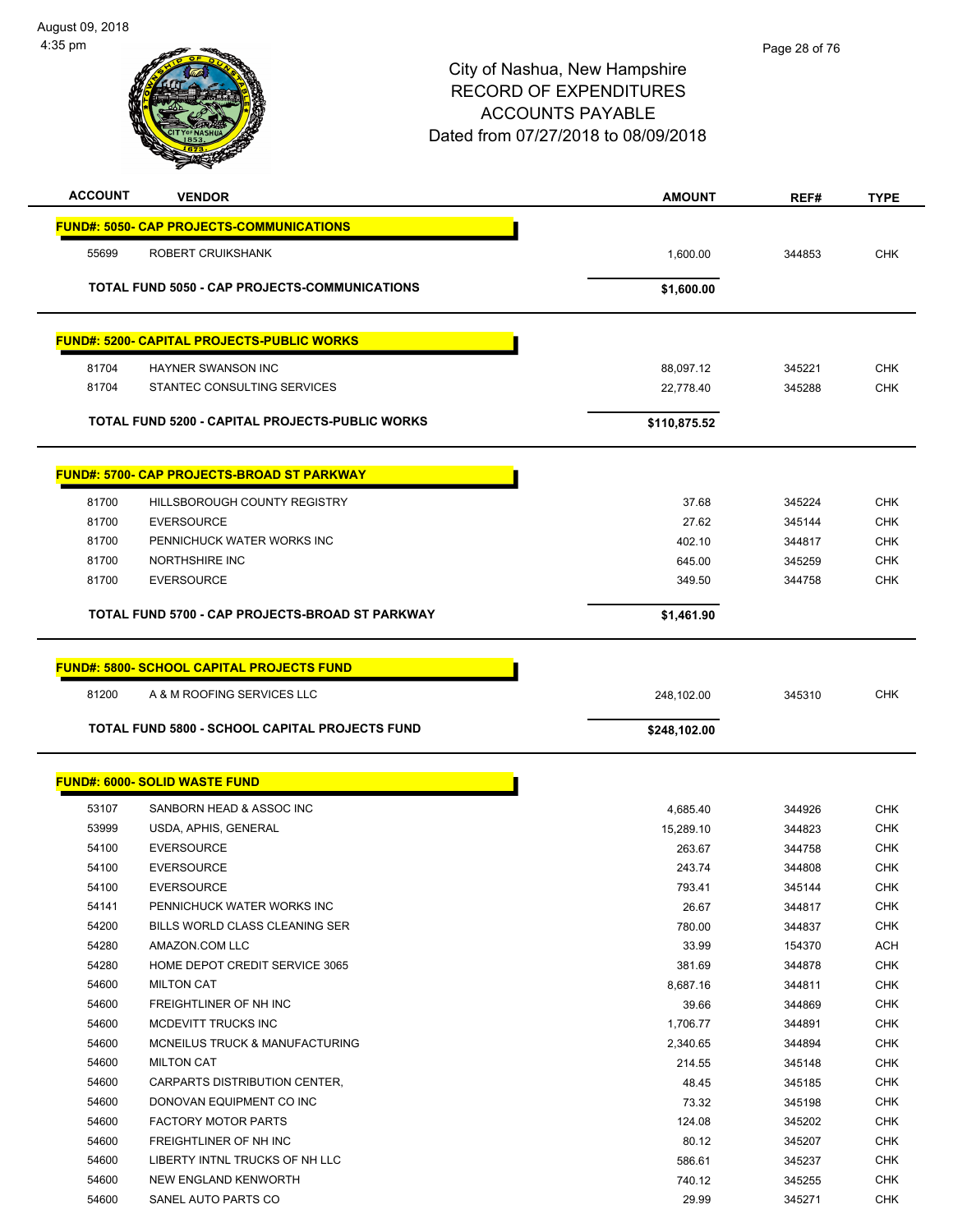# City of Nashua, New Hampshire
## RECORD OF EXPENDITURES
## ACCOUNTS PAYABLE
## Dated from 07/27/2018 to 08/09/2018

August 09, 2018
4:35 pm

| ACCOUNT | VENDOR | AMOUNT | REF# | TYPE |
|---|---|---|---|---|
| **FUND#: 5050- CAP PROJECTS-COMMUNICATIONS** | | | | |
| 55699 | ROBERT CRUIKSHANK | 1,600.00 | 344853 | CHK |
| | **TOTAL FUND 5050 - CAP PROJECTS-COMMUNICATIONS** | **$1,600.00** | | |
| **FUND#: 5200- CAPITAL PROJECTS-PUBLIC WORKS** | | | | |
| 81704 | HAYNER SWANSON INC | 88,097.12 | 345221 | CHK |
| 81704 | STANTEC CONSULTING SERVICES | 22,778.40 | 345288 | CHK |
| | **TOTAL FUND 5200 - CAPITAL PROJECTS-PUBLIC WORKS** | **$110,875.52** | | |
| **FUND#: 5700- CAP PROJECTS-BROAD ST PARKWAY** | | | | |
| 81700 | HILLSBOROUGH COUNTY REGISTRY | 37.68 | 345224 | CHK |
| 81700 | EVERSOURCE | 27.62 | 345144 | CHK |
| 81700 | PENNICHUCK WATER WORKS INC | 402.10 | 344817 | CHK |
| 81700 | NORTHSHIRE INC | 645.00 | 345259 | CHK |
| 81700 | EVERSOURCE | 349.50 | 344758 | CHK |
| | **TOTAL FUND 5700 - CAP PROJECTS-BROAD ST PARKWAY** | **$1,461.90** | | |
| **FUND#: 5800- SCHOOL CAPITAL PROJECTS FUND** | | | | |
| 81200 | A & M ROOFING SERVICES LLC | 248,102.00 | 345310 | CHK |
| | **TOTAL FUND 5800 - SCHOOL CAPITAL PROJECTS FUND** | **$248,102.00** | | |
| **FUND#: 6000- SOLID WASTE FUND** | | | | |
| 53107 | SANBORN HEAD & ASSOC INC | 4,685.40 | 344926 | CHK |
| 53999 | USDA, APHIS, GENERAL | 15,289.10 | 344823 | CHK |
| 54100 | EVERSOURCE | 263.67 | 344758 | CHK |
| 54100 | EVERSOURCE | 243.74 | 344808 | CHK |
| 54100 | EVERSOURCE | 793.41 | 345144 | CHK |
| 54141 | PENNICHUCK WATER WORKS INC | 26.67 | 344817 | CHK |
| 54200 | BILLS WORLD CLASS CLEANING SER | 780.00 | 344837 | CHK |
| 54280 | AMAZON.COM LLC | 33.99 | 154370 | ACH |
| 54280 | HOME DEPOT CREDIT SERVICE 3065 | 381.69 | 344878 | CHK |
| 54600 | MILTON CAT | 8,687.16 | 344811 | CHK |
| 54600 | FREIGHTLINER OF NH INC | 39.66 | 344869 | CHK |
| 54600 | MCDEVITT TRUCKS INC | 1,706.77 | 344891 | CHK |
| 54600 | MCNEILUS TRUCK & MANUFACTURING | 2,340.65 | 344894 | CHK |
| 54600 | MILTON CAT | 214.55 | 345148 | CHK |
| 54600 | CARPARTS DISTRIBUTION CENTER, | 48.45 | 345185 | CHK |
| 54600 | DONOVAN EQUIPMENT CO INC | 73.32 | 345198 | CHK |
| 54600 | FACTORY MOTOR PARTS | 124.08 | 345202 | CHK |
| 54600 | FREIGHTLINER OF NH INC | 80.12 | 345207 | CHK |
| 54600 | LIBERTY INTNL TRUCKS OF NH LLC | 586.61 | 345237 | CHK |
| 54600 | NEW ENGLAND KENWORTH | 740.12 | 345255 | CHK |
| 54600 | SANEL AUTO PARTS CO | 29.99 | 345271 | CHK |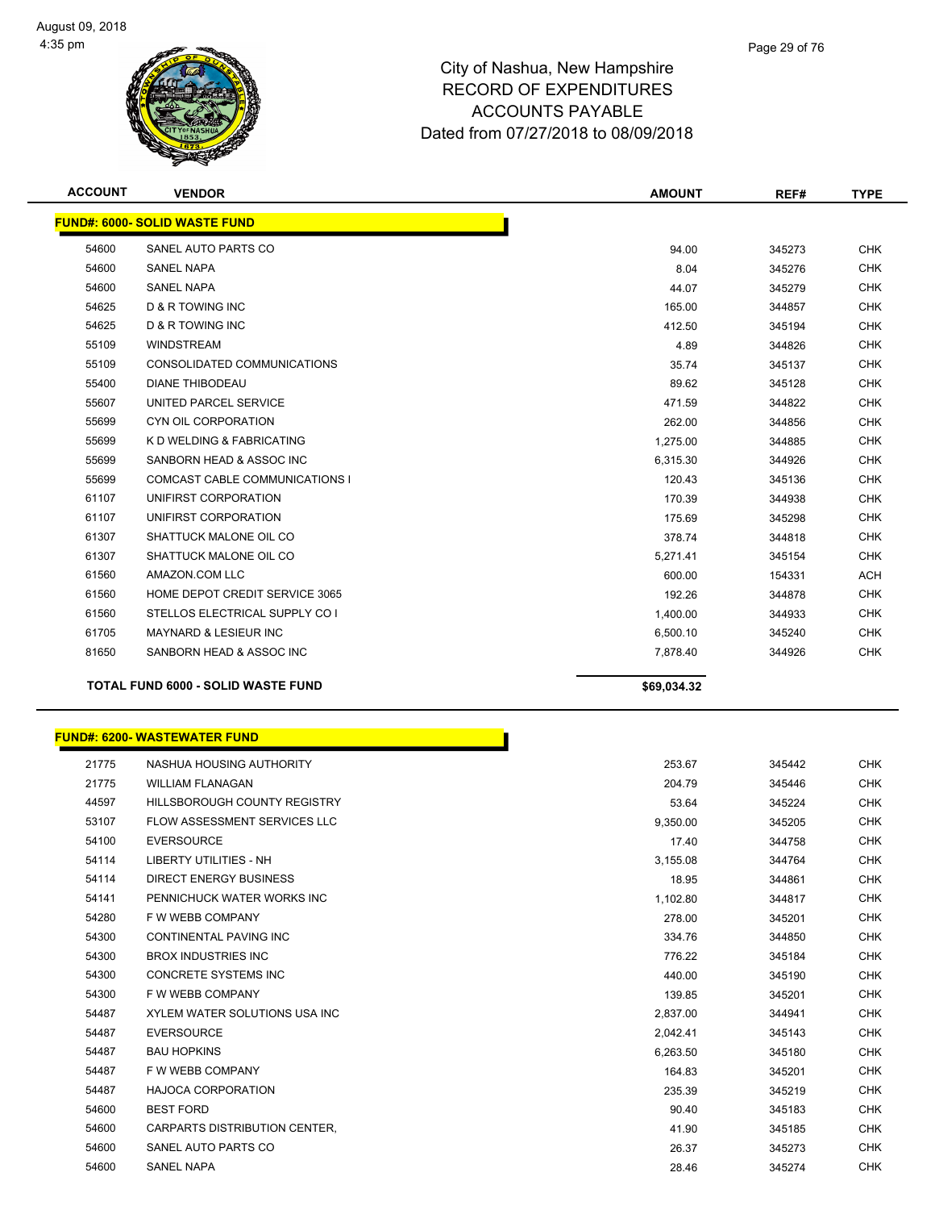# City of Nashua, New Hampshire
# RECORD OF EXPENDITURES
# ACCOUNTS PAYABLE
# Dated from 07/27/2018 to 08/09/2018

| ACCOUNT | VENDOR | AMOUNT | REF# | TYPE |
|---|---|---|---|---|
| **FUND#: 6000- SOLID WASTE FUND** | | | | |
| 54600 | SANEL AUTO PARTS CO | 94.00 | 345273 | CHK |
| 54600 | SANEL NAPA | 8.04 | 345276 | CHK |
| 54600 | SANEL NAPA | 44.07 | 345279 | CHK |
| 54625 | D & R TOWING INC | 165.00 | 344857 | CHK |
| 54625 | D & R TOWING INC | 412.50 | 345194 | CHK |
| 55109 | WINDSTREAM | 4.89 | 344826 | CHK |
| 55109 | CONSOLIDATED COMMUNICATIONS | 35.74 | 345137 | CHK |
| 55400 | DIANE THIBODEAU | 89.62 | 345128 | CHK |
| 55607 | UNITED PARCEL SERVICE | 471.59 | 344822 | CHK |
| 55699 | CYN OIL CORPORATION | 262.00 | 344856 | CHK |
| 55699 | K D WELDING & FABRICATING | 1,275.00 | 344885 | CHK |
| 55699 | SANBORN HEAD & ASSOC INC | 6,315.30 | 344926 | CHK |
| 55699 | COMCAST CABLE COMMUNICATIONS I | 120.43 | 345136 | CHK |
| 61107 | UNIFIRST CORPORATION | 170.39 | 344938 | CHK |
| 61107 | UNIFIRST CORPORATION | 175.69 | 345298 | CHK |
| 61307 | SHATTUCK MALONE OIL CO | 378.74 | 344818 | CHK |
| 61307 | SHATTUCK MALONE OIL CO | 5,271.41 | 345154 | CHK |
| 61560 | AMAZON.COM LLC | 600.00 | 154331 | ACH |
| 61560 | HOME DEPOT CREDIT SERVICE 3065 | 192.26 | 344878 | CHK |
| 61560 | STELLOS ELECTRICAL SUPPLY CO I | 1,400.00 | 344933 | CHK |
| 61705 | MAYNARD & LESIEUR INC | 6,500.10 | 345240 | CHK |
| 81650 | SANBORN HEAD & ASSOC INC | 7,878.40 | 344926 | CHK |
| **TOTAL FUND 6000 - SOLID WASTE FUND** | | **$69,034.32** | | |

| ACCOUNT | VENDOR | AMOUNT | REF# | TYPE |
|---|---|---|---|---|
| **FUND#: 6200- WASTEWATER FUND** | | | | |
| 21775 | NASHUA HOUSING AUTHORITY | 253.67 | 345442 | CHK |
| 21775 | WILLIAM FLANAGAN | 204.79 | 345446 | CHK |
| 44597 | HILLSBOROUGH COUNTY REGISTRY | 53.64 | 345224 | CHK |
| 53107 | FLOW ASSESSMENT SERVICES LLC | 9,350.00 | 345205 | CHK |
| 54100 | EVERSOURCE | 17.40 | 344758 | CHK |
| 54114 | LIBERTY UTILITIES - NH | 3,155.08 | 344764 | CHK |
| 54114 | DIRECT ENERGY BUSINESS | 18.95 | 344861 | CHK |
| 54141 | PENNICHUCK WATER WORKS INC | 1,102.80 | 344817 | CHK |
| 54280 | F W WEBB COMPANY | 278.00 | 345201 | CHK |
| 54300 | CONTINENTAL PAVING INC | 334.76 | 344850 | CHK |
| 54300 | BROX INDUSTRIES INC | 776.22 | 345184 | CHK |
| 54300 | CONCRETE SYSTEMS INC | 440.00 | 345190 | CHK |
| 54300 | F W WEBB COMPANY | 139.85 | 345201 | CHK |
| 54487 | XYLEM WATER SOLUTIONS USA INC | 2,837.00 | 344941 | CHK |
| 54487 | EVERSOURCE | 2,042.41 | 345143 | CHK |
| 54487 | BAU HOPKINS | 6,263.50 | 345180 | CHK |
| 54487 | F W WEBB COMPANY | 164.83 | 345201 | CHK |
| 54487 | HAJOCA CORPORATION | 235.39 | 345219 | CHK |
| 54600 | BEST FORD | 90.40 | 345183 | CHK |
| 54600 | CARPARTS DISTRIBUTION CENTER, | 41.90 | 345185 | CHK |
| 54600 | SANEL AUTO PARTS CO | 26.37 | 345273 | CHK |
| 54600 | SANEL NAPA | 28.46 | 345274 | CHK |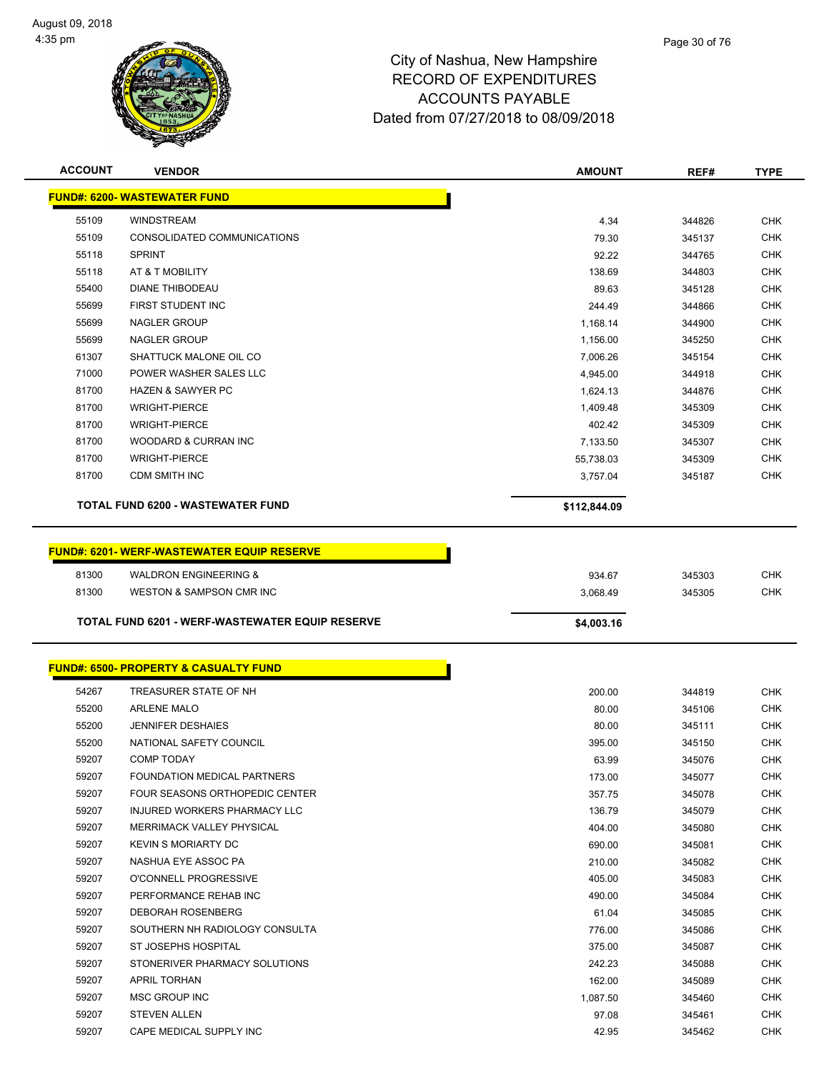City of Nashua, New Hampshire
RECORD OF EXPENDITURES
ACCOUNTS PAYABLE
Dated from 07/27/2018 to 08/09/2018

| ACCOUNT | VENDOR | AMOUNT | REF# | TYPE |
|---|---|---|---|---|
| **FUND#: 6200- WASTEWATER FUND** | | | | |
| 55109 | WINDSTREAM | 4.34 | 344826 | CHK |
| 55109 | CONSOLIDATED COMMUNICATIONS | 79.30 | 345137 | CHK |
| 55118 | SPRINT | 92.22 | 344765 | CHK |
| 55118 | AT & T MOBILITY | 138.69 | 344803 | CHK |
| 55400 | DIANE THIBODEAU | 89.63 | 345128 | CHK |
| 55699 | FIRST STUDENT INC | 244.49 | 344866 | CHK |
| 55699 | NAGLER GROUP | 1,168.14 | 344900 | CHK |
| 55699 | NAGLER GROUP | 1,156.00 | 345250 | CHK |
| 61307 | SHATTUCK MALONE OIL CO | 7,006.26 | 345154 | CHK |
| 71000 | POWER WASHER SALES LLC | 4,945.00 | 344918 | CHK |
| 81700 | HAZEN & SAWYER PC | 1,624.13 | 344876 | CHK |
| 81700 | WRIGHT-PIERCE | 1,409.48 | 345309 | CHK |
| 81700 | WRIGHT-PIERCE | 402.42 | 345309 | CHK |
| 81700 | WOODARD & CURRAN INC | 7,133.50 | 345307 | CHK |
| 81700 | WRIGHT-PIERCE | 55,738.03 | 345309 | CHK |
| 81700 | CDM SMITH INC | 3,757.04 | 345187 | CHK |
| **TOTAL FUND 6200 - WASTEWATER FUND** | | **$112,844.09** | | |
| **FUND#: 6201- WERF-WASTEWATER EQUIP RESERVE** | | | | |
| 81300 | WALDRON ENGINEERING & | 934.67 | 345303 | CHK |
| 81300 | WESTON & SAMPSON CMR INC | 3,068.49 | 345305 | CHK |
| **TOTAL FUND 6201 - WERF-WASTEWATER EQUIP RESERVE** | | **$4,003.16** | | |
| **FUND#: 6500- PROPERTY & CASUALTY FUND** | | | | |
| 54267 | TREASURER STATE OF NH | 200.00 | 344819 | CHK |
| 55200 | ARLENE MALO | 80.00 | 345106 | CHK |
| 55200 | JENNIFER DESHAIES | 80.00 | 345111 | CHK |
| 55200 | NATIONAL SAFETY COUNCIL | 395.00 | 345150 | CHK |
| 59207 | COMP TODAY | 63.99 | 345076 | CHK |
| 59207 | FOUNDATION MEDICAL PARTNERS | 173.00 | 345077 | CHK |
| 59207 | FOUR SEASONS ORTHOPEDIC CENTER | 357.75 | 345078 | CHK |
| 59207 | INJURED WORKERS PHARMACY LLC | 136.79 | 345079 | CHK |
| 59207 | MERRIMACK VALLEY PHYSICAL | 404.00 | 345080 | CHK |
| 59207 | KEVIN S MORIARTY DC | 690.00 | 345081 | CHK |
| 59207 | NASHUA EYE ASSOC PA | 210.00 | 345082 | CHK |
| 59207 | O'CONNELL PROGRESSIVE | 405.00 | 345083 | CHK |
| 59207 | PERFORMANCE REHAB INC | 490.00 | 345084 | CHK |
| 59207 | DEBORAH ROSENBERG | 61.04 | 345085 | CHK |
| 59207 | SOUTHERN NH RADIOLOGY CONSULTA | 776.00 | 345086 | CHK |
| 59207 | ST JOSEPHS HOSPITAL | 375.00 | 345087 | CHK |
| 59207 | STONERIVER PHARMACY SOLUTIONS | 242.23 | 345088 | CHK |
| 59207 | APRIL TORHAN | 162.00 | 345089 | CHK |
| 59207 | MSC GROUP INC | 1,087.50 | 345460 | CHK |
| 59207 | STEVEN ALLEN | 97.08 | 345461 | CHK |
| 59207 | CAPE MEDICAL SUPPLY INC | 42.95 | 345462 | CHK |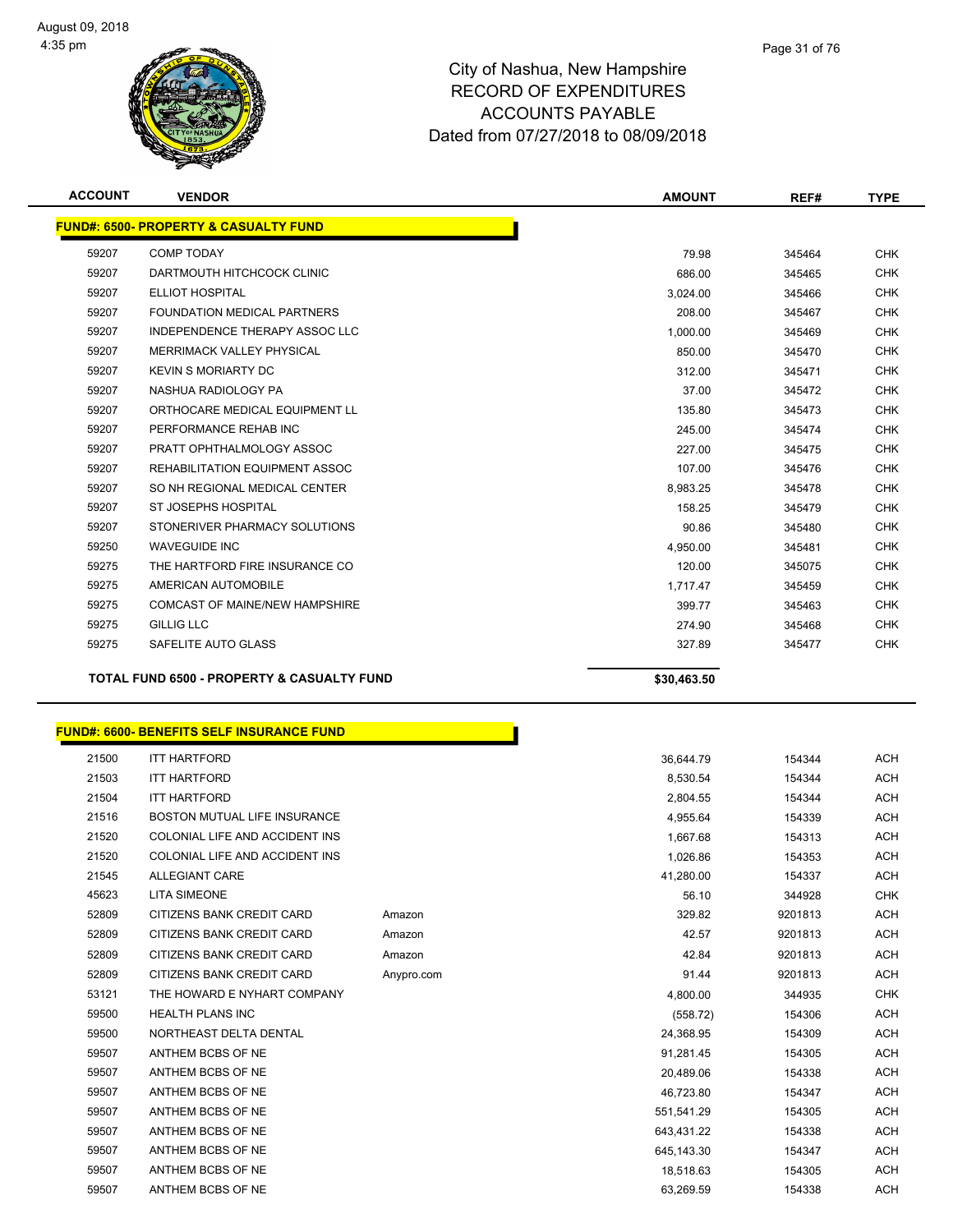# City of Nashua, New Hampshire
## RECORD OF EXPENDITURES
## ACCOUNTS PAYABLE
## Dated from 07/27/2018 to 08/09/2018

| ACCOUNT | VENDOR | | AMOUNT | REF# | TYPE |
|---|---|---|---|---|---|
| **FUND#: 6500- PROPERTY & CASUALTY FUND** | | | | | |
| 59207 | COMP TODAY | | 79.98 | 345464 | CHK |
| 59207 | DARTMOUTH HITCHCOCK CLINIC | | 686.00 | 345465 | CHK |
| 59207 | ELLIOT HOSPITAL | | 3,024.00 | 345466 | CHK |
| 59207 | FOUNDATION MEDICAL PARTNERS | | 208.00 | 345467 | CHK |
| 59207 | INDEPENDENCE THERAPY ASSOC LLC | | 1,000.00 | 345469 | CHK |
| 59207 | MERRIMACK VALLEY PHYSICAL | | 850.00 | 345470 | CHK |
| 59207 | KEVIN S MORIARTY DC | | 312.00 | 345471 | CHK |
| 59207 | NASHUA RADIOLOGY PA | | 37.00 | 345472 | CHK |
| 59207 | ORTHOCARE MEDICAL EQUIPMENT LL | | 135.80 | 345473 | CHK |
| 59207 | PERFORMANCE REHAB INC | | 245.00 | 345474 | CHK |
| 59207 | PRATT OPHTHALMOLOGY ASSOC | | 227.00 | 345475 | CHK |
| 59207 | REHABILITATION EQUIPMENT ASSOC | | 107.00 | 345476 | CHK |
| 59207 | SO NH REGIONAL MEDICAL CENTER | | 8,983.25 | 345478 | CHK |
| 59207 | ST JOSEPHS HOSPITAL | | 158.25 | 345479 | CHK |
| 59207 | STONERIVER PHARMACY SOLUTIONS | | 90.86 | 345480 | CHK |
| 59250 | WAVEGUIDE INC | | 4,950.00 | 345481 | CHK |
| 59275 | THE HARTFORD FIRE INSURANCE CO | | 120.00 | 345075 | CHK |
| 59275 | AMERICAN AUTOMOBILE | | 1,717.47 | 345459 | CHK |
| 59275 | COMCAST OF MAINE/NEW HAMPSHIRE | | 399.77 | 345463 | CHK |
| 59275 | GILLIG LLC | | 274.90 | 345468 | CHK |
| 59275 | SAFELITE AUTO GLASS | | 327.89 | 345477 | CHK |
| **TOTAL FUND 6500 - PROPERTY & CASUALTY FUND** | | | **$30,463.50** | | |

| ACCOUNT | VENDOR | | AMOUNT | REF# | TYPE |
|---|---|---|---|---|---|
| **FUND#: 6600- BENEFITS SELF INSURANCE FUND** | | | | | |
| 21500 | ITT HARTFORD | | 36,644.79 | 154344 | ACH |
| 21503 | ITT HARTFORD | | 8,530.54 | 154344 | ACH |
| 21504 | ITT HARTFORD | | 2,804.55 | 154344 | ACH |
| 21516 | BOSTON MUTUAL LIFE INSURANCE | | 4,955.64 | 154339 | ACH |
| 21520 | COLONIAL LIFE AND ACCIDENT INS | | 1,667.68 | 154313 | ACH |
| 21520 | COLONIAL LIFE AND ACCIDENT INS | | 1,026.86 | 154353 | ACH |
| 21545 | ALLEGIANT CARE | | 41,280.00 | 154337 | ACH |
| 45623 | LITA SIMEONE | | 56.10 | 344928 | CHK |
| 52809 | CITIZENS BANK CREDIT CARD | Amazon | 329.82 | 9201813 | ACH |
| 52809 | CITIZENS BANK CREDIT CARD | Amazon | 42.57 | 9201813 | ACH |
| 52809 | CITIZENS BANK CREDIT CARD | Amazon | 42.84 | 9201813 | ACH |
| 52809 | CITIZENS BANK CREDIT CARD | Anypro.com | 91.44 | 9201813 | ACH |
| 53121 | THE HOWARD E NYHART COMPANY | | 4,800.00 | 344935 | CHK |
| 59500 | HEALTH PLANS INC | | (558.72) | 154306 | ACH |
| 59500 | NORTHEAST DELTA DENTAL | | 24,368.95 | 154309 | ACH |
| 59507 | ANTHEM BCBS OF NE | | 91,281.45 | 154305 | ACH |
| 59507 | ANTHEM BCBS OF NE | | 20,489.06 | 154338 | ACH |
| 59507 | ANTHEM BCBS OF NE | | 46,723.80 | 154347 | ACH |
| 59507 | ANTHEM BCBS OF NE | | 551,541.29 | 154305 | ACH |
| 59507 | ANTHEM BCBS OF NE | | 643,431.22 | 154338 | ACH |
| 59507 | ANTHEM BCBS OF NE | | 645,143.30 | 154347 | ACH |
| 59507 | ANTHEM BCBS OF NE | | 18,518.63 | 154305 | ACH |
| 59507 | ANTHEM BCBS OF NE | | 63,269.59 | 154338 | ACH |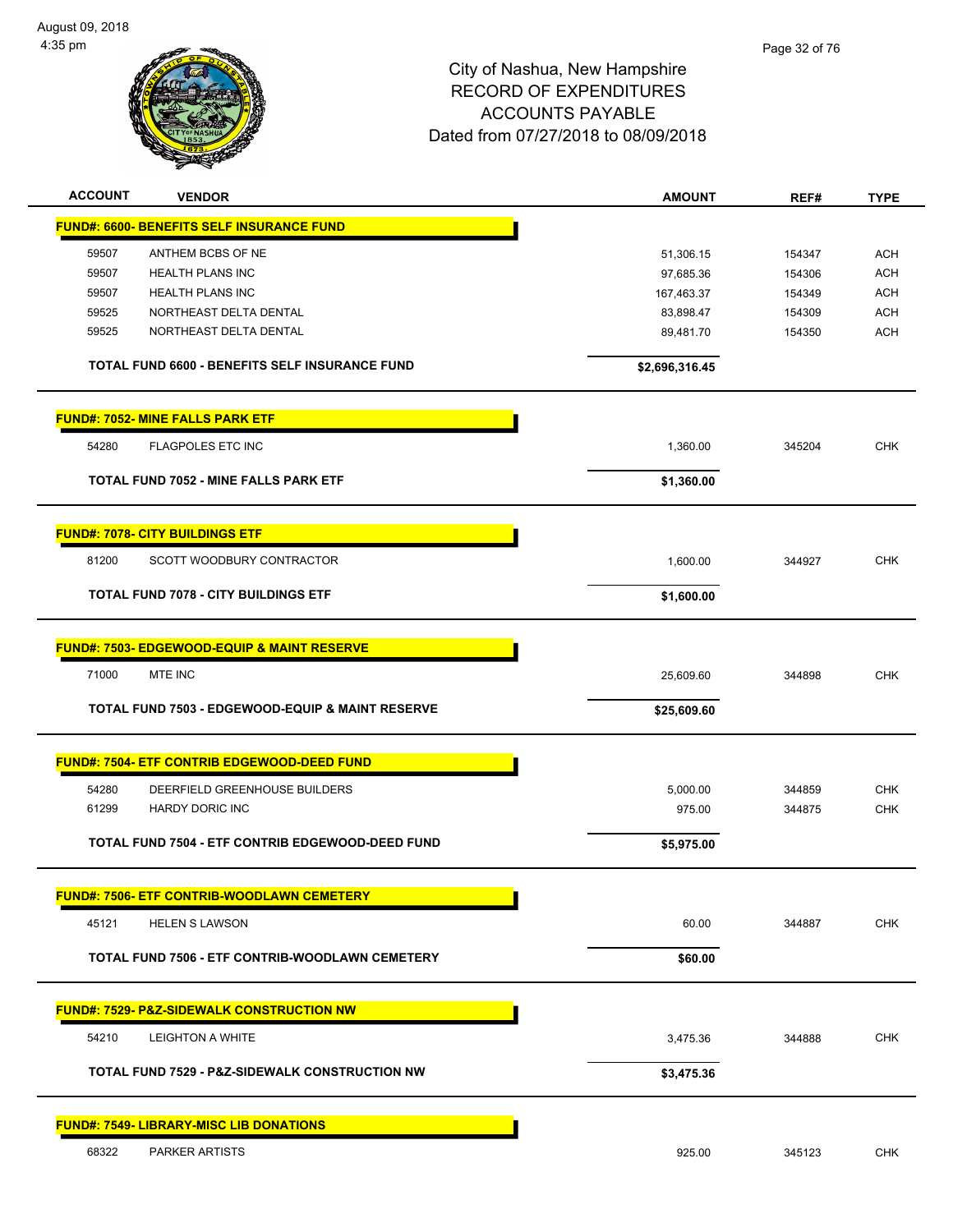City of Nashua, New Hampshire
RECORD OF EXPENDITURES
ACCOUNTS PAYABLE
Dated from 07/27/2018 to 08/09/2018

| ACCOUNT | VENDOR | AMOUNT | REF# | TYPE |
|---|---|---|---|---|
| **FUND#: 6600- BENEFITS SELF INSURANCE FUND** | | | | |
| 59507 | ANTHEM BCBS OF NE | 51,306.15 | 154347 | ACH |
| 59507 | HEALTH PLANS INC | 97,685.36 | 154306 | ACH |
| 59507 | HEALTH PLANS INC | 167,463.37 | 154349 | ACH |
| 59525 | NORTHEAST DELTA DENTAL | 83,898.47 | 154309 | ACH |
| 59525 | NORTHEAST DELTA DENTAL | 89,481.70 | 154350 | ACH |
| | **TOTAL FUND 6600 - BENEFITS SELF INSURANCE FUND** | **$2,696,316.45** | | |
| **FUND#: 7052- MINE FALLS PARK ETF** | | | | |
| 54280 | FLAGPOLES ETC INC | 1,360.00 | 345204 | CHK |
| | **TOTAL FUND 7052 - MINE FALLS PARK ETF** | **$1,360.00** | | |
| **FUND#: 7078- CITY BUILDINGS ETF** | | | | |
| 81200 | SCOTT WOODBURY CONTRACTOR | 1,600.00 | 344927 | CHK |
| | **TOTAL FUND 7078 - CITY BUILDINGS ETF** | **$1,600.00** | | |
| **FUND#: 7503- EDGEWOOD-EQUIP & MAINT RESERVE** | | | | |
| 71000 | MTE INC | 25,609.60 | 344898 | CHK |
| | **TOTAL FUND 7503 - EDGEWOOD-EQUIP & MAINT RESERVE** | **$25,609.60** | | |
| **FUND#: 7504- ETF CONTRIB EDGEWOOD-DEED FUND** | | | | |
| 54280 | DEERFIELD GREENHOUSE BUILDERS | 5,000.00 | 344859 | CHK |
| 61299 | HARDY DORIC INC | 975.00 | 344875 | CHK |
| | **TOTAL FUND 7504 - ETF CONTRIB EDGEWOOD-DEED FUND** | **$5,975.00** | | |
| **FUND#: 7506- ETF CONTRIB-WOODLAWN CEMETERY** | | | | |
| 45121 | HELEN S LAWSON | 60.00 | 344887 | CHK |
| | **TOTAL FUND 7506 - ETF CONTRIB-WOODLAWN CEMETERY** | **$60.00** | | |
| **FUND#: 7529- P&Z-SIDEWALK CONSTRUCTION NW** | | | | |
| 54210 | LEIGHTON A WHITE | 3,475.36 | 344888 | CHK |
| | **TOTAL FUND 7529 - P&Z-SIDEWALK CONSTRUCTION NW** | **$3,475.36** | | |
| **FUND#: 7549- LIBRARY-MISC LIB DONATIONS** | | | | |
| 68322 | PARKER ARTISTS | 925.00 | 345123 | CHK |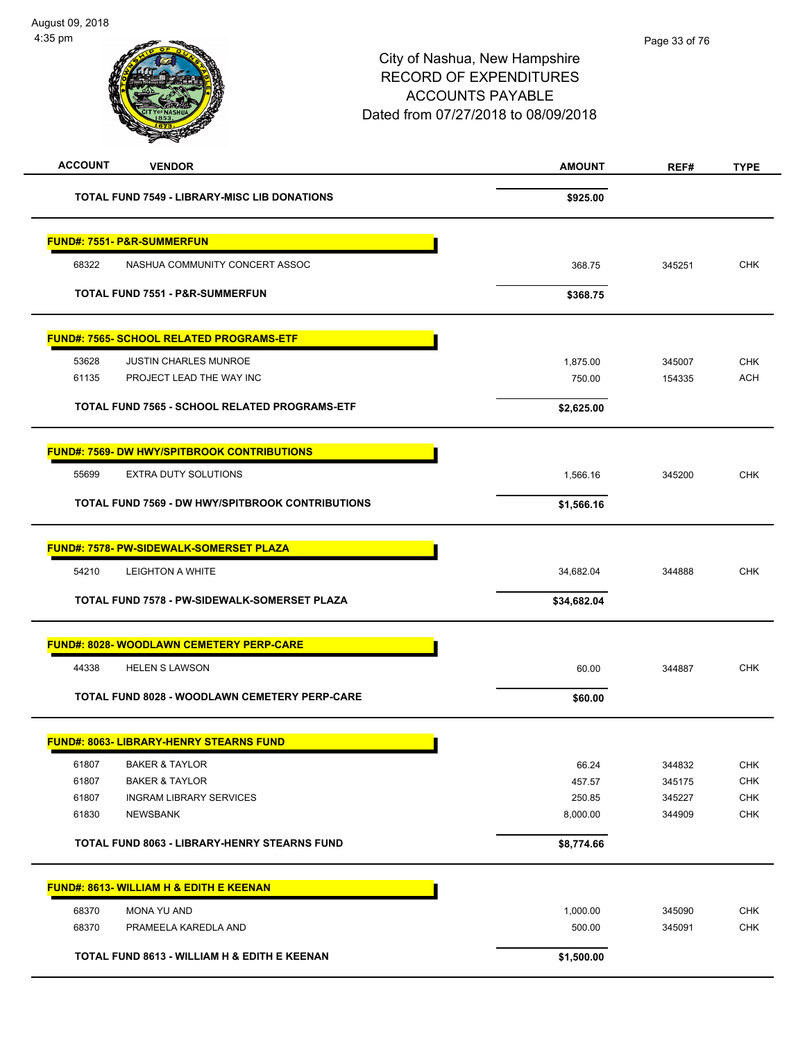City of Nashua, New Hampshire
RECORD OF EXPENDITURES
ACCOUNTS PAYABLE
Dated from 07/27/2018 to 08/09/2018

| ACCOUNT | VENDOR | AMOUNT | REF# | TYPE |
|---|---|---|---|---|
| | **TOTAL FUND 7549 - LIBRARY-MISC LIB DONATIONS** | **$925.00** | | |
| **FUND#: 7551- P&R-SUMMERFUN** | | | | |
| 68322 | NASHUA COMMUNITY CONCERT ASSOC | 368.75 | 345251 | CHK |
| | **TOTAL FUND 7551 - P&R-SUMMERFUN** | **$368.75** | | |
| **FUND#: 7565- SCHOOL RELATED PROGRAMS-ETF** | | | | |
| 53628 | JUSTIN CHARLES MUNROE | 1,875.00 | 345007 | CHK |
| 61135 | PROJECT LEAD THE WAY INC | 750.00 | 154335 | ACH |
| | **TOTAL FUND 7565 - SCHOOL RELATED PROGRAMS-ETF** | **$2,625.00** | | |
| **FUND#: 7569- DW HWY/SPITBROOK CONTRIBUTIONS** | | | | |
| 55699 | EXTRA DUTY SOLUTIONS | 1,566.16 | 345200 | CHK |
| | **TOTAL FUND 7569 - DW HWY/SPITBROOK CONTRIBUTIONS** | **$1,566.16** | | |
| **FUND#: 7578- PW-SIDEWALK-SOMERSET PLAZA** | | | | |
| 54210 | LEIGHTON A WHITE | 34,682.04 | 344888 | CHK |
| | **TOTAL FUND 7578 - PW-SIDEWALK-SOMERSET PLAZA** | **$34,682.04** | | |
| **FUND#: 8028- WOODLAWN CEMETERY PERP-CARE** | | | | |
| 44338 | HELEN S LAWSON | 60.00 | 344887 | CHK |
| | **TOTAL FUND 8028 - WOODLAWN CEMETERY PERP-CARE** | **$60.00** | | |
| **FUND#: 8063- LIBRARY-HENRY STEARNS FUND** | | | | |
| 61807 | BAKER & TAYLOR | 66.24 | 344832 | CHK |
| 61807 | BAKER & TAYLOR | 457.57 | 345175 | CHK |
| 61807 | INGRAM LIBRARY SERVICES | 250.85 | 345227 | CHK |
| 61830 | NEWSBANK | 8,000.00 | 344909 | CHK |
| | **TOTAL FUND 8063 - LIBRARY-HENRY STEARNS FUND** | **$8,774.66** | | |
| **FUND#: 8613- WILLIAM H & EDITH E KEENAN** | | | | |
| 68370 | MONA YU AND | 1,000.00 | 345090 | CHK |
| 68370 | PRAMEELA KAREDLA AND | 500.00 | 345091 | CHK |
| | **TOTAL FUND 8613 - WILLIAM H & EDITH E KEENAN** | **$1,500.00** | | |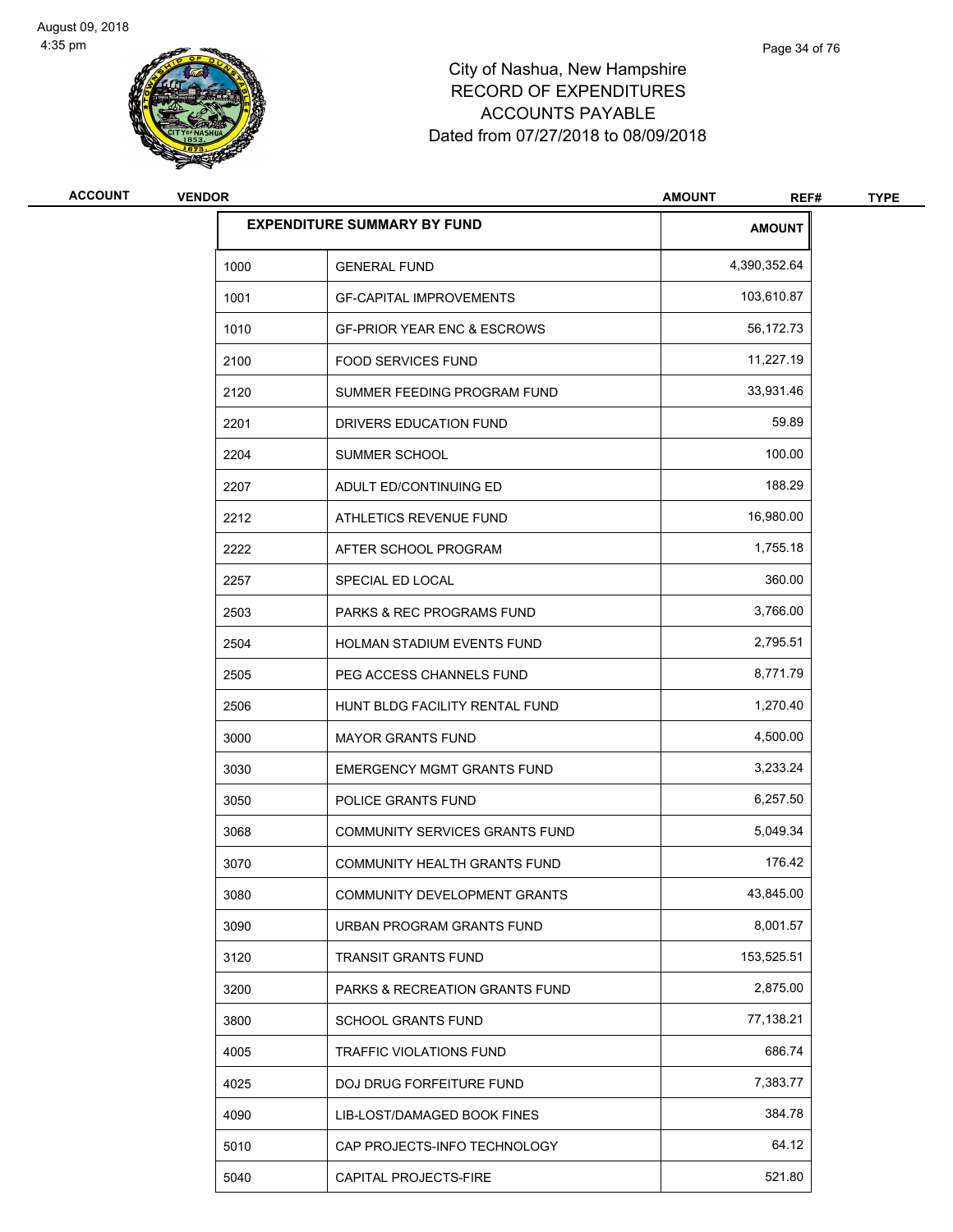City of Nashua, New Hampshire
RECORD OF EXPENDITURES
ACCOUNTS PAYABLE
Dated from 07/27/2018 to 08/09/2018

| ACCOUNT | VENDOR | AMOUNT | REF# | TYPE |
|---|---|---|---|---|

| EXPENDITURE SUMMARY BY FUND | | AMOUNT |
|---|---|---|
| 1000 | GENERAL FUND | 4,390,352.64 |
| 1001 | GF-CAPITAL IMPROVEMENTS | 103,610.87 |
| 1010 | GF-PRIOR YEAR ENC & ESCROWS | 56,172.73 |
| 2100 | FOOD SERVICES FUND | 11,227.19 |
| 2120 | SUMMER FEEDING PROGRAM FUND | 33,931.46 |
| 2201 | DRIVERS EDUCATION FUND | 59.89 |
| 2204 | SUMMER SCHOOL | 100.00 |
| 2207 | ADULT ED/CONTINUING ED | 188.29 |
| 2212 | ATHLETICS REVENUE FUND | 16,980.00 |
| 2222 | AFTER SCHOOL PROGRAM | 1,755.18 |
| 2257 | SPECIAL ED LOCAL | 360.00 |
| 2503 | PARKS & REC PROGRAMS FUND | 3,766.00 |
| 2504 | HOLMAN STADIUM EVENTS FUND | 2,795.51 |
| 2505 | PEG ACCESS CHANNELS FUND | 8,771.79 |
| 2506 | HUNT BLDG FACILITY RENTAL FUND | 1,270.40 |
| 3000 | MAYOR GRANTS FUND | 4,500.00 |
| 3030 | EMERGENCY MGMT GRANTS FUND | 3,233.24 |
| 3050 | POLICE GRANTS FUND | 6,257.50 |
| 3068 | COMMUNITY SERVICES GRANTS FUND | 5,049.34 |
| 3070 | COMMUNITY HEALTH GRANTS FUND | 176.42 |
| 3080 | COMMUNITY DEVELOPMENT GRANTS | 43,845.00 |
| 3090 | URBAN PROGRAM GRANTS FUND | 8,001.57 |
| 3120 | TRANSIT GRANTS FUND | 153,525.51 |
| 3200 | PARKS & RECREATION GRANTS FUND | 2,875.00 |
| 3800 | SCHOOL GRANTS FUND | 77,138.21 |
| 4005 | TRAFFIC VIOLATIONS FUND | 686.74 |
| 4025 | DOJ DRUG FORFEITURE FUND | 7,383.77 |
| 4090 | LIB-LOST/DAMAGED BOOK FINES | 384.78 |
| 5010 | CAP PROJECTS-INFO TECHNOLOGY | 64.12 |
| 5040 | CAPITAL PROJECTS-FIRE | 521.80 |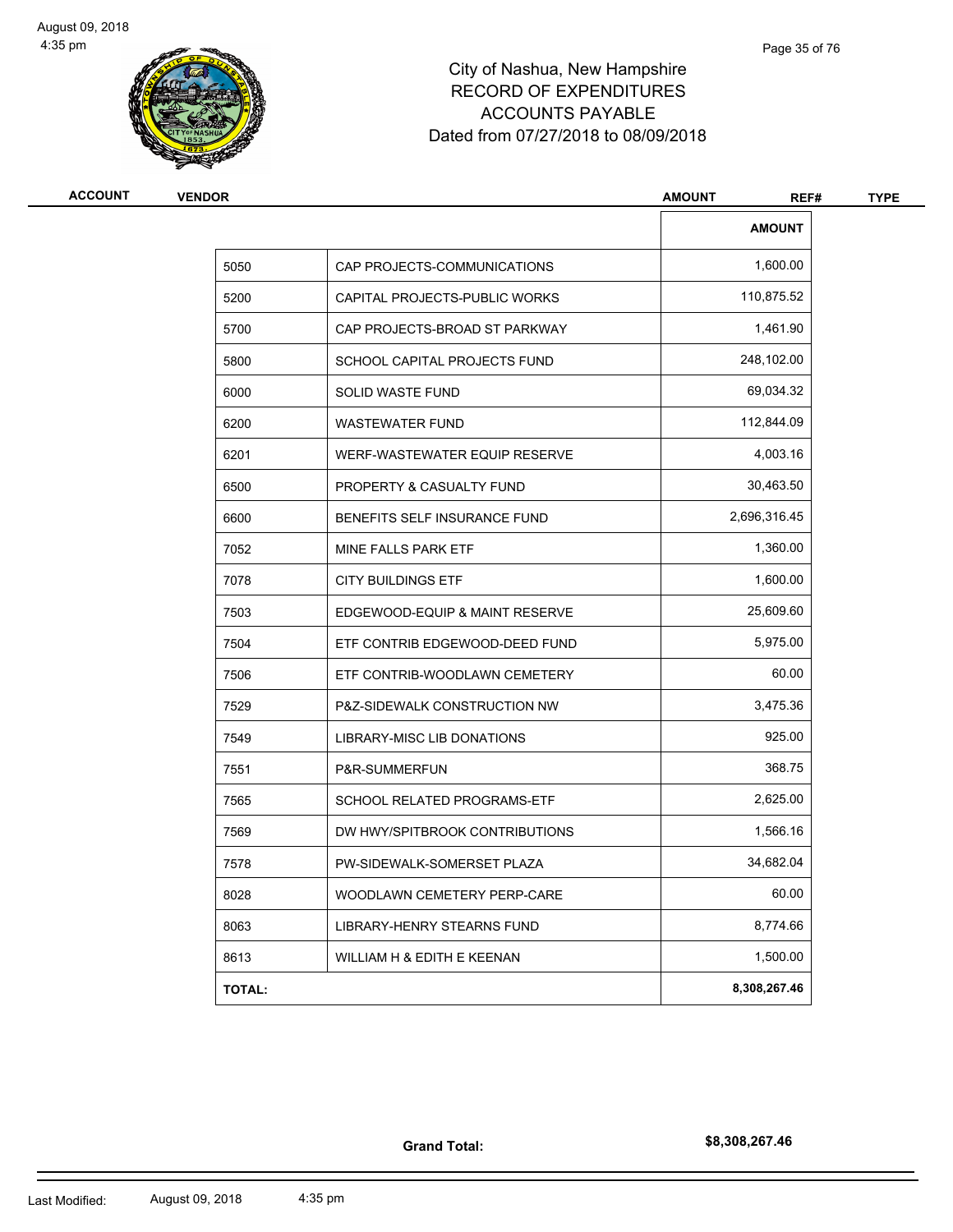# City of Nashua, New Hampshire
## RECORD OF EXPENDITURES
## ACCOUNTS PAYABLE
## Dated from 07/27/2018 to 08/09/2018

| ACCOUNT | VENDOR | AMOUNT | REF# | TYPE |
|---|---|---|---|---|

| | | AMOUNT |
|---|---|---|
| 5050 | CAP PROJECTS-COMMUNICATIONS | 1,600.00 |
| 5200 | CAPITAL PROJECTS-PUBLIC WORKS | 110,875.52 |
| 5700 | CAP PROJECTS-BROAD ST PARKWAY | 1,461.90 |
| 5800 | SCHOOL CAPITAL PROJECTS FUND | 248,102.00 |
| 6000 | SOLID WASTE FUND | 69,034.32 |
| 6200 | WASTEWATER FUND | 112,844.09 |
| 6201 | WERF-WASTEWATER EQUIP RESERVE | 4,003.16 |
| 6500 | PROPERTY & CASUALTY FUND | 30,463.50 |
| 6600 | BENEFITS SELF INSURANCE FUND | 2,696,316.45 |
| 7052 | MINE FALLS PARK ETF | 1,360.00 |
| 7078 | CITY BUILDINGS ETF | 1,600.00 |
| 7503 | EDGEWOOD-EQUIP & MAINT RESERVE | 25,609.60 |
| 7504 | ETF CONTRIB EDGEWOOD-DEED FUND | 5,975.00 |
| 7506 | ETF CONTRIB-WOODLAWN CEMETERY | 60.00 |
| 7529 | P&Z-SIDEWALK CONSTRUCTION NW | 3,475.36 |
| 7549 | LIBRARY-MISC LIB DONATIONS | 925.00 |
| 7551 | P&R-SUMMERFUN | 368.75 |
| 7565 | SCHOOL RELATED PROGRAMS-ETF | 2,625.00 |
| 7569 | DW HWY/SPITBROOK CONTRIBUTIONS | 1,566.16 |
| 7578 | PW-SIDEWALK-SOMERSET PLAZA | 34,682.04 |
| 8028 | WOODLAWN CEMETERY PERP-CARE | 60.00 |
| 8063 | LIBRARY-HENRY STEARNS FUND | 8,774.66 |
| 8613 | WILLIAM H & EDITH E KEENAN | 1,500.00 |
| **TOTAL:** | | **8,308,267.46** |

**Grand Total:** **$8,308,267.46**

Last Modified: August 09, 2018 4:35 pm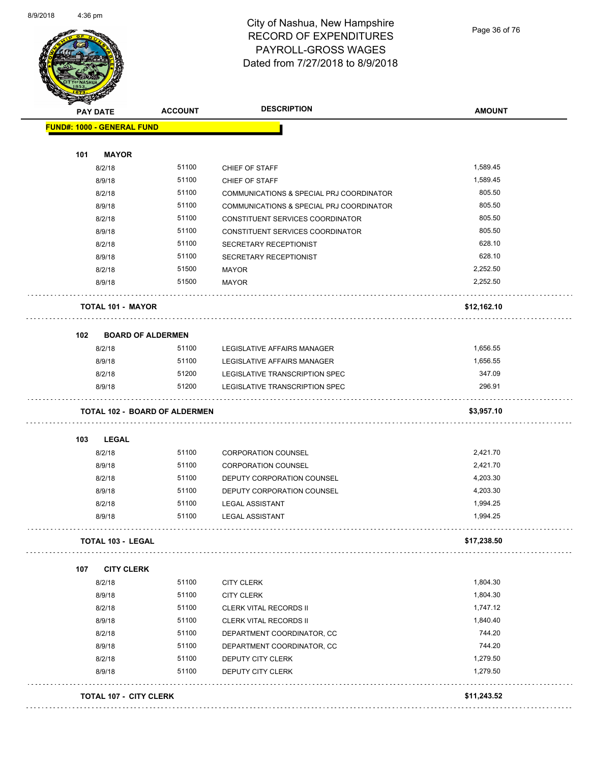# City of Nashua, New Hampshire
## RECORD OF EXPENDITURES
## PAYROLL-GROSS WAGES
## Dated from 7/27/2018 to 8/9/2018

| PAY DATE | ACCOUNT | DESCRIPTION | AMOUNT |
|---|---|---|---|
| **FUND#: 1000 - GENERAL FUND** | | | |
| **101 MAYOR** | | | |
| 8/2/18 | 51100 | CHIEF OF STAFF | 1,589.45 |
| 8/9/18 | 51100 | CHIEF OF STAFF | 1,589.45 |
| 8/2/18 | 51100 | COMMUNICATIONS & SPECIAL PRJ COORDINATOR | 805.50 |
| 8/9/18 | 51100 | COMMUNICATIONS & SPECIAL PRJ COORDINATOR | 805.50 |
| 8/2/18 | 51100 | CONSTITUENT SERVICES COORDINATOR | 805.50 |
| 8/9/18 | 51100 | CONSTITUENT SERVICES COORDINATOR | 805.50 |
| 8/2/18 | 51100 | SECRETARY RECEPTIONIST | 628.10 |
| 8/9/18 | 51100 | SECRETARY RECEPTIONIST | 628.10 |
| 8/2/18 | 51500 | MAYOR | 2,252.50 |
| 8/9/18 | 51500 | MAYOR | 2,252.50 |
| **TOTAL 101 - MAYOR** | | | **$12,162.10** |
| **102 BOARD OF ALDERMEN** | | | |
| 8/2/18 | 51100 | LEGISLATIVE AFFAIRS MANAGER | 1,656.55 |
| 8/9/18 | 51100 | LEGISLATIVE AFFAIRS MANAGER | 1,656.55 |
| 8/2/18 | 51200 | LEGISLATIVE TRANSCRIPTION SPEC | 347.09 |
| 8/9/18 | 51200 | LEGISLATIVE TRANSCRIPTION SPEC | 296.91 |
| **TOTAL 102 - BOARD OF ALDERMEN** | | | **$3,957.10** |
| **103 LEGAL** | | | |
| 8/2/18 | 51100 | CORPORATION COUNSEL | 2,421.70 |
| 8/9/18 | 51100 | CORPORATION COUNSEL | 2,421.70 |
| 8/2/18 | 51100 | DEPUTY CORPORATION COUNSEL | 4,203.30 |
| 8/9/18 | 51100 | DEPUTY CORPORATION COUNSEL | 4,203.30 |
| 8/2/18 | 51100 | LEGAL ASSISTANT | 1,994.25 |
| 8/9/18 | 51100 | LEGAL ASSISTANT | 1,994.25 |
| **TOTAL 103 - LEGAL** | | | **$17,238.50** |
| **107 CITY CLERK** | | | |
| 8/2/18 | 51100 | CITY CLERK | 1,804.30 |
| 8/9/18 | 51100 | CITY CLERK | 1,804.30 |
| 8/2/18 | 51100 | CLERK VITAL RECORDS II | 1,747.12 |
| 8/9/18 | 51100 | CLERK VITAL RECORDS II | 1,840.40 |
| 8/2/18 | 51100 | DEPARTMENT COORDINATOR, CC | 744.20 |
| 8/9/18 | 51100 | DEPARTMENT COORDINATOR, CC | 744.20 |
| 8/2/18 | 51100 | DEPUTY CITY CLERK | 1,279.50 |
| 8/9/18 | 51100 | DEPUTY CITY CLERK | 1,279.50 |
| **TOTAL 107 - CITY CLERK** | | | **$11,243.52** |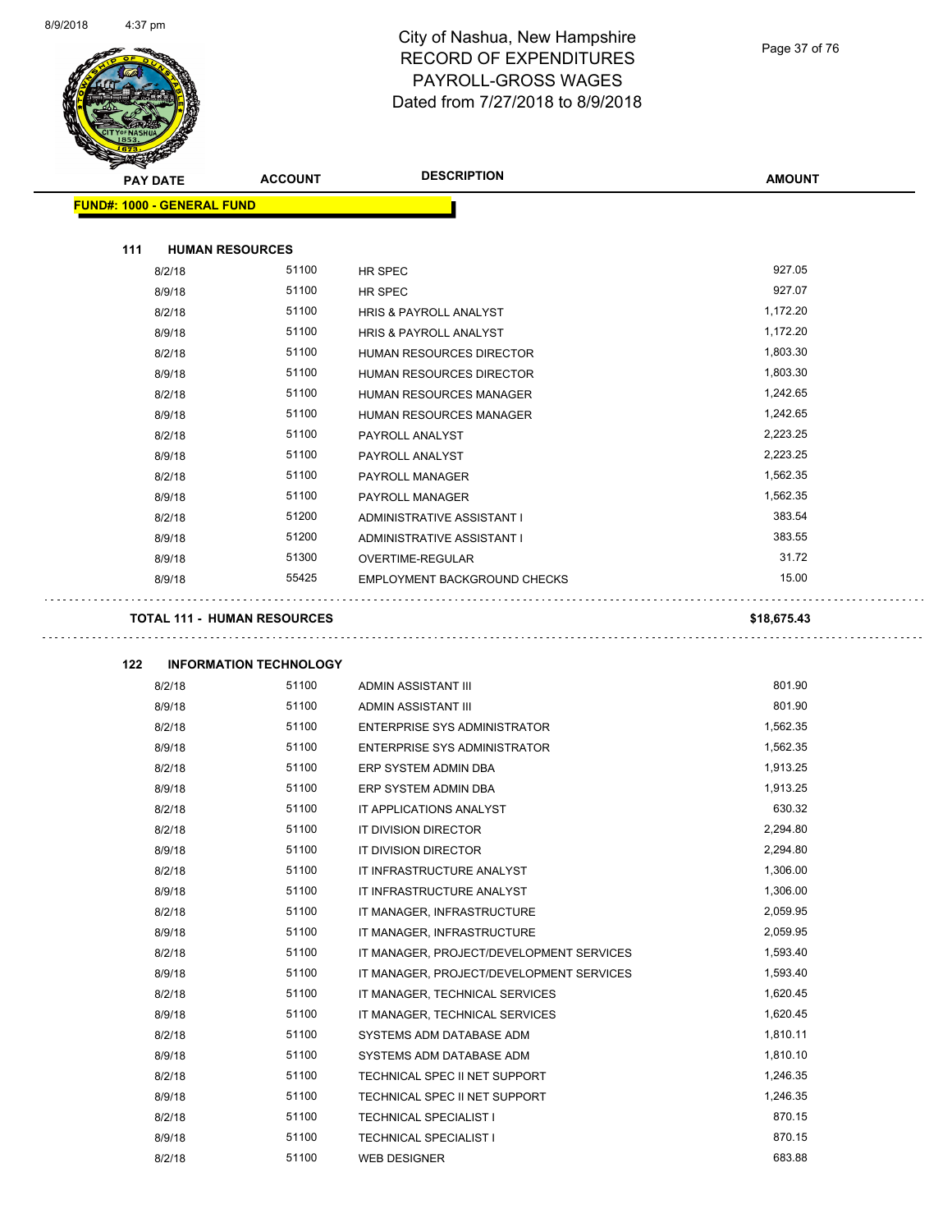# City of Nashua, New Hampshire
## RECORD OF EXPENDITURES
## PAYROLL-GROSS WAGES
### Dated from 7/27/2018 to 8/9/2018

| PAY DATE | ACCOUNT | DESCRIPTION | AMOUNT |
|---|---|---|---|
| **FUND#: 1000 - GENERAL FUND** | | | |
| **111 HUMAN RESOURCES** | | | |
| 8/2/18 | 51100 | HR SPEC | 927.05 |
| 8/9/18 | 51100 | HR SPEC | 927.07 |
| 8/2/18 | 51100 | HRIS & PAYROLL ANALYST | 1,172.20 |
| 8/9/18 | 51100 | HRIS & PAYROLL ANALYST | 1,172.20 |
| 8/2/18 | 51100 | HUMAN RESOURCES DIRECTOR | 1,803.30 |
| 8/9/18 | 51100 | HUMAN RESOURCES DIRECTOR | 1,803.30 |
| 8/2/18 | 51100 | HUMAN RESOURCES MANAGER | 1,242.65 |
| 8/9/18 | 51100 | HUMAN RESOURCES MANAGER | 1,242.65 |
| 8/2/18 | 51100 | PAYROLL ANALYST | 2,223.25 |
| 8/9/18 | 51100 | PAYROLL ANALYST | 2,223.25 |
| 8/2/18 | 51100 | PAYROLL MANAGER | 1,562.35 |
| 8/9/18 | 51100 | PAYROLL MANAGER | 1,562.35 |
| 8/2/18 | 51200 | ADMINISTRATIVE ASSISTANT I | 383.54 |
| 8/9/18 | 51200 | ADMINISTRATIVE ASSISTANT I | 383.55 |
| 8/9/18 | 51300 | OVERTIME-REGULAR | 31.72 |
| 8/9/18 | 55425 | EMPLOYMENT BACKGROUND CHECKS | 15.00 |
| **TOTAL 111 - HUMAN RESOURCES** | | | **$18,675.43** |
| **122 INFORMATION TECHNOLOGY** | | | |
| 8/2/18 | 51100 | ADMIN ASSISTANT III | 801.90 |
| 8/9/18 | 51100 | ADMIN ASSISTANT III | 801.90 |
| 8/2/18 | 51100 | ENTERPRISE SYS ADMINISTRATOR | 1,562.35 |
| 8/9/18 | 51100 | ENTERPRISE SYS ADMINISTRATOR | 1,562.35 |
| 8/2/18 | 51100 | ERP SYSTEM ADMIN DBA | 1,913.25 |
| 8/9/18 | 51100 | ERP SYSTEM ADMIN DBA | 1,913.25 |
| 8/2/18 | 51100 | IT APPLICATIONS ANALYST | 630.32 |
| 8/2/18 | 51100 | IT DIVISION DIRECTOR | 2,294.80 |
| 8/9/18 | 51100 | IT DIVISION DIRECTOR | 2,294.80 |
| 8/2/18 | 51100 | IT INFRASTRUCTURE ANALYST | 1,306.00 |
| 8/9/18 | 51100 | IT INFRASTRUCTURE ANALYST | 1,306.00 |
| 8/2/18 | 51100 | IT MANAGER, INFRASTRUCTURE | 2,059.95 |
| 8/9/18 | 51100 | IT MANAGER, INFRASTRUCTURE | 2,059.95 |
| 8/2/18 | 51100 | IT MANAGER, PROJECT/DEVELOPMENT SERVICES | 1,593.40 |
| 8/9/18 | 51100 | IT MANAGER, PROJECT/DEVELOPMENT SERVICES | 1,593.40 |
| 8/2/18 | 51100 | IT MANAGER, TECHNICAL SERVICES | 1,620.45 |
| 8/9/18 | 51100 | IT MANAGER, TECHNICAL SERVICES | 1,620.45 |
| 8/2/18 | 51100 | SYSTEMS ADM DATABASE ADM | 1,810.11 |
| 8/9/18 | 51100 | SYSTEMS ADM DATABASE ADM | 1,810.10 |
| 8/2/18 | 51100 | TECHNICAL SPEC II NET SUPPORT | 1,246.35 |
| 8/9/18 | 51100 | TECHNICAL SPEC II NET SUPPORT | 1,246.35 |
| 8/2/18 | 51100 | TECHNICAL SPECIALIST I | 870.15 |
| 8/9/18 | 51100 | TECHNICAL SPECIALIST I | 870.15 |
| 8/2/18 | 51100 | WEB DESIGNER | 683.88 |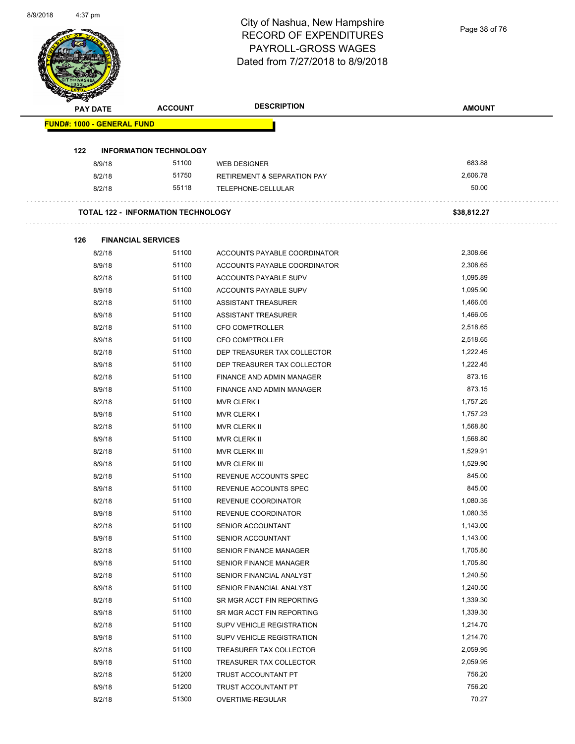# City of Nashua, New Hampshire
## RECORD OF EXPENDITURES
## PAYROLL-GROSS WAGES
## Dated from 7/27/2018 to 8/9/2018

| PAY DATE | ACCOUNT | DESCRIPTION | AMOUNT |
|---|---|---|---|
| **FUND#: 1000 - GENERAL FUND** | | | |
| **122 INFORMATION TECHNOLOGY** | | | |
| 8/9/18 | 51100 | WEB DESIGNER | 683.88 |
| 8/2/18 | 51750 | RETIREMENT & SEPARATION PAY | 2,606.78 |
| 8/2/18 | 55118 | TELEPHONE-CELLULAR | 50.00 |
| **TOTAL 122 - INFORMATION TECHNOLOGY** | | | **$38,812.27** |
| **126 FINANCIAL SERVICES** | | | |
| 8/2/18 | 51100 | ACCOUNTS PAYABLE COORDINATOR | 2,308.66 |
| 8/9/18 | 51100 | ACCOUNTS PAYABLE COORDINATOR | 2,308.65 |
| 8/2/18 | 51100 | ACCOUNTS PAYABLE SUPV | 1,095.89 |
| 8/9/18 | 51100 | ACCOUNTS PAYABLE SUPV | 1,095.90 |
| 8/2/18 | 51100 | ASSISTANT TREASURER | 1,466.05 |
| 8/9/18 | 51100 | ASSISTANT TREASURER | 1,466.05 |
| 8/2/18 | 51100 | CFO COMPTROLLER | 2,518.65 |
| 8/9/18 | 51100 | CFO COMPTROLLER | 2,518.65 |
| 8/2/18 | 51100 | DEP TREASURER TAX COLLECTOR | 1,222.45 |
| 8/9/18 | 51100 | DEP TREASURER TAX COLLECTOR | 1,222.45 |
| 8/2/18 | 51100 | FINANCE AND ADMIN MANAGER | 873.15 |
| 8/9/18 | 51100 | FINANCE AND ADMIN MANAGER | 873.15 |
| 8/2/18 | 51100 | MVR CLERK I | 1,757.25 |
| 8/9/18 | 51100 | MVR CLERK I | 1,757.23 |
| 8/2/18 | 51100 | MVR CLERK II | 1,568.80 |
| 8/9/18 | 51100 | MVR CLERK II | 1,568.80 |
| 8/2/18 | 51100 | MVR CLERK III | 1,529.91 |
| 8/9/18 | 51100 | MVR CLERK III | 1,529.90 |
| 8/2/18 | 51100 | REVENUE ACCOUNTS SPEC | 845.00 |
| 8/9/18 | 51100 | REVENUE ACCOUNTS SPEC | 845.00 |
| 8/2/18 | 51100 | REVENUE COORDINATOR | 1,080.35 |
| 8/9/18 | 51100 | REVENUE COORDINATOR | 1,080.35 |
| 8/2/18 | 51100 | SENIOR ACCOUNTANT | 1,143.00 |
| 8/9/18 | 51100 | SENIOR ACCOUNTANT | 1,143.00 |
| 8/2/18 | 51100 | SENIOR FINANCE MANAGER | 1,705.80 |
| 8/9/18 | 51100 | SENIOR FINANCE MANAGER | 1,705.80 |
| 8/2/18 | 51100 | SENIOR FINANCIAL ANALYST | 1,240.50 |
| 8/9/18 | 51100 | SENIOR FINANCIAL ANALYST | 1,240.50 |
| 8/2/18 | 51100 | SR MGR ACCT FIN REPORTING | 1,339.30 |
| 8/9/18 | 51100 | SR MGR ACCT FIN REPORTING | 1,339.30 |
| 8/2/18 | 51100 | SUPV VEHICLE REGISTRATION | 1,214.70 |
| 8/9/18 | 51100 | SUPV VEHICLE REGISTRATION | 1,214.70 |
| 8/2/18 | 51100 | TREASURER TAX COLLECTOR | 2,059.95 |
| 8/9/18 | 51100 | TREASURER TAX COLLECTOR | 2,059.95 |
| 8/2/18 | 51200 | TRUST ACCOUNTANT PT | 756.20 |
| 8/9/18 | 51200 | TRUST ACCOUNTANT PT | 756.20 |
| 8/2/18 | 51300 | OVERTIME-REGULAR | 70.27 |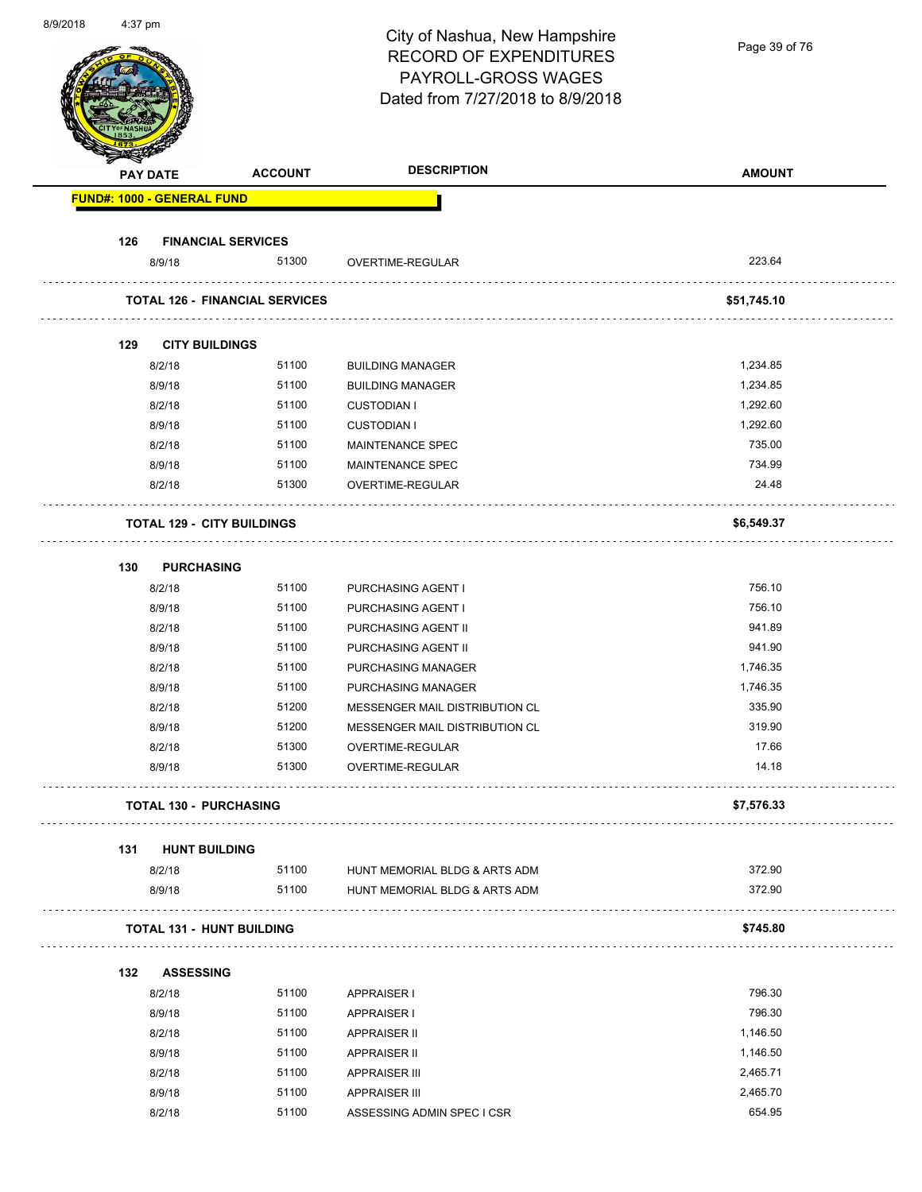# City of Nashua, New Hampshire
## RECORD OF EXPENDITURES
## PAYROLL-GROSS WAGES
## Dated from 7/27/2018 to 8/9/2018

| PAY DATE | ACCOUNT | DESCRIPTION | AMOUNT |
|---|---|---|---|
| **FUND#: 1000 - GENERAL FUND** | | | |
| **126 FINANCIAL SERVICES** | | | |
| 8/9/18 | 51300 | OVERTIME-REGULAR | 223.64 |
| **TOTAL 126 - FINANCIAL SERVICES** | | | **$51,745.10** |
| **129 CITY BUILDINGS** | | | |
| 8/2/18 | 51100 | BUILDING MANAGER | 1,234.85 |
| 8/9/18 | 51100 | BUILDING MANAGER | 1,234.85 |
| 8/2/18 | 51100 | CUSTODIAN I | 1,292.60 |
| 8/9/18 | 51100 | CUSTODIAN I | 1,292.60 |
| 8/2/18 | 51100 | MAINTENANCE SPEC | 735.00 |
| 8/9/18 | 51100 | MAINTENANCE SPEC | 734.99 |
| 8/2/18 | 51300 | OVERTIME-REGULAR | 24.48 |
| **TOTAL 129 - CITY BUILDINGS** | | | **$6,549.37** |
| **130 PURCHASING** | | | |
| 8/2/18 | 51100 | PURCHASING AGENT I | 756.10 |
| 8/9/18 | 51100 | PURCHASING AGENT I | 756.10 |
| 8/2/18 | 51100 | PURCHASING AGENT II | 941.89 |
| 8/9/18 | 51100 | PURCHASING AGENT II | 941.90 |
| 8/2/18 | 51100 | PURCHASING MANAGER | 1,746.35 |
| 8/9/18 | 51100 | PURCHASING MANAGER | 1,746.35 |
| 8/2/18 | 51200 | MESSENGER MAIL DISTRIBUTION CL | 335.90 |
| 8/9/18 | 51200 | MESSENGER MAIL DISTRIBUTION CL | 319.90 |
| 8/2/18 | 51300 | OVERTIME-REGULAR | 17.66 |
| 8/9/18 | 51300 | OVERTIME-REGULAR | 14.18 |
| **TOTAL 130 - PURCHASING** | | | **$7,576.33** |
| **131 HUNT BUILDING** | | | |
| 8/2/18 | 51100 | HUNT MEMORIAL BLDG & ARTS ADM | 372.90 |
| 8/9/18 | 51100 | HUNT MEMORIAL BLDG & ARTS ADM | 372.90 |
| **TOTAL 131 - HUNT BUILDING** | | | **$745.80** |
| **132 ASSESSING** | | | |
| 8/2/18 | 51100 | APPRAISER I | 796.30 |
| 8/9/18 | 51100 | APPRAISER I | 796.30 |
| 8/2/18 | 51100 | APPRAISER II | 1,146.50 |
| 8/9/18 | 51100 | APPRAISER II | 1,146.50 |
| 8/2/18 | 51100 | APPRAISER III | 2,465.71 |
| 8/9/18 | 51100 | APPRAISER III | 2,465.70 |
| 8/2/18 | 51100 | ASSESSING ADMIN SPEC I CSR | 654.95 |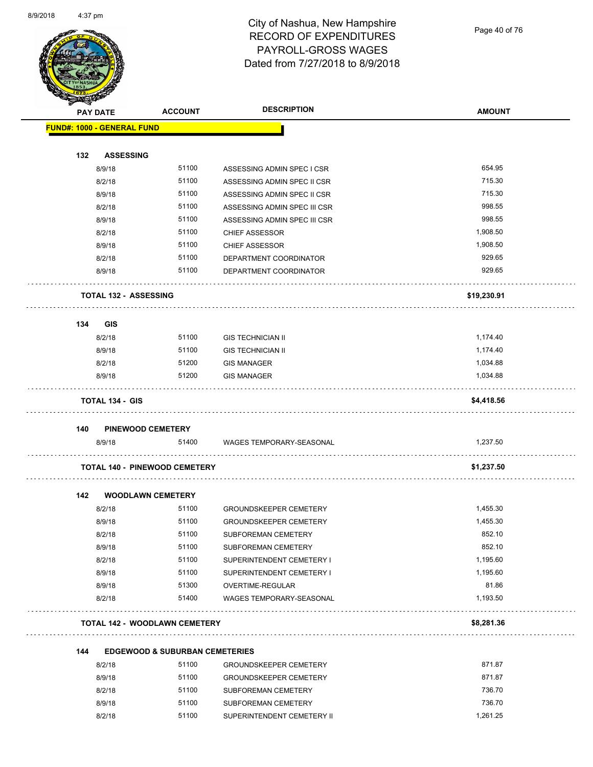# City of Nashua, New Hampshire
# RECORD OF EXPENDITURES
# PAYROLL-GROSS WAGES
# Dated from 7/27/2018 to 8/9/2018

| PAY DATE | ACCOUNT | DESCRIPTION | AMOUNT |
|---|---|---|---|
| **FUND#: 1000 - GENERAL FUND** | | | |
| **132 ASSESSING** | | | |
| 8/9/18 | 51100 | ASSESSING ADMIN SPEC I CSR | 654.95 |
| 8/2/18 | 51100 | ASSESSING ADMIN SPEC II CSR | 715.30 |
| 8/9/18 | 51100 | ASSESSING ADMIN SPEC II CSR | 715.30 |
| 8/2/18 | 51100 | ASSESSING ADMIN SPEC III CSR | 998.55 |
| 8/9/18 | 51100 | ASSESSING ADMIN SPEC III CSR | 998.55 |
| 8/2/18 | 51100 | CHIEF ASSESSOR | 1,908.50 |
| 8/9/18 | 51100 | CHIEF ASSESSOR | 1,908.50 |
| 8/2/18 | 51100 | DEPARTMENT COORDINATOR | 929.65 |
| 8/9/18 | 51100 | DEPARTMENT COORDINATOR | 929.65 |
| **TOTAL 132 - ASSESSING** | | | **$19,230.91** |
| **134 GIS** | | | |
| 8/2/18 | 51100 | GIS TECHNICIAN II | 1,174.40 |
| 8/9/18 | 51100 | GIS TECHNICIAN II | 1,174.40 |
| 8/2/18 | 51200 | GIS MANAGER | 1,034.88 |
| 8/9/18 | 51200 | GIS MANAGER | 1,034.88 |
| **TOTAL 134 - GIS** | | | **$4,418.56** |
| **140 PINEWOOD CEMETERY** | | | |
| 8/9/18 | 51400 | WAGES TEMPORARY-SEASONAL | 1,237.50 |
| **TOTAL 140 - PINEWOOD CEMETERY** | | | **$1,237.50** |
| **142 WOODLAWN CEMETERY** | | | |
| 8/2/18 | 51100 | GROUNDSKEEPER CEMETERY | 1,455.30 |
| 8/9/18 | 51100 | GROUNDSKEEPER CEMETERY | 1,455.30 |
| 8/2/18 | 51100 | SUBFOREMAN CEMETERY | 852.10 |
| 8/9/18 | 51100 | SUBFOREMAN CEMETERY | 852.10 |
| 8/2/18 | 51100 | SUPERINTENDENT CEMETERY I | 1,195.60 |
| 8/9/18 | 51100 | SUPERINTENDENT CEMETERY I | 1,195.60 |
| 8/9/18 | 51300 | OVERTIME-REGULAR | 81.86 |
| 8/2/18 | 51400 | WAGES TEMPORARY-SEASONAL | 1,193.50 |
| **TOTAL 142 - WOODLAWN CEMETERY** | | | **$8,281.36** |
| **144 EDGEWOOD & SUBURBAN CEMETERIES** | | | |
| 8/2/18 | 51100 | GROUNDSKEEPER CEMETERY | 871.87 |
| 8/9/18 | 51100 | GROUNDSKEEPER CEMETERY | 871.87 |
| 8/2/18 | 51100 | SUBFOREMAN CEMETERY | 736.70 |
| 8/9/18 | 51100 | SUBFOREMAN CEMETERY | 736.70 |
| 8/2/18 | 51100 | SUPERINTENDENT CEMETERY II | 1,261.25 |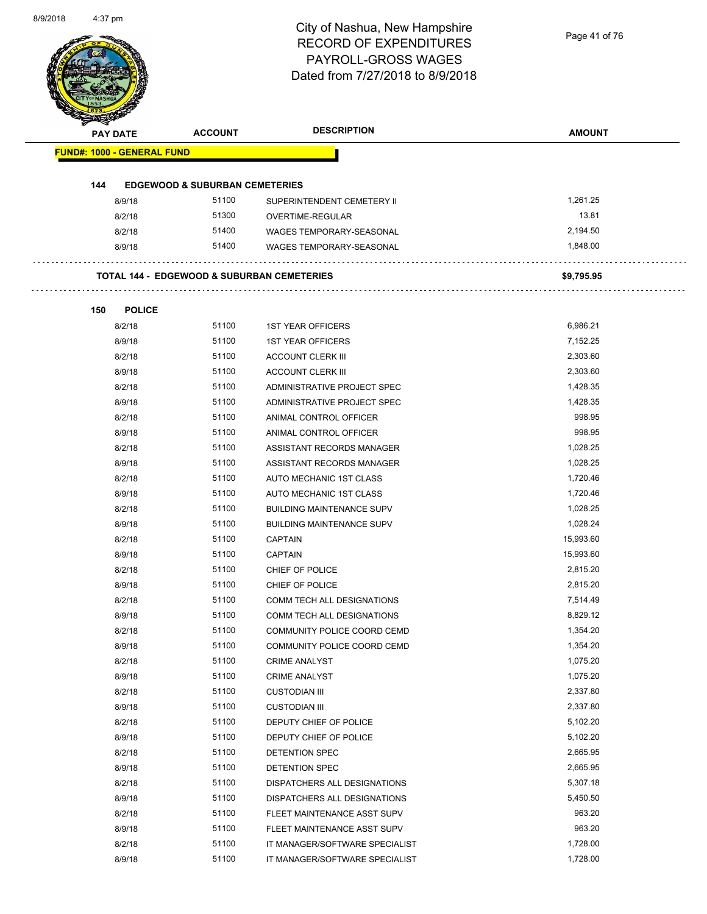# City of Nashua, New Hampshire
## RECORD OF EXPENDITURES
## PAYROLL-GROSS WAGES
## Dated from 7/27/2018 to 8/9/2018

| PAY DATE | ACCOUNT | DESCRIPTION | AMOUNT |
|---|---|---|---|
| **FUND#: 1000 - GENERAL FUND** | | | |
| **144 EDGEWOOD & SUBURBAN CEMETERIES** | | | |
| 8/9/18 | 51100 | SUPERINTENDENT CEMETERY II | 1,261.25 |
| 8/2/18 | 51300 | OVERTIME-REGULAR | 13.81 |
| 8/2/18 | 51400 | WAGES TEMPORARY-SEASONAL | 2,194.50 |
| 8/9/18 | 51400 | WAGES TEMPORARY-SEASONAL | 1,848.00 |
| **TOTAL 144 - EDGEWOOD & SUBURBAN CEMETERIES** | | | **$9,795.95** |
| **150 POLICE** | | | |
| 8/2/18 | 51100 | 1ST YEAR OFFICERS | 6,986.21 |
| 8/9/18 | 51100 | 1ST YEAR OFFICERS | 7,152.25 |
| 8/2/18 | 51100 | ACCOUNT CLERK III | 2,303.60 |
| 8/9/18 | 51100 | ACCOUNT CLERK III | 2,303.60 |
| 8/2/18 | 51100 | ADMINISTRATIVE PROJECT SPEC | 1,428.35 |
| 8/9/18 | 51100 | ADMINISTRATIVE PROJECT SPEC | 1,428.35 |
| 8/2/18 | 51100 | ANIMAL CONTROL OFFICER | 998.95 |
| 8/9/18 | 51100 | ANIMAL CONTROL OFFICER | 998.95 |
| 8/2/18 | 51100 | ASSISTANT RECORDS MANAGER | 1,028.25 |
| 8/9/18 | 51100 | ASSISTANT RECORDS MANAGER | 1,028.25 |
| 8/2/18 | 51100 | AUTO MECHANIC 1ST CLASS | 1,720.46 |
| 8/9/18 | 51100 | AUTO MECHANIC 1ST CLASS | 1,720.46 |
| 8/2/18 | 51100 | BUILDING MAINTENANCE SUPV | 1,028.25 |
| 8/9/18 | 51100 | BUILDING MAINTENANCE SUPV | 1,028.24 |
| 8/2/18 | 51100 | CAPTAIN | 15,993.60 |
| 8/9/18 | 51100 | CAPTAIN | 15,993.60 |
| 8/2/18 | 51100 | CHIEF OF POLICE | 2,815.20 |
| 8/9/18 | 51100 | CHIEF OF POLICE | 2,815.20 |
| 8/2/18 | 51100 | COMM TECH ALL DESIGNATIONS | 7,514.49 |
| 8/9/18 | 51100 | COMM TECH ALL DESIGNATIONS | 8,829.12 |
| 8/2/18 | 51100 | COMMUNITY POLICE COORD CEMD | 1,354.20 |
| 8/9/18 | 51100 | COMMUNITY POLICE COORD CEMD | 1,354.20 |
| 8/2/18 | 51100 | CRIME ANALYST | 1,075.20 |
| 8/9/18 | 51100 | CRIME ANALYST | 1,075.20 |
| 8/2/18 | 51100 | CUSTODIAN III | 2,337.80 |
| 8/9/18 | 51100 | CUSTODIAN III | 2,337.80 |
| 8/2/18 | 51100 | DEPUTY CHIEF OF POLICE | 5,102.20 |
| 8/9/18 | 51100 | DEPUTY CHIEF OF POLICE | 5,102.20 |
| 8/2/18 | 51100 | DETENTION SPEC | 2,665.95 |
| 8/9/18 | 51100 | DETENTION SPEC | 2,665.95 |
| 8/2/18 | 51100 | DISPATCHERS ALL DESIGNATIONS | 5,307.18 |
| 8/9/18 | 51100 | DISPATCHERS ALL DESIGNATIONS | 5,450.50 |
| 8/2/18 | 51100 | FLEET MAINTENANCE ASST SUPV | 963.20 |
| 8/9/18 | 51100 | FLEET MAINTENANCE ASST SUPV | 963.20 |
| 8/2/18 | 51100 | IT MANAGER/SOFTWARE SPECIALIST | 1,728.00 |
| 8/9/18 | 51100 | IT MANAGER/SOFTWARE SPECIALIST | 1,728.00 |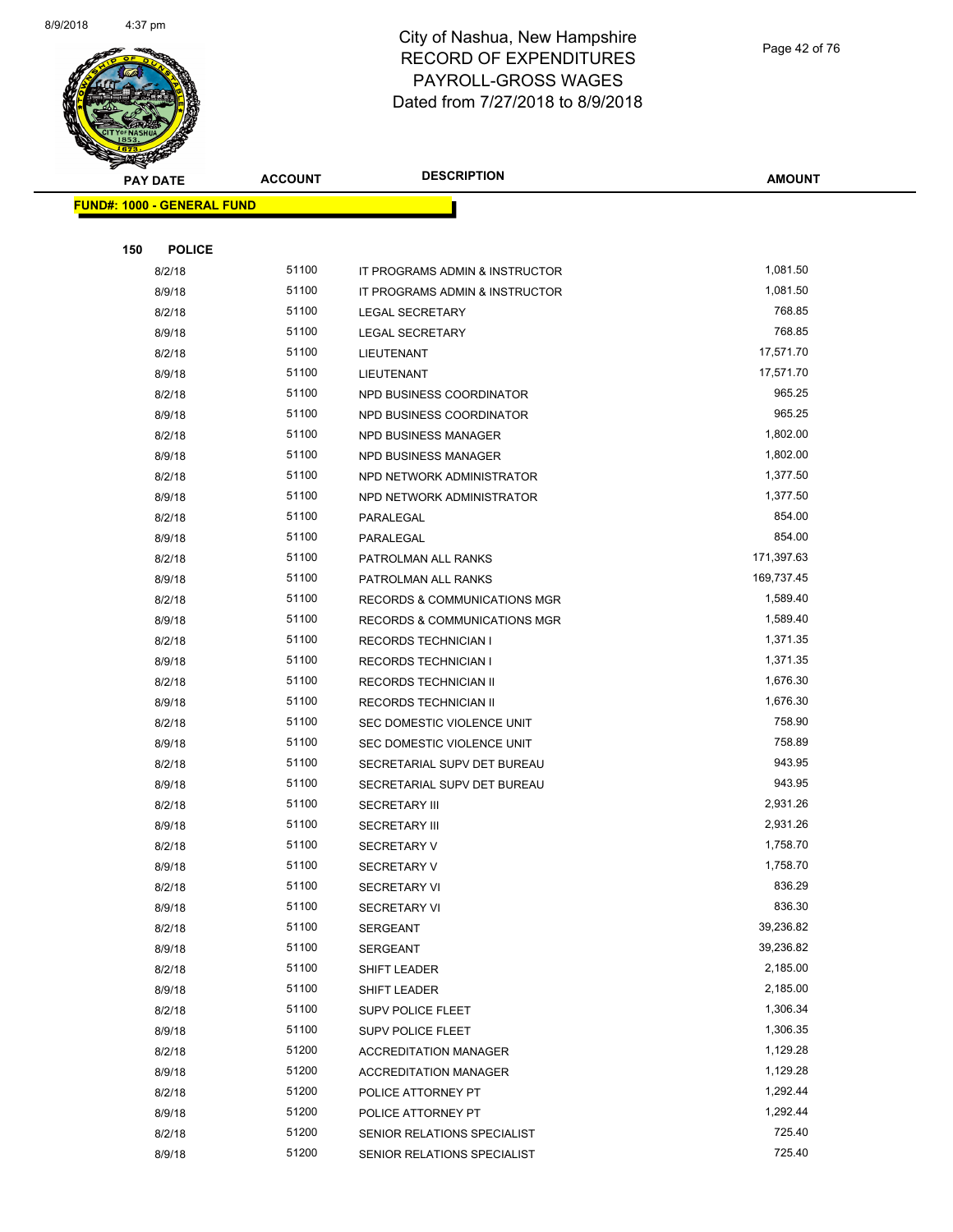# City of Nashua, New Hampshire
# RECORD OF EXPENDITURES
# PAYROLL-GROSS WAGES
# Dated from 7/27/2018 to 8/9/2018

| PAY DATE | ACCOUNT | DESCRIPTION | AMOUNT |
|---|---|---|---|

**FUND#: 1000 - GENERAL FUND**

**150 POLICE**

| PAY DATE | ACCOUNT | DESCRIPTION | AMOUNT |
|---|---|---|---|
| 8/2/18 | 51100 | IT PROGRAMS ADMIN & INSTRUCTOR | 1,081.50 |
| 8/9/18 | 51100 | IT PROGRAMS ADMIN & INSTRUCTOR | 1,081.50 |
| 8/2/18 | 51100 | LEGAL SECRETARY | 768.85 |
| 8/9/18 | 51100 | LEGAL SECRETARY | 768.85 |
| 8/2/18 | 51100 | LIEUTENANT | 17,571.70 |
| 8/9/18 | 51100 | LIEUTENANT | 17,571.70 |
| 8/2/18 | 51100 | NPD BUSINESS COORDINATOR | 965.25 |
| 8/9/18 | 51100 | NPD BUSINESS COORDINATOR | 965.25 |
| 8/2/18 | 51100 | NPD BUSINESS MANAGER | 1,802.00 |
| 8/9/18 | 51100 | NPD BUSINESS MANAGER | 1,802.00 |
| 8/2/18 | 51100 | NPD NETWORK ADMINISTRATOR | 1,377.50 |
| 8/9/18 | 51100 | NPD NETWORK ADMINISTRATOR | 1,377.50 |
| 8/2/18 | 51100 | PARALEGAL | 854.00 |
| 8/9/18 | 51100 | PARALEGAL | 854.00 |
| 8/2/18 | 51100 | PATROLMAN ALL RANKS | 171,397.63 |
| 8/9/18 | 51100 | PATROLMAN ALL RANKS | 169,737.45 |
| 8/2/18 | 51100 | RECORDS & COMMUNICATIONS MGR | 1,589.40 |
| 8/9/18 | 51100 | RECORDS & COMMUNICATIONS MGR | 1,589.40 |
| 8/2/18 | 51100 | RECORDS TECHNICIAN I | 1,371.35 |
| 8/9/18 | 51100 | RECORDS TECHNICIAN I | 1,371.35 |
| 8/2/18 | 51100 | RECORDS TECHNICIAN II | 1,676.30 |
| 8/9/18 | 51100 | RECORDS TECHNICIAN II | 1,676.30 |
| 8/2/18 | 51100 | SEC DOMESTIC VIOLENCE UNIT | 758.90 |
| 8/9/18 | 51100 | SEC DOMESTIC VIOLENCE UNIT | 758.89 |
| 8/2/18 | 51100 | SECRETARIAL SUPV DET BUREAU | 943.95 |
| 8/9/18 | 51100 | SECRETARIAL SUPV DET BUREAU | 943.95 |
| 8/2/18 | 51100 | SECRETARY III | 2,931.26 |
| 8/9/18 | 51100 | SECRETARY III | 2,931.26 |
| 8/2/18 | 51100 | SECRETARY V | 1,758.70 |
| 8/9/18 | 51100 | SECRETARY V | 1,758.70 |
| 8/2/18 | 51100 | SECRETARY VI | 836.29 |
| 8/9/18 | 51100 | SECRETARY VI | 836.30 |
| 8/2/18 | 51100 | SERGEANT | 39,236.82 |
| 8/9/18 | 51100 | SERGEANT | 39,236.82 |
| 8/2/18 | 51100 | SHIFT LEADER | 2,185.00 |
| 8/9/18 | 51100 | SHIFT LEADER | 2,185.00 |
| 8/2/18 | 51100 | SUPV POLICE FLEET | 1,306.34 |
| 8/9/18 | 51100 | SUPV POLICE FLEET | 1,306.35 |
| 8/2/18 | 51200 | ACCREDITATION MANAGER | 1,129.28 |
| 8/9/18 | 51200 | ACCREDITATION MANAGER | 1,129.28 |
| 8/2/18 | 51200 | POLICE ATTORNEY PT | 1,292.44 |
| 8/9/18 | 51200 | POLICE ATTORNEY PT | 1,292.44 |
| 8/2/18 | 51200 | SENIOR RELATIONS SPECIALIST | 725.40 |
| 8/9/18 | 51200 | SENIOR RELATIONS SPECIALIST | 725.40 |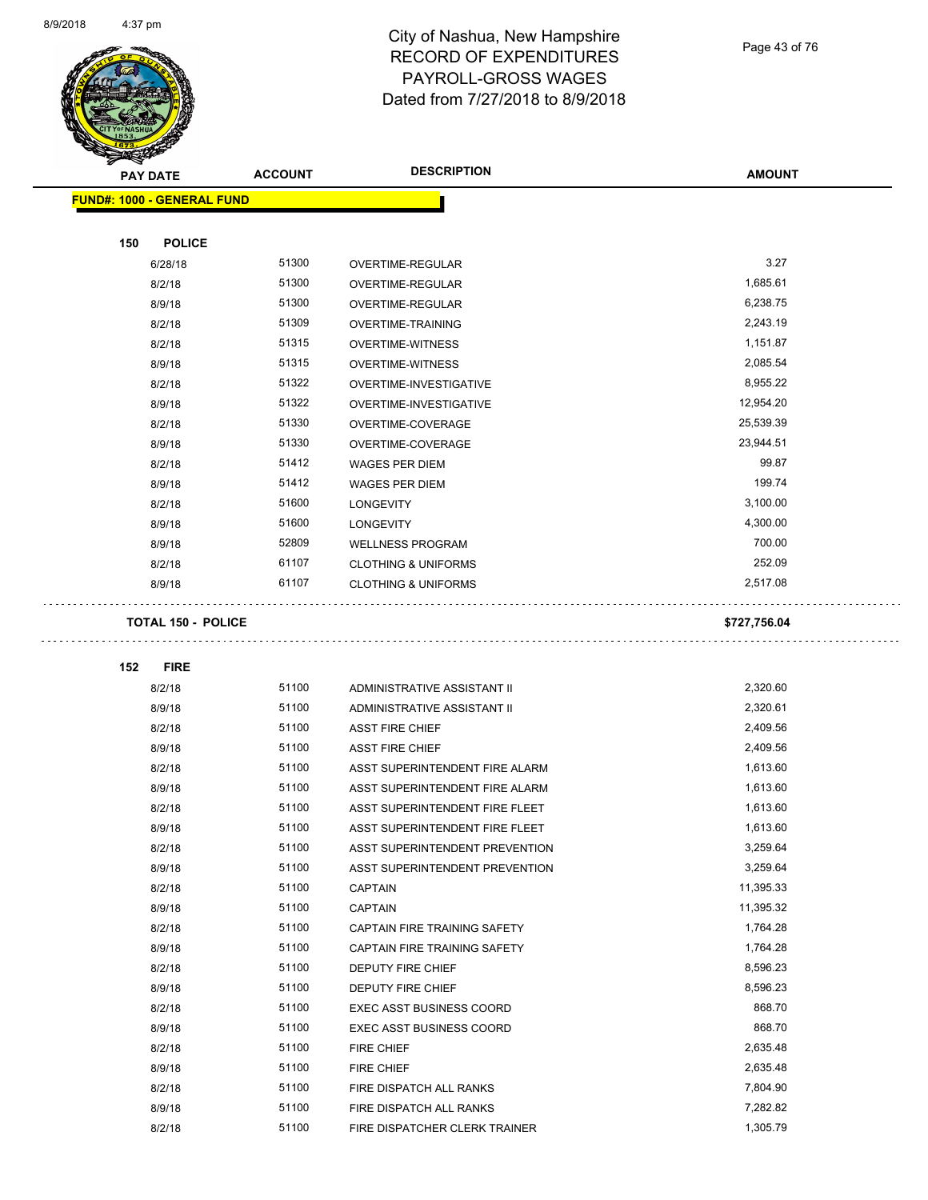# City of Nashua, New Hampshire
## RECORD OF EXPENDITURES
## PAYROLL-GROSS WAGES
## Dated from 7/27/2018 to 8/9/2018

**FUND#: 1000 - GENERAL FUND**

**150 POLICE**

| PAY DATE | ACCOUNT | DESCRIPTION | AMOUNT |
|---|---|---|---|
| 6/28/18 | 51300 | OVERTIME-REGULAR | 3.27 |
| 8/2/18 | 51300 | OVERTIME-REGULAR | 1,685.61 |
| 8/9/18 | 51300 | OVERTIME-REGULAR | 6,238.75 |
| 8/2/18 | 51309 | OVERTIME-TRAINING | 2,243.19 |
| 8/2/18 | 51315 | OVERTIME-WITNESS | 1,151.87 |
| 8/9/18 | 51315 | OVERTIME-WITNESS | 2,085.54 |
| 8/2/18 | 51322 | OVERTIME-INVESTIGATIVE | 8,955.22 |
| 8/9/18 | 51322 | OVERTIME-INVESTIGATIVE | 12,954.20 |
| 8/2/18 | 51330 | OVERTIME-COVERAGE | 25,539.39 |
| 8/9/18 | 51330 | OVERTIME-COVERAGE | 23,944.51 |
| 8/2/18 | 51412 | WAGES PER DIEM | 99.87 |
| 8/9/18 | 51412 | WAGES PER DIEM | 199.74 |
| 8/2/18 | 51600 | LONGEVITY | 3,100.00 |
| 8/9/18 | 51600 | LONGEVITY | 4,300.00 |
| 8/9/18 | 52809 | WELLNESS PROGRAM | 700.00 |
| 8/2/18 | 61107 | CLOTHING & UNIFORMS | 252.09 |
| 8/9/18 | 61107 | CLOTHING & UNIFORMS | 2,517.08 |

**TOTAL 150 - POLICE** **$727,756.04**

**152 FIRE**

| PAY DATE | ACCOUNT | DESCRIPTION | AMOUNT |
|---|---|---|---|
| 8/2/18 | 51100 | ADMINISTRATIVE ASSISTANT II | 2,320.60 |
| 8/9/18 | 51100 | ADMINISTRATIVE ASSISTANT II | 2,320.61 |
| 8/2/18 | 51100 | ASST FIRE CHIEF | 2,409.56 |
| 8/9/18 | 51100 | ASST FIRE CHIEF | 2,409.56 |
| 8/2/18 | 51100 | ASST SUPERINTENDENT FIRE ALARM | 1,613.60 |
| 8/9/18 | 51100 | ASST SUPERINTENDENT FIRE ALARM | 1,613.60 |
| 8/2/18 | 51100 | ASST SUPERINTENDENT FIRE FLEET | 1,613.60 |
| 8/9/18 | 51100 | ASST SUPERINTENDENT FIRE FLEET | 1,613.60 |
| 8/2/18 | 51100 | ASST SUPERINTENDENT PREVENTION | 3,259.64 |
| 8/9/18 | 51100 | ASST SUPERINTENDENT PREVENTION | 3,259.64 |
| 8/2/18 | 51100 | CAPTAIN | 11,395.33 |
| 8/9/18 | 51100 | CAPTAIN | 11,395.32 |
| 8/2/18 | 51100 | CAPTAIN FIRE TRAINING SAFETY | 1,764.28 |
| 8/9/18 | 51100 | CAPTAIN FIRE TRAINING SAFETY | 1,764.28 |
| 8/2/18 | 51100 | DEPUTY FIRE CHIEF | 8,596.23 |
| 8/9/18 | 51100 | DEPUTY FIRE CHIEF | 8,596.23 |
| 8/2/18 | 51100 | EXEC ASST BUSINESS COORD | 868.70 |
| 8/9/18 | 51100 | EXEC ASST BUSINESS COORD | 868.70 |
| 8/2/18 | 51100 | FIRE CHIEF | 2,635.48 |
| 8/9/18 | 51100 | FIRE CHIEF | 2,635.48 |
| 8/2/18 | 51100 | FIRE DISPATCH ALL RANKS | 7,804.90 |
| 8/9/18 | 51100 | FIRE DISPATCH ALL RANKS | 7,282.82 |
| 8/2/18 | 51100 | FIRE DISPATCHER CLERK TRAINER | 1,305.79 |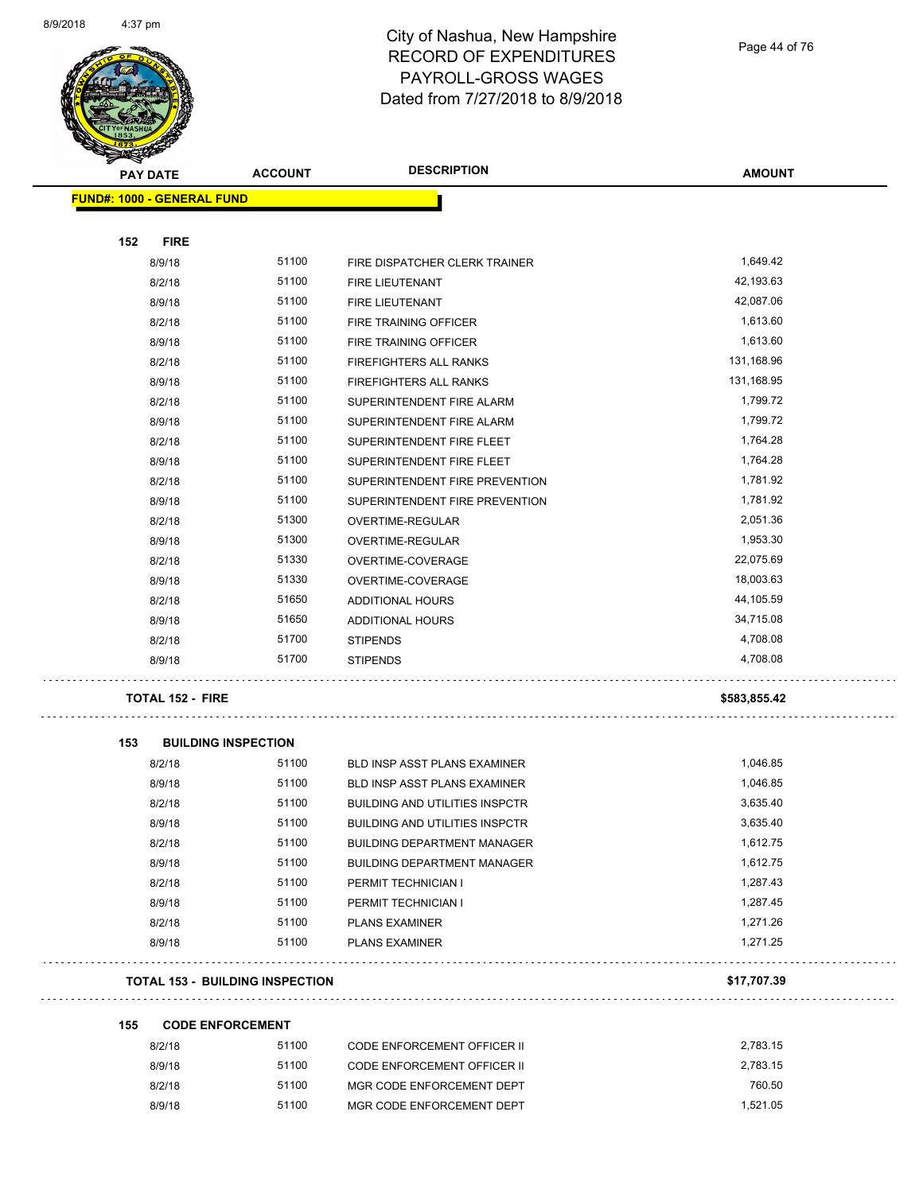# City of Nashua, New Hampshire
## RECORD OF EXPENDITURES
## PAYROLL-GROSS WAGES
### Dated from 7/27/2018 to 8/9/2018

| PAY DATE | ACCOUNT | DESCRIPTION | AMOUNT |
|---|---|---|---|
| **FUND#: 1000 - GENERAL FUND** | | | |
| **152 FIRE** | | | |
| 8/9/18 | 51100 | FIRE DISPATCHER CLERK TRAINER | 1,649.42 |
| 8/2/18 | 51100 | FIRE LIEUTENANT | 42,193.63 |
| 8/9/18 | 51100 | FIRE LIEUTENANT | 42,087.06 |
| 8/2/18 | 51100 | FIRE TRAINING OFFICER | 1,613.60 |
| 8/9/18 | 51100 | FIRE TRAINING OFFICER | 1,613.60 |
| 8/2/18 | 51100 | FIREFIGHTERS ALL RANKS | 131,168.96 |
| 8/9/18 | 51100 | FIREFIGHTERS ALL RANKS | 131,168.95 |
| 8/2/18 | 51100 | SUPERINTENDENT FIRE ALARM | 1,799.72 |
| 8/9/18 | 51100 | SUPERINTENDENT FIRE ALARM | 1,799.72 |
| 8/2/18 | 51100 | SUPERINTENDENT FIRE FLEET | 1,764.28 |
| 8/9/18 | 51100 | SUPERINTENDENT FIRE FLEET | 1,764.28 |
| 8/2/18 | 51100 | SUPERINTENDENT FIRE PREVENTION | 1,781.92 |
| 8/9/18 | 51100 | SUPERINTENDENT FIRE PREVENTION | 1,781.92 |
| 8/2/18 | 51300 | OVERTIME-REGULAR | 2,051.36 |
| 8/9/18 | 51300 | OVERTIME-REGULAR | 1,953.30 |
| 8/2/18 | 51330 | OVERTIME-COVERAGE | 22,075.69 |
| 8/9/18 | 51330 | OVERTIME-COVERAGE | 18,003.63 |
| 8/2/18 | 51650 | ADDITIONAL HOURS | 44,105.59 |
| 8/9/18 | 51650 | ADDITIONAL HOURS | 34,715.08 |
| 8/2/18 | 51700 | STIPENDS | 4,708.08 |
| 8/9/18 | 51700 | STIPENDS | 4,708.08 |
| **TOTAL 152 - FIRE** | | | **$583,855.42** |
| **153 BUILDING INSPECTION** | | | |
| 8/2/18 | 51100 | BLD INSP ASST PLANS EXAMINER | 1,046.85 |
| 8/9/18 | 51100 | BLD INSP ASST PLANS EXAMINER | 1,046.85 |
| 8/2/18 | 51100 | BUILDING AND UTILITIES INSPCTR | 3,635.40 |
| 8/9/18 | 51100 | BUILDING AND UTILITIES INSPCTR | 3,635.40 |
| 8/2/18 | 51100 | BUILDING DEPARTMENT MANAGER | 1,612.75 |
| 8/9/18 | 51100 | BUILDING DEPARTMENT MANAGER | 1,612.75 |
| 8/2/18 | 51100 | PERMIT TECHNICIAN I | 1,287.43 |
| 8/9/18 | 51100 | PERMIT TECHNICIAN I | 1,287.45 |
| 8/2/18 | 51100 | PLANS EXAMINER | 1,271.26 |
| 8/9/18 | 51100 | PLANS EXAMINER | 1,271.25 |
| **TOTAL 153 - BUILDING INSPECTION** | | | **$17,707.39** |
| **155 CODE ENFORCEMENT** | | | |
| 8/2/18 | 51100 | CODE ENFORCEMENT OFFICER II | 2,783.15 |
| 8/9/18 | 51100 | CODE ENFORCEMENT OFFICER II | 2,783.15 |
| 8/2/18 | 51100 | MGR CODE ENFORCEMENT DEPT | 760.50 |
| 8/9/18 | 51100 | MGR CODE ENFORCEMENT DEPT | 1,521.05 |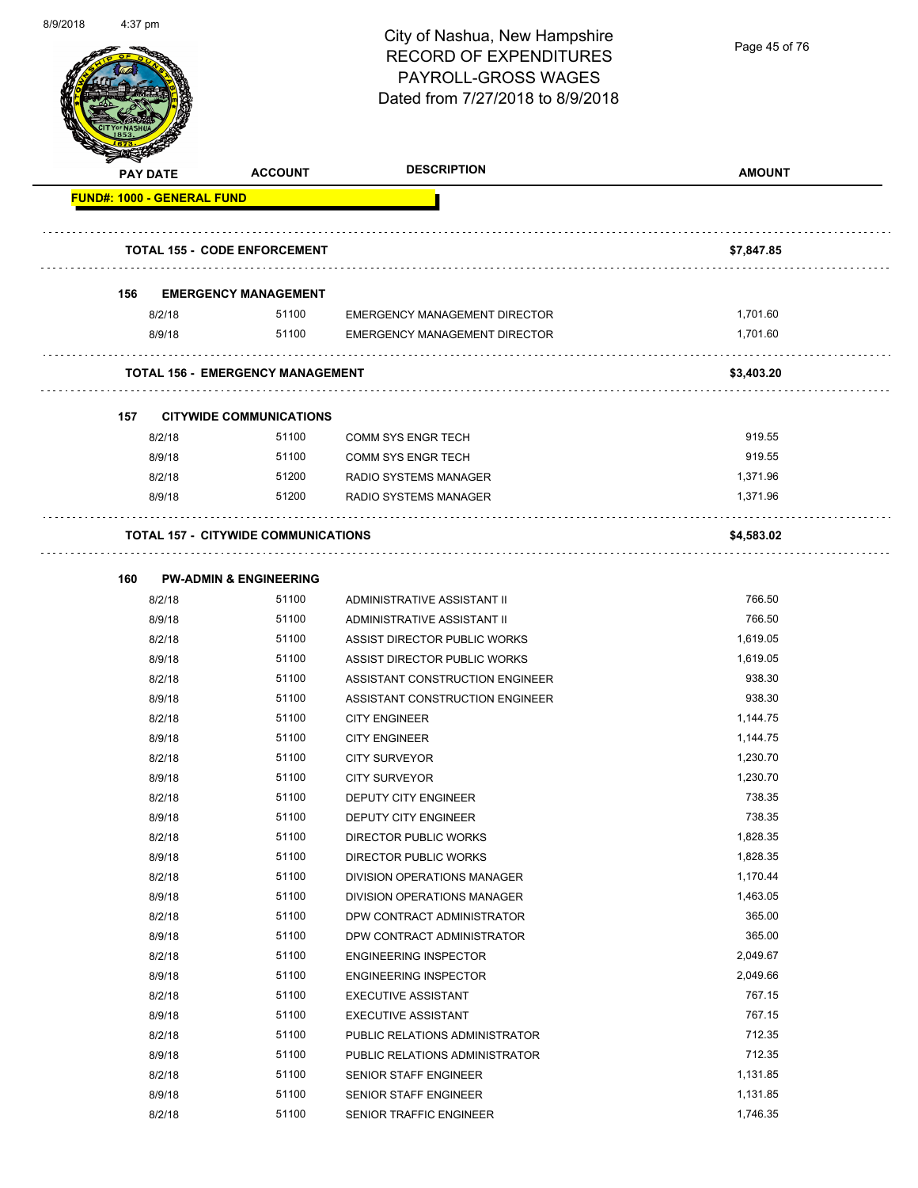# City of Nashua, New Hampshire
# RECORD OF EXPENDITURES
# PAYROLL-GROSS WAGES
# Dated from 7/27/2018 to 8/9/2018

| PAY DATE | ACCOUNT | DESCRIPTION | AMOUNT |
|---|---|---|---|
| **FUND#: 1000 - GENERAL FUND** | | | |
| **TOTAL 155 - CODE ENFORCEMENT** | | | **$7,847.85** |
| **156 EMERGENCY MANAGEMENT** | | | |
| 8/2/18 | 51100 | EMERGENCY MANAGEMENT DIRECTOR | 1,701.60 |
| 8/9/18 | 51100 | EMERGENCY MANAGEMENT DIRECTOR | 1,701.60 |
| **TOTAL 156 - EMERGENCY MANAGEMENT** | | | **$3,403.20** |
| **157 CITYWIDE COMMUNICATIONS** | | | |
| 8/2/18 | 51100 | COMM SYS ENGR TECH | 919.55 |
| 8/9/18 | 51100 | COMM SYS ENGR TECH | 919.55 |
| 8/2/18 | 51200 | RADIO SYSTEMS MANAGER | 1,371.96 |
| 8/9/18 | 51200 | RADIO SYSTEMS MANAGER | 1,371.96 |
| **TOTAL 157 - CITYWIDE COMMUNICATIONS** | | | **$4,583.02** |
| **160 PW-ADMIN & ENGINEERING** | | | |
| 8/2/18 | 51100 | ADMINISTRATIVE ASSISTANT II | 766.50 |
| 8/9/18 | 51100 | ADMINISTRATIVE ASSISTANT II | 766.50 |
| 8/2/18 | 51100 | ASSIST DIRECTOR PUBLIC WORKS | 1,619.05 |
| 8/9/18 | 51100 | ASSIST DIRECTOR PUBLIC WORKS | 1,619.05 |
| 8/2/18 | 51100 | ASSISTANT CONSTRUCTION ENGINEER | 938.30 |
| 8/9/18 | 51100 | ASSISTANT CONSTRUCTION ENGINEER | 938.30 |
| 8/2/18 | 51100 | CITY ENGINEER | 1,144.75 |
| 8/9/18 | 51100 | CITY ENGINEER | 1,144.75 |
| 8/2/18 | 51100 | CITY SURVEYOR | 1,230.70 |
| 8/9/18 | 51100 | CITY SURVEYOR | 1,230.70 |
| 8/2/18 | 51100 | DEPUTY CITY ENGINEER | 738.35 |
| 8/9/18 | 51100 | DEPUTY CITY ENGINEER | 738.35 |
| 8/2/18 | 51100 | DIRECTOR PUBLIC WORKS | 1,828.35 |
| 8/9/18 | 51100 | DIRECTOR PUBLIC WORKS | 1,828.35 |
| 8/2/18 | 51100 | DIVISION OPERATIONS MANAGER | 1,170.44 |
| 8/9/18 | 51100 | DIVISION OPERATIONS MANAGER | 1,463.05 |
| 8/2/18 | 51100 | DPW CONTRACT ADMINISTRATOR | 365.00 |
| 8/9/18 | 51100 | DPW CONTRACT ADMINISTRATOR | 365.00 |
| 8/2/18 | 51100 | ENGINEERING INSPECTOR | 2,049.67 |
| 8/9/18 | 51100 | ENGINEERING INSPECTOR | 2,049.66 |
| 8/2/18 | 51100 | EXECUTIVE ASSISTANT | 767.15 |
| 8/9/18 | 51100 | EXECUTIVE ASSISTANT | 767.15 |
| 8/2/18 | 51100 | PUBLIC RELATIONS ADMINISTRATOR | 712.35 |
| 8/9/18 | 51100 | PUBLIC RELATIONS ADMINISTRATOR | 712.35 |
| 8/2/18 | 51100 | SENIOR STAFF ENGINEER | 1,131.85 |
| 8/9/18 | 51100 | SENIOR STAFF ENGINEER | 1,131.85 |
| 8/2/18 | 51100 | SENIOR TRAFFIC ENGINEER | 1,746.35 |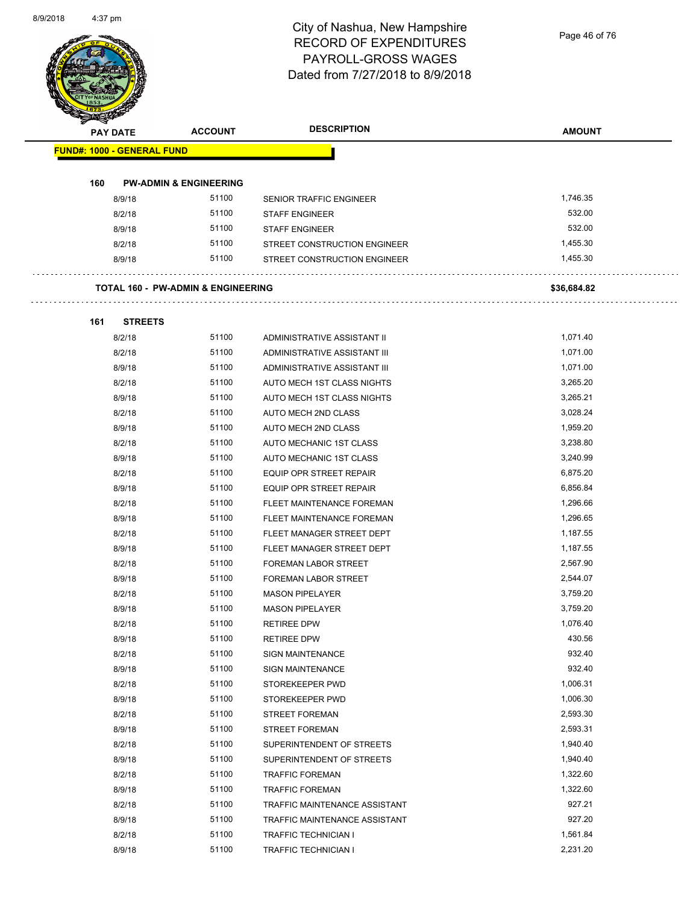# City of Nashua, New Hampshire
# RECORD OF EXPENDITURES
# PAYROLL-GROSS WAGES
# Dated from 7/27/2018 to 8/9/2018

| PAY DATE | ACCOUNT | DESCRIPTION | AMOUNT |
|---|---|---|---|
| **FUND#: 1000 - GENERAL FUND** | | | |
| **160 PW-ADMIN & ENGINEERING** | | | |
| 8/9/18 | 51100 | SENIOR TRAFFIC ENGINEER | 1,746.35 |
| 8/2/18 | 51100 | STAFF ENGINEER | 532.00 |
| 8/9/18 | 51100 | STAFF ENGINEER | 532.00 |
| 8/2/18 | 51100 | STREET CONSTRUCTION ENGINEER | 1,455.30 |
| 8/9/18 | 51100 | STREET CONSTRUCTION ENGINEER | 1,455.30 |
| **TOTAL 160 - PW-ADMIN & ENGINEERING** | | | **$36,684.82** |
| **161 STREETS** | | | |
| 8/2/18 | 51100 | ADMINISTRATIVE ASSISTANT II | 1,071.40 |
| 8/2/18 | 51100 | ADMINISTRATIVE ASSISTANT III | 1,071.00 |
| 8/9/18 | 51100 | ADMINISTRATIVE ASSISTANT III | 1,071.00 |
| 8/2/18 | 51100 | AUTO MECH 1ST CLASS NIGHTS | 3,265.20 |
| 8/9/18 | 51100 | AUTO MECH 1ST CLASS NIGHTS | 3,265.21 |
| 8/2/18 | 51100 | AUTO MECH 2ND CLASS | 3,028.24 |
| 8/9/18 | 51100 | AUTO MECH 2ND CLASS | 1,959.20 |
| 8/2/18 | 51100 | AUTO MECHANIC 1ST CLASS | 3,238.80 |
| 8/9/18 | 51100 | AUTO MECHANIC 1ST CLASS | 3,240.99 |
| 8/2/18 | 51100 | EQUIP OPR STREET REPAIR | 6,875.20 |
| 8/9/18 | 51100 | EQUIP OPR STREET REPAIR | 6,856.84 |
| 8/2/18 | 51100 | FLEET MAINTENANCE FOREMAN | 1,296.66 |
| 8/9/18 | 51100 | FLEET MAINTENANCE FOREMAN | 1,296.65 |
| 8/2/18 | 51100 | FLEET MANAGER STREET DEPT | 1,187.55 |
| 8/9/18 | 51100 | FLEET MANAGER STREET DEPT | 1,187.55 |
| 8/2/18 | 51100 | FOREMAN LABOR STREET | 2,567.90 |
| 8/9/18 | 51100 | FOREMAN LABOR STREET | 2,544.07 |
| 8/2/18 | 51100 | MASON PIPELAYER | 3,759.20 |
| 8/9/18 | 51100 | MASON PIPELAYER | 3,759.20 |
| 8/2/18 | 51100 | RETIREE DPW | 1,076.40 |
| 8/9/18 | 51100 | RETIREE DPW | 430.56 |
| 8/2/18 | 51100 | SIGN MAINTENANCE | 932.40 |
| 8/9/18 | 51100 | SIGN MAINTENANCE | 932.40 |
| 8/2/18 | 51100 | STOREKEEPER PWD | 1,006.31 |
| 8/9/18 | 51100 | STOREKEEPER PWD | 1,006.30 |
| 8/2/18 | 51100 | STREET FOREMAN | 2,593.30 |
| 8/9/18 | 51100 | STREET FOREMAN | 2,593.31 |
| 8/2/18 | 51100 | SUPERINTENDENT OF STREETS | 1,940.40 |
| 8/9/18 | 51100 | SUPERINTENDENT OF STREETS | 1,940.40 |
| 8/2/18 | 51100 | TRAFFIC FOREMAN | 1,322.60 |
| 8/9/18 | 51100 | TRAFFIC FOREMAN | 1,322.60 |
| 8/2/18 | 51100 | TRAFFIC MAINTENANCE ASSISTANT | 927.21 |
| 8/9/18 | 51100 | TRAFFIC MAINTENANCE ASSISTANT | 927.20 |
| 8/2/18 | 51100 | TRAFFIC TECHNICIAN I | 1,561.84 |
| 8/9/18 | 51100 | TRAFFIC TECHNICIAN I | 2,231.20 |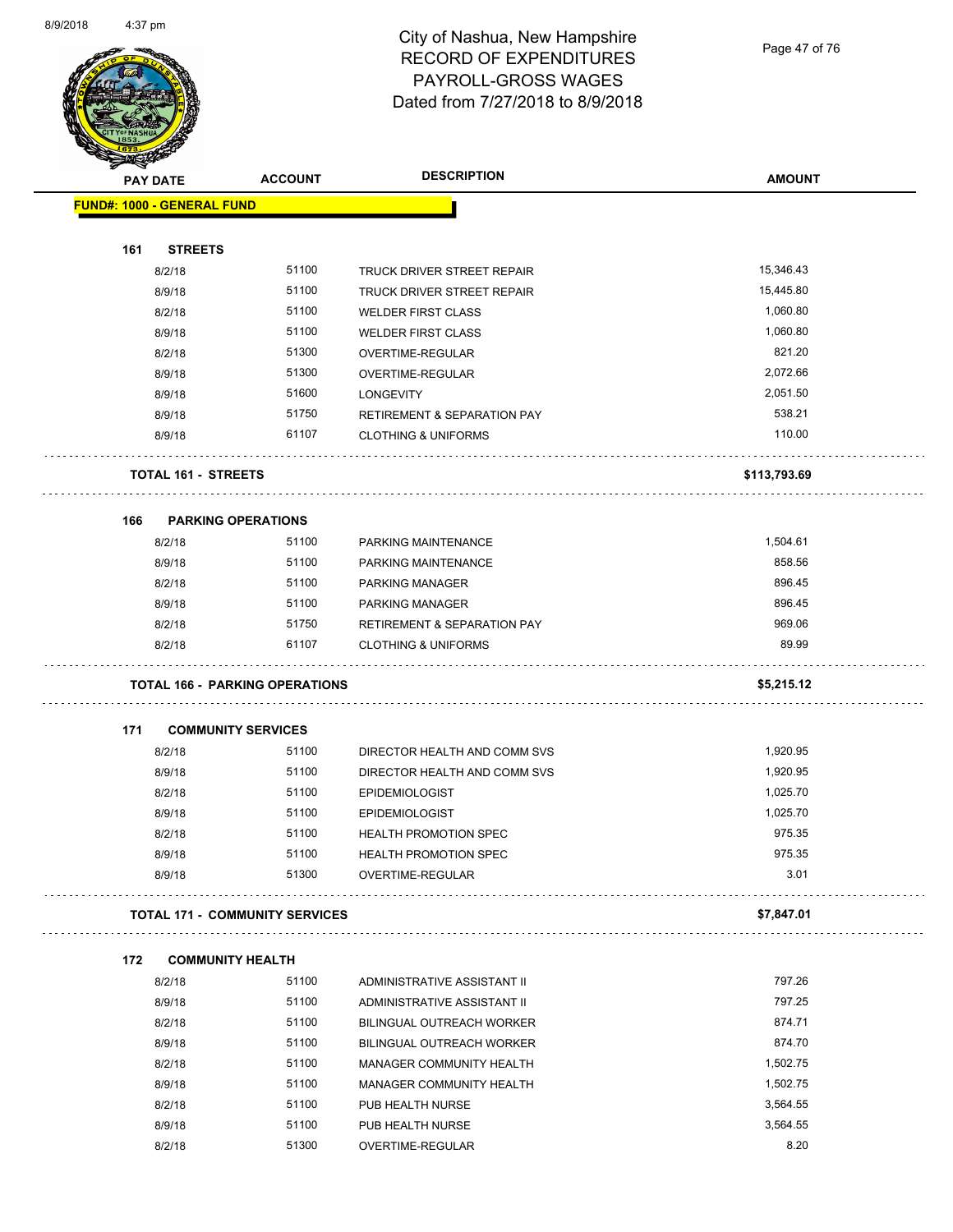# City of Nashua, New Hampshire
# RECORD OF EXPENDITURES
# PAYROLL-GROSS WAGES
# Dated from 7/27/2018 to 8/9/2018

**FUND#: 1000 - GENERAL FUND**

| PAY DATE | ACCOUNT | DESCRIPTION | AMOUNT |
|---|---|---|---|
| **161 STREETS** | | | |
| 8/2/18 | 51100 | TRUCK DRIVER STREET REPAIR | 15,346.43 |
| 8/9/18 | 51100 | TRUCK DRIVER STREET REPAIR | 15,445.80 |
| 8/2/18 | 51100 | WELDER FIRST CLASS | 1,060.80 |
| 8/9/18 | 51100 | WELDER FIRST CLASS | 1,060.80 |
| 8/2/18 | 51300 | OVERTIME-REGULAR | 821.20 |
| 8/9/18 | 51300 | OVERTIME-REGULAR | 2,072.66 |
| 8/9/18 | 51600 | LONGEVITY | 2,051.50 |
| 8/9/18 | 51750 | RETIREMENT & SEPARATION PAY | 538.21 |
| 8/9/18 | 61107 | CLOTHING & UNIFORMS | 110.00 |
| **TOTAL 161 - STREETS** | | | **$113,793.69** |
| **166 PARKING OPERATIONS** | | | |
| 8/2/18 | 51100 | PARKING MAINTENANCE | 1,504.61 |
| 8/9/18 | 51100 | PARKING MAINTENANCE | 858.56 |
| 8/2/18 | 51100 | PARKING MANAGER | 896.45 |
| 8/9/18 | 51100 | PARKING MANAGER | 896.45 |
| 8/2/18 | 51750 | RETIREMENT & SEPARATION PAY | 969.06 |
| 8/2/18 | 61107 | CLOTHING & UNIFORMS | 89.99 |
| **TOTAL 166 - PARKING OPERATIONS** | | | **$5,215.12** |
| **171 COMMUNITY SERVICES** | | | |
| 8/2/18 | 51100 | DIRECTOR HEALTH AND COMM SVS | 1,920.95 |
| 8/9/18 | 51100 | DIRECTOR HEALTH AND COMM SVS | 1,920.95 |
| 8/2/18 | 51100 | EPIDEMIOLOGIST | 1,025.70 |
| 8/9/18 | 51100 | EPIDEMIOLOGIST | 1,025.70 |
| 8/2/18 | 51100 | HEALTH PROMOTION SPEC | 975.35 |
| 8/9/18 | 51100 | HEALTH PROMOTION SPEC | 975.35 |
| 8/9/18 | 51300 | OVERTIME-REGULAR | 3.01 |
| **TOTAL 171 - COMMUNITY SERVICES** | | | **$7,847.01** |
| **172 COMMUNITY HEALTH** | | | |
| 8/2/18 | 51100 | ADMINISTRATIVE ASSISTANT II | 797.26 |
| 8/9/18 | 51100 | ADMINISTRATIVE ASSISTANT II | 797.25 |
| 8/2/18 | 51100 | BILINGUAL OUTREACH WORKER | 874.71 |
| 8/9/18 | 51100 | BILINGUAL OUTREACH WORKER | 874.70 |
| 8/2/18 | 51100 | MANAGER COMMUNITY HEALTH | 1,502.75 |
| 8/9/18 | 51100 | MANAGER COMMUNITY HEALTH | 1,502.75 |
| 8/2/18 | 51100 | PUB HEALTH NURSE | 3,564.55 |
| 8/9/18 | 51100 | PUB HEALTH NURSE | 3,564.55 |
| 8/2/18 | 51300 | OVERTIME-REGULAR | 8.20 |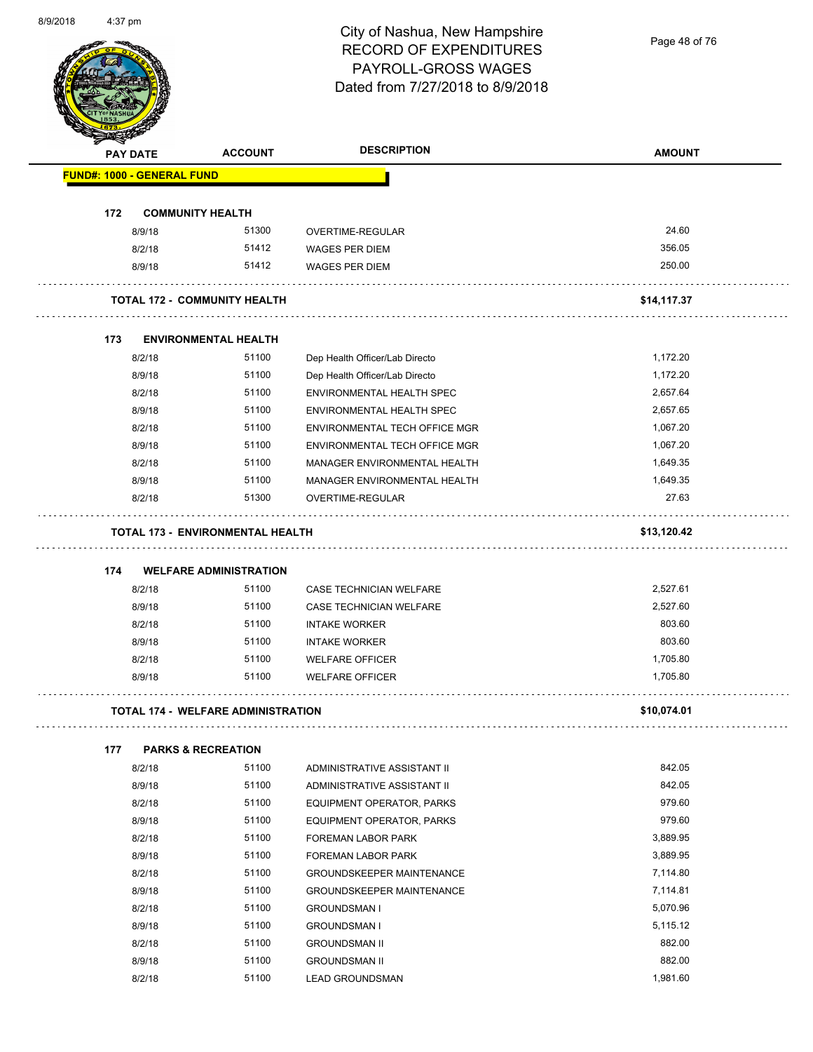# City of Nashua, New Hampshire
# RECORD OF EXPENDITURES
# PAYROLL-GROSS WAGES
# Dated from 7/27/2018 to 8/9/2018

| PAY DATE | ACCOUNT | DESCRIPTION | AMOUNT |
|---|---|---|---|
| **FUND#: 1000 - GENERAL FUND** | | | |
| **172 COMMUNITY HEALTH** | | | |
| 8/9/18 | 51300 | OVERTIME-REGULAR | 24.60 |
| 8/2/18 | 51412 | WAGES PER DIEM | 356.05 |
| 8/9/18 | 51412 | WAGES PER DIEM | 250.00 |
| **TOTAL 172 - COMMUNITY HEALTH** | | | **$14,117.37** |
| **173 ENVIRONMENTAL HEALTH** | | | |
| 8/2/18 | 51100 | Dep Health Officer/Lab Directo | 1,172.20 |
| 8/9/18 | 51100 | Dep Health Officer/Lab Directo | 1,172.20 |
| 8/2/18 | 51100 | ENVIRONMENTAL HEALTH SPEC | 2,657.64 |
| 8/9/18 | 51100 | ENVIRONMENTAL HEALTH SPEC | 2,657.65 |
| 8/2/18 | 51100 | ENVIRONMENTAL TECH OFFICE MGR | 1,067.20 |
| 8/9/18 | 51100 | ENVIRONMENTAL TECH OFFICE MGR | 1,067.20 |
| 8/2/18 | 51100 | MANAGER ENVIRONMENTAL HEALTH | 1,649.35 |
| 8/9/18 | 51100 | MANAGER ENVIRONMENTAL HEALTH | 1,649.35 |
| 8/2/18 | 51300 | OVERTIME-REGULAR | 27.63 |
| **TOTAL 173 - ENVIRONMENTAL HEALTH** | | | **$13,120.42** |
| **174 WELFARE ADMINISTRATION** | | | |
| 8/2/18 | 51100 | CASE TECHNICIAN WELFARE | 2,527.61 |
| 8/9/18 | 51100 | CASE TECHNICIAN WELFARE | 2,527.60 |
| 8/2/18 | 51100 | INTAKE WORKER | 803.60 |
| 8/9/18 | 51100 | INTAKE WORKER | 803.60 |
| 8/2/18 | 51100 | WELFARE OFFICER | 1,705.80 |
| 8/9/18 | 51100 | WELFARE OFFICER | 1,705.80 |
| **TOTAL 174 - WELFARE ADMINISTRATION** | | | **$10,074.01** |
| **177 PARKS & RECREATION** | | | |
| 8/2/18 | 51100 | ADMINISTRATIVE ASSISTANT II | 842.05 |
| 8/9/18 | 51100 | ADMINISTRATIVE ASSISTANT II | 842.05 |
| 8/2/18 | 51100 | EQUIPMENT OPERATOR, PARKS | 979.60 |
| 8/9/18 | 51100 | EQUIPMENT OPERATOR, PARKS | 979.60 |
| 8/2/18 | 51100 | FOREMAN LABOR PARK | 3,889.95 |
| 8/9/18 | 51100 | FOREMAN LABOR PARK | 3,889.95 |
| 8/2/18 | 51100 | GROUNDSKEEPER MAINTENANCE | 7,114.80 |
| 8/9/18 | 51100 | GROUNDSKEEPER MAINTENANCE | 7,114.81 |
| 8/2/18 | 51100 | GROUNDSMAN I | 5,070.96 |
| 8/9/18 | 51100 | GROUNDSMAN I | 5,115.12 |
| 8/2/18 | 51100 | GROUNDSMAN II | 882.00 |
| 8/9/18 | 51100 | GROUNDSMAN II | 882.00 |
| 8/2/18 | 51100 | LEAD GROUNDSMAN | 1,981.60 |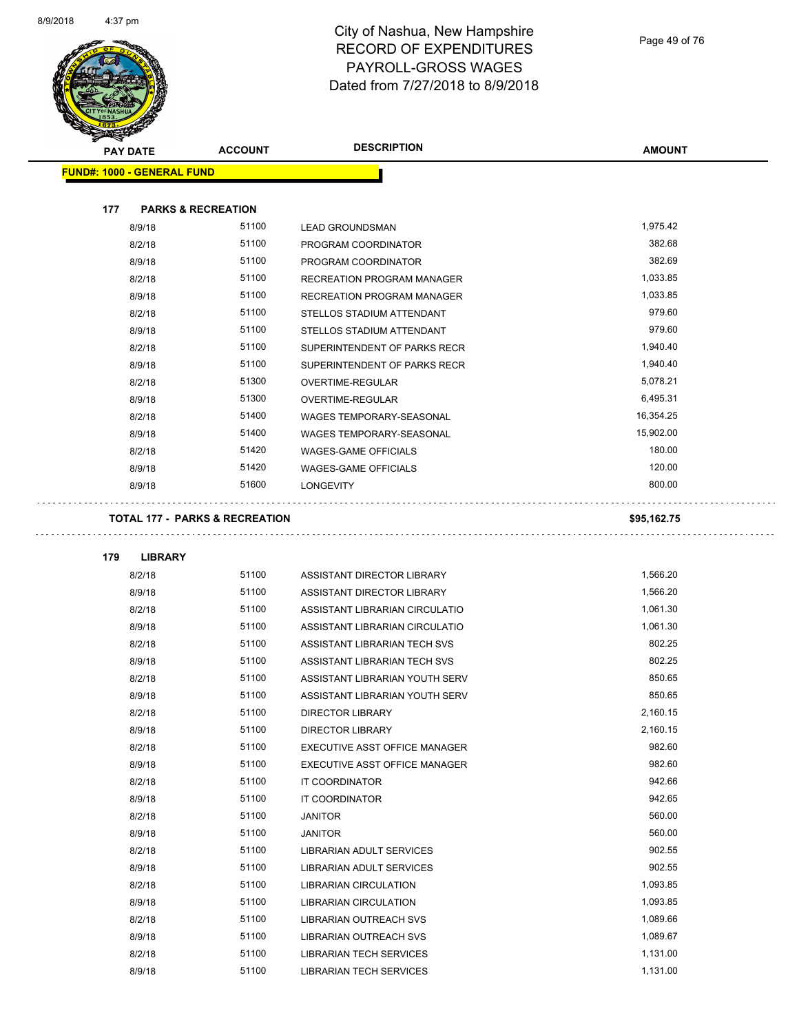# City of Nashua, New Hampshire
# RECORD OF EXPENDITURES
# PAYROLL-GROSS WAGES
# Dated from 7/27/2018 to 8/9/2018

| PAY DATE | ACCOUNT | DESCRIPTION | AMOUNT |
|---|---|---|---|
| **FUND#: 1000 - GENERAL FUND** | | | |
| **177 PARKS & RECREATION** | | | |
| 8/9/18 | 51100 | LEAD GROUNDSMAN | 1,975.42 |
| 8/2/18 | 51100 | PROGRAM COORDINATOR | 382.68 |
| 8/9/18 | 51100 | PROGRAM COORDINATOR | 382.69 |
| 8/2/18 | 51100 | RECREATION PROGRAM MANAGER | 1,033.85 |
| 8/9/18 | 51100 | RECREATION PROGRAM MANAGER | 1,033.85 |
| 8/2/18 | 51100 | STELLOS STADIUM ATTENDANT | 979.60 |
| 8/9/18 | 51100 | STELLOS STADIUM ATTENDANT | 979.60 |
| 8/2/18 | 51100 | SUPERINTENDENT OF PARKS RECR | 1,940.40 |
| 8/9/18 | 51100 | SUPERINTENDENT OF PARKS RECR | 1,940.40 |
| 8/2/18 | 51300 | OVERTIME-REGULAR | 5,078.21 |
| 8/9/18 | 51300 | OVERTIME-REGULAR | 6,495.31 |
| 8/2/18 | 51400 | WAGES TEMPORARY-SEASONAL | 16,354.25 |
| 8/9/18 | 51400 | WAGES TEMPORARY-SEASONAL | 15,902.00 |
| 8/2/18 | 51420 | WAGES-GAME OFFICIALS | 180.00 |
| 8/9/18 | 51420 | WAGES-GAME OFFICIALS | 120.00 |
| 8/9/18 | 51600 | LONGEVITY | 800.00 |
| **TOTAL 177 - PARKS & RECREATION** | | | **$95,162.75** |
| **179 LIBRARY** | | | |
| 8/2/18 | 51100 | ASSISTANT DIRECTOR LIBRARY | 1,566.20 |
| 8/9/18 | 51100 | ASSISTANT DIRECTOR LIBRARY | 1,566.20 |
| 8/2/18 | 51100 | ASSISTANT LIBRARIAN CIRCULATIO | 1,061.30 |
| 8/9/18 | 51100 | ASSISTANT LIBRARIAN CIRCULATIO | 1,061.30 |
| 8/2/18 | 51100 | ASSISTANT LIBRARIAN TECH SVS | 802.25 |
| 8/9/18 | 51100 | ASSISTANT LIBRARIAN TECH SVS | 802.25 |
| 8/2/18 | 51100 | ASSISTANT LIBRARIAN YOUTH SERV | 850.65 |
| 8/9/18 | 51100 | ASSISTANT LIBRARIAN YOUTH SERV | 850.65 |
| 8/2/18 | 51100 | DIRECTOR LIBRARY | 2,160.15 |
| 8/9/18 | 51100 | DIRECTOR LIBRARY | 2,160.15 |
| 8/2/18 | 51100 | EXECUTIVE ASST OFFICE MANAGER | 982.60 |
| 8/9/18 | 51100 | EXECUTIVE ASST OFFICE MANAGER | 982.60 |
| 8/2/18 | 51100 | IT COORDINATOR | 942.66 |
| 8/9/18 | 51100 | IT COORDINATOR | 942.65 |
| 8/2/18 | 51100 | JANITOR | 560.00 |
| 8/9/18 | 51100 | JANITOR | 560.00 |
| 8/2/18 | 51100 | LIBRARIAN ADULT SERVICES | 902.55 |
| 8/9/18 | 51100 | LIBRARIAN ADULT SERVICES | 902.55 |
| 8/2/18 | 51100 | LIBRARIAN CIRCULATION | 1,093.85 |
| 8/9/18 | 51100 | LIBRARIAN CIRCULATION | 1,093.85 |
| 8/2/18 | 51100 | LIBRARIAN OUTREACH SVS | 1,089.66 |
| 8/9/18 | 51100 | LIBRARIAN OUTREACH SVS | 1,089.67 |
| 8/2/18 | 51100 | LIBRARIAN TECH SERVICES | 1,131.00 |
| 8/9/18 | 51100 | LIBRARIAN TECH SERVICES | 1,131.00 |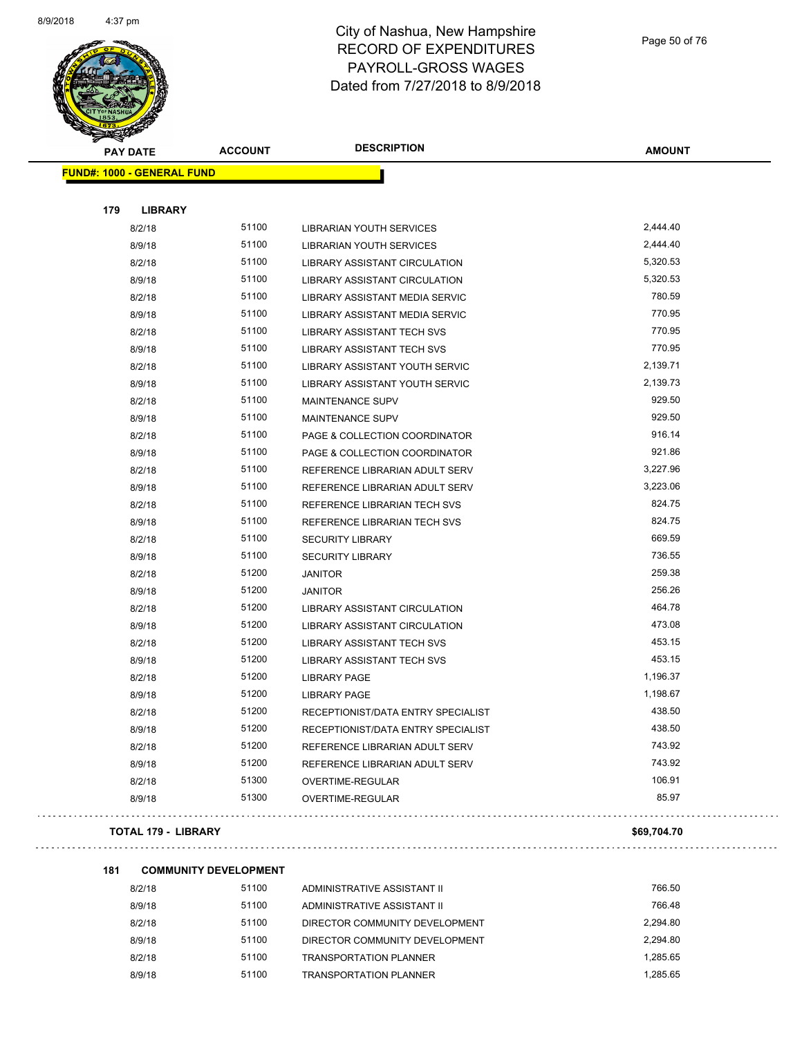# City of Nashua, New Hampshire
# RECORD OF EXPENDITURES
# PAYROLL-GROSS WAGES
# Dated from 7/27/2018 to 8/9/2018

| PAY DATE | ACCOUNT | DESCRIPTION | AMOUNT |
|---|---|---|---|

**FUND#: 1000 - GENERAL FUND**

**179 LIBRARY**

| PAY DATE | ACCOUNT | DESCRIPTION | AMOUNT |
|---|---|---|---|
| 8/2/18 | 51100 | LIBRARIAN YOUTH SERVICES | 2,444.40 |
| 8/9/18 | 51100 | LIBRARIAN YOUTH SERVICES | 2,444.40 |
| 8/2/18 | 51100 | LIBRARY ASSISTANT CIRCULATION | 5,320.53 |
| 8/9/18 | 51100 | LIBRARY ASSISTANT CIRCULATION | 5,320.53 |
| 8/2/18 | 51100 | LIBRARY ASSISTANT MEDIA SERVIC | 780.59 |
| 8/9/18 | 51100 | LIBRARY ASSISTANT MEDIA SERVIC | 770.95 |
| 8/2/18 | 51100 | LIBRARY ASSISTANT TECH SVS | 770.95 |
| 8/9/18 | 51100 | LIBRARY ASSISTANT TECH SVS | 770.95 |
| 8/2/18 | 51100 | LIBRARY ASSISTANT YOUTH SERVIC | 2,139.71 |
| 8/9/18 | 51100 | LIBRARY ASSISTANT YOUTH SERVIC | 2,139.73 |
| 8/2/18 | 51100 | MAINTENANCE SUPV | 929.50 |
| 8/9/18 | 51100 | MAINTENANCE SUPV | 929.50 |
| 8/2/18 | 51100 | PAGE & COLLECTION COORDINATOR | 916.14 |
| 8/9/18 | 51100 | PAGE & COLLECTION COORDINATOR | 921.86 |
| 8/2/18 | 51100 | REFERENCE LIBRARIAN ADULT SERV | 3,227.96 |
| 8/9/18 | 51100 | REFERENCE LIBRARIAN ADULT SERV | 3,223.06 |
| 8/2/18 | 51100 | REFERENCE LIBRARIAN TECH SVS | 824.75 |
| 8/9/18 | 51100 | REFERENCE LIBRARIAN TECH SVS | 824.75 |
| 8/2/18 | 51100 | SECURITY LIBRARY | 669.59 |
| 8/9/18 | 51100 | SECURITY LIBRARY | 736.55 |
| 8/2/18 | 51200 | JANITOR | 259.38 |
| 8/9/18 | 51200 | JANITOR | 256.26 |
| 8/2/18 | 51200 | LIBRARY ASSISTANT CIRCULATION | 464.78 |
| 8/9/18 | 51200 | LIBRARY ASSISTANT CIRCULATION | 473.08 |
| 8/2/18 | 51200 | LIBRARY ASSISTANT TECH SVS | 453.15 |
| 8/9/18 | 51200 | LIBRARY ASSISTANT TECH SVS | 453.15 |
| 8/2/18 | 51200 | LIBRARY PAGE | 1,196.37 |
| 8/9/18 | 51200 | LIBRARY PAGE | 1,198.67 |
| 8/2/18 | 51200 | RECEPTIONIST/DATA ENTRY SPECIALIST | 438.50 |
| 8/9/18 | 51200 | RECEPTIONIST/DATA ENTRY SPECIALIST | 438.50 |
| 8/2/18 | 51200 | REFERENCE LIBRARIAN ADULT SERV | 743.92 |
| 8/9/18 | 51200 | REFERENCE LIBRARIAN ADULT SERV | 743.92 |
| 8/2/18 | 51300 | OVERTIME-REGULAR | 106.91 |
| 8/9/18 | 51300 | OVERTIME-REGULAR | 85.97 |

**TOTAL 179 - LIBRARY** **$69,704.70**

**181 COMMUNITY DEVELOPMENT**

| PAY DATE | ACCOUNT | DESCRIPTION | AMOUNT |
|---|---|---|---|
| 8/2/18 | 51100 | ADMINISTRATIVE ASSISTANT II | 766.50 |
| 8/9/18 | 51100 | ADMINISTRATIVE ASSISTANT II | 766.48 |
| 8/2/18 | 51100 | DIRECTOR COMMUNITY DEVELOPMENT | 2,294.80 |
| 8/9/18 | 51100 | DIRECTOR COMMUNITY DEVELOPMENT | 2,294.80 |
| 8/2/18 | 51100 | TRANSPORTATION PLANNER | 1,285.65 |
| 8/9/18 | 51100 | TRANSPORTATION PLANNER | 1,285.65 |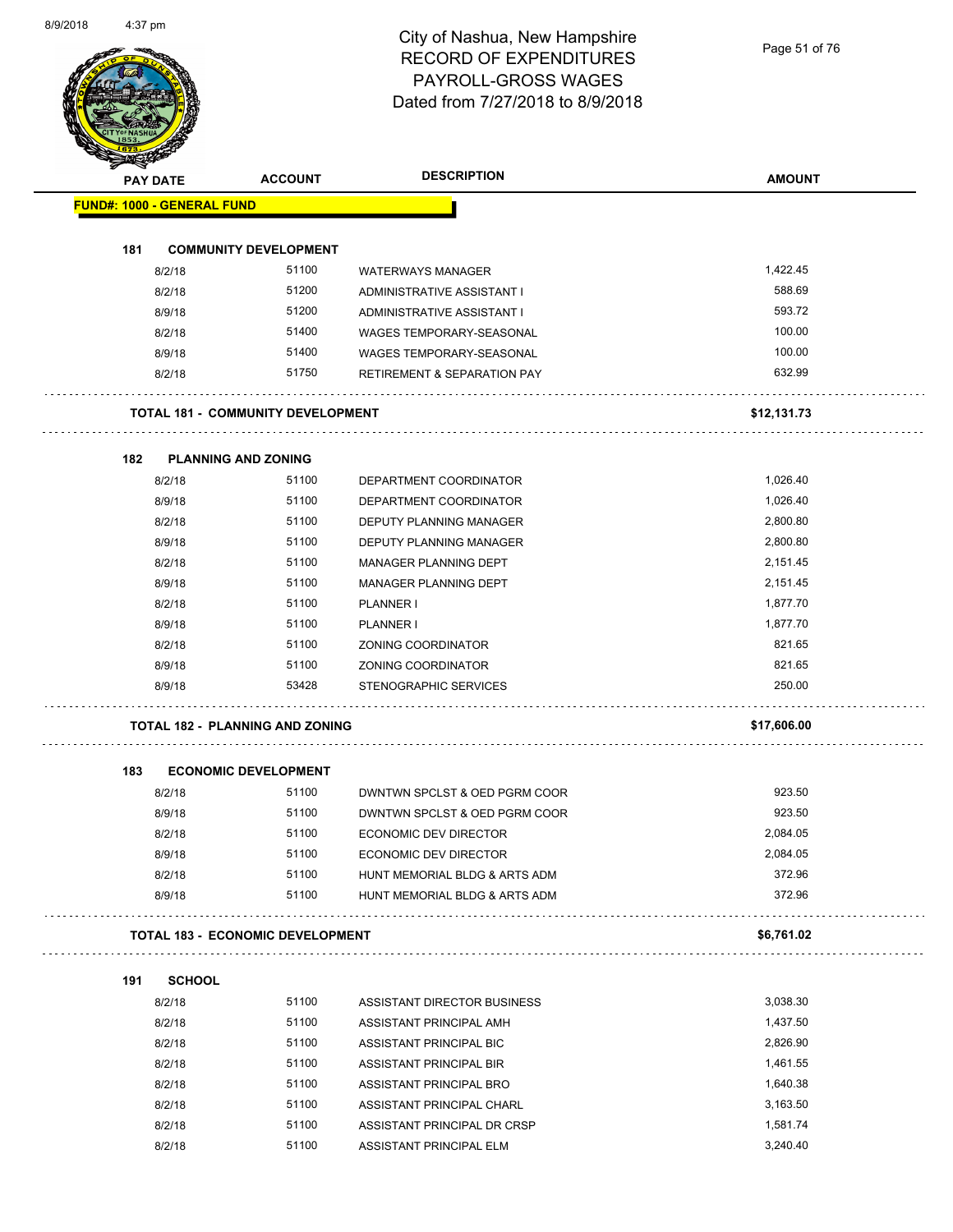# City of Nashua, New Hampshire
# RECORD OF EXPENDITURES
# PAYROLL-GROSS WAGES
# Dated from 7/27/2018 to 8/9/2018

| PAY DATE | ACCOUNT | DESCRIPTION | AMOUNT |
|---|---|---|---|
| **FUND#: 1000 - GENERAL FUND** | | | |
| **181 COMMUNITY DEVELOPMENT** | | | |
| 8/2/18 | 51100 | WATERWAYS MANAGER | 1,422.45 |
| 8/2/18 | 51200 | ADMINISTRATIVE ASSISTANT I | 588.69 |
| 8/9/18 | 51200 | ADMINISTRATIVE ASSISTANT I | 593.72 |
| 8/2/18 | 51400 | WAGES TEMPORARY-SEASONAL | 100.00 |
| 8/9/18 | 51400 | WAGES TEMPORARY-SEASONAL | 100.00 |
| 8/2/18 | 51750 | RETIREMENT & SEPARATION PAY | 632.99 |
| **TOTAL 181 - COMMUNITY DEVELOPMENT** | | | **$12,131.73** |
| **182 PLANNING AND ZONING** | | | |
| 8/2/18 | 51100 | DEPARTMENT COORDINATOR | 1,026.40 |
| 8/9/18 | 51100 | DEPARTMENT COORDINATOR | 1,026.40 |
| 8/2/18 | 51100 | DEPUTY PLANNING MANAGER | 2,800.80 |
| 8/9/18 | 51100 | DEPUTY PLANNING MANAGER | 2,800.80 |
| 8/2/18 | 51100 | MANAGER PLANNING DEPT | 2,151.45 |
| 8/9/18 | 51100 | MANAGER PLANNING DEPT | 2,151.45 |
| 8/2/18 | 51100 | PLANNER I | 1,877.70 |
| 8/9/18 | 51100 | PLANNER I | 1,877.70 |
| 8/2/18 | 51100 | ZONING COORDINATOR | 821.65 |
| 8/9/18 | 51100 | ZONING COORDINATOR | 821.65 |
| 8/9/18 | 53428 | STENOGRAPHIC SERVICES | 250.00 |
| **TOTAL 182 - PLANNING AND ZONING** | | | **$17,606.00** |
| **183 ECONOMIC DEVELOPMENT** | | | |
| 8/2/18 | 51100 | DWNTWN SPCLST & OED PGRM COOR | 923.50 |
| 8/9/18 | 51100 | DWNTWN SPCLST & OED PGRM COOR | 923.50 |
| 8/2/18 | 51100 | ECONOMIC DEV DIRECTOR | 2,084.05 |
| 8/9/18 | 51100 | ECONOMIC DEV DIRECTOR | 2,084.05 |
| 8/2/18 | 51100 | HUNT MEMORIAL BLDG & ARTS ADM | 372.96 |
| 8/9/18 | 51100 | HUNT MEMORIAL BLDG & ARTS ADM | 372.96 |
| **TOTAL 183 - ECONOMIC DEVELOPMENT** | | | **$6,761.02** |
| **191 SCHOOL** | | | |
| 8/2/18 | 51100 | ASSISTANT DIRECTOR BUSINESS | 3,038.30 |
| 8/2/18 | 51100 | ASSISTANT PRINCIPAL AMH | 1,437.50 |
| 8/2/18 | 51100 | ASSISTANT PRINCIPAL BIC | 2,826.90 |
| 8/2/18 | 51100 | ASSISTANT PRINCIPAL BIR | 1,461.55 |
| 8/2/18 | 51100 | ASSISTANT PRINCIPAL BRO | 1,640.38 |
| 8/2/18 | 51100 | ASSISTANT PRINCIPAL CHARL | 3,163.50 |
| 8/2/18 | 51100 | ASSISTANT PRINCIPAL DR CRSP | 1,581.74 |
| 8/2/18 | 51100 | ASSISTANT PRINCIPAL ELM | 3,240.40 |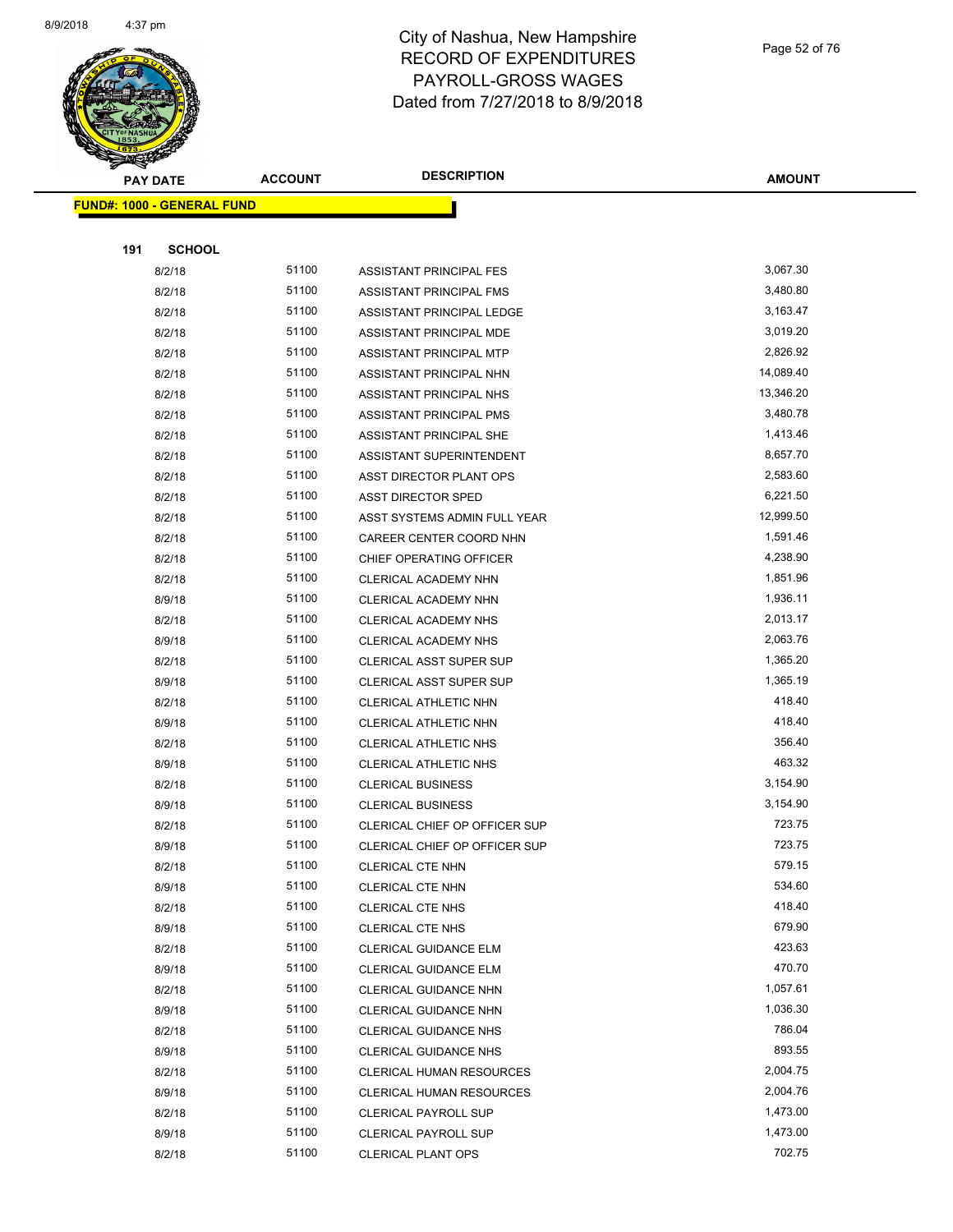# City of Nashua, New Hampshire
## RECORD OF EXPENDITURES
## PAYROLL-GROSS WAGES
## Dated from 7/27/2018 to 8/9/2018

| PAY DATE | ACCOUNT | DESCRIPTION | AMOUNT |
|---|---|---|---|
| **FUND#: 1000 - GENERAL FUND** | | | |
| **191 SCHOOL** | | | |
| 8/2/18 | 51100 | ASSISTANT PRINCIPAL FES | 3,067.30 |
| 8/2/18 | 51100 | ASSISTANT PRINCIPAL FMS | 3,480.80 |
| 8/2/18 | 51100 | ASSISTANT PRINCIPAL LEDGE | 3,163.47 |
| 8/2/18 | 51100 | ASSISTANT PRINCIPAL MDE | 3,019.20 |
| 8/2/18 | 51100 | ASSISTANT PRINCIPAL MTP | 2,826.92 |
| 8/2/18 | 51100 | ASSISTANT PRINCIPAL NHN | 14,089.40 |
| 8/2/18 | 51100 | ASSISTANT PRINCIPAL NHS | 13,346.20 |
| 8/2/18 | 51100 | ASSISTANT PRINCIPAL PMS | 3,480.78 |
| 8/2/18 | 51100 | ASSISTANT PRINCIPAL SHE | 1,413.46 |
| 8/2/18 | 51100 | ASSISTANT SUPERINTENDENT | 8,657.70 |
| 8/2/18 | 51100 | ASST DIRECTOR PLANT OPS | 2,583.60 |
| 8/2/18 | 51100 | ASST DIRECTOR SPED | 6,221.50 |
| 8/2/18 | 51100 | ASST SYSTEMS ADMIN FULL YEAR | 12,999.50 |
| 8/2/18 | 51100 | CAREER CENTER COORD NHN | 1,591.46 |
| 8/2/18 | 51100 | CHIEF OPERATING OFFICER | 4,238.90 |
| 8/2/18 | 51100 | CLERICAL ACADEMY NHN | 1,851.96 |
| 8/9/18 | 51100 | CLERICAL ACADEMY NHN | 1,936.11 |
| 8/2/18 | 51100 | CLERICAL ACADEMY NHS | 2,013.17 |
| 8/9/18 | 51100 | CLERICAL ACADEMY NHS | 2,063.76 |
| 8/2/18 | 51100 | CLERICAL ASST SUPER SUP | 1,365.20 |
| 8/9/18 | 51100 | CLERICAL ASST SUPER SUP | 1,365.19 |
| 8/2/18 | 51100 | CLERICAL ATHLETIC NHN | 418.40 |
| 8/9/18 | 51100 | CLERICAL ATHLETIC NHN | 418.40 |
| 8/2/18 | 51100 | CLERICAL ATHLETIC NHS | 356.40 |
| 8/9/18 | 51100 | CLERICAL ATHLETIC NHS | 463.32 |
| 8/2/18 | 51100 | CLERICAL BUSINESS | 3,154.90 |
| 8/9/18 | 51100 | CLERICAL BUSINESS | 3,154.90 |
| 8/2/18 | 51100 | CLERICAL CHIEF OP OFFICER SUP | 723.75 |
| 8/9/18 | 51100 | CLERICAL CHIEF OP OFFICER SUP | 723.75 |
| 8/2/18 | 51100 | CLERICAL CTE NHN | 579.15 |
| 8/9/18 | 51100 | CLERICAL CTE NHN | 534.60 |
| 8/2/18 | 51100 | CLERICAL CTE NHS | 418.40 |
| 8/9/18 | 51100 | CLERICAL CTE NHS | 679.90 |
| 8/2/18 | 51100 | CLERICAL GUIDANCE ELM | 423.63 |
| 8/9/18 | 51100 | CLERICAL GUIDANCE ELM | 470.70 |
| 8/2/18 | 51100 | CLERICAL GUIDANCE NHN | 1,057.61 |
| 8/9/18 | 51100 | CLERICAL GUIDANCE NHN | 1,036.30 |
| 8/2/18 | 51100 | CLERICAL GUIDANCE NHS | 786.04 |
| 8/9/18 | 51100 | CLERICAL GUIDANCE NHS | 893.55 |
| 8/2/18 | 51100 | CLERICAL HUMAN RESOURCES | 2,004.75 |
| 8/9/18 | 51100 | CLERICAL HUMAN RESOURCES | 2,004.76 |
| 8/2/18 | 51100 | CLERICAL PAYROLL SUP | 1,473.00 |
| 8/9/18 | 51100 | CLERICAL PAYROLL SUP | 1,473.00 |
| 8/2/18 | 51100 | CLERICAL PLANT OPS | 702.75 |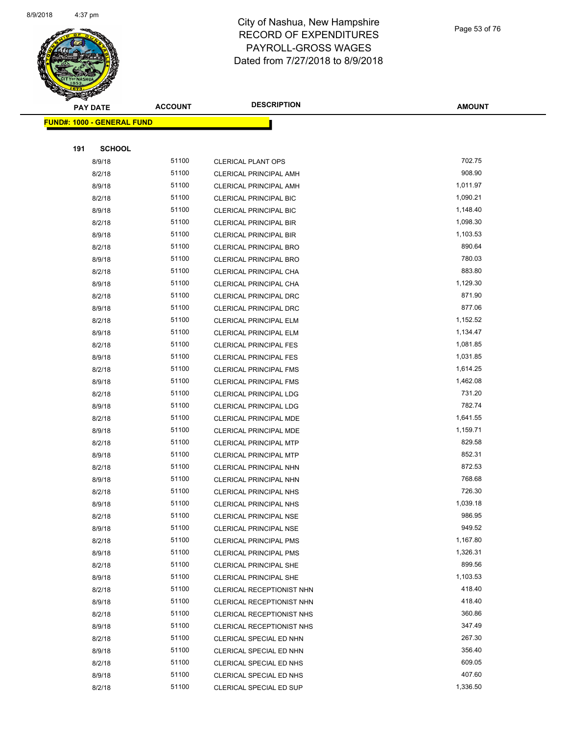# City of Nashua, New Hampshire
# RECORD OF EXPENDITURES
# PAYROLL-GROSS WAGES
# Dated from 7/27/2018 to 8/9/2018

| PAY DATE | ACCOUNT | DESCRIPTION | AMOUNT |
|---|---|---|---|
| **FUND#: 1000 - GENERAL FUND** | | | |
| **191 SCHOOL** | | | |
| 8/9/18 | 51100 | CLERICAL PLANT OPS | 702.75 |
| 8/2/18 | 51100 | CLERICAL PRINCIPAL AMH | 908.90 |
| 8/9/18 | 51100 | CLERICAL PRINCIPAL AMH | 1,011.97 |
| 8/2/18 | 51100 | CLERICAL PRINCIPAL BIC | 1,090.21 |
| 8/9/18 | 51100 | CLERICAL PRINCIPAL BIC | 1,148.40 |
| 8/2/18 | 51100 | CLERICAL PRINCIPAL BIR | 1,098.30 |
| 8/9/18 | 51100 | CLERICAL PRINCIPAL BIR | 1,103.53 |
| 8/2/18 | 51100 | CLERICAL PRINCIPAL BRO | 890.64 |
| 8/9/18 | 51100 | CLERICAL PRINCIPAL BRO | 780.03 |
| 8/2/18 | 51100 | CLERICAL PRINCIPAL CHA | 883.80 |
| 8/9/18 | 51100 | CLERICAL PRINCIPAL CHA | 1,129.30 |
| 8/2/18 | 51100 | CLERICAL PRINCIPAL DRC | 871.90 |
| 8/9/18 | 51100 | CLERICAL PRINCIPAL DRC | 877.06 |
| 8/2/18 | 51100 | CLERICAL PRINCIPAL ELM | 1,152.52 |
| 8/9/18 | 51100 | CLERICAL PRINCIPAL ELM | 1,134.47 |
| 8/2/18 | 51100 | CLERICAL PRINCIPAL FES | 1,081.85 |
| 8/9/18 | 51100 | CLERICAL PRINCIPAL FES | 1,031.85 |
| 8/2/18 | 51100 | CLERICAL PRINCIPAL FMS | 1,614.25 |
| 8/9/18 | 51100 | CLERICAL PRINCIPAL FMS | 1,462.08 |
| 8/2/18 | 51100 | CLERICAL PRINCIPAL LDG | 731.20 |
| 8/9/18 | 51100 | CLERICAL PRINCIPAL LDG | 782.74 |
| 8/2/18 | 51100 | CLERICAL PRINCIPAL MDE | 1,641.55 |
| 8/9/18 | 51100 | CLERICAL PRINCIPAL MDE | 1,159.71 |
| 8/2/18 | 51100 | CLERICAL PRINCIPAL MTP | 829.58 |
| 8/9/18 | 51100 | CLERICAL PRINCIPAL MTP | 852.31 |
| 8/2/18 | 51100 | CLERICAL PRINCIPAL NHN | 872.53 |
| 8/9/18 | 51100 | CLERICAL PRINCIPAL NHN | 768.68 |
| 8/2/18 | 51100 | CLERICAL PRINCIPAL NHS | 726.30 |
| 8/9/18 | 51100 | CLERICAL PRINCIPAL NHS | 1,039.18 |
| 8/2/18 | 51100 | CLERICAL PRINCIPAL NSE | 986.95 |
| 8/9/18 | 51100 | CLERICAL PRINCIPAL NSE | 949.52 |
| 8/2/18 | 51100 | CLERICAL PRINCIPAL PMS | 1,167.80 |
| 8/9/18 | 51100 | CLERICAL PRINCIPAL PMS | 1,326.31 |
| 8/2/18 | 51100 | CLERICAL PRINCIPAL SHE | 899.56 |
| 8/9/18 | 51100 | CLERICAL PRINCIPAL SHE | 1,103.53 |
| 8/2/18 | 51100 | CLERICAL RECEPTIONIST NHN | 418.40 |
| 8/9/18 | 51100 | CLERICAL RECEPTIONIST NHN | 418.40 |
| 8/2/18 | 51100 | CLERICAL RECEPTIONIST NHS | 360.86 |
| 8/9/18 | 51100 | CLERICAL RECEPTIONIST NHS | 347.49 |
| 8/2/18 | 51100 | CLERICAL SPECIAL ED NHN | 267.30 |
| 8/9/18 | 51100 | CLERICAL SPECIAL ED NHN | 356.40 |
| 8/2/18 | 51100 | CLERICAL SPECIAL ED NHS | 609.05 |
| 8/9/18 | 51100 | CLERICAL SPECIAL ED NHS | 407.60 |
| 8/2/18 | 51100 | CLERICAL SPECIAL ED SUP | 1,336.50 |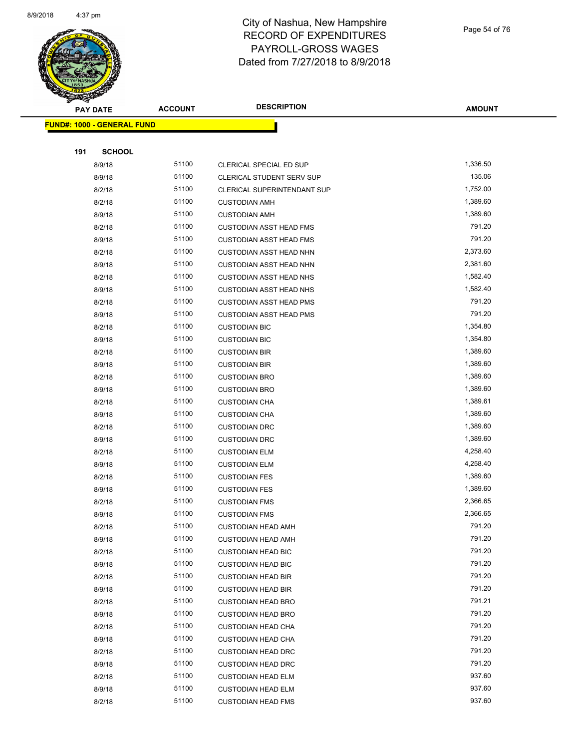City of Nashua, New Hampshire
RECORD OF EXPENDITURES
PAYROLL-GROSS WAGES
Dated from 7/27/2018 to 8/9/2018

| PAY DATE | ACCOUNT | DESCRIPTION | AMOUNT |
|---|---|---|---|
| **FUND#: 1000 - GENERAL FUND** | | | |
| **191 SCHOOL** | | | |
| 8/9/18 | 51100 | CLERICAL SPECIAL ED SUP | 1,336.50 |
| 8/9/18 | 51100 | CLERICAL STUDENT SERV SUP | 135.06 |
| 8/2/18 | 51100 | CLERICAL SUPERINTENDANT SUP | 1,752.00 |
| 8/2/18 | 51100 | CUSTODIAN AMH | 1,389.60 |
| 8/9/18 | 51100 | CUSTODIAN AMH | 1,389.60 |
| 8/2/18 | 51100 | CUSTODIAN ASST HEAD FMS | 791.20 |
| 8/9/18 | 51100 | CUSTODIAN ASST HEAD FMS | 791.20 |
| 8/2/18 | 51100 | CUSTODIAN ASST HEAD NHN | 2,373.60 |
| 8/9/18 | 51100 | CUSTODIAN ASST HEAD NHN | 2,381.60 |
| 8/2/18 | 51100 | CUSTODIAN ASST HEAD NHS | 1,582.40 |
| 8/9/18 | 51100 | CUSTODIAN ASST HEAD NHS | 1,582.40 |
| 8/2/18 | 51100 | CUSTODIAN ASST HEAD PMS | 791.20 |
| 8/9/18 | 51100 | CUSTODIAN ASST HEAD PMS | 791.20 |
| 8/2/18 | 51100 | CUSTODIAN BIC | 1,354.80 |
| 8/9/18 | 51100 | CUSTODIAN BIC | 1,354.80 |
| 8/2/18 | 51100 | CUSTODIAN BIR | 1,389.60 |
| 8/9/18 | 51100 | CUSTODIAN BIR | 1,389.60 |
| 8/2/18 | 51100 | CUSTODIAN BRO | 1,389.60 |
| 8/9/18 | 51100 | CUSTODIAN BRO | 1,389.60 |
| 8/2/18 | 51100 | CUSTODIAN CHA | 1,389.61 |
| 8/9/18 | 51100 | CUSTODIAN CHA | 1,389.60 |
| 8/2/18 | 51100 | CUSTODIAN DRC | 1,389.60 |
| 8/9/18 | 51100 | CUSTODIAN DRC | 1,389.60 |
| 8/2/18 | 51100 | CUSTODIAN ELM | 4,258.40 |
| 8/9/18 | 51100 | CUSTODIAN ELM | 4,258.40 |
| 8/2/18 | 51100 | CUSTODIAN FES | 1,389.60 |
| 8/9/18 | 51100 | CUSTODIAN FES | 1,389.60 |
| 8/2/18 | 51100 | CUSTODIAN FMS | 2,366.65 |
| 8/9/18 | 51100 | CUSTODIAN FMS | 2,366.65 |
| 8/2/18 | 51100 | CUSTODIAN HEAD AMH | 791.20 |
| 8/9/18 | 51100 | CUSTODIAN HEAD AMH | 791.20 |
| 8/2/18 | 51100 | CUSTODIAN HEAD BIC | 791.20 |
| 8/9/18 | 51100 | CUSTODIAN HEAD BIC | 791.20 |
| 8/2/18 | 51100 | CUSTODIAN HEAD BIR | 791.20 |
| 8/9/18 | 51100 | CUSTODIAN HEAD BIR | 791.20 |
| 8/2/18 | 51100 | CUSTODIAN HEAD BRO | 791.21 |
| 8/9/18 | 51100 | CUSTODIAN HEAD BRO | 791.20 |
| 8/2/18 | 51100 | CUSTODIAN HEAD CHA | 791.20 |
| 8/9/18 | 51100 | CUSTODIAN HEAD CHA | 791.20 |
| 8/2/18 | 51100 | CUSTODIAN HEAD DRC | 791.20 |
| 8/9/18 | 51100 | CUSTODIAN HEAD DRC | 791.20 |
| 8/2/18 | 51100 | CUSTODIAN HEAD ELM | 937.60 |
| 8/9/18 | 51100 | CUSTODIAN HEAD ELM | 937.60 |
| 8/2/18 | 51100 | CUSTODIAN HEAD FMS | 937.60 |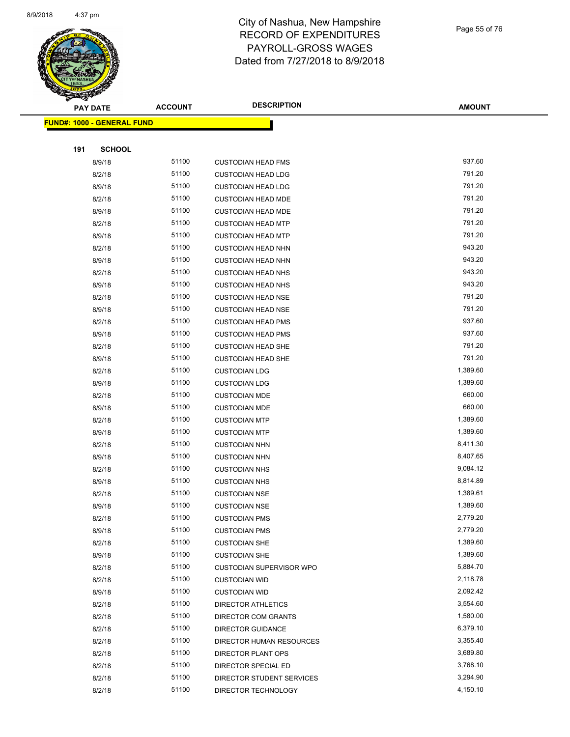# City of Nashua, New Hampshire
# RECORD OF EXPENDITURES
# PAYROLL-GROSS WAGES
# Dated from 7/27/2018 to 8/9/2018

| PAY DATE | ACCOUNT | DESCRIPTION | AMOUNT |
|---|---|---|---|

**FUND#: 1000 - GENERAL FUND**

**191 SCHOOL**

| PAY DATE | ACCOUNT | DESCRIPTION | AMOUNT |
|---|---|---|---|
| 8/9/18 | 51100 | CUSTODIAN HEAD FMS | 937.60 |
| 8/2/18 | 51100 | CUSTODIAN HEAD LDG | 791.20 |
| 8/9/18 | 51100 | CUSTODIAN HEAD LDG | 791.20 |
| 8/2/18 | 51100 | CUSTODIAN HEAD MDE | 791.20 |
| 8/9/18 | 51100 | CUSTODIAN HEAD MDE | 791.20 |
| 8/2/18 | 51100 | CUSTODIAN HEAD MTP | 791.20 |
| 8/9/18 | 51100 | CUSTODIAN HEAD MTP | 791.20 |
| 8/2/18 | 51100 | CUSTODIAN HEAD NHN | 943.20 |
| 8/9/18 | 51100 | CUSTODIAN HEAD NHN | 943.20 |
| 8/2/18 | 51100 | CUSTODIAN HEAD NHS | 943.20 |
| 8/9/18 | 51100 | CUSTODIAN HEAD NHS | 943.20 |
| 8/2/18 | 51100 | CUSTODIAN HEAD NSE | 791.20 |
| 8/9/18 | 51100 | CUSTODIAN HEAD NSE | 791.20 |
| 8/2/18 | 51100 | CUSTODIAN HEAD PMS | 937.60 |
| 8/9/18 | 51100 | CUSTODIAN HEAD PMS | 937.60 |
| 8/2/18 | 51100 | CUSTODIAN HEAD SHE | 791.20 |
| 8/9/18 | 51100 | CUSTODIAN HEAD SHE | 791.20 |
| 8/2/18 | 51100 | CUSTODIAN LDG | 1,389.60 |
| 8/9/18 | 51100 | CUSTODIAN LDG | 1,389.60 |
| 8/2/18 | 51100 | CUSTODIAN MDE | 660.00 |
| 8/9/18 | 51100 | CUSTODIAN MDE | 660.00 |
| 8/2/18 | 51100 | CUSTODIAN MTP | 1,389.60 |
| 8/9/18 | 51100 | CUSTODIAN MTP | 1,389.60 |
| 8/2/18 | 51100 | CUSTODIAN NHN | 8,411.30 |
| 8/9/18 | 51100 | CUSTODIAN NHN | 8,407.65 |
| 8/2/18 | 51100 | CUSTODIAN NHS | 9,084.12 |
| 8/9/18 | 51100 | CUSTODIAN NHS | 8,814.89 |
| 8/2/18 | 51100 | CUSTODIAN NSE | 1,389.61 |
| 8/9/18 | 51100 | CUSTODIAN NSE | 1,389.60 |
| 8/2/18 | 51100 | CUSTODIAN PMS | 2,779.20 |
| 8/9/18 | 51100 | CUSTODIAN PMS | 2,779.20 |
| 8/2/18 | 51100 | CUSTODIAN SHE | 1,389.60 |
| 8/9/18 | 51100 | CUSTODIAN SHE | 1,389.60 |
| 8/2/18 | 51100 | CUSTODIAN SUPERVISOR WPO | 5,884.70 |
| 8/2/18 | 51100 | CUSTODIAN WID | 2,118.78 |
| 8/9/18 | 51100 | CUSTODIAN WID | 2,092.42 |
| 8/2/18 | 51100 | DIRECTOR ATHLETICS | 3,554.60 |
| 8/2/18 | 51100 | DIRECTOR COM GRANTS | 1,580.00 |
| 8/2/18 | 51100 | DIRECTOR GUIDANCE | 6,379.10 |
| 8/2/18 | 51100 | DIRECTOR HUMAN RESOURCES | 3,355.40 |
| 8/2/18 | 51100 | DIRECTOR PLANT OPS | 3,689.80 |
| 8/2/18 | 51100 | DIRECTOR SPECIAL ED | 3,768.10 |
| 8/2/18 | 51100 | DIRECTOR STUDENT SERVICES | 3,294.90 |
| 8/2/18 | 51100 | DIRECTOR TECHNOLOGY | 4,150.10 |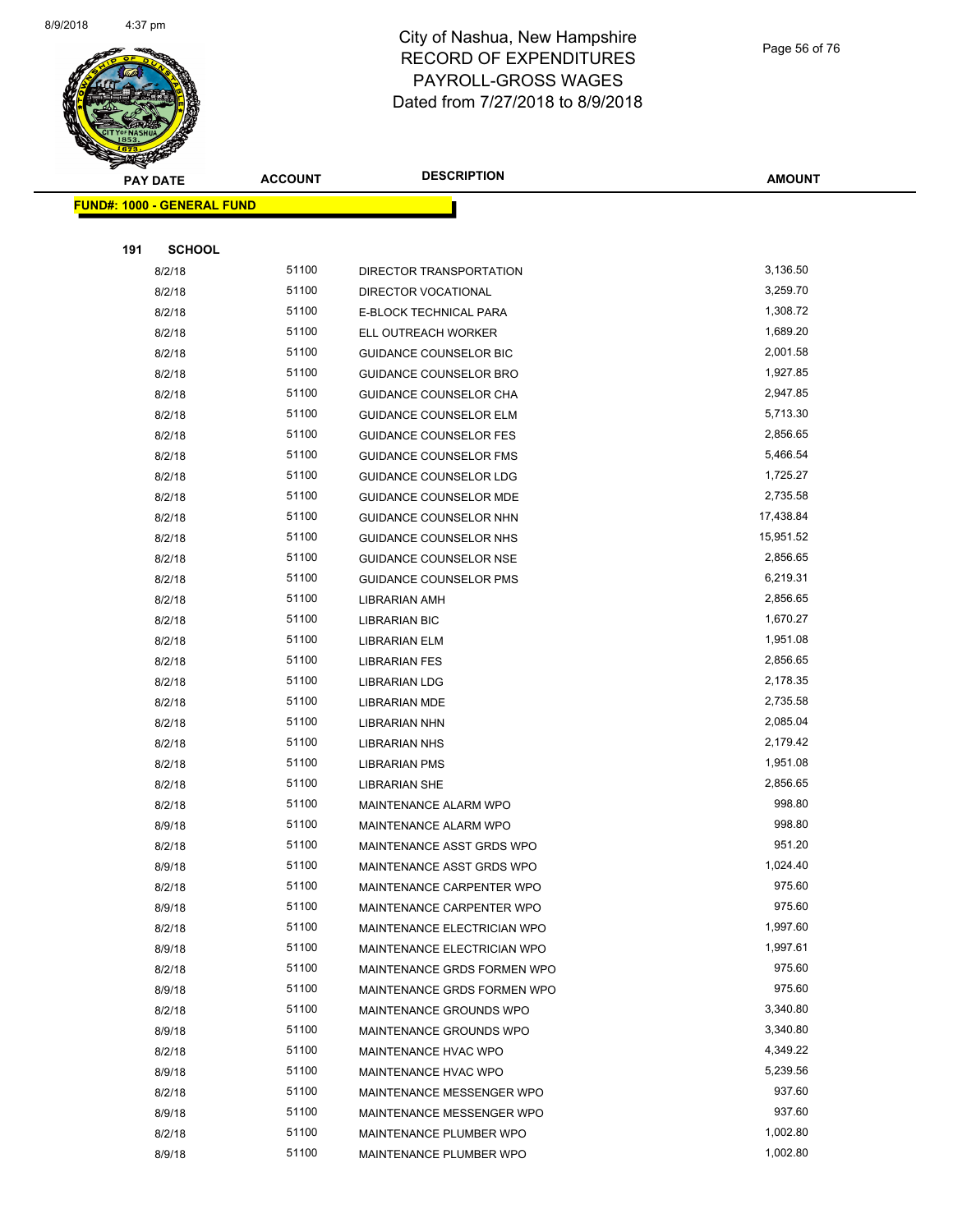# City of Nashua, New Hampshire
# RECORD OF EXPENDITURES
# PAYROLL-GROSS WAGES
# Dated from 7/27/2018 to 8/9/2018

**FUND#: 1000 - GENERAL FUND**

**191 SCHOOL**

| PAY DATE | ACCOUNT | DESCRIPTION | AMOUNT |
|---|---|---|---|
| 8/2/18 | 51100 | DIRECTOR TRANSPORTATION | 3,136.50 |
| 8/2/18 | 51100 | DIRECTOR VOCATIONAL | 3,259.70 |
| 8/2/18 | 51100 | E-BLOCK TECHNICAL PARA | 1,308.72 |
| 8/2/18 | 51100 | ELL OUTREACH WORKER | 1,689.20 |
| 8/2/18 | 51100 | GUIDANCE COUNSELOR BIC | 2,001.58 |
| 8/2/18 | 51100 | GUIDANCE COUNSELOR BRO | 1,927.85 |
| 8/2/18 | 51100 | GUIDANCE COUNSELOR CHA | 2,947.85 |
| 8/2/18 | 51100 | GUIDANCE COUNSELOR ELM | 5,713.30 |
| 8/2/18 | 51100 | GUIDANCE COUNSELOR FES | 2,856.65 |
| 8/2/18 | 51100 | GUIDANCE COUNSELOR FMS | 5,466.54 |
| 8/2/18 | 51100 | GUIDANCE COUNSELOR LDG | 1,725.27 |
| 8/2/18 | 51100 | GUIDANCE COUNSELOR MDE | 2,735.58 |
| 8/2/18 | 51100 | GUIDANCE COUNSELOR NHN | 17,438.84 |
| 8/2/18 | 51100 | GUIDANCE COUNSELOR NHS | 15,951.52 |
| 8/2/18 | 51100 | GUIDANCE COUNSELOR NSE | 2,856.65 |
| 8/2/18 | 51100 | GUIDANCE COUNSELOR PMS | 6,219.31 |
| 8/2/18 | 51100 | LIBRARIAN AMH | 2,856.65 |
| 8/2/18 | 51100 | LIBRARIAN BIC | 1,670.27 |
| 8/2/18 | 51100 | LIBRARIAN ELM | 1,951.08 |
| 8/2/18 | 51100 | LIBRARIAN FES | 2,856.65 |
| 8/2/18 | 51100 | LIBRARIAN LDG | 2,178.35 |
| 8/2/18 | 51100 | LIBRARIAN MDE | 2,735.58 |
| 8/2/18 | 51100 | LIBRARIAN NHN | 2,085.04 |
| 8/2/18 | 51100 | LIBRARIAN NHS | 2,179.42 |
| 8/2/18 | 51100 | LIBRARIAN PMS | 1,951.08 |
| 8/2/18 | 51100 | LIBRARIAN SHE | 2,856.65 |
| 8/2/18 | 51100 | MAINTENANCE ALARM WPO | 998.80 |
| 8/9/18 | 51100 | MAINTENANCE ALARM WPO | 998.80 |
| 8/2/18 | 51100 | MAINTENANCE ASST GRDS WPO | 951.20 |
| 8/9/18 | 51100 | MAINTENANCE ASST GRDS WPO | 1,024.40 |
| 8/2/18 | 51100 | MAINTENANCE CARPENTER WPO | 975.60 |
| 8/9/18 | 51100 | MAINTENANCE CARPENTER WPO | 975.60 |
| 8/2/18 | 51100 | MAINTENANCE ELECTRICIAN WPO | 1,997.60 |
| 8/9/18 | 51100 | MAINTENANCE ELECTRICIAN WPO | 1,997.61 |
| 8/2/18 | 51100 | MAINTENANCE GRDS FORMEN WPO | 975.60 |
| 8/9/18 | 51100 | MAINTENANCE GRDS FORMEN WPO | 975.60 |
| 8/2/18 | 51100 | MAINTENANCE GROUNDS WPO | 3,340.80 |
| 8/9/18 | 51100 | MAINTENANCE GROUNDS WPO | 3,340.80 |
| 8/2/18 | 51100 | MAINTENANCE HVAC WPO | 4,349.22 |
| 8/9/18 | 51100 | MAINTENANCE HVAC WPO | 5,239.56 |
| 8/2/18 | 51100 | MAINTENANCE MESSENGER WPO | 937.60 |
| 8/9/18 | 51100 | MAINTENANCE MESSENGER WPO | 937.60 |
| 8/2/18 | 51100 | MAINTENANCE PLUMBER WPO | 1,002.80 |
| 8/9/18 | 51100 | MAINTENANCE PLUMBER WPO | 1,002.80 |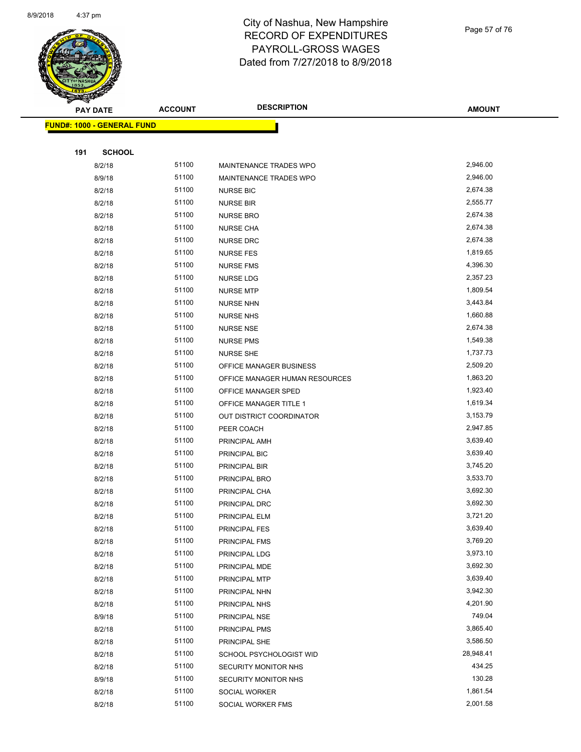# City of Nashua, New Hampshire
# RECORD OF EXPENDITURES
# PAYROLL-GROSS WAGES
# Dated from 7/27/2018 to 8/9/2018

**FUND#: 1000 - GENERAL FUND**

**191 SCHOOL**

| PAY DATE | ACCOUNT | DESCRIPTION | AMOUNT |
|---|---|---|---|
| 8/2/18 | 51100 | MAINTENANCE TRADES WPO | 2,946.00 |
| 8/9/18 | 51100 | MAINTENANCE TRADES WPO | 2,946.00 |
| 8/2/18 | 51100 | NURSE BIC | 2,674.38 |
| 8/2/18 | 51100 | NURSE BIR | 2,555.77 |
| 8/2/18 | 51100 | NURSE BRO | 2,674.38 |
| 8/2/18 | 51100 | NURSE CHA | 2,674.38 |
| 8/2/18 | 51100 | NURSE DRC | 2,674.38 |
| 8/2/18 | 51100 | NURSE FES | 1,819.65 |
| 8/2/18 | 51100 | NURSE FMS | 4,396.30 |
| 8/2/18 | 51100 | NURSE LDG | 2,357.23 |
| 8/2/18 | 51100 | NURSE MTP | 1,809.54 |
| 8/2/18 | 51100 | NURSE NHN | 3,443.84 |
| 8/2/18 | 51100 | NURSE NHS | 1,660.88 |
| 8/2/18 | 51100 | NURSE NSE | 2,674.38 |
| 8/2/18 | 51100 | NURSE PMS | 1,549.38 |
| 8/2/18 | 51100 | NURSE SHE | 1,737.73 |
| 8/2/18 | 51100 | OFFICE MANAGER BUSINESS | 2,509.20 |
| 8/2/18 | 51100 | OFFICE MANAGER HUMAN RESOURCES | 1,863.20 |
| 8/2/18 | 51100 | OFFICE MANAGER SPED | 1,923.40 |
| 8/2/18 | 51100 | OFFICE MANAGER TITLE 1 | 1,619.34 |
| 8/2/18 | 51100 | OUT DISTRICT COORDINATOR | 3,153.79 |
| 8/2/18 | 51100 | PEER COACH | 2,947.85 |
| 8/2/18 | 51100 | PRINCIPAL AMH | 3,639.40 |
| 8/2/18 | 51100 | PRINCIPAL BIC | 3,639.40 |
| 8/2/18 | 51100 | PRINCIPAL BIR | 3,745.20 |
| 8/2/18 | 51100 | PRINCIPAL BRO | 3,533.70 |
| 8/2/18 | 51100 | PRINCIPAL CHA | 3,692.30 |
| 8/2/18 | 51100 | PRINCIPAL DRC | 3,692.30 |
| 8/2/18 | 51100 | PRINCIPAL ELM | 3,721.20 |
| 8/2/18 | 51100 | PRINCIPAL FES | 3,639.40 |
| 8/2/18 | 51100 | PRINCIPAL FMS | 3,769.20 |
| 8/2/18 | 51100 | PRINCIPAL LDG | 3,973.10 |
| 8/2/18 | 51100 | PRINCIPAL MDE | 3,692.30 |
| 8/2/18 | 51100 | PRINCIPAL MTP | 3,639.40 |
| 8/2/18 | 51100 | PRINCIPAL NHN | 3,942.30 |
| 8/2/18 | 51100 | PRINCIPAL NHS | 4,201.90 |
| 8/9/18 | 51100 | PRINCIPAL NSE | 749.04 |
| 8/2/18 | 51100 | PRINCIPAL PMS | 3,865.40 |
| 8/2/18 | 51100 | PRINCIPAL SHE | 3,586.50 |
| 8/2/18 | 51100 | SCHOOL PSYCHOLOGIST WID | 28,948.41 |
| 8/2/18 | 51100 | SECURITY MONITOR NHS | 434.25 |
| 8/9/18 | 51100 | SECURITY MONITOR NHS | 130.28 |
| 8/2/18 | 51100 | SOCIAL WORKER | 1,861.54 |
| 8/2/18 | 51100 | SOCIAL WORKER FMS | 2,001.58 |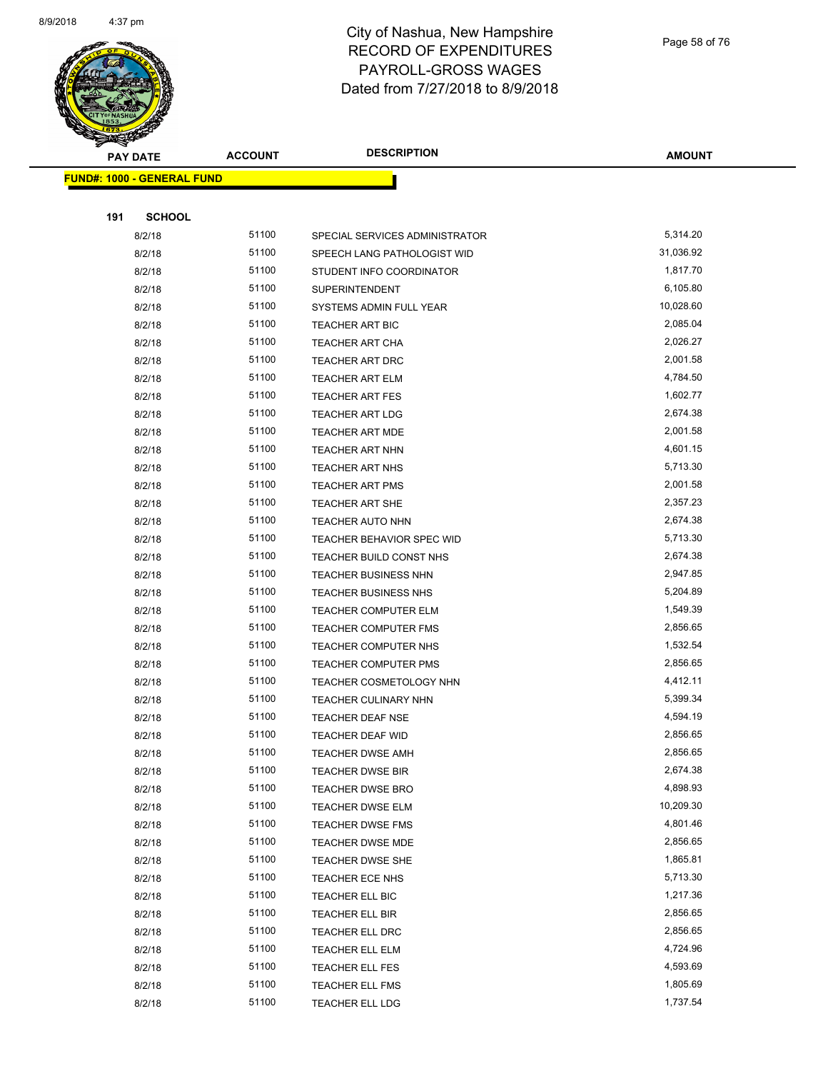# City of Nashua, New Hampshire
# RECORD OF EXPENDITURES
# PAYROLL-GROSS WAGES
# Dated from 7/27/2018 to 8/9/2018

| PAY DATE | ACCOUNT | DESCRIPTION | AMOUNT |
|---|---|---|---|

**FUND#: 1000 - GENERAL FUND**

**191 SCHOOL**

| PAY DATE | ACCOUNT | DESCRIPTION | AMOUNT |
|---|---|---|---|
| 8/2/18 | 51100 | SPECIAL SERVICES ADMINISTRATOR | 5,314.20 |
| 8/2/18 | 51100 | SPEECH LANG PATHOLOGIST WID | 31,036.92 |
| 8/2/18 | 51100 | STUDENT INFO COORDINATOR | 1,817.70 |
| 8/2/18 | 51100 | SUPERINTENDENT | 6,105.80 |
| 8/2/18 | 51100 | SYSTEMS ADMIN FULL YEAR | 10,028.60 |
| 8/2/18 | 51100 | TEACHER ART BIC | 2,085.04 |
| 8/2/18 | 51100 | TEACHER ART CHA | 2,026.27 |
| 8/2/18 | 51100 | TEACHER ART DRC | 2,001.58 |
| 8/2/18 | 51100 | TEACHER ART ELM | 4,784.50 |
| 8/2/18 | 51100 | TEACHER ART FES | 1,602.77 |
| 8/2/18 | 51100 | TEACHER ART LDG | 2,674.38 |
| 8/2/18 | 51100 | TEACHER ART MDE | 2,001.58 |
| 8/2/18 | 51100 | TEACHER ART NHN | 4,601.15 |
| 8/2/18 | 51100 | TEACHER ART NHS | 5,713.30 |
| 8/2/18 | 51100 | TEACHER ART PMS | 2,001.58 |
| 8/2/18 | 51100 | TEACHER ART SHE | 2,357.23 |
| 8/2/18 | 51100 | TEACHER AUTO NHN | 2,674.38 |
| 8/2/18 | 51100 | TEACHER BEHAVIOR SPEC WID | 5,713.30 |
| 8/2/18 | 51100 | TEACHER BUILD CONST NHS | 2,674.38 |
| 8/2/18 | 51100 | TEACHER BUSINESS NHN | 2,947.85 |
| 8/2/18 | 51100 | TEACHER BUSINESS NHS | 5,204.89 |
| 8/2/18 | 51100 | TEACHER COMPUTER ELM | 1,549.39 |
| 8/2/18 | 51100 | TEACHER COMPUTER FMS | 2,856.65 |
| 8/2/18 | 51100 | TEACHER COMPUTER NHS | 1,532.54 |
| 8/2/18 | 51100 | TEACHER COMPUTER PMS | 2,856.65 |
| 8/2/18 | 51100 | TEACHER COSMETOLOGY NHN | 4,412.11 |
| 8/2/18 | 51100 | TEACHER CULINARY NHN | 5,399.34 |
| 8/2/18 | 51100 | TEACHER DEAF NSE | 4,594.19 |
| 8/2/18 | 51100 | TEACHER DEAF WID | 2,856.65 |
| 8/2/18 | 51100 | TEACHER DWSE AMH | 2,856.65 |
| 8/2/18 | 51100 | TEACHER DWSE BIR | 2,674.38 |
| 8/2/18 | 51100 | TEACHER DWSE BRO | 4,898.93 |
| 8/2/18 | 51100 | TEACHER DWSE ELM | 10,209.30 |
| 8/2/18 | 51100 | TEACHER DWSE FMS | 4,801.46 |
| 8/2/18 | 51100 | TEACHER DWSE MDE | 2,856.65 |
| 8/2/18 | 51100 | TEACHER DWSE SHE | 1,865.81 |
| 8/2/18 | 51100 | TEACHER ECE NHS | 5,713.30 |
| 8/2/18 | 51100 | TEACHER ELL BIC | 1,217.36 |
| 8/2/18 | 51100 | TEACHER ELL BIR | 2,856.65 |
| 8/2/18 | 51100 | TEACHER ELL DRC | 2,856.65 |
| 8/2/18 | 51100 | TEACHER ELL ELM | 4,724.96 |
| 8/2/18 | 51100 | TEACHER ELL FES | 4,593.69 |
| 8/2/18 | 51100 | TEACHER ELL FMS | 1,805.69 |
| 8/2/18 | 51100 | TEACHER ELL LDG | 1,737.54 |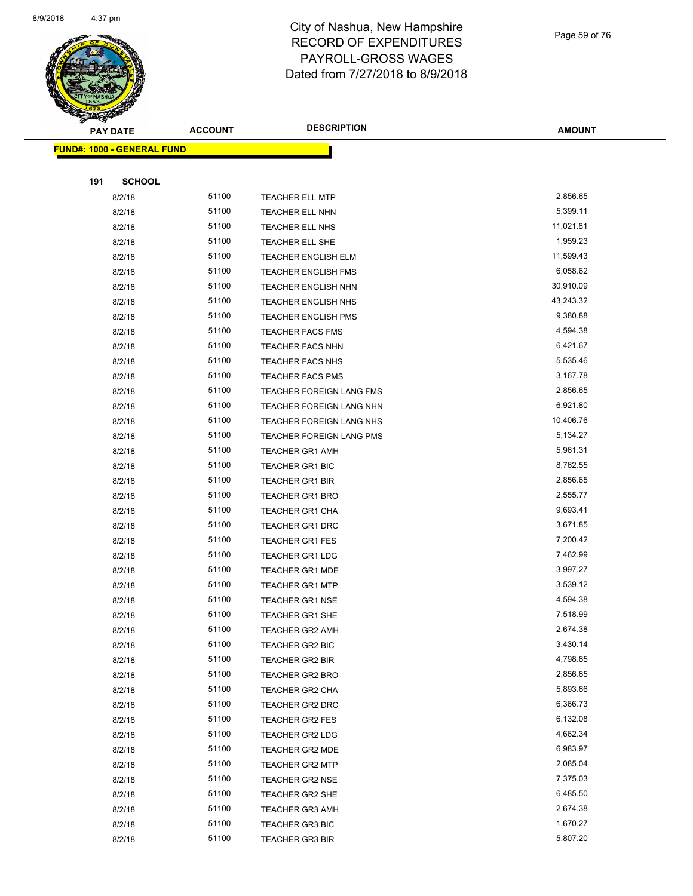# City of Nashua, New Hampshire
## RECORD OF EXPENDITURES
## PAYROLL-GROSS WAGES
## Dated from 7/27/2018 to 8/9/2018

**FUND#: 1000 - GENERAL FUND**

**191 SCHOOL**

| PAY DATE | ACCOUNT | DESCRIPTION | AMOUNT |
|---|---|---|---|
| 8/2/18 | 51100 | TEACHER ELL MTP | 2,856.65 |
| 8/2/18 | 51100 | TEACHER ELL NHN | 5,399.11 |
| 8/2/18 | 51100 | TEACHER ELL NHS | 11,021.81 |
| 8/2/18 | 51100 | TEACHER ELL SHE | 1,959.23 |
| 8/2/18 | 51100 | TEACHER ENGLISH ELM | 11,599.43 |
| 8/2/18 | 51100 | TEACHER ENGLISH FMS | 6,058.62 |
| 8/2/18 | 51100 | TEACHER ENGLISH NHN | 30,910.09 |
| 8/2/18 | 51100 | TEACHER ENGLISH NHS | 43,243.32 |
| 8/2/18 | 51100 | TEACHER ENGLISH PMS | 9,380.88 |
| 8/2/18 | 51100 | TEACHER FACS FMS | 4,594.38 |
| 8/2/18 | 51100 | TEACHER FACS NHN | 6,421.67 |
| 8/2/18 | 51100 | TEACHER FACS NHS | 5,535.46 |
| 8/2/18 | 51100 | TEACHER FACS PMS | 3,167.78 |
| 8/2/18 | 51100 | TEACHER FOREIGN LANG FMS | 2,856.65 |
| 8/2/18 | 51100 | TEACHER FOREIGN LANG NHN | 6,921.80 |
| 8/2/18 | 51100 | TEACHER FOREIGN LANG NHS | 10,406.76 |
| 8/2/18 | 51100 | TEACHER FOREIGN LANG PMS | 5,134.27 |
| 8/2/18 | 51100 | TEACHER GR1 AMH | 5,961.31 |
| 8/2/18 | 51100 | TEACHER GR1 BIC | 8,762.55 |
| 8/2/18 | 51100 | TEACHER GR1 BIR | 2,856.65 |
| 8/2/18 | 51100 | TEACHER GR1 BRO | 2,555.77 |
| 8/2/18 | 51100 | TEACHER GR1 CHA | 9,693.41 |
| 8/2/18 | 51100 | TEACHER GR1 DRC | 3,671.85 |
| 8/2/18 | 51100 | TEACHER GR1 FES | 7,200.42 |
| 8/2/18 | 51100 | TEACHER GR1 LDG | 7,462.99 |
| 8/2/18 | 51100 | TEACHER GR1 MDE | 3,997.27 |
| 8/2/18 | 51100 | TEACHER GR1 MTP | 3,539.12 |
| 8/2/18 | 51100 | TEACHER GR1 NSE | 4,594.38 |
| 8/2/18 | 51100 | TEACHER GR1 SHE | 7,518.99 |
| 8/2/18 | 51100 | TEACHER GR2 AMH | 2,674.38 |
| 8/2/18 | 51100 | TEACHER GR2 BIC | 3,430.14 |
| 8/2/18 | 51100 | TEACHER GR2 BIR | 4,798.65 |
| 8/2/18 | 51100 | TEACHER GR2 BRO | 2,856.65 |
| 8/2/18 | 51100 | TEACHER GR2 CHA | 5,893.66 |
| 8/2/18 | 51100 | TEACHER GR2 DRC | 6,366.73 |
| 8/2/18 | 51100 | TEACHER GR2 FES | 6,132.08 |
| 8/2/18 | 51100 | TEACHER GR2 LDG | 4,662.34 |
| 8/2/18 | 51100 | TEACHER GR2 MDE | 6,983.97 |
| 8/2/18 | 51100 | TEACHER GR2 MTP | 2,085.04 |
| 8/2/18 | 51100 | TEACHER GR2 NSE | 7,375.03 |
| 8/2/18 | 51100 | TEACHER GR2 SHE | 6,485.50 |
| 8/2/18 | 51100 | TEACHER GR3 AMH | 2,674.38 |
| 8/2/18 | 51100 | TEACHER GR3 BIC | 1,670.27 |
| 8/2/18 | 51100 | TEACHER GR3 BIR | 5,807.20 |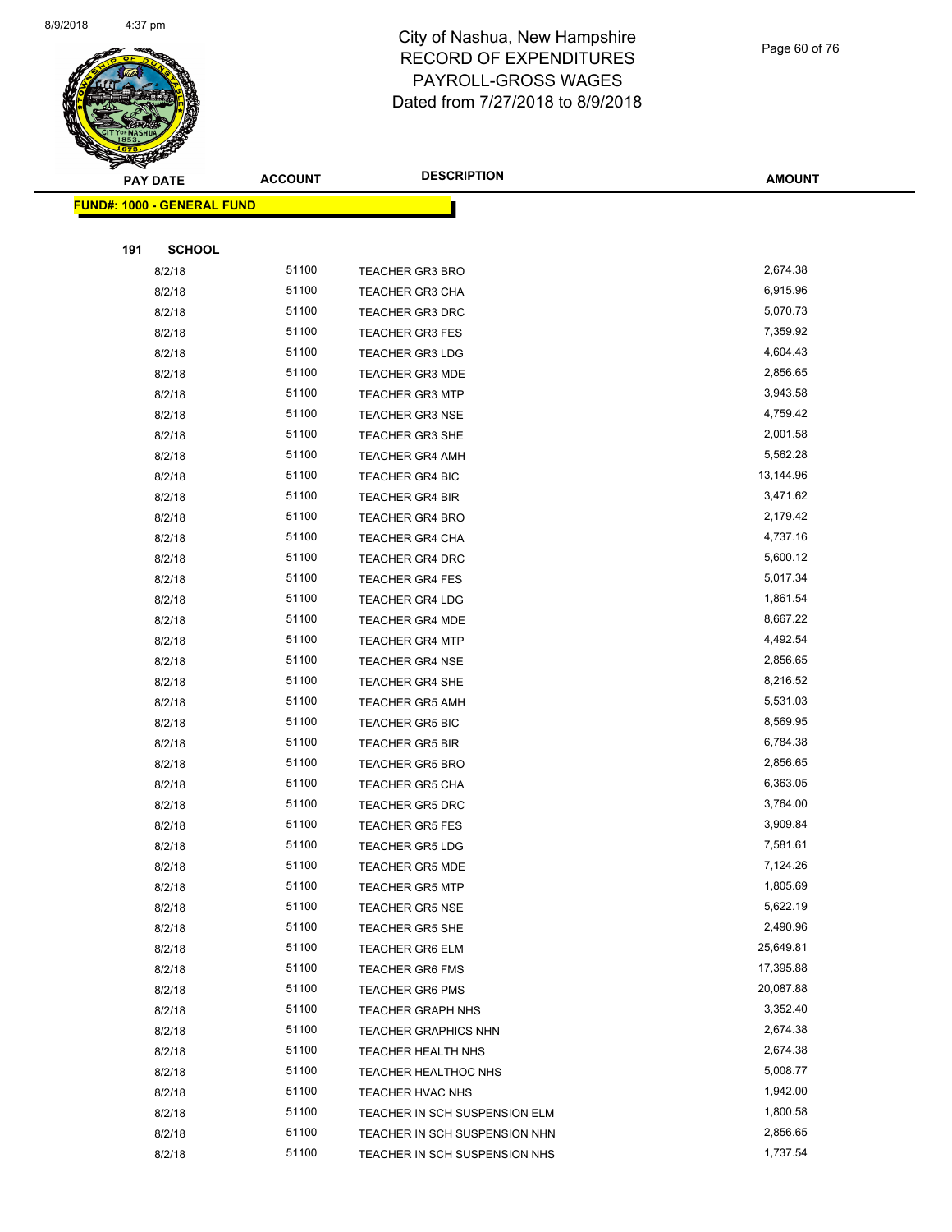# City of Nashua, New Hampshire
# RECORD OF EXPENDITURES
# PAYROLL-GROSS WAGES
# Dated from 7/27/2018 to 8/9/2018

| PAY DATE | ACCOUNT | DESCRIPTION | AMOUNT |
|---|---|---|---|

**FUND#: 1000 - GENERAL FUND**

**191 SCHOOL**

| PAY DATE | ACCOUNT | DESCRIPTION | AMOUNT |
|---|---|---|---|
| 8/2/18 | 51100 | TEACHER GR3 BRO | 2,674.38 |
| 8/2/18 | 51100 | TEACHER GR3 CHA | 6,915.96 |
| 8/2/18 | 51100 | TEACHER GR3 DRC | 5,070.73 |
| 8/2/18 | 51100 | TEACHER GR3 FES | 7,359.92 |
| 8/2/18 | 51100 | TEACHER GR3 LDG | 4,604.43 |
| 8/2/18 | 51100 | TEACHER GR3 MDE | 2,856.65 |
| 8/2/18 | 51100 | TEACHER GR3 MTP | 3,943.58 |
| 8/2/18 | 51100 | TEACHER GR3 NSE | 4,759.42 |
| 8/2/18 | 51100 | TEACHER GR3 SHE | 2,001.58 |
| 8/2/18 | 51100 | TEACHER GR4 AMH | 5,562.28 |
| 8/2/18 | 51100 | TEACHER GR4 BIC | 13,144.96 |
| 8/2/18 | 51100 | TEACHER GR4 BIR | 3,471.62 |
| 8/2/18 | 51100 | TEACHER GR4 BRO | 2,179.42 |
| 8/2/18 | 51100 | TEACHER GR4 CHA | 4,737.16 |
| 8/2/18 | 51100 | TEACHER GR4 DRC | 5,600.12 |
| 8/2/18 | 51100 | TEACHER GR4 FES | 5,017.34 |
| 8/2/18 | 51100 | TEACHER GR4 LDG | 1,861.54 |
| 8/2/18 | 51100 | TEACHER GR4 MDE | 8,667.22 |
| 8/2/18 | 51100 | TEACHER GR4 MTP | 4,492.54 |
| 8/2/18 | 51100 | TEACHER GR4 NSE | 2,856.65 |
| 8/2/18 | 51100 | TEACHER GR4 SHE | 8,216.52 |
| 8/2/18 | 51100 | TEACHER GR5 AMH | 5,531.03 |
| 8/2/18 | 51100 | TEACHER GR5 BIC | 8,569.95 |
| 8/2/18 | 51100 | TEACHER GR5 BIR | 6,784.38 |
| 8/2/18 | 51100 | TEACHER GR5 BRO | 2,856.65 |
| 8/2/18 | 51100 | TEACHER GR5 CHA | 6,363.05 |
| 8/2/18 | 51100 | TEACHER GR5 DRC | 3,764.00 |
| 8/2/18 | 51100 | TEACHER GR5 FES | 3,909.84 |
| 8/2/18 | 51100 | TEACHER GR5 LDG | 7,581.61 |
| 8/2/18 | 51100 | TEACHER GR5 MDE | 7,124.26 |
| 8/2/18 | 51100 | TEACHER GR5 MTP | 1,805.69 |
| 8/2/18 | 51100 | TEACHER GR5 NSE | 5,622.19 |
| 8/2/18 | 51100 | TEACHER GR5 SHE | 2,490.96 |
| 8/2/18 | 51100 | TEACHER GR6 ELM | 25,649.81 |
| 8/2/18 | 51100 | TEACHER GR6 FMS | 17,395.88 |
| 8/2/18 | 51100 | TEACHER GR6 PMS | 20,087.88 |
| 8/2/18 | 51100 | TEACHER GRAPH NHS | 3,352.40 |
| 8/2/18 | 51100 | TEACHER GRAPHICS NHN | 2,674.38 |
| 8/2/18 | 51100 | TEACHER HEALTH NHS | 2,674.38 |
| 8/2/18 | 51100 | TEACHER HEALTHOC NHS | 5,008.77 |
| 8/2/18 | 51100 | TEACHER HVAC NHS | 1,942.00 |
| 8/2/18 | 51100 | TEACHER IN SCH SUSPENSION ELM | 1,800.58 |
| 8/2/18 | 51100 | TEACHER IN SCH SUSPENSION NHN | 2,856.65 |
| 8/2/18 | 51100 | TEACHER IN SCH SUSPENSION NHS | 1,737.54 |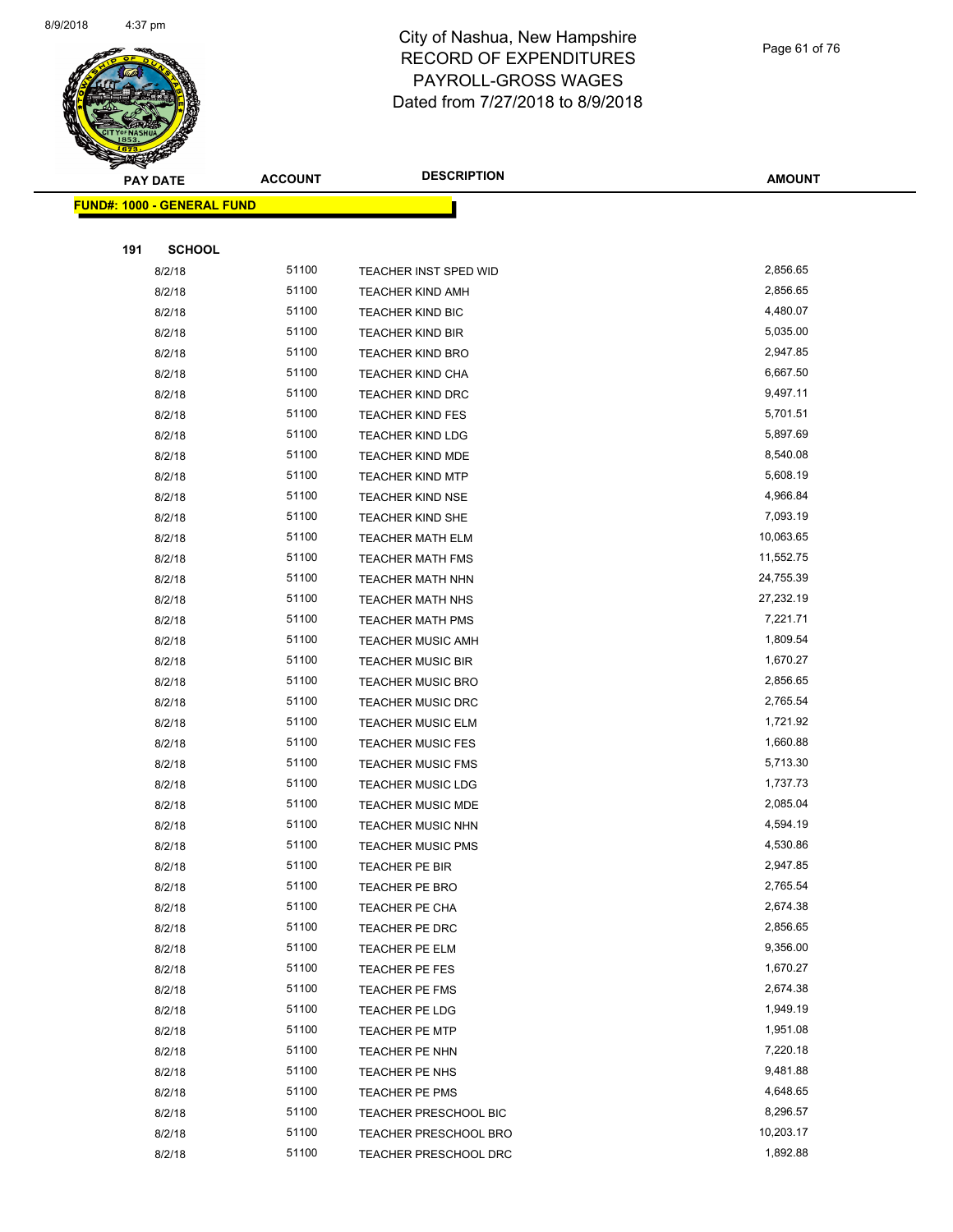# City of Nashua, New Hampshire
# RECORD OF EXPENDITURES
# PAYROLL-GROSS WAGES
# Dated from 7/27/2018 to 8/9/2018

**FUND#: 1000 - GENERAL FUND**

**191 SCHOOL**

| PAY DATE | ACCOUNT | DESCRIPTION | AMOUNT |
|---|---|---|---|
| 8/2/18 | 51100 | TEACHER INST SPED WID | 2,856.65 |
| 8/2/18 | 51100 | TEACHER KIND AMH | 2,856.65 |
| 8/2/18 | 51100 | TEACHER KIND BIC | 4,480.07 |
| 8/2/18 | 51100 | TEACHER KIND BIR | 5,035.00 |
| 8/2/18 | 51100 | TEACHER KIND BRO | 2,947.85 |
| 8/2/18 | 51100 | TEACHER KIND CHA | 6,667.50 |
| 8/2/18 | 51100 | TEACHER KIND DRC | 9,497.11 |
| 8/2/18 | 51100 | TEACHER KIND FES | 5,701.51 |
| 8/2/18 | 51100 | TEACHER KIND LDG | 5,897.69 |
| 8/2/18 | 51100 | TEACHER KIND MDE | 8,540.08 |
| 8/2/18 | 51100 | TEACHER KIND MTP | 5,608.19 |
| 8/2/18 | 51100 | TEACHER KIND NSE | 4,966.84 |
| 8/2/18 | 51100 | TEACHER KIND SHE | 7,093.19 |
| 8/2/18 | 51100 | TEACHER MATH ELM | 10,063.65 |
| 8/2/18 | 51100 | TEACHER MATH FMS | 11,552.75 |
| 8/2/18 | 51100 | TEACHER MATH NHN | 24,755.39 |
| 8/2/18 | 51100 | TEACHER MATH NHS | 27,232.19 |
| 8/2/18 | 51100 | TEACHER MATH PMS | 7,221.71 |
| 8/2/18 | 51100 | TEACHER MUSIC AMH | 1,809.54 |
| 8/2/18 | 51100 | TEACHER MUSIC BIR | 1,670.27 |
| 8/2/18 | 51100 | TEACHER MUSIC BRO | 2,856.65 |
| 8/2/18 | 51100 | TEACHER MUSIC DRC | 2,765.54 |
| 8/2/18 | 51100 | TEACHER MUSIC ELM | 1,721.92 |
| 8/2/18 | 51100 | TEACHER MUSIC FES | 1,660.88 |
| 8/2/18 | 51100 | TEACHER MUSIC FMS | 5,713.30 |
| 8/2/18 | 51100 | TEACHER MUSIC LDG | 1,737.73 |
| 8/2/18 | 51100 | TEACHER MUSIC MDE | 2,085.04 |
| 8/2/18 | 51100 | TEACHER MUSIC NHN | 4,594.19 |
| 8/2/18 | 51100 | TEACHER MUSIC PMS | 4,530.86 |
| 8/2/18 | 51100 | TEACHER PE BIR | 2,947.85 |
| 8/2/18 | 51100 | TEACHER PE BRO | 2,765.54 |
| 8/2/18 | 51100 | TEACHER PE CHA | 2,674.38 |
| 8/2/18 | 51100 | TEACHER PE DRC | 2,856.65 |
| 8/2/18 | 51100 | TEACHER PE ELM | 9,356.00 |
| 8/2/18 | 51100 | TEACHER PE FES | 1,670.27 |
| 8/2/18 | 51100 | TEACHER PE FMS | 2,674.38 |
| 8/2/18 | 51100 | TEACHER PE LDG | 1,949.19 |
| 8/2/18 | 51100 | TEACHER PE MTP | 1,951.08 |
| 8/2/18 | 51100 | TEACHER PE NHN | 7,220.18 |
| 8/2/18 | 51100 | TEACHER PE NHS | 9,481.88 |
| 8/2/18 | 51100 | TEACHER PE PMS | 4,648.65 |
| 8/2/18 | 51100 | TEACHER PRESCHOOL BIC | 8,296.57 |
| 8/2/18 | 51100 | TEACHER PRESCHOOL BRO | 10,203.17 |
| 8/2/18 | 51100 | TEACHER PRESCHOOL DRC | 1,892.88 |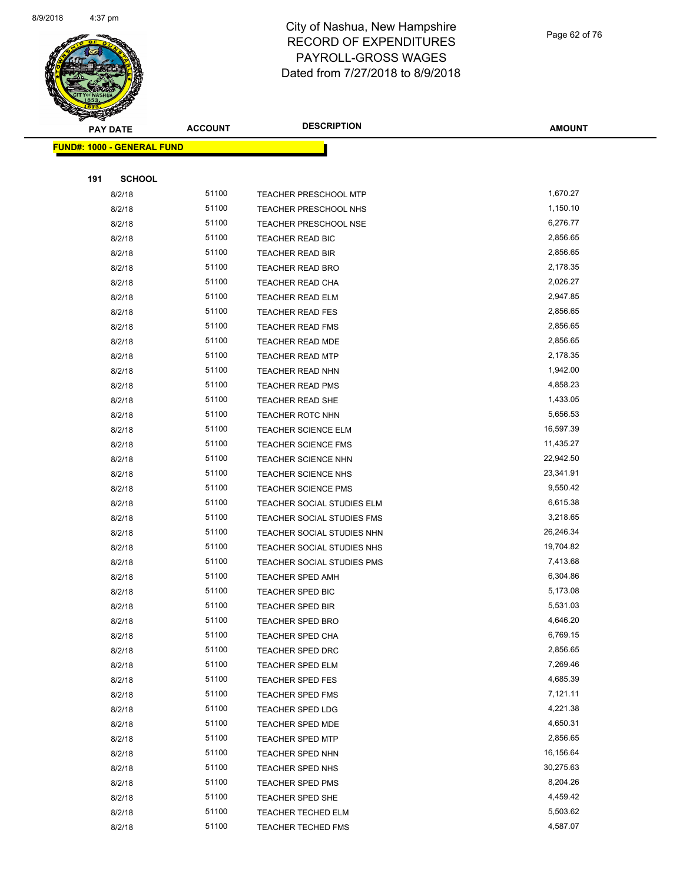# City of Nashua, New Hampshire
# RECORD OF EXPENDITURES
# PAYROLL-GROSS WAGES
# Dated from 7/27/2018 to 8/9/2018

| PAY DATE | ACCOUNT | DESCRIPTION | AMOUNT |
|---|---|---|---|
| **FUND#: 1000 - GENERAL FUND** | | | |
| **191 SCHOOL** | | | |
| 8/2/18 | 51100 | TEACHER PRESCHOOL MTP | 1,670.27 |
| 8/2/18 | 51100 | TEACHER PRESCHOOL NHS | 1,150.10 |
| 8/2/18 | 51100 | TEACHER PRESCHOOL NSE | 6,276.77 |
| 8/2/18 | 51100 | TEACHER READ BIC | 2,856.65 |
| 8/2/18 | 51100 | TEACHER READ BIR | 2,856.65 |
| 8/2/18 | 51100 | TEACHER READ BRO | 2,178.35 |
| 8/2/18 | 51100 | TEACHER READ CHA | 2,026.27 |
| 8/2/18 | 51100 | TEACHER READ ELM | 2,947.85 |
| 8/2/18 | 51100 | TEACHER READ FES | 2,856.65 |
| 8/2/18 | 51100 | TEACHER READ FMS | 2,856.65 |
| 8/2/18 | 51100 | TEACHER READ MDE | 2,856.65 |
| 8/2/18 | 51100 | TEACHER READ MTP | 2,178.35 |
| 8/2/18 | 51100 | TEACHER READ NHN | 1,942.00 |
| 8/2/18 | 51100 | TEACHER READ PMS | 4,858.23 |
| 8/2/18 | 51100 | TEACHER READ SHE | 1,433.05 |
| 8/2/18 | 51100 | TEACHER ROTC NHN | 5,656.53 |
| 8/2/18 | 51100 | TEACHER SCIENCE ELM | 16,597.39 |
| 8/2/18 | 51100 | TEACHER SCIENCE FMS | 11,435.27 |
| 8/2/18 | 51100 | TEACHER SCIENCE NHN | 22,942.50 |
| 8/2/18 | 51100 | TEACHER SCIENCE NHS | 23,341.91 |
| 8/2/18 | 51100 | TEACHER SCIENCE PMS | 9,550.42 |
| 8/2/18 | 51100 | TEACHER SOCIAL STUDIES ELM | 6,615.38 |
| 8/2/18 | 51100 | TEACHER SOCIAL STUDIES FMS | 3,218.65 |
| 8/2/18 | 51100 | TEACHER SOCIAL STUDIES NHN | 26,246.34 |
| 8/2/18 | 51100 | TEACHER SOCIAL STUDIES NHS | 19,704.82 |
| 8/2/18 | 51100 | TEACHER SOCIAL STUDIES PMS | 7,413.68 |
| 8/2/18 | 51100 | TEACHER SPED AMH | 6,304.86 |
| 8/2/18 | 51100 | TEACHER SPED BIC | 5,173.08 |
| 8/2/18 | 51100 | TEACHER SPED BIR | 5,531.03 |
| 8/2/18 | 51100 | TEACHER SPED BRO | 4,646.20 |
| 8/2/18 | 51100 | TEACHER SPED CHA | 6,769.15 |
| 8/2/18 | 51100 | TEACHER SPED DRC | 2,856.65 |
| 8/2/18 | 51100 | TEACHER SPED ELM | 7,269.46 |
| 8/2/18 | 51100 | TEACHER SPED FES | 4,685.39 |
| 8/2/18 | 51100 | TEACHER SPED FMS | 7,121.11 |
| 8/2/18 | 51100 | TEACHER SPED LDG | 4,221.38 |
| 8/2/18 | 51100 | TEACHER SPED MDE | 4,650.31 |
| 8/2/18 | 51100 | TEACHER SPED MTP | 2,856.65 |
| 8/2/18 | 51100 | TEACHER SPED NHN | 16,156.64 |
| 8/2/18 | 51100 | TEACHER SPED NHS | 30,275.63 |
| 8/2/18 | 51100 | TEACHER SPED PMS | 8,204.26 |
| 8/2/18 | 51100 | TEACHER SPED SHE | 4,459.42 |
| 8/2/18 | 51100 | TEACHER TECHED ELM | 5,503.62 |
| 8/2/18 | 51100 | TEACHER TECHED FMS | 4,587.07 |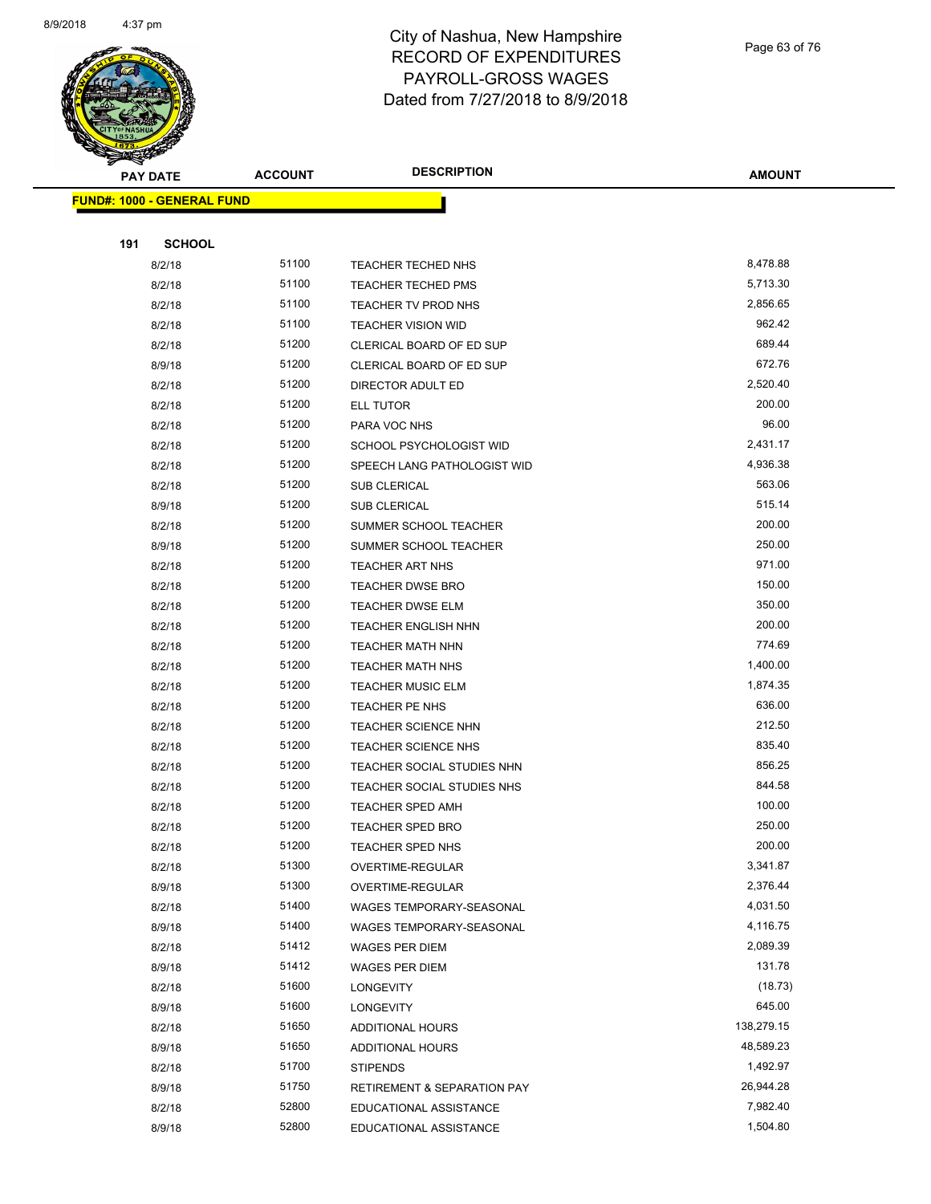# City of Nashua, New Hampshire
## RECORD OF EXPENDITURES
## PAYROLL-GROSS WAGES
## Dated from 7/27/2018 to 8/9/2018

| PAY DATE | ACCOUNT | DESCRIPTION | AMOUNT |
|---|---|---|---|

**FUND#: 1000 - GENERAL FUND**

**191 SCHOOL**

| PAY DATE | ACCOUNT | DESCRIPTION | AMOUNT |
|---|---|---|---|
| 8/2/18 | 51100 | TEACHER TECHED NHS | 8,478.88 |
| 8/2/18 | 51100 | TEACHER TECHED PMS | 5,713.30 |
| 8/2/18 | 51100 | TEACHER TV PROD NHS | 2,856.65 |
| 8/2/18 | 51100 | TEACHER VISION WID | 962.42 |
| 8/2/18 | 51200 | CLERICAL BOARD OF ED SUP | 689.44 |
| 8/9/18 | 51200 | CLERICAL BOARD OF ED SUP | 672.76 |
| 8/2/18 | 51200 | DIRECTOR ADULT ED | 2,520.40 |
| 8/2/18 | 51200 | ELL TUTOR | 200.00 |
| 8/2/18 | 51200 | PARA VOC NHS | 96.00 |
| 8/2/18 | 51200 | SCHOOL PSYCHOLOGIST WID | 2,431.17 |
| 8/2/18 | 51200 | SPEECH LANG PATHOLOGIST WID | 4,936.38 |
| 8/2/18 | 51200 | SUB CLERICAL | 563.06 |
| 8/9/18 | 51200 | SUB CLERICAL | 515.14 |
| 8/2/18 | 51200 | SUMMER SCHOOL TEACHER | 200.00 |
| 8/9/18 | 51200 | SUMMER SCHOOL TEACHER | 250.00 |
| 8/2/18 | 51200 | TEACHER ART NHS | 971.00 |
| 8/2/18 | 51200 | TEACHER DWSE BRO | 150.00 |
| 8/2/18 | 51200 | TEACHER DWSE ELM | 350.00 |
| 8/2/18 | 51200 | TEACHER ENGLISH NHN | 200.00 |
| 8/2/18 | 51200 | TEACHER MATH NHN | 774.69 |
| 8/2/18 | 51200 | TEACHER MATH NHS | 1,400.00 |
| 8/2/18 | 51200 | TEACHER MUSIC ELM | 1,874.35 |
| 8/2/18 | 51200 | TEACHER PE NHS | 636.00 |
| 8/2/18 | 51200 | TEACHER SCIENCE NHN | 212.50 |
| 8/2/18 | 51200 | TEACHER SCIENCE NHS | 835.40 |
| 8/2/18 | 51200 | TEACHER SOCIAL STUDIES NHN | 856.25 |
| 8/2/18 | 51200 | TEACHER SOCIAL STUDIES NHS | 844.58 |
| 8/2/18 | 51200 | TEACHER SPED AMH | 100.00 |
| 8/2/18 | 51200 | TEACHER SPED BRO | 250.00 |
| 8/2/18 | 51200 | TEACHER SPED NHS | 200.00 |
| 8/2/18 | 51300 | OVERTIME-REGULAR | 3,341.87 |
| 8/9/18 | 51300 | OVERTIME-REGULAR | 2,376.44 |
| 8/2/18 | 51400 | WAGES TEMPORARY-SEASONAL | 4,031.50 |
| 8/9/18 | 51400 | WAGES TEMPORARY-SEASONAL | 4,116.75 |
| 8/2/18 | 51412 | WAGES PER DIEM | 2,089.39 |
| 8/9/18 | 51412 | WAGES PER DIEM | 131.78 |
| 8/2/18 | 51600 | LONGEVITY | (18.73) |
| 8/9/18 | 51600 | LONGEVITY | 645.00 |
| 8/2/18 | 51650 | ADDITIONAL HOURS | 138,279.15 |
| 8/9/18 | 51650 | ADDITIONAL HOURS | 48,589.23 |
| 8/2/18 | 51700 | STIPENDS | 1,492.97 |
| 8/9/18 | 51750 | RETIREMENT & SEPARATION PAY | 26,944.28 |
| 8/2/18 | 52800 | EDUCATIONAL ASSISTANCE | 7,982.40 |
| 8/9/18 | 52800 | EDUCATIONAL ASSISTANCE | 1,504.80 |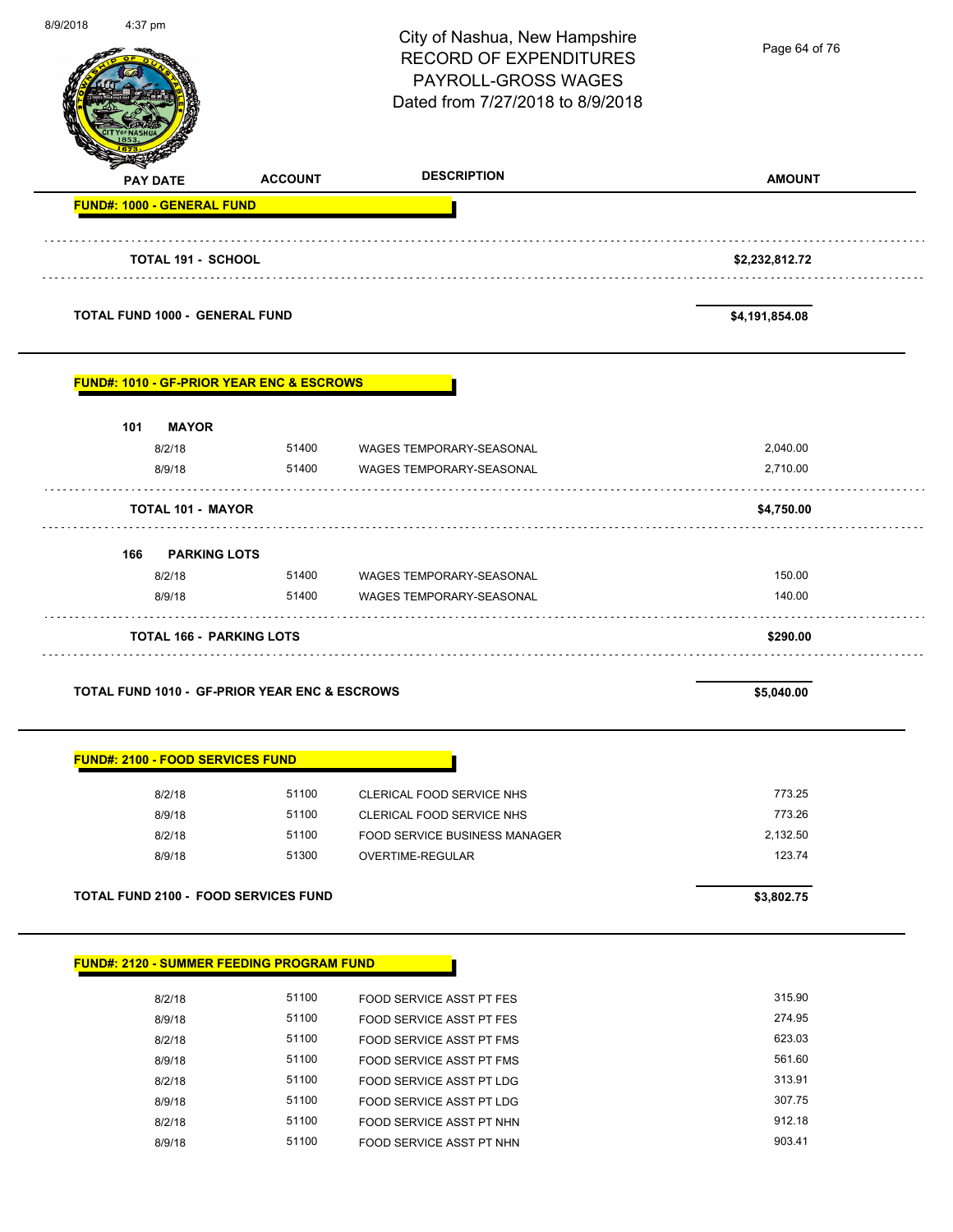# City of Nashua, New Hampshire
## RECORD OF EXPENDITURES
## PAYROLL-GROSS WAGES
## Dated from 7/27/2018 to 8/9/2018

| PAY DATE | ACCOUNT | DESCRIPTION | AMOUNT |
|---|---|---|---|
| **FUND#: 1000 - GENERAL FUND** | | | |
| **TOTAL 191 - SCHOOL** | | | **$2,232,812.72** |
| **TOTAL FUND 1000 - GENERAL FUND** | | | **$4,191,854.08** |
| **FUND#: 1010 - GF-PRIOR YEAR ENC & ESCROWS** | | | |
| **101 MAYOR** | | | |
| 8/2/18 | 51400 | WAGES TEMPORARY-SEASONAL | 2,040.00 |
| 8/9/18 | 51400 | WAGES TEMPORARY-SEASONAL | 2,710.00 |
| **TOTAL 101 - MAYOR** | | | **$4,750.00** |
| **166 PARKING LOTS** | | | |
| 8/2/18 | 51400 | WAGES TEMPORARY-SEASONAL | 150.00 |
| 8/9/18 | 51400 | WAGES TEMPORARY-SEASONAL | 140.00 |
| **TOTAL 166 - PARKING LOTS** | | | **$290.00** |
| **TOTAL FUND 1010 - GF-PRIOR YEAR ENC & ESCROWS** | | | **$5,040.00** |
| **FUND#: 2100 - FOOD SERVICES FUND** | | | |
| 8/2/18 | 51100 | CLERICAL FOOD SERVICE NHS | 773.25 |
| 8/9/18 | 51100 | CLERICAL FOOD SERVICE NHS | 773.26 |
| 8/2/18 | 51100 | FOOD SERVICE BUSINESS MANAGER | 2,132.50 |
| 8/9/18 | 51300 | OVERTIME-REGULAR | 123.74 |
| **TOTAL FUND 2100 - FOOD SERVICES FUND** | | | **$3,802.75** |
| **FUND#: 2120 - SUMMER FEEDING PROGRAM FUND** | | | |
| 8/2/18 | 51100 | FOOD SERVICE ASST PT FES | 315.90 |
| 8/9/18 | 51100 | FOOD SERVICE ASST PT FES | 274.95 |
| 8/2/18 | 51100 | FOOD SERVICE ASST PT FMS | 623.03 |
| 8/9/18 | 51100 | FOOD SERVICE ASST PT FMS | 561.60 |
| 8/2/18 | 51100 | FOOD SERVICE ASST PT LDG | 313.91 |
| 8/9/18 | 51100 | FOOD SERVICE ASST PT LDG | 307.75 |
| 8/2/18 | 51100 | FOOD SERVICE ASST PT NHN | 912.18 |
| 8/9/18 | 51100 | FOOD SERVICE ASST PT NHN | 903.41 |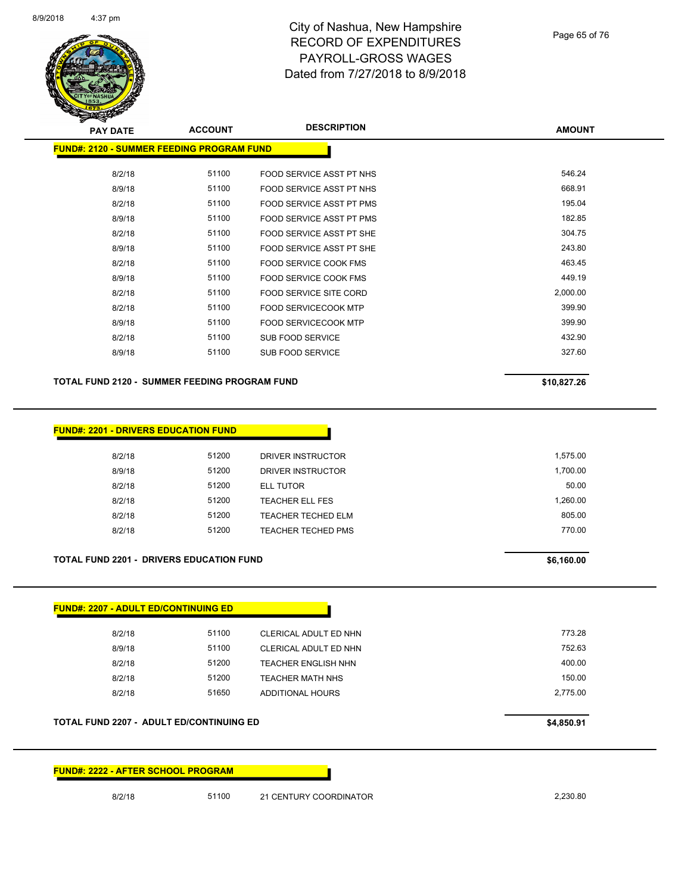# City of Nashua, New Hampshire
## RECORD OF EXPENDITURES
## PAYROLL-GROSS WAGES
## Dated from 7/27/2018 to 8/9/2018

| PAY DATE | ACCOUNT | DESCRIPTION | AMOUNT |
|---|---|---|---|
| **FUND#: 2120 - SUMMER FEEDING PROGRAM FUND** | | | |
| 8/2/18 | 51100 | FOOD SERVICE ASST PT NHS | 546.24 |
| 8/9/18 | 51100 | FOOD SERVICE ASST PT NHS | 668.91 |
| 8/2/18 | 51100 | FOOD SERVICE ASST PT PMS | 195.04 |
| 8/9/18 | 51100 | FOOD SERVICE ASST PT PMS | 182.85 |
| 8/2/18 | 51100 | FOOD SERVICE ASST PT SHE | 304.75 |
| 8/9/18 | 51100 | FOOD SERVICE ASST PT SHE | 243.80 |
| 8/2/18 | 51100 | FOOD SERVICE COOK FMS | 463.45 |
| 8/9/18 | 51100 | FOOD SERVICE COOK FMS | 449.19 |
| 8/2/18 | 51100 | FOOD SERVICE SITE CORD | 2,000.00 |
| 8/2/18 | 51100 | FOOD SERVICECOOK MTP | 399.90 |
| 8/9/18 | 51100 | FOOD SERVICECOOK MTP | 399.90 |
| 8/2/18 | 51100 | SUB FOOD SERVICE | 432.90 |
| 8/9/18 | 51100 | SUB FOOD SERVICE | 327.60 |
| **TOTAL FUND 2120 - SUMMER FEEDING PROGRAM FUND** | | | **$10,827.26** |
| **FUND#: 2201 - DRIVERS EDUCATION FUND** | | | |
| 8/2/18 | 51200 | DRIVER INSTRUCTOR | 1,575.00 |
| 8/9/18 | 51200 | DRIVER INSTRUCTOR | 1,700.00 |
| 8/2/18 | 51200 | ELL TUTOR | 50.00 |
| 8/2/18 | 51200 | TEACHER ELL FES | 1,260.00 |
| 8/2/18 | 51200 | TEACHER TECHED ELM | 805.00 |
| 8/2/18 | 51200 | TEACHER TECHED PMS | 770.00 |
| **TOTAL FUND 2201 - DRIVERS EDUCATION FUND** | | | **$6,160.00** |
| **FUND#: 2207 - ADULT ED/CONTINUING ED** | | | |
| 8/2/18 | 51100 | CLERICAL ADULT ED NHN | 773.28 |
| 8/9/18 | 51100 | CLERICAL ADULT ED NHN | 752.63 |
| 8/2/18 | 51200 | TEACHER ENGLISH NHN | 400.00 |
| 8/2/18 | 51200 | TEACHER MATH NHS | 150.00 |
| 8/2/18 | 51650 | ADDITIONAL HOURS | 2,775.00 |
| **TOTAL FUND 2207 - ADULT ED/CONTINUING ED** | | | **$4,850.91** |
| **FUND#: 2222 - AFTER SCHOOL PROGRAM** | | | |
| 8/2/18 | 51100 | 21 CENTURY COORDINATOR | 2,230.80 |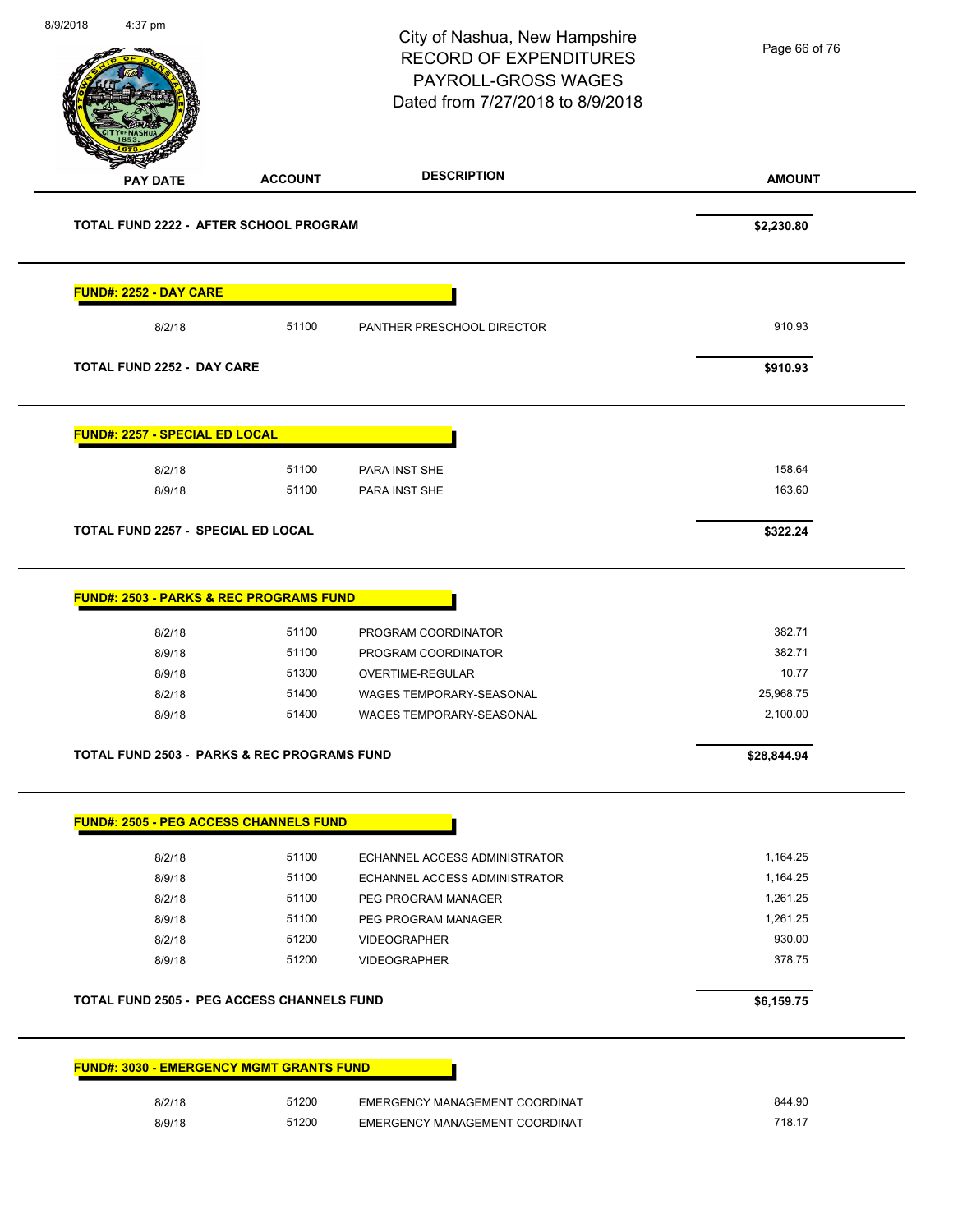# City of Nashua, New Hampshire
## RECORD OF EXPENDITURES
## PAYROLL-GROSS WAGES
## Dated from 7/27/2018 to 8/9/2018

| PAY DATE | ACCOUNT | DESCRIPTION | AMOUNT |
|---|---|---|---|
| **TOTAL FUND 2222 - AFTER SCHOOL PROGRAM** | | | **$2,230.80** |
| **FUND#: 2252 - DAY CARE** | | | |
| 8/2/18 | 51100 | PANTHER PRESCHOOL DIRECTOR | 910.93 |
| **TOTAL FUND 2252 - DAY CARE** | | | **$910.93** |
| **FUND#: 2257 - SPECIAL ED LOCAL** | | | |
| 8/2/18 | 51100 | PARA INST SHE | 158.64 |
| 8/9/18 | 51100 | PARA INST SHE | 163.60 |
| **TOTAL FUND 2257 - SPECIAL ED LOCAL** | | | **$322.24** |
| **FUND#: 2503 - PARKS & REC PROGRAMS FUND** | | | |
| 8/2/18 | 51100 | PROGRAM COORDINATOR | 382.71 |
| 8/9/18 | 51100 | PROGRAM COORDINATOR | 382.71 |
| 8/9/18 | 51300 | OVERTIME-REGULAR | 10.77 |
| 8/2/18 | 51400 | WAGES TEMPORARY-SEASONAL | 25,968.75 |
| 8/9/18 | 51400 | WAGES TEMPORARY-SEASONAL | 2,100.00 |
| **TOTAL FUND 2503 - PARKS & REC PROGRAMS FUND** | | | **$28,844.94** |
| **FUND#: 2505 - PEG ACCESS CHANNELS FUND** | | | |
| 8/2/18 | 51100 | ECHANNEL ACCESS ADMINISTRATOR | 1,164.25 |
| 8/9/18 | 51100 | ECHANNEL ACCESS ADMINISTRATOR | 1,164.25 |
| 8/2/18 | 51100 | PEG PROGRAM MANAGER | 1,261.25 |
| 8/9/18 | 51100 | PEG PROGRAM MANAGER | 1,261.25 |
| 8/2/18 | 51200 | VIDEOGRAPHER | 930.00 |
| 8/9/18 | 51200 | VIDEOGRAPHER | 378.75 |
| **TOTAL FUND 2505 - PEG ACCESS CHANNELS FUND** | | | **$6,159.75** |
| **FUND#: 3030 - EMERGENCY MGMT GRANTS FUND** | | | |
| 8/2/18 | 51200 | EMERGENCY MANAGEMENT COORDINAT | 844.90 |
| 8/9/18 | 51200 | EMERGENCY MANAGEMENT COORDINAT | 718.17 |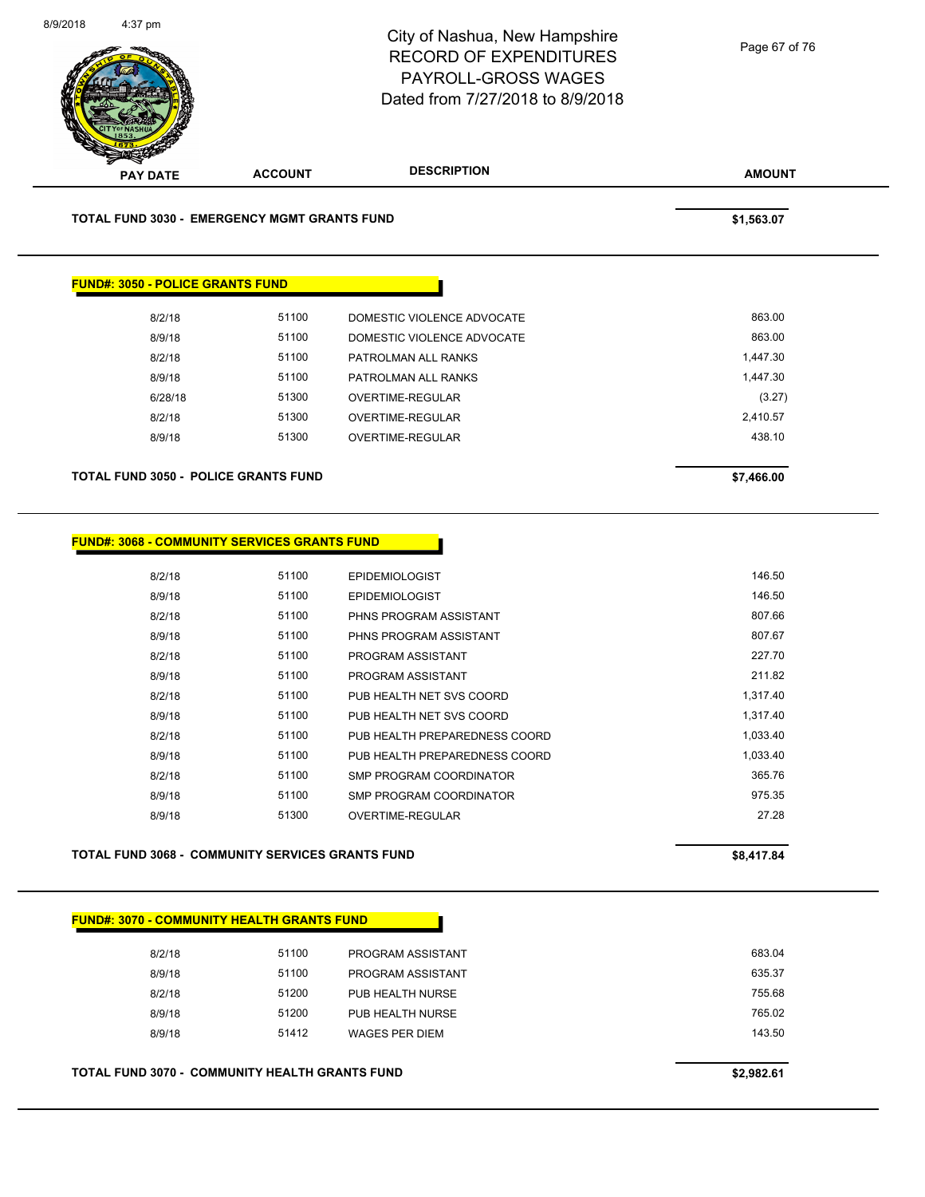# City of Nashua, New Hampshire
# RECORD OF EXPENDITURES
# PAYROLL-GROSS WAGES
# Dated from 7/27/2018 to 8/9/2018

| PAY DATE | ACCOUNT | DESCRIPTION | AMOUNT |
|---|---|---|---|

**TOTAL FUND 3030 - EMERGENCY MGMT GRANTS FUND** **$1,563.07**

**FUND#: 3050 - POLICE GRANTS FUND**

| PAY DATE | ACCOUNT | DESCRIPTION | AMOUNT |
|---|---|---|---|
| 8/2/18 | 51100 | DOMESTIC VIOLENCE ADVOCATE | 863.00 |
| 8/9/18 | 51100 | DOMESTIC VIOLENCE ADVOCATE | 863.00 |
| 8/2/18 | 51100 | PATROLMAN ALL RANKS | 1,447.30 |
| 8/9/18 | 51100 | PATROLMAN ALL RANKS | 1,447.30 |
| 6/28/18 | 51300 | OVERTIME-REGULAR | (3.27) |
| 8/2/18 | 51300 | OVERTIME-REGULAR | 2,410.57 |
| 8/9/18 | 51300 | OVERTIME-REGULAR | 438.10 |

**TOTAL FUND 3050 - POLICE GRANTS FUND** **$7,466.00**

**FUND#: 3068 - COMMUNITY SERVICES GRANTS FUND**

| PAY DATE | ACCOUNT | DESCRIPTION | AMOUNT |
|---|---|---|---|
| 8/2/18 | 51100 | EPIDEMIOLOGIST | 146.50 |
| 8/9/18 | 51100 | EPIDEMIOLOGIST | 146.50 |
| 8/2/18 | 51100 | PHNS PROGRAM ASSISTANT | 807.66 |
| 8/9/18 | 51100 | PHNS PROGRAM ASSISTANT | 807.67 |
| 8/2/18 | 51100 | PROGRAM ASSISTANT | 227.70 |
| 8/9/18 | 51100 | PROGRAM ASSISTANT | 211.82 |
| 8/2/18 | 51100 | PUB HEALTH NET SVS COORD | 1,317.40 |
| 8/9/18 | 51100 | PUB HEALTH NET SVS COORD | 1,317.40 |
| 8/2/18 | 51100 | PUB HEALTH PREPAREDNESS COORD | 1,033.40 |
| 8/9/18 | 51100 | PUB HEALTH PREPAREDNESS COORD | 1,033.40 |
| 8/2/18 | 51100 | SMP PROGRAM COORDINATOR | 365.76 |
| 8/9/18 | 51100 | SMP PROGRAM COORDINATOR | 975.35 |
| 8/9/18 | 51300 | OVERTIME-REGULAR | 27.28 |

**TOTAL FUND 3068 - COMMUNITY SERVICES GRANTS FUND** **$8,417.84**

**FUND#: 3070 - COMMUNITY HEALTH GRANTS FUND**

| PAY DATE | ACCOUNT | DESCRIPTION | AMOUNT |
|---|---|---|---|
| 8/2/18 | 51100 | PROGRAM ASSISTANT | 683.04 |
| 8/9/18 | 51100 | PROGRAM ASSISTANT | 635.37 |
| 8/2/18 | 51200 | PUB HEALTH NURSE | 755.68 |
| 8/9/18 | 51200 | PUB HEALTH NURSE | 765.02 |
| 8/9/18 | 51412 | WAGES PER DIEM | 143.50 |

**TOTAL FUND 3070 - COMMUNITY HEALTH GRANTS FUND** **$2,982.61**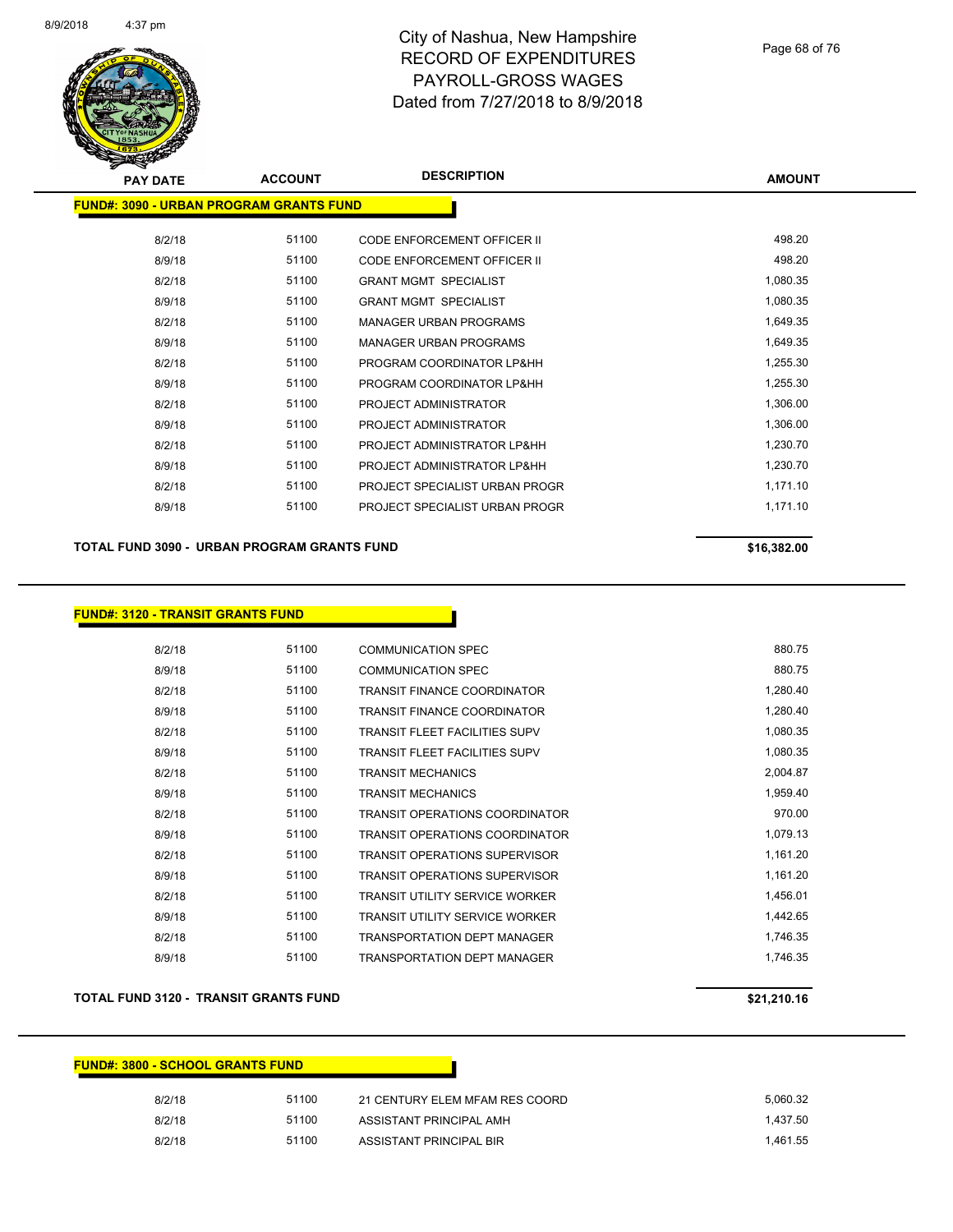# City of Nashua, New Hampshire
## RECORD OF EXPENDITURES
## PAYROLL-GROSS WAGES
## Dated from 7/27/2018 to 8/9/2018

**FUND#: 3090 - URBAN PROGRAM GRANTS FUND**

| PAY DATE | ACCOUNT | DESCRIPTION | AMOUNT |
|---|---|---|---|
| 8/2/18 | 51100 | CODE ENFORCEMENT OFFICER II | 498.20 |
| 8/9/18 | 51100 | CODE ENFORCEMENT OFFICER II | 498.20 |
| 8/2/18 | 51100 | GRANT MGMT SPECIALIST | 1,080.35 |
| 8/9/18 | 51100 | GRANT MGMT SPECIALIST | 1,080.35 |
| 8/2/18 | 51100 | MANAGER URBAN PROGRAMS | 1,649.35 |
| 8/9/18 | 51100 | MANAGER URBAN PROGRAMS | 1,649.35 |
| 8/2/18 | 51100 | PROGRAM COORDINATOR LP&HH | 1,255.30 |
| 8/9/18 | 51100 | PROGRAM COORDINATOR LP&HH | 1,255.30 |
| 8/2/18 | 51100 | PROJECT ADMINISTRATOR | 1,306.00 |
| 8/9/18 | 51100 | PROJECT ADMINISTRATOR | 1,306.00 |
| 8/2/18 | 51100 | PROJECT ADMINISTRATOR LP&HH | 1,230.70 |
| 8/9/18 | 51100 | PROJECT ADMINISTRATOR LP&HH | 1,230.70 |
| 8/2/18 | 51100 | PROJECT SPECIALIST URBAN PROGR | 1,171.10 |
| 8/9/18 | 51100 | PROJECT SPECIALIST URBAN PROGR | 1,171.10 |

**TOTAL FUND 3090 - URBAN PROGRAM GRANTS FUND** **$16,382.00**

**FUND#: 3120 - TRANSIT GRANTS FUND**

| PAY DATE | ACCOUNT | DESCRIPTION | AMOUNT |
|---|---|---|---|
| 8/2/18 | 51100 | COMMUNICATION SPEC | 880.75 |
| 8/9/18 | 51100 | COMMUNICATION SPEC | 880.75 |
| 8/2/18 | 51100 | TRANSIT FINANCE COORDINATOR | 1,280.40 |
| 8/9/18 | 51100 | TRANSIT FINANCE COORDINATOR | 1,280.40 |
| 8/2/18 | 51100 | TRANSIT FLEET FACILITIES SUPV | 1,080.35 |
| 8/9/18 | 51100 | TRANSIT FLEET FACILITIES SUPV | 1,080.35 |
| 8/2/18 | 51100 | TRANSIT MECHANICS | 2,004.87 |
| 8/9/18 | 51100 | TRANSIT MECHANICS | 1,959.40 |
| 8/2/18 | 51100 | TRANSIT OPERATIONS COORDINATOR | 970.00 |
| 8/9/18 | 51100 | TRANSIT OPERATIONS COORDINATOR | 1,079.13 |
| 8/2/18 | 51100 | TRANSIT OPERATIONS SUPERVISOR | 1,161.20 |
| 8/9/18 | 51100 | TRANSIT OPERATIONS SUPERVISOR | 1,161.20 |
| 8/2/18 | 51100 | TRANSIT UTILITY SERVICE WORKER | 1,456.01 |
| 8/9/18 | 51100 | TRANSIT UTILITY SERVICE WORKER | 1,442.65 |
| 8/2/18 | 51100 | TRANSPORTATION DEPT MANAGER | 1,746.35 |
| 8/9/18 | 51100 | TRANSPORTATION DEPT MANAGER | 1,746.35 |

**TOTAL FUND 3120 - TRANSIT GRANTS FUND** **$21,210.16**

**FUND#: 3800 - SCHOOL GRANTS FUND**

| PAY DATE | ACCOUNT | DESCRIPTION | AMOUNT |
|---|---|---|---|
| 8/2/18 | 51100 | 21 CENTURY ELEM MFAM RES COORD | 5,060.32 |
| 8/2/18 | 51100 | ASSISTANT PRINCIPAL AMH | 1,437.50 |
| 8/2/18 | 51100 | ASSISTANT PRINCIPAL BIR | 1,461.55 |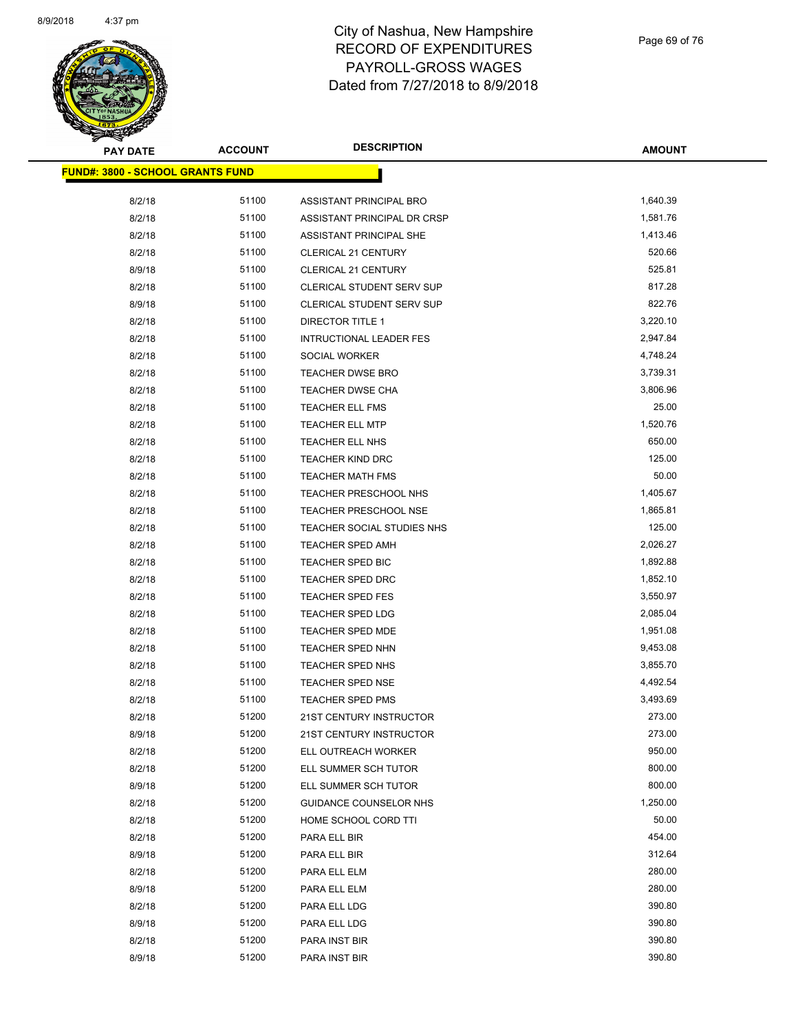# City of Nashua, New Hampshire
# RECORD OF EXPENDITURES
# PAYROLL-GROSS WAGES
# Dated from 7/27/2018 to 8/9/2018

| PAY DATE | ACCOUNT | DESCRIPTION | AMOUNT |
|---|---|---|---|
| **FUND#: 3800 - SCHOOL GRANTS FUND** | | | |
| 8/2/18 | 51100 | ASSISTANT PRINCIPAL BRO | 1,640.39 |
| 8/2/18 | 51100 | ASSISTANT PRINCIPAL DR CRSP | 1,581.76 |
| 8/2/18 | 51100 | ASSISTANT PRINCIPAL SHE | 1,413.46 |
| 8/2/18 | 51100 | CLERICAL 21 CENTURY | 520.66 |
| 8/9/18 | 51100 | CLERICAL 21 CENTURY | 525.81 |
| 8/2/18 | 51100 | CLERICAL STUDENT SERV SUP | 817.28 |
| 8/9/18 | 51100 | CLERICAL STUDENT SERV SUP | 822.76 |
| 8/2/18 | 51100 | DIRECTOR TITLE 1 | 3,220.10 |
| 8/2/18 | 51100 | INTRUCTIONAL LEADER FES | 2,947.84 |
| 8/2/18 | 51100 | SOCIAL WORKER | 4,748.24 |
| 8/2/18 | 51100 | TEACHER DWSE BRO | 3,739.31 |
| 8/2/18 | 51100 | TEACHER DWSE CHA | 3,806.96 |
| 8/2/18 | 51100 | TEACHER ELL FMS | 25.00 |
| 8/2/18 | 51100 | TEACHER ELL MTP | 1,520.76 |
| 8/2/18 | 51100 | TEACHER ELL NHS | 650.00 |
| 8/2/18 | 51100 | TEACHER KIND DRC | 125.00 |
| 8/2/18 | 51100 | TEACHER MATH FMS | 50.00 |
| 8/2/18 | 51100 | TEACHER PRESCHOOL NHS | 1,405.67 |
| 8/2/18 | 51100 | TEACHER PRESCHOOL NSE | 1,865.81 |
| 8/2/18 | 51100 | TEACHER SOCIAL STUDIES NHS | 125.00 |
| 8/2/18 | 51100 | TEACHER SPED AMH | 2,026.27 |
| 8/2/18 | 51100 | TEACHER SPED BIC | 1,892.88 |
| 8/2/18 | 51100 | TEACHER SPED DRC | 1,852.10 |
| 8/2/18 | 51100 | TEACHER SPED FES | 3,550.97 |
| 8/2/18 | 51100 | TEACHER SPED LDG | 2,085.04 |
| 8/2/18 | 51100 | TEACHER SPED MDE | 1,951.08 |
| 8/2/18 | 51100 | TEACHER SPED NHN | 9,453.08 |
| 8/2/18 | 51100 | TEACHER SPED NHS | 3,855.70 |
| 8/2/18 | 51100 | TEACHER SPED NSE | 4,492.54 |
| 8/2/18 | 51100 | TEACHER SPED PMS | 3,493.69 |
| 8/2/18 | 51200 | 21ST CENTURY INSTRUCTOR | 273.00 |
| 8/9/18 | 51200 | 21ST CENTURY INSTRUCTOR | 273.00 |
| 8/2/18 | 51200 | ELL OUTREACH WORKER | 950.00 |
| 8/2/18 | 51200 | ELL SUMMER SCH TUTOR | 800.00 |
| 8/9/18 | 51200 | ELL SUMMER SCH TUTOR | 800.00 |
| 8/2/18 | 51200 | GUIDANCE COUNSELOR NHS | 1,250.00 |
| 8/2/18 | 51200 | HOME SCHOOL CORD TTI | 50.00 |
| 8/2/18 | 51200 | PARA ELL BIR | 454.00 |
| 8/9/18 | 51200 | PARA ELL BIR | 312.64 |
| 8/2/18 | 51200 | PARA ELL ELM | 280.00 |
| 8/9/18 | 51200 | PARA ELL ELM | 280.00 |
| 8/2/18 | 51200 | PARA ELL LDG | 390.80 |
| 8/9/18 | 51200 | PARA ELL LDG | 390.80 |
| 8/2/18 | 51200 | PARA INST BIR | 390.80 |
| 8/9/18 | 51200 | PARA INST BIR | 390.80 |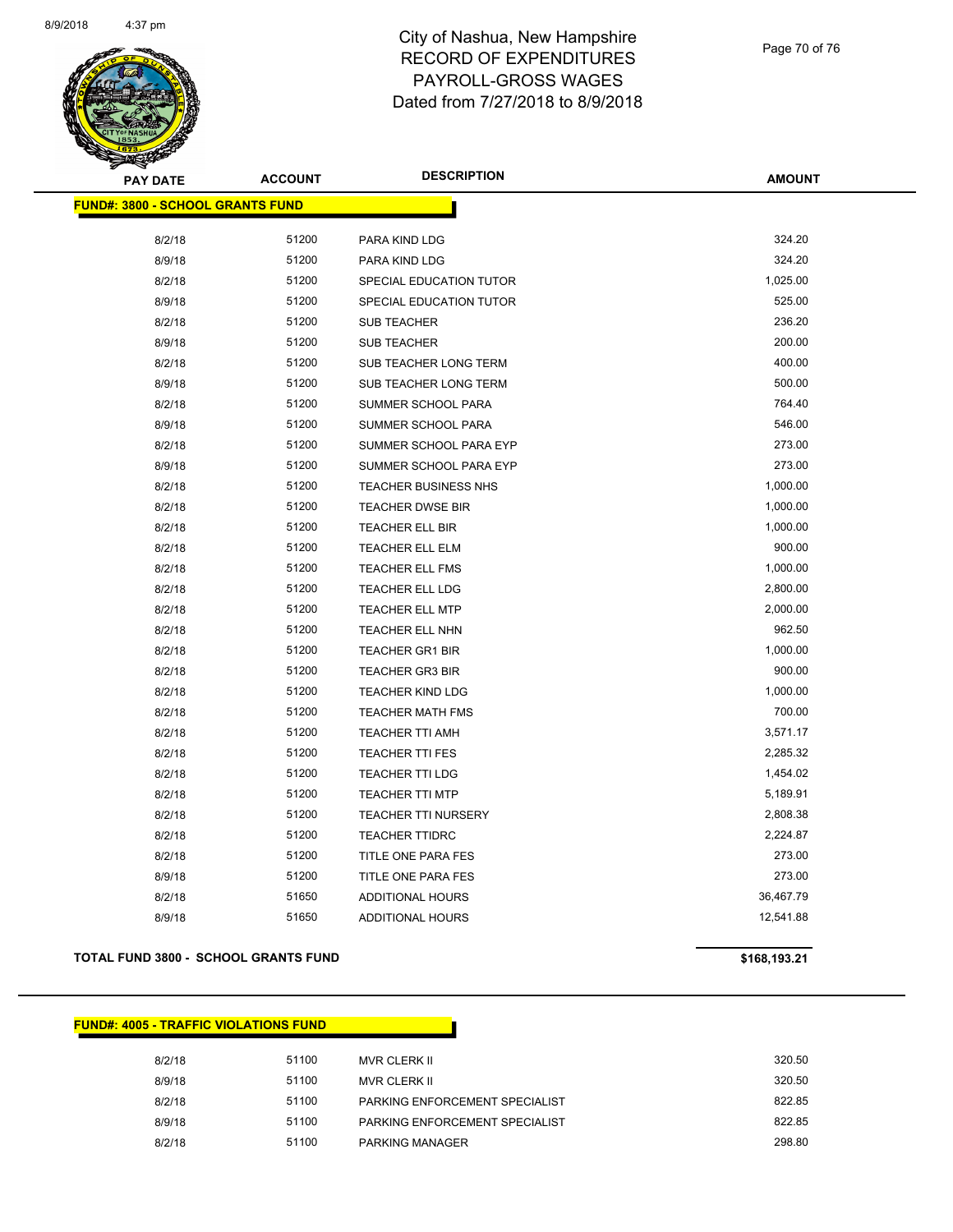# City of Nashua, New Hampshire
## RECORD OF EXPENDITURES
## PAYROLL-GROSS WAGES
## Dated from 7/27/2018 to 8/9/2018

**FUND#: 3800 - SCHOOL GRANTS FUND**

| PAY DATE | ACCOUNT | DESCRIPTION | AMOUNT |
|---|---|---|---|
| 8/2/18 | 51200 | PARA KIND LDG | 324.20 |
| 8/9/18 | 51200 | PARA KIND LDG | 324.20 |
| 8/2/18 | 51200 | SPECIAL EDUCATION TUTOR | 1,025.00 |
| 8/9/18 | 51200 | SPECIAL EDUCATION TUTOR | 525.00 |
| 8/2/18 | 51200 | SUB TEACHER | 236.20 |
| 8/9/18 | 51200 | SUB TEACHER | 200.00 |
| 8/2/18 | 51200 | SUB TEACHER LONG TERM | 400.00 |
| 8/9/18 | 51200 | SUB TEACHER LONG TERM | 500.00 |
| 8/2/18 | 51200 | SUMMER SCHOOL PARA | 764.40 |
| 8/9/18 | 51200 | SUMMER SCHOOL PARA | 546.00 |
| 8/2/18 | 51200 | SUMMER SCHOOL PARA EYP | 273.00 |
| 8/9/18 | 51200 | SUMMER SCHOOL PARA EYP | 273.00 |
| 8/2/18 | 51200 | TEACHER BUSINESS NHS | 1,000.00 |
| 8/2/18 | 51200 | TEACHER DWSE BIR | 1,000.00 |
| 8/2/18 | 51200 | TEACHER ELL BIR | 1,000.00 |
| 8/2/18 | 51200 | TEACHER ELL ELM | 900.00 |
| 8/2/18 | 51200 | TEACHER ELL FMS | 1,000.00 |
| 8/2/18 | 51200 | TEACHER ELL LDG | 2,800.00 |
| 8/2/18 | 51200 | TEACHER ELL MTP | 2,000.00 |
| 8/2/18 | 51200 | TEACHER ELL NHN | 962.50 |
| 8/2/18 | 51200 | TEACHER GR1 BIR | 1,000.00 |
| 8/2/18 | 51200 | TEACHER GR3 BIR | 900.00 |
| 8/2/18 | 51200 | TEACHER KIND LDG | 1,000.00 |
| 8/2/18 | 51200 | TEACHER MATH FMS | 700.00 |
| 8/2/18 | 51200 | TEACHER TTI AMH | 3,571.17 |
| 8/2/18 | 51200 | TEACHER TTI FES | 2,285.32 |
| 8/2/18 | 51200 | TEACHER TTI LDG | 1,454.02 |
| 8/2/18 | 51200 | TEACHER TTI MTP | 5,189.91 |
| 8/2/18 | 51200 | TEACHER TTI NURSERY | 2,808.38 |
| 8/2/18 | 51200 | TEACHER TTIDRC | 2,224.87 |
| 8/2/18 | 51200 | TITLE ONE PARA FES | 273.00 |
| 8/9/18 | 51200 | TITLE ONE PARA FES | 273.00 |
| 8/2/18 | 51650 | ADDITIONAL HOURS | 36,467.79 |
| 8/9/18 | 51650 | ADDITIONAL HOURS | 12,541.88 |

**TOTAL FUND 3800 - SCHOOL GRANTS FUND** **$168,193.21**

**FUND#: 4005 - TRAFFIC VIOLATIONS FUND**

| PAY DATE | ACCOUNT | DESCRIPTION | AMOUNT |
|---|---|---|---|
| 8/2/18 | 51100 | MVR CLERK II | 320.50 |
| 8/9/18 | 51100 | MVR CLERK II | 320.50 |
| 8/2/18 | 51100 | PARKING ENFORCEMENT SPECIALIST | 822.85 |
| 8/9/18 | 51100 | PARKING ENFORCEMENT SPECIALIST | 822.85 |
| 8/2/18 | 51100 | PARKING MANAGER | 298.80 |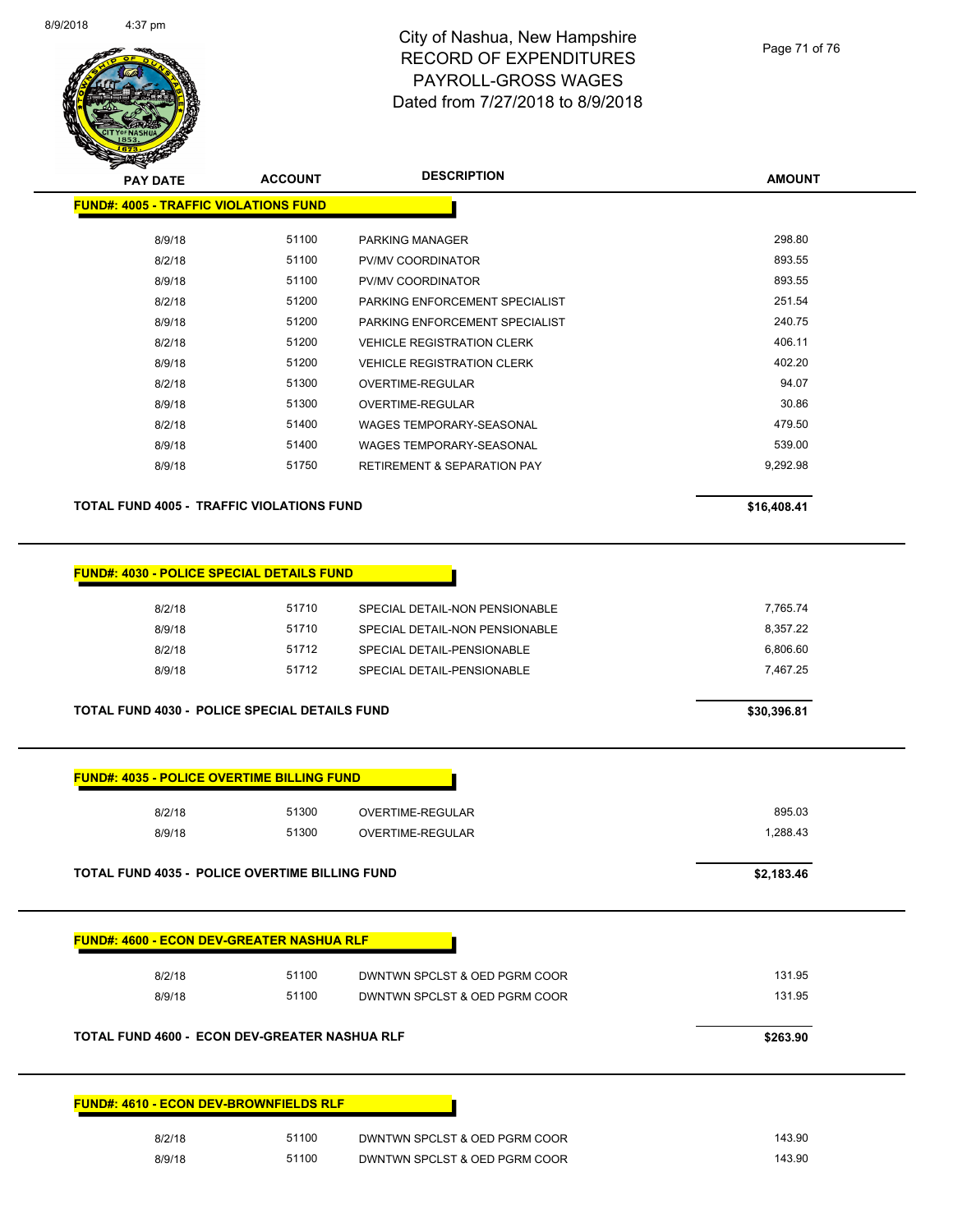# City of Nashua, New Hampshire
## RECORD OF EXPENDITURES
## PAYROLL-GROSS WAGES
## Dated from 7/27/2018 to 8/9/2018

| PAY DATE | ACCOUNT | DESCRIPTION | AMOUNT |
|---|---|---|---|
| **FUND#: 4005 - TRAFFIC VIOLATIONS FUND** | | | |
| 8/9/18 | 51100 | PARKING MANAGER | 298.80 |
| 8/2/18 | 51100 | PV/MV COORDINATOR | 893.55 |
| 8/9/18 | 51100 | PV/MV COORDINATOR | 893.55 |
| 8/2/18 | 51200 | PARKING ENFORCEMENT SPECIALIST | 251.54 |
| 8/9/18 | 51200 | PARKING ENFORCEMENT SPECIALIST | 240.75 |
| 8/2/18 | 51200 | VEHICLE REGISTRATION CLERK | 406.11 |
| 8/9/18 | 51200 | VEHICLE REGISTRATION CLERK | 402.20 |
| 8/2/18 | 51300 | OVERTIME-REGULAR | 94.07 |
| 8/9/18 | 51300 | OVERTIME-REGULAR | 30.86 |
| 8/2/18 | 51400 | WAGES TEMPORARY-SEASONAL | 479.50 |
| 8/9/18 | 51400 | WAGES TEMPORARY-SEASONAL | 539.00 |
| 8/9/18 | 51750 | RETIREMENT & SEPARATION PAY | 9,292.98 |
| **TOTAL FUND 4005 - TRAFFIC VIOLATIONS FUND** | | | **$16,408.41** |
| **FUND#: 4030 - POLICE SPECIAL DETAILS FUND** | | | |
| 8/2/18 | 51710 | SPECIAL DETAIL-NON PENSIONABLE | 7,765.74 |
| 8/9/18 | 51710 | SPECIAL DETAIL-NON PENSIONABLE | 8,357.22 |
| 8/2/18 | 51712 | SPECIAL DETAIL-PENSIONABLE | 6,806.60 |
| 8/9/18 | 51712 | SPECIAL DETAIL-PENSIONABLE | 7,467.25 |
| **TOTAL FUND 4030 - POLICE SPECIAL DETAILS FUND** | | | **$30,396.81** |
| **FUND#: 4035 - POLICE OVERTIME BILLING FUND** | | | |
| 8/2/18 | 51300 | OVERTIME-REGULAR | 895.03 |
| 8/9/18 | 51300 | OVERTIME-REGULAR | 1,288.43 |
| **TOTAL FUND 4035 - POLICE OVERTIME BILLING FUND** | | | **$2,183.46** |
| **FUND#: 4600 - ECON DEV-GREATER NASHUA RLF** | | | |
| 8/2/18 | 51100 | DWNTWN SPCLST & OED PGRM COOR | 131.95 |
| 8/9/18 | 51100 | DWNTWN SPCLST & OED PGRM COOR | 131.95 |
| **TOTAL FUND 4600 - ECON DEV-GREATER NASHUA RLF** | | | **$263.90** |
| **FUND#: 4610 - ECON DEV-BROWNFIELDS RLF** | | | |
| 8/2/18 | 51100 | DWNTWN SPCLST & OED PGRM COOR | 143.90 |
| 8/9/18 | 51100 | DWNTWN SPCLST & OED PGRM COOR | 143.90 |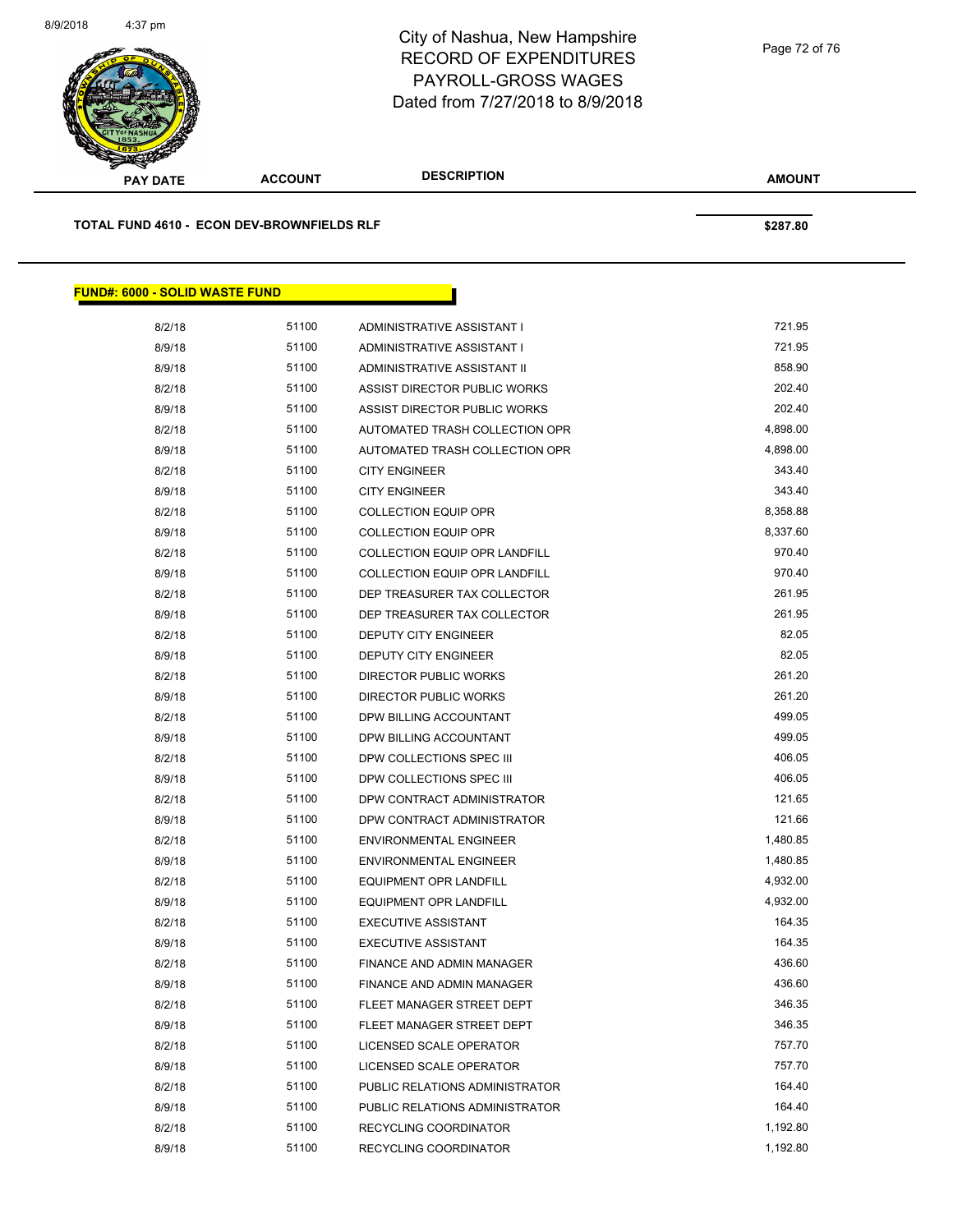# City of Nashua, New Hampshire
## RECORD OF EXPENDITURES
## PAYROLL-GROSS WAGES
## Dated from 7/27/2018 to 8/9/2018

| PAY DATE | ACCOUNT | DESCRIPTION | AMOUNT |
|---|---|---|---|

**TOTAL FUND 4610 - ECON DEV-BROWNFIELDS RLF** **$287.80**

**FUND#: 6000 - SOLID WASTE FUND**

| PAY DATE | ACCOUNT | DESCRIPTION | AMOUNT |
|---|---|---|---|
| 8/2/18 | 51100 | ADMINISTRATIVE ASSISTANT I | 721.95 |
| 8/9/18 | 51100 | ADMINISTRATIVE ASSISTANT I | 721.95 |
| 8/9/18 | 51100 | ADMINISTRATIVE ASSISTANT II | 858.90 |
| 8/2/18 | 51100 | ASSIST DIRECTOR PUBLIC WORKS | 202.40 |
| 8/9/18 | 51100 | ASSIST DIRECTOR PUBLIC WORKS | 202.40 |
| 8/2/18 | 51100 | AUTOMATED TRASH COLLECTION OPR | 4,898.00 |
| 8/9/18 | 51100 | AUTOMATED TRASH COLLECTION OPR | 4,898.00 |
| 8/2/18 | 51100 | CITY ENGINEER | 343.40 |
| 8/9/18 | 51100 | CITY ENGINEER | 343.40 |
| 8/2/18 | 51100 | COLLECTION EQUIP OPR | 8,358.88 |
| 8/9/18 | 51100 | COLLECTION EQUIP OPR | 8,337.60 |
| 8/2/18 | 51100 | COLLECTION EQUIP OPR LANDFILL | 970.40 |
| 8/9/18 | 51100 | COLLECTION EQUIP OPR LANDFILL | 970.40 |
| 8/2/18 | 51100 | DEP TREASURER TAX COLLECTOR | 261.95 |
| 8/9/18 | 51100 | DEP TREASURER TAX COLLECTOR | 261.95 |
| 8/2/18 | 51100 | DEPUTY CITY ENGINEER | 82.05 |
| 8/9/18 | 51100 | DEPUTY CITY ENGINEER | 82.05 |
| 8/2/18 | 51100 | DIRECTOR PUBLIC WORKS | 261.20 |
| 8/9/18 | 51100 | DIRECTOR PUBLIC WORKS | 261.20 |
| 8/2/18 | 51100 | DPW BILLING ACCOUNTANT | 499.05 |
| 8/9/18 | 51100 | DPW BILLING ACCOUNTANT | 499.05 |
| 8/2/18 | 51100 | DPW COLLECTIONS SPEC III | 406.05 |
| 8/9/18 | 51100 | DPW COLLECTIONS SPEC III | 406.05 |
| 8/2/18 | 51100 | DPW CONTRACT ADMINISTRATOR | 121.65 |
| 8/9/18 | 51100 | DPW CONTRACT ADMINISTRATOR | 121.66 |
| 8/2/18 | 51100 | ENVIRONMENTAL ENGINEER | 1,480.85 |
| 8/9/18 | 51100 | ENVIRONMENTAL ENGINEER | 1,480.85 |
| 8/2/18 | 51100 | EQUIPMENT OPR LANDFILL | 4,932.00 |
| 8/9/18 | 51100 | EQUIPMENT OPR LANDFILL | 4,932.00 |
| 8/2/18 | 51100 | EXECUTIVE ASSISTANT | 164.35 |
| 8/9/18 | 51100 | EXECUTIVE ASSISTANT | 164.35 |
| 8/2/18 | 51100 | FINANCE AND ADMIN MANAGER | 436.60 |
| 8/9/18 | 51100 | FINANCE AND ADMIN MANAGER | 436.60 |
| 8/2/18 | 51100 | FLEET MANAGER STREET DEPT | 346.35 |
| 8/9/18 | 51100 | FLEET MANAGER STREET DEPT | 346.35 |
| 8/2/18 | 51100 | LICENSED SCALE OPERATOR | 757.70 |
| 8/9/18 | 51100 | LICENSED SCALE OPERATOR | 757.70 |
| 8/2/18 | 51100 | PUBLIC RELATIONS ADMINISTRATOR | 164.40 |
| 8/9/18 | 51100 | PUBLIC RELATIONS ADMINISTRATOR | 164.40 |
| 8/2/18 | 51100 | RECYCLING COORDINATOR | 1,192.80 |
| 8/9/18 | 51100 | RECYCLING COORDINATOR | 1,192.80 |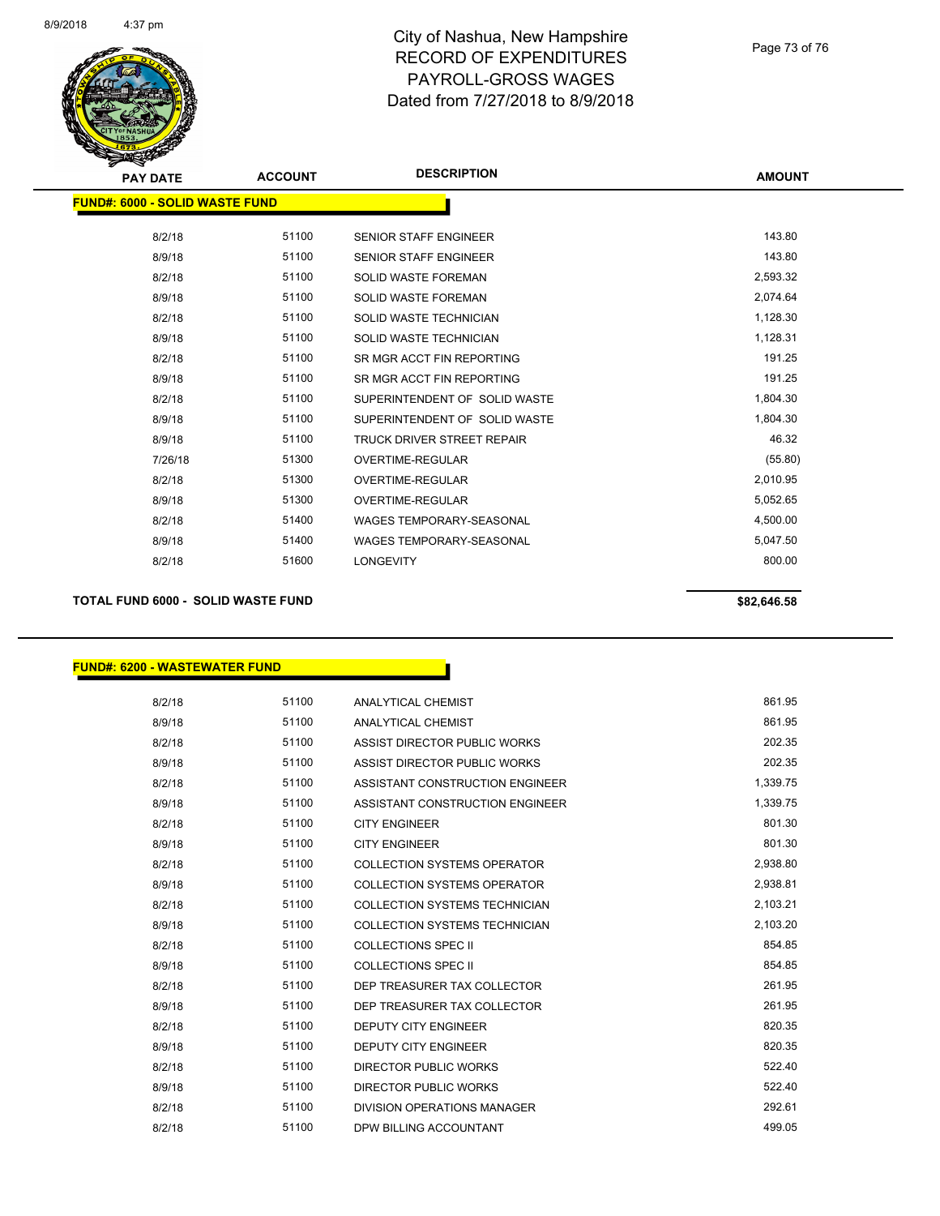# City of Nashua, New Hampshire
## RECORD OF EXPENDITURES
## PAYROLL-GROSS WAGES
## Dated from 7/27/2018 to 8/9/2018

**FUND#: 6000 - SOLID WASTE FUND**

| PAY DATE | ACCOUNT | DESCRIPTION | AMOUNT |
|---|---|---|---|
| 8/2/18 | 51100 | SENIOR STAFF ENGINEER | 143.80 |
| 8/9/18 | 51100 | SENIOR STAFF ENGINEER | 143.80 |
| 8/2/18 | 51100 | SOLID WASTE FOREMAN | 2,593.32 |
| 8/9/18 | 51100 | SOLID WASTE FOREMAN | 2,074.64 |
| 8/2/18 | 51100 | SOLID WASTE TECHNICIAN | 1,128.30 |
| 8/9/18 | 51100 | SOLID WASTE TECHNICIAN | 1,128.31 |
| 8/2/18 | 51100 | SR MGR ACCT FIN REPORTING | 191.25 |
| 8/9/18 | 51100 | SR MGR ACCT FIN REPORTING | 191.25 |
| 8/2/18 | 51100 | SUPERINTENDENT OF SOLID WASTE | 1,804.30 |
| 8/9/18 | 51100 | SUPERINTENDENT OF SOLID WASTE | 1,804.30 |
| 8/9/18 | 51100 | TRUCK DRIVER STREET REPAIR | 46.32 |
| 7/26/18 | 51300 | OVERTIME-REGULAR | (55.80) |
| 8/2/18 | 51300 | OVERTIME-REGULAR | 2,010.95 |
| 8/9/18 | 51300 | OVERTIME-REGULAR | 5,052.65 |
| 8/2/18 | 51400 | WAGES TEMPORARY-SEASONAL | 4,500.00 |
| 8/9/18 | 51400 | WAGES TEMPORARY-SEASONAL | 5,047.50 |
| 8/2/18 | 51600 | LONGEVITY | 800.00 |

**TOTAL FUND 6000 - SOLID WASTE FUND** **$82,646.58**

**FUND#: 6200 - WASTEWATER FUND**

| PAY DATE | ACCOUNT | DESCRIPTION | AMOUNT |
|---|---|---|---|
| 8/2/18 | 51100 | ANALYTICAL CHEMIST | 861.95 |
| 8/9/18 | 51100 | ANALYTICAL CHEMIST | 861.95 |
| 8/2/18 | 51100 | ASSIST DIRECTOR PUBLIC WORKS | 202.35 |
| 8/9/18 | 51100 | ASSIST DIRECTOR PUBLIC WORKS | 202.35 |
| 8/2/18 | 51100 | ASSISTANT CONSTRUCTION ENGINEER | 1,339.75 |
| 8/9/18 | 51100 | ASSISTANT CONSTRUCTION ENGINEER | 1,339.75 |
| 8/2/18 | 51100 | CITY ENGINEER | 801.30 |
| 8/9/18 | 51100 | CITY ENGINEER | 801.30 |
| 8/2/18 | 51100 | COLLECTION SYSTEMS OPERATOR | 2,938.80 |
| 8/9/18 | 51100 | COLLECTION SYSTEMS OPERATOR | 2,938.81 |
| 8/2/18 | 51100 | COLLECTION SYSTEMS TECHNICIAN | 2,103.21 |
| 8/9/18 | 51100 | COLLECTION SYSTEMS TECHNICIAN | 2,103.20 |
| 8/2/18 | 51100 | COLLECTIONS SPEC II | 854.85 |
| 8/9/18 | 51100 | COLLECTIONS SPEC II | 854.85 |
| 8/2/18 | 51100 | DEP TREASURER TAX COLLECTOR | 261.95 |
| 8/9/18 | 51100 | DEP TREASURER TAX COLLECTOR | 261.95 |
| 8/2/18 | 51100 | DEPUTY CITY ENGINEER | 820.35 |
| 8/9/18 | 51100 | DEPUTY CITY ENGINEER | 820.35 |
| 8/2/18 | 51100 | DIRECTOR PUBLIC WORKS | 522.40 |
| 8/9/18 | 51100 | DIRECTOR PUBLIC WORKS | 522.40 |
| 8/2/18 | 51100 | DIVISION OPERATIONS MANAGER | 292.61 |
| 8/2/18 | 51100 | DPW BILLING ACCOUNTANT | 499.05 |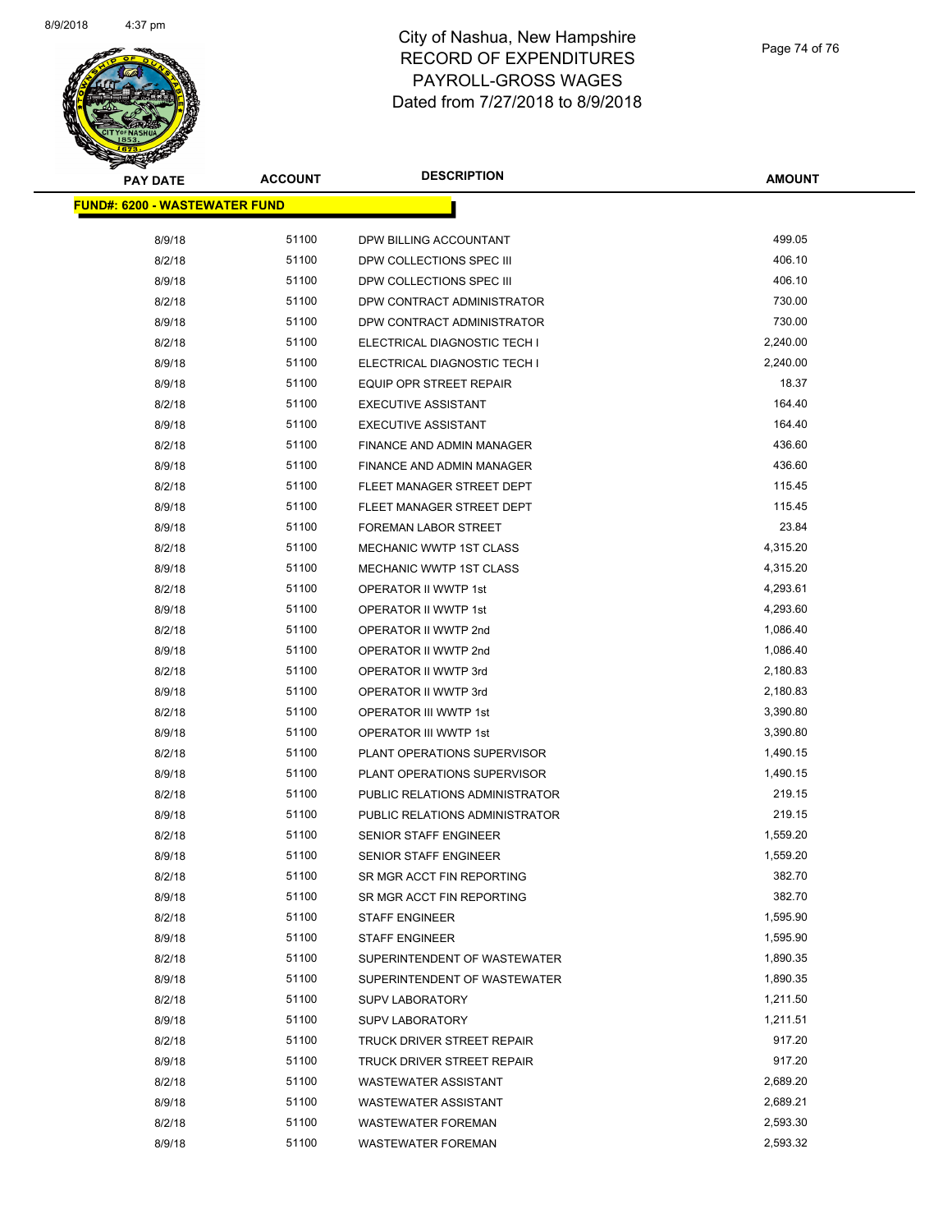# City of Nashua, New Hampshire
# RECORD OF EXPENDITURES
# PAYROLL-GROSS WAGES
# Dated from 7/27/2018 to 8/9/2018

| PAY DATE | ACCOUNT | DESCRIPTION | AMOUNT |
|---|---|---|---|
| **FUND#: 6200 - WASTEWATER FUND** | | | |
| 8/9/18 | 51100 | DPW BILLING ACCOUNTANT | 499.05 |
| 8/2/18 | 51100 | DPW COLLECTIONS SPEC III | 406.10 |
| 8/9/18 | 51100 | DPW COLLECTIONS SPEC III | 406.10 |
| 8/2/18 | 51100 | DPW CONTRACT ADMINISTRATOR | 730.00 |
| 8/9/18 | 51100 | DPW CONTRACT ADMINISTRATOR | 730.00 |
| 8/2/18 | 51100 | ELECTRICAL DIAGNOSTIC TECH I | 2,240.00 |
| 8/9/18 | 51100 | ELECTRICAL DIAGNOSTIC TECH I | 2,240.00 |
| 8/9/18 | 51100 | EQUIP OPR STREET REPAIR | 18.37 |
| 8/2/18 | 51100 | EXECUTIVE ASSISTANT | 164.40 |
| 8/9/18 | 51100 | EXECUTIVE ASSISTANT | 164.40 |
| 8/2/18 | 51100 | FINANCE AND ADMIN MANAGER | 436.60 |
| 8/9/18 | 51100 | FINANCE AND ADMIN MANAGER | 436.60 |
| 8/2/18 | 51100 | FLEET MANAGER STREET DEPT | 115.45 |
| 8/9/18 | 51100 | FLEET MANAGER STREET DEPT | 115.45 |
| 8/9/18 | 51100 | FOREMAN LABOR STREET | 23.84 |
| 8/2/18 | 51100 | MECHANIC WWTP 1ST CLASS | 4,315.20 |
| 8/9/18 | 51100 | MECHANIC WWTP 1ST CLASS | 4,315.20 |
| 8/2/18 | 51100 | OPERATOR II WWTP 1st | 4,293.61 |
| 8/9/18 | 51100 | OPERATOR II WWTP 1st | 4,293.60 |
| 8/2/18 | 51100 | OPERATOR II WWTP 2nd | 1,086.40 |
| 8/9/18 | 51100 | OPERATOR II WWTP 2nd | 1,086.40 |
| 8/2/18 | 51100 | OPERATOR II WWTP 3rd | 2,180.83 |
| 8/9/18 | 51100 | OPERATOR II WWTP 3rd | 2,180.83 |
| 8/2/18 | 51100 | OPERATOR III WWTP 1st | 3,390.80 |
| 8/9/18 | 51100 | OPERATOR III WWTP 1st | 3,390.80 |
| 8/2/18 | 51100 | PLANT OPERATIONS SUPERVISOR | 1,490.15 |
| 8/9/18 | 51100 | PLANT OPERATIONS SUPERVISOR | 1,490.15 |
| 8/2/18 | 51100 | PUBLIC RELATIONS ADMINISTRATOR | 219.15 |
| 8/9/18 | 51100 | PUBLIC RELATIONS ADMINISTRATOR | 219.15 |
| 8/2/18 | 51100 | SENIOR STAFF ENGINEER | 1,559.20 |
| 8/9/18 | 51100 | SENIOR STAFF ENGINEER | 1,559.20 |
| 8/2/18 | 51100 | SR MGR ACCT FIN REPORTING | 382.70 |
| 8/9/18 | 51100 | SR MGR ACCT FIN REPORTING | 382.70 |
| 8/2/18 | 51100 | STAFF ENGINEER | 1,595.90 |
| 8/9/18 | 51100 | STAFF ENGINEER | 1,595.90 |
| 8/2/18 | 51100 | SUPERINTENDENT OF WASTEWATER | 1,890.35 |
| 8/9/18 | 51100 | SUPERINTENDENT OF WASTEWATER | 1,890.35 |
| 8/2/18 | 51100 | SUPV LABORATORY | 1,211.50 |
| 8/9/18 | 51100 | SUPV LABORATORY | 1,211.51 |
| 8/2/18 | 51100 | TRUCK DRIVER STREET REPAIR | 917.20 |
| 8/9/18 | 51100 | TRUCK DRIVER STREET REPAIR | 917.20 |
| 8/2/18 | 51100 | WASTEWATER ASSISTANT | 2,689.20 |
| 8/9/18 | 51100 | WASTEWATER ASSISTANT | 2,689.21 |
| 8/2/18 | 51100 | WASTEWATER FOREMAN | 2,593.30 |
| 8/9/18 | 51100 | WASTEWATER FOREMAN | 2,593.32 |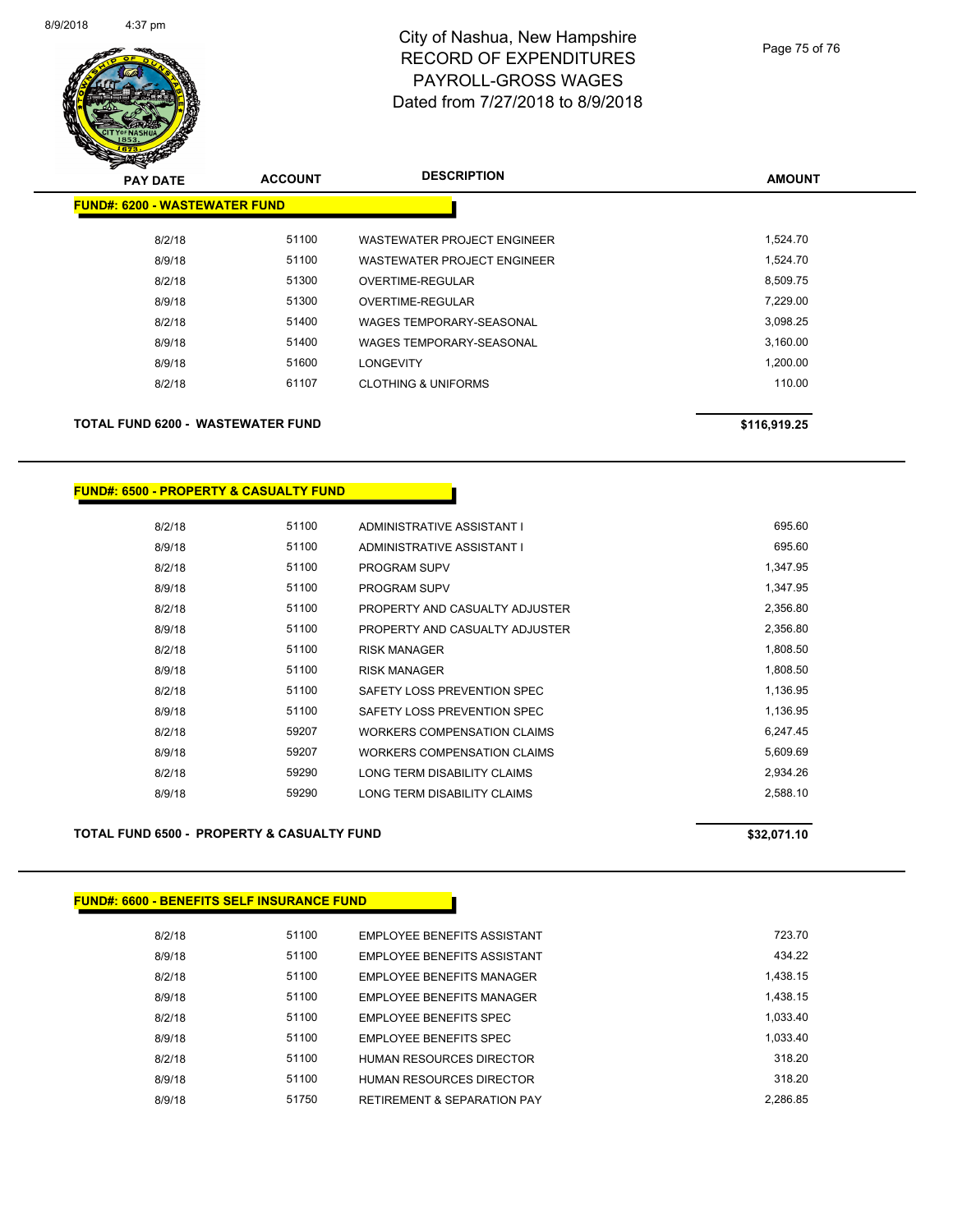# City of Nashua, New Hampshire
## RECORD OF EXPENDITURES
## PAYROLL-GROSS WAGES
## Dated from 7/27/2018 to 8/9/2018

8/9/2018 4:37 pm

| PAY DATE | ACCOUNT | DESCRIPTION | AMOUNT |
|---|---|---|---|
| **FUND#: 6200 - WASTEWATER FUND** | | | |
| 8/2/18 | 51100 | WASTEWATER PROJECT ENGINEER | 1,524.70 |
| 8/9/18 | 51100 | WASTEWATER PROJECT ENGINEER | 1,524.70 |
| 8/2/18 | 51300 | OVERTIME-REGULAR | 8,509.75 |
| 8/9/18 | 51300 | OVERTIME-REGULAR | 7,229.00 |
| 8/2/18 | 51400 | WAGES TEMPORARY-SEASONAL | 3,098.25 |
| 8/9/18 | 51400 | WAGES TEMPORARY-SEASONAL | 3,160.00 |
| 8/9/18 | 51600 | LONGEVITY | 1,200.00 |
| 8/2/18 | 61107 | CLOTHING & UNIFORMS | 110.00 |
| **TOTAL FUND 6200 - WASTEWATER FUND** | | | **$116,919.25** |

| PAY DATE | ACCOUNT | DESCRIPTION | AMOUNT |
|---|---|---|---|
| **FUND#: 6500 - PROPERTY & CASUALTY FUND** | | | |
| 8/2/18 | 51100 | ADMINISTRATIVE ASSISTANT I | 695.60 |
| 8/9/18 | 51100 | ADMINISTRATIVE ASSISTANT I | 695.60 |
| 8/2/18 | 51100 | PROGRAM SUPV | 1,347.95 |
| 8/9/18 | 51100 | PROGRAM SUPV | 1,347.95 |
| 8/2/18 | 51100 | PROPERTY AND CASUALTY ADJUSTER | 2,356.80 |
| 8/9/18 | 51100 | PROPERTY AND CASUALTY ADJUSTER | 2,356.80 |
| 8/2/18 | 51100 | RISK MANAGER | 1,808.50 |
| 8/9/18 | 51100 | RISK MANAGER | 1,808.50 |
| 8/2/18 | 51100 | SAFETY LOSS PREVENTION SPEC | 1,136.95 |
| 8/9/18 | 51100 | SAFETY LOSS PREVENTION SPEC | 1,136.95 |
| 8/2/18 | 59207 | WORKERS COMPENSATION CLAIMS | 6,247.45 |
| 8/9/18 | 59207 | WORKERS COMPENSATION CLAIMS | 5,609.69 |
| 8/2/18 | 59290 | LONG TERM DISABILITY CLAIMS | 2,934.26 |
| 8/9/18 | 59290 | LONG TERM DISABILITY CLAIMS | 2,588.10 |
| **TOTAL FUND 6500 - PROPERTY & CASUALTY FUND** | | | **$32,071.10** |

| PAY DATE | ACCOUNT | DESCRIPTION | AMOUNT |
|---|---|---|---|
| **FUND#: 6600 - BENEFITS SELF INSURANCE FUND** | | | |
| 8/2/18 | 51100 | EMPLOYEE BENEFITS ASSISTANT | 723.70 |
| 8/9/18 | 51100 | EMPLOYEE BENEFITS ASSISTANT | 434.22 |
| 8/2/18 | 51100 | EMPLOYEE BENEFITS MANAGER | 1,438.15 |
| 8/9/18 | 51100 | EMPLOYEE BENEFITS MANAGER | 1,438.15 |
| 8/2/18 | 51100 | EMPLOYEE BENEFITS SPEC | 1,033.40 |
| 8/9/18 | 51100 | EMPLOYEE BENEFITS SPEC | 1,033.40 |
| 8/2/18 | 51100 | HUMAN RESOURCES DIRECTOR | 318.20 |
| 8/9/18 | 51100 | HUMAN RESOURCES DIRECTOR | 318.20 |
| 8/9/18 | 51750 | RETIREMENT & SEPARATION PAY | 2,286.85 |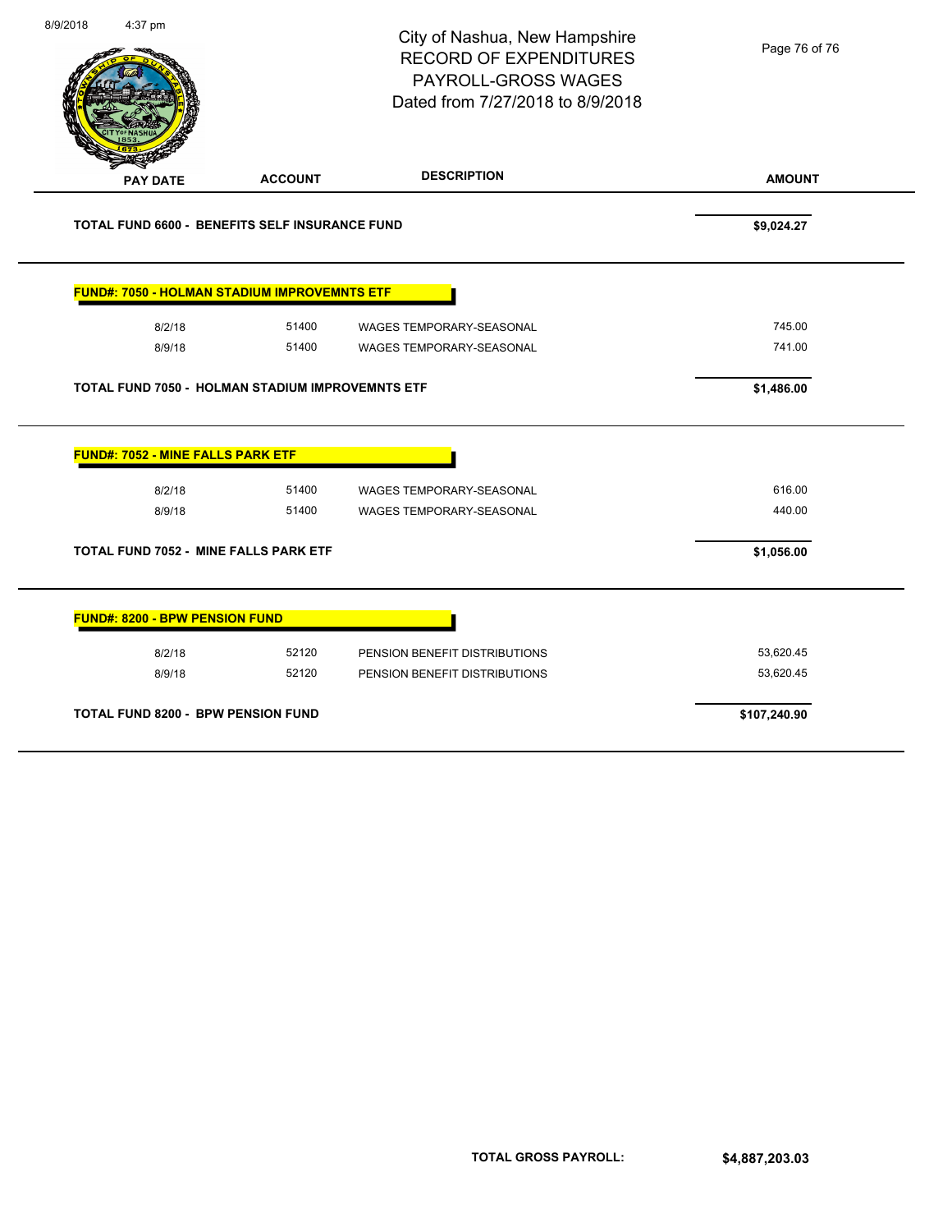| PAY DATE | ACCOUNT | DESCRIPTION | AMOUNT |
|---|---|---|---|
| **TOTAL FUND 6600 - BENEFITS SELF INSURANCE FUND** | | | **$9,024.27** |
| **FUND#: 7050 - HOLMAN STADIUM IMPROVEMNTS ETF** | | | |
| 8/2/18 | 51400 | WAGES TEMPORARY-SEASONAL | 745.00 |
| 8/9/18 | 51400 | WAGES TEMPORARY-SEASONAL | 741.00 |
| **TOTAL FUND 7050 - HOLMAN STADIUM IMPROVEMNTS ETF** | | | **$1,486.00** |
| **FUND#: 7052 - MINE FALLS PARK ETF** | | | |
| 8/2/18 | 51400 | WAGES TEMPORARY-SEASONAL | 616.00 |
| 8/9/18 | 51400 | WAGES TEMPORARY-SEASONAL | 440.00 |
| **TOTAL FUND 7052 - MINE FALLS PARK ETF** | | | **$1,056.00** |
| **FUND#: 8200 - BPW PENSION FUND** | | | |
| 8/2/18 | 52120 | PENSION BENEFIT DISTRIBUTIONS | 53,620.45 |
| 8/9/18 | 52120 | PENSION BENEFIT DISTRIBUTIONS | 53,620.45 |
| **TOTAL FUND 8200 - BPW PENSION FUND** | | | **$107,240.90** |

**TOTAL GROSS PAYROLL: $4,887,203.03**